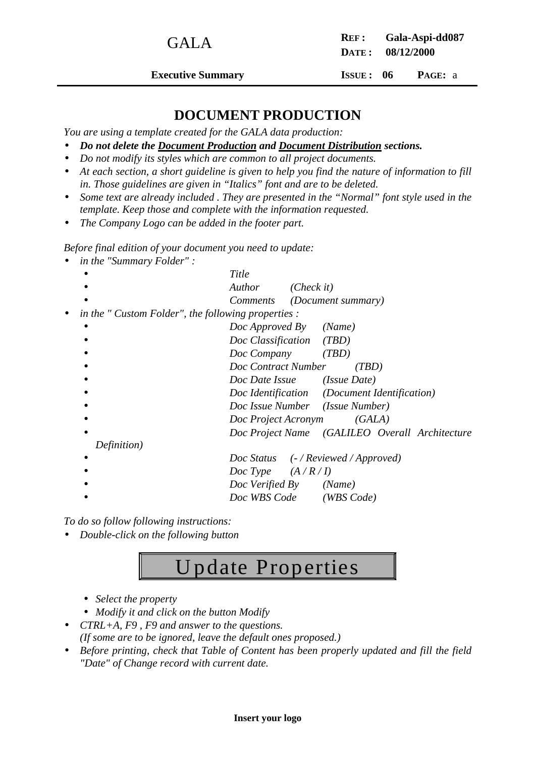# DOCUMENT PRODUCTION

*You are using a template created for the GALA data production:*

- ***Do not delete the Document Production and Document Distribution sections.***
- *Do not modify its styles which are common to all project documents.*
- *At each section, a short guideline is given to help you find the nature of information to fill in. Those guidelines are given in "Italics" font and are to be deleted.*
- *Some text are already included . They are presented in the "Normal" font style used in the template. Keep those and complete with the information requested.*
- *The Company Logo can be added in the footer part.*

*Before final edition of your document you need to update:*

- *in the "Summary Folder" :*
  - *Title*
  - *Author (Check it)*
  - *Comments (Document summary)*
- *in the " Custom Folder", the following properties :*
  - *Doc Approved By (Name)*
  - *Doc Classification (TBD)*
  - *Doc Company (TBD)*
  - *Doc Contract Number (TBD)*
  - *Doc Date Issue (Issue Date)*
  - *Doc Identification (Document Identification)*
  - *Doc Issue Number (Issue Number)*
  - *Doc Project Acronym (GALA)*
  - *Doc Project Name (GALILEO Overall Architecture Definition)*
  - *Doc Status (- / Reviewed / Approved)*
  - *Doc Type (A / R / I)*
  - *Doc Verified By (Name)*
  - *Doc WBS Code (WBS Code)*

*To do so follow following instructions:*

- *Double-click on the following button*

Update Properties

  - *Select the property*
  - *Modify it and click on the button Modify*
- *CTRL+A, F9 , F9 and answer to the questions.*
  *(If some are to be ignored, leave the default ones proposed.)*
- *Before printing, check that Table of Content has been properly updated and fill the field "Date" of Change record with current date.*

**Insert your logo**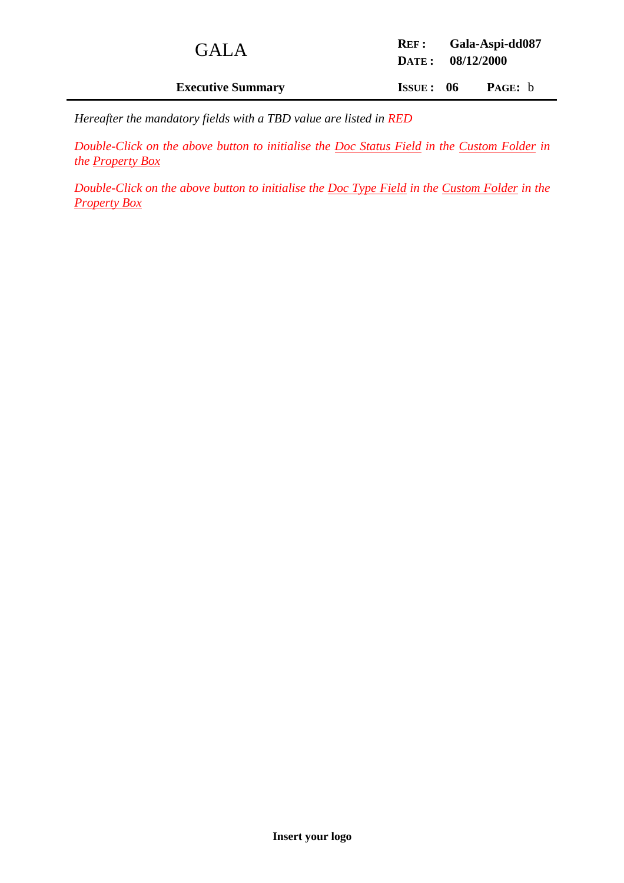*Hereafter the mandatory fields with a TBD value are listed in RED*

*Double-Click on the above button to initialise the Doc Status Field in the Custom Folder in the Property Box*

*Double-Click on the above button to initialise the Doc Type Field in the Custom Folder in the Property Box*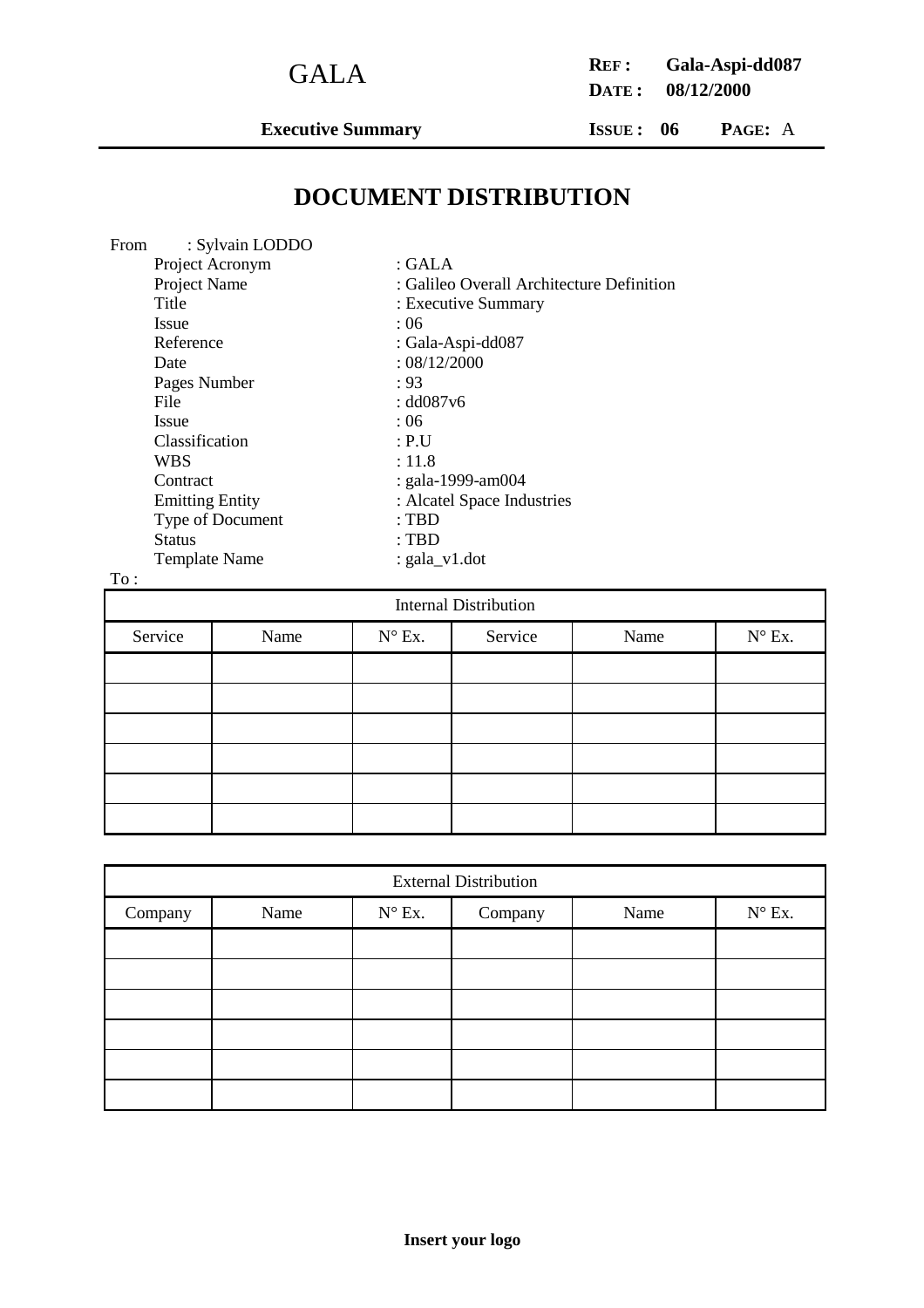# DOCUMENT DISTRIBUTION

From : Sylvain LODDO

| | |
|---|---|
| Project Acronym | : GALA |
| Project Name | : Galileo Overall Architecture Definition |
| Title | : Executive Summary |
| Issue | : 06 |
| Reference | : Gala-Aspi-dd087 |
| Date | : 08/12/2000 |
| Pages Number | : 93 |
| File | : dd087v6 |
| Issue | : 06 |
| Classification | : P.U |
| WBS | : 11.8 |
| Contract | : gala-1999-am004 |
| Emitting Entity | : Alcatel Space Industries |
| Type of Document | : TBD |
| Status | : TBD |
| Template Name | : gala_v1.dot |

To :

| Internal Distribution | | | | | |
|---|---|---|---|---|---|
| Service | Name | N° Ex. | Service | Name | N° Ex. |
| | | | | | |
| | | | | | |
| | | | | | |
| | | | | | |
| | | | | | |
| | | | | | |

| External Distribution | | | | | |
|---|---|---|---|---|---|
| Company | Name | N° Ex. | Company | Name | N° Ex. |
| | | | | | |
| | | | | | |
| | | | | | |
| | | | | | |
| | | | | | |
| | | | | | |

**Insert your logo**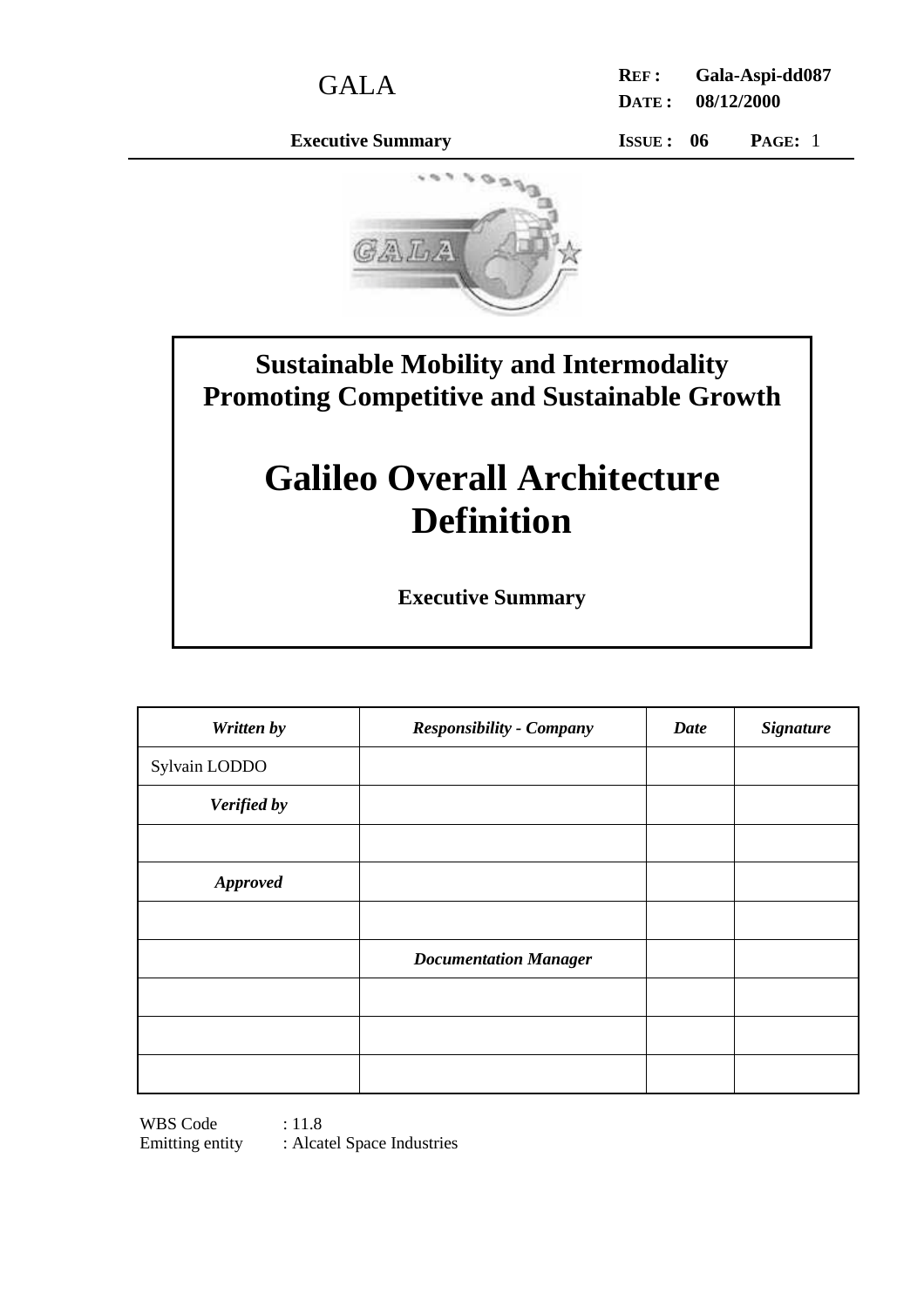**Sustainable Mobility and Intermodality**
**Promoting Competitive and Sustainable Growth**

# Galileo Overall Architecture Definition

**Executive Summary**

| *Written by* | *Responsibility - Company* | *Date* | *Signature* |
|---|---|---|---|
| Sylvain LODDO | | | |
| ***Verified by*** | | | |
| | | | |
| ***Approved*** | | | |
| | | | |
| | ***Documentation Manager*** | | |
| | | | |
| | | | |
| | | | |

WBS Code : 11.8
Emitting entity : Alcatel Space Industries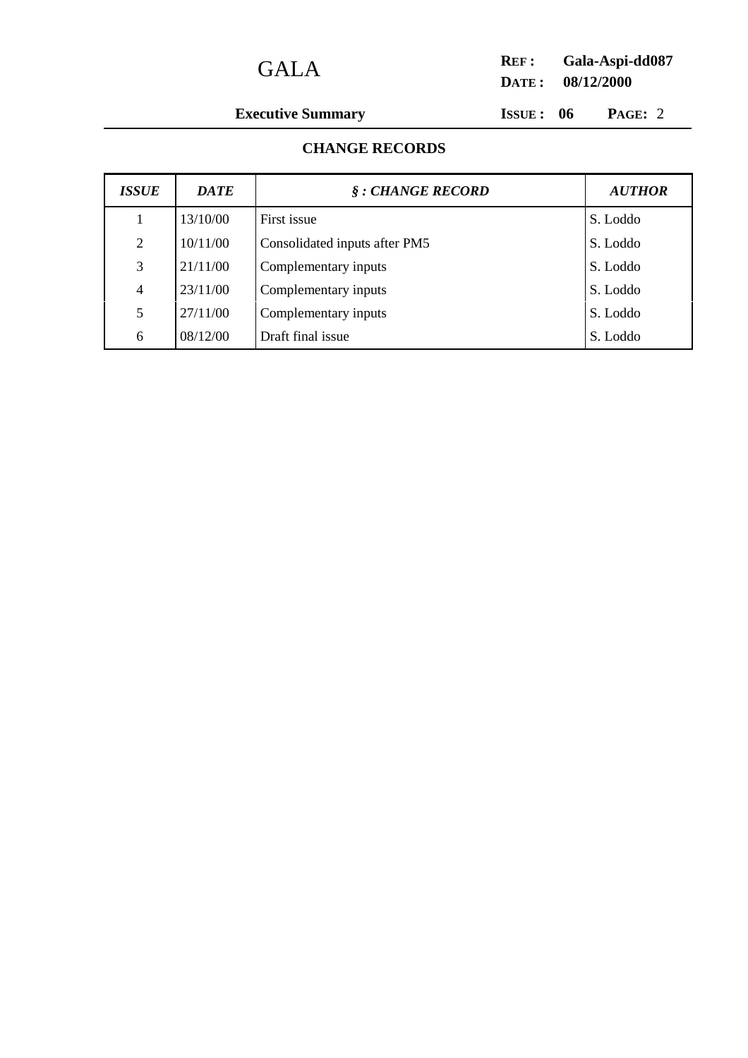## CHANGE RECORDS

| *ISSUE* | *DATE* | *§ : CHANGE RECORD* | *AUTHOR* |
|---|---|---|---|
| 1 | 13/10/00 | First issue | S. Loddo |
| 2 | 10/11/00 | Consolidated inputs after PM5 | S. Loddo |
| 3 | 21/11/00 | Complementary inputs | S. Loddo |
| 4 | 23/11/00 | Complementary inputs | S. Loddo |
| 5 | 27/11/00 | Complementary inputs | S. Loddo |
| 6 | 08/12/00 | Draft final issue | S. Loddo |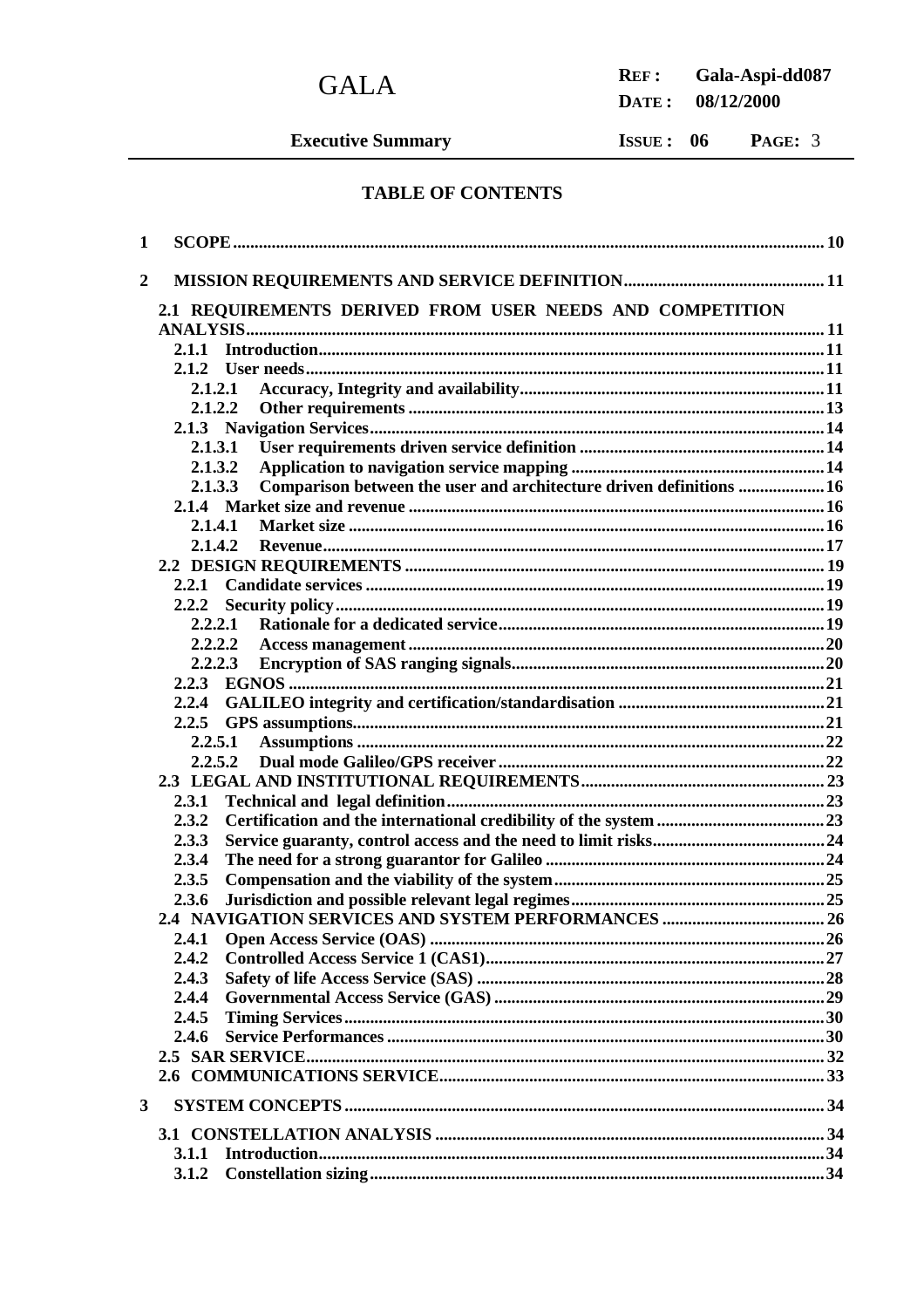## TABLE OF CONTENTS

1 SCOPE ........................................................................................................................................ 10

2 MISSION REQUIREMENTS AND SERVICE DEFINITION.............................................. 11

2.1 REQUIREMENTS DERIVED FROM USER NEEDS AND COMPETITION ANALYSIS..................................................................................................................................... 11

2.1.1 Introduction.................................................................................................................... 11

2.1.2 User needs....................................................................................................................... 11

2.1.2.1 Accuracy, Integrity and availability...................................................................... 11

2.1.2.2 Other requirements ................................................................................................ 13

2.1.3 Navigation Services........................................................................................................ 14

2.1.3.1 User requirements driven service definition ......................................................... 14

2.1.3.2 Application to navigation service mapping .......................................................... 14

2.1.3.3 Comparison between the user and architecture driven definitions .................... 16

2.1.4 Market size and revenue ................................................................................................ 16

2.1.4.1 Market size ............................................................................................................. 16

2.1.4.2 Revenue................................................................................................................... 17

2.2 DESIGN REQUIREMENTS ................................................................................................ 19

2.2.1 Candidate services ......................................................................................................... 19

2.2.2 Security policy................................................................................................................ 19

2.2.2.1 Rationale for a dedicated service........................................................................... 19

2.2.2.2 Access management ................................................................................................ 20

2.2.2.3 Encryption of SAS ranging signals........................................................................ 20

2.2.3 EGNOS .......................................................................................................................... 21

2.2.4 GALILEO integrity and certification/standardisation ................................................ 21

2.2.5 GPS assumptions............................................................................................................ 21

2.2.5.1 Assumptions ........................................................................................................... 22

2.2.5.2 Dual mode Galileo/GPS receiver........................................................................... 22

2.3 LEGAL AND INSTITUTIONAL REQUIREMENTS......................................................... 23

2.3.1 Technical and legal definition....................................................................................... 23

2.3.2 Certification and the international credibility of the system ....................................... 23

2.3.3 Service guaranty, control access and the need to limit risks........................................ 24

2.3.4 The need for a strong guarantor for Galileo ................................................................ 24

2.3.5 Compensation and the viability of the system.............................................................. 25

2.3.6 Jurisdiction and possible relevant legal regimes........................................................... 25

2.4 NAVIGATION SERVICES AND SYSTEM PERFORMANCES ...................................... 26

2.4.1 Open Access Service (OAS) ........................................................................................... 26

2.4.2 Controlled Access Service 1 (CAS1).............................................................................. 27

2.4.3 Safety of life Access Service (SAS) ................................................................................ 28

2.4.4 Governmental Access Service (GAS) ............................................................................ 29

2.4.5 Timing Services.............................................................................................................. 30

2.4.6 Service Performances .................................................................................................... 30

2.5 SAR SERVICE....................................................................................................................... 32

2.6 COMMUNICATIONS SERVICE......................................................................................... 33

3 SYSTEM CONCEPTS ............................................................................................................... 34

3.1 CONSTELLATION ANALYSIS ......................................................................................... 34

3.1.1 Introduction.................................................................................................................... 34

3.1.2 Constellation sizing........................................................................................................ 34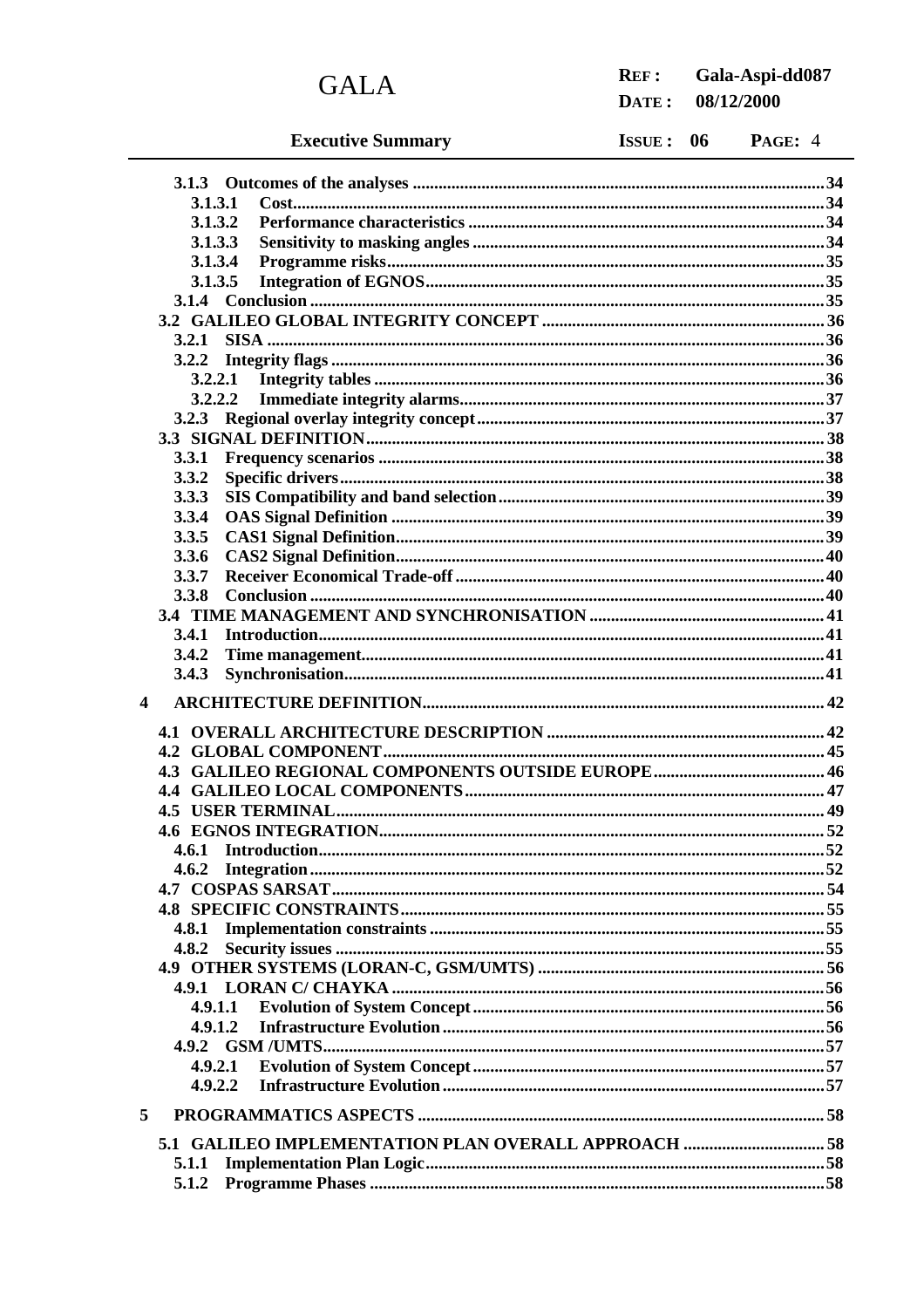3.1.3 Outcomes of the analyses ........................................................................................................34
3.1.3.1 Cost........................................................................................................................34
3.1.3.2 Performance characteristics ..................................................................................34
3.1.3.3 Sensitivity to masking angles .................................................................................34
3.1.3.4 Programme risks.....................................................................................................35
3.1.3.5 Integration of EGNOS............................................................................................35
3.1.4 Conclusion ......................................................................................................................35
3.2 GALILEO GLOBAL INTEGRITY CONCEPT .................................................................36
3.2.1 SISA ................................................................................................................................36
3.2.2 Integrity flags ..................................................................................................................36
3.2.2.1 Integrity tables ........................................................................................................36
3.2.2.2 Immediate integrity alarms.....................................................................................37
3.2.3 Regional overlay integrity concept..................................................................................37
3.3 SIGNAL DEFINITION..........................................................................................................38
3.3.1 Frequency scenarios .......................................................................................................38
3.3.2 Specific drivers................................................................................................................38
3.3.3 SIS Compatibility and band selection............................................................................39
3.3.4 OAS Signal Definition ....................................................................................................39
3.3.5 CAS1 Signal Definition...................................................................................................39
3.3.6 CAS2 Signal Definition...................................................................................................40
3.3.7 Receiver Economical Trade-off .......................................................................................40
3.3.8 Conclusion ......................................................................................................................40
3.4 TIME MANAGEMENT AND SYNCHRONISATION .......................................................41
3.4.1 Introduction.....................................................................................................................41
3.4.2 Time management...........................................................................................................41
3.4.3 Synchronisation...............................................................................................................41

4 ARCHITECTURE DEFINITION............................................................................................. 42

4.1 OVERALL ARCHITECTURE DESCRIPTION ................................................................ 42
4.2 GLOBAL COMPONENT...................................................................................................... 45
4.3 GALILEO REGIONAL COMPONENTS OUTSIDE EUROPE........................................ 46
4.4 GALILEO LOCAL COMPONENTS................................................................................... 47
4.5 USER TERMINAL................................................................................................................. 49
4.6 EGNOS INTEGRATION....................................................................................................... 52
4.6.1 Introduction.....................................................................................................................52
4.6.2 Integration.......................................................................................................................52
4.7 COSPAS SARSAT.................................................................................................................. 54
4.8 SPECIFIC CONSTRAINTS.................................................................................................. 55
4.8.1 Implementation constraints ............................................................................................55
4.8.2 Security issues .................................................................................................................55
4.9 OTHER SYSTEMS (LORAN-C, GSM/UMTS) .................................................................. 56
4.9.1 LORAN C/ CHAYKA ....................................................................................................56
4.9.1.1 Evolution of System Concept..................................................................................56
4.9.1.2 Infrastructure Evolution.........................................................................................56
4.9.2 GSM /UMTS....................................................................................................................57
4.9.2.1 Evolution of System Concept..................................................................................57
4.9.2.2 Infrastructure Evolution.........................................................................................57

5 PROGRAMMATICS ASPECTS .............................................................................................. 58

5.1 GALILEO IMPLEMENTATION PLAN OVERALL APPROACH ................................. 58
5.1.1 Implementation Plan Logic.............................................................................................58
5.1.2 Programme Phases .........................................................................................................58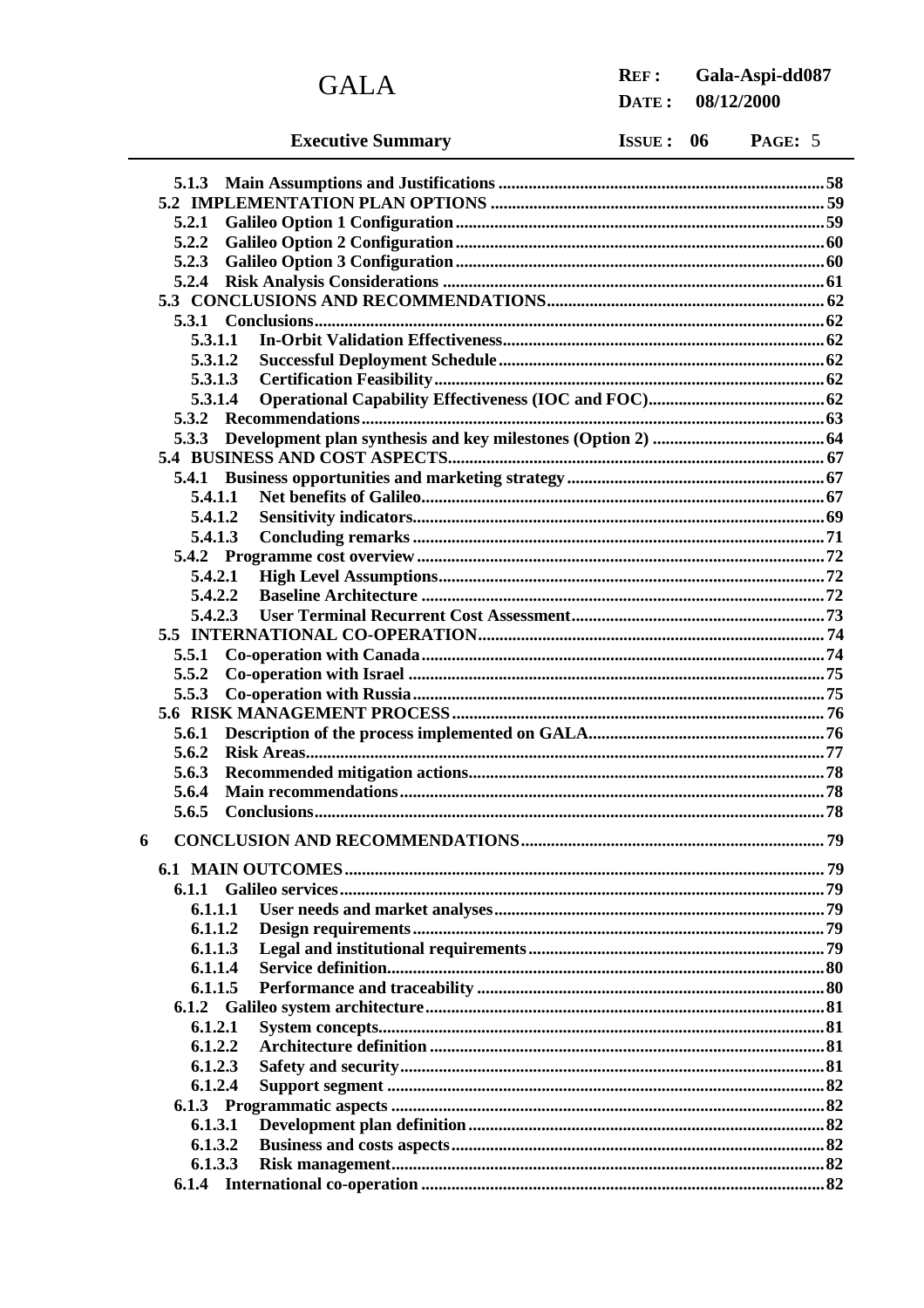5.1.3 Main Assumptions and Justifications ............ 58
5.2 IMPLEMENTATION PLAN OPTIONS ............ 59
5.2.1 Galileo Option 1 Configuration ............ 59
5.2.2 Galileo Option 2 Configuration ............ 60
5.2.3 Galileo Option 3 Configuration ............ 60
5.2.4 Risk Analysis Considerations ............ 61
5.3 CONCLUSIONS AND RECOMMENDATIONS ............ 62
5.3.1 Conclusions ............ 62
5.3.1.1 In-Orbit Validation Effectiveness ............ 62
5.3.1.2 Successful Deployment Schedule ............ 62
5.3.1.3 Certification Feasibility ............ 62
5.3.1.4 Operational Capability Effectiveness (IOC and FOC) ............ 62
5.3.2 Recommendations ............ 63
5.3.3 Development plan synthesis and key milestones (Option 2) ............ 64
5.4 BUSINESS AND COST ASPECTS ............ 67
5.4.1 Business opportunities and marketing strategy ............ 67
5.4.1.1 Net benefits of Galileo ............ 67
5.4.1.2 Sensitivity indicators ............ 69
5.4.1.3 Concluding remarks ............ 71
5.4.2 Programme cost overview ............ 72
5.4.2.1 High Level Assumptions ............ 72
5.4.2.2 Baseline Architecture ............ 72
5.4.2.3 User Terminal Recurrent Cost Assessment ............ 73
5.5 INTERNATIONAL CO-OPERATION ............ 74
5.5.1 Co-operation with Canada ............ 74
5.5.2 Co-operation with Israel ............ 75
5.5.3 Co-operation with Russia ............ 75
5.6 RISK MANAGEMENT PROCESS ............ 76
5.6.1 Description of the process implemented on GALA ............ 76
5.6.2 Risk Areas ............ 77
5.6.3 Recommended mitigation actions ............ 78
5.6.4 Main recommendations ............ 78
5.6.5 Conclusions ............ 78

6 CONCLUSION AND RECOMMENDATIONS ............ 79

6.1 MAIN OUTCOMES ............ 79
6.1.1 Galileo services ............ 79
6.1.1.1 User needs and market analyses ............ 79
6.1.1.2 Design requirements ............ 79
6.1.1.3 Legal and institutional requirements ............ 79
6.1.1.4 Service definition ............ 80
6.1.1.5 Performance and traceability ............ 80
6.1.2 Galileo system architecture ............ 81
6.1.2.1 System concepts ............ 81
6.1.2.2 Architecture definition ............ 81
6.1.2.3 Safety and security ............ 81
6.1.2.4 Support segment ............ 82
6.1.3 Programmatic aspects ............ 82
6.1.3.1 Development plan definition ............ 82
6.1.3.2 Business and costs aspects ............ 82
6.1.3.3 Risk management ............ 82
6.1.4 International co-operation ............ 82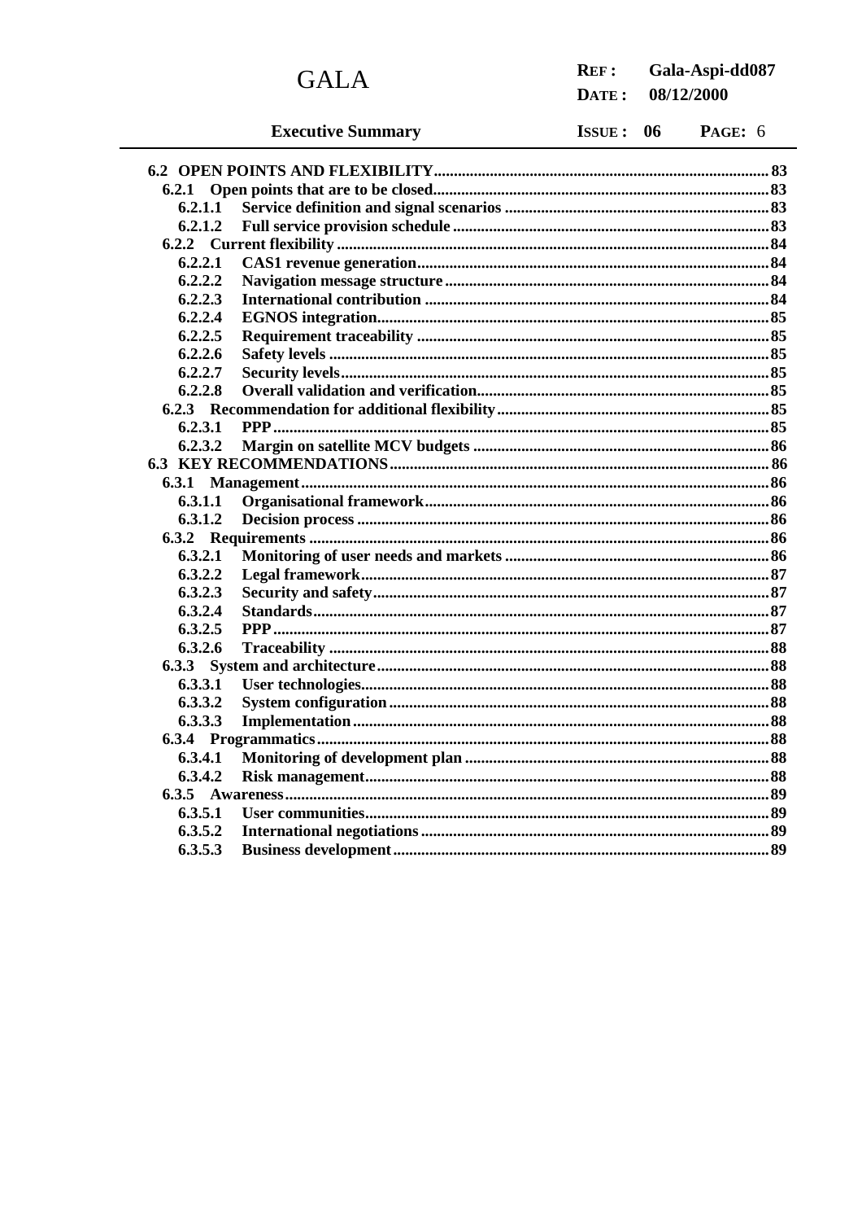**6.2 OPEN POINTS AND FLEXIBILITY** ..... 83
- **6.2.1 Open points that are to be closed** ..... 83
  - **6.2.1.1 Service definition and signal scenarios** ..... 83
  - **6.2.1.2 Full service provision schedule** ..... 83
- **6.2.2 Current flexibility** ..... 84
  - **6.2.2.1 CAS1 revenue generation** ..... 84
  - **6.2.2.2 Navigation message structure** ..... 84
  - **6.2.2.3 International contribution** ..... 84
  - **6.2.2.4 EGNOS integration** ..... 85
  - **6.2.2.5 Requirement traceability** ..... 85
  - **6.2.2.6 Safety levels** ..... 85
  - **6.2.2.7 Security levels** ..... 85
  - **6.2.2.8 Overall validation and verification** ..... 85
- **6.2.3 Recommendation for additional flexibility** ..... 85
  - **6.2.3.1 PPP** ..... 85
  - **6.2.3.2 Margin on satellite MCV budgets** ..... 86

**6.3 KEY RECOMMENDATIONS** ..... 86
- **6.3.1 Management** ..... 86
  - **6.3.1.1 Organisational framework** ..... 86
  - **6.3.1.2 Decision process** ..... 86
- **6.3.2 Requirements** ..... 86
  - **6.3.2.1 Monitoring of user needs and markets** ..... 86
  - **6.3.2.2 Legal framework** ..... 87
  - **6.3.2.3 Security and safety** ..... 87
  - **6.3.2.4 Standards** ..... 87
  - **6.3.2.5 PPP** ..... 87
  - **6.3.2.6 Traceability** ..... 88
- **6.3.3 System and architecture** ..... 88
  - **6.3.3.1 User technologies** ..... 88
  - **6.3.3.2 System configuration** ..... 88
  - **6.3.3.3 Implementation** ..... 88
- **6.3.4 Programmatics** ..... 88
  - **6.3.4.1 Monitoring of development plan** ..... 88
  - **6.3.4.2 Risk management** ..... 88
- **6.3.5 Awareness** ..... 89
  - **6.3.5.1 User communities** ..... 89
  - **6.3.5.2 International negotiations** ..... 89
  - **6.3.5.3 Business development** ..... 89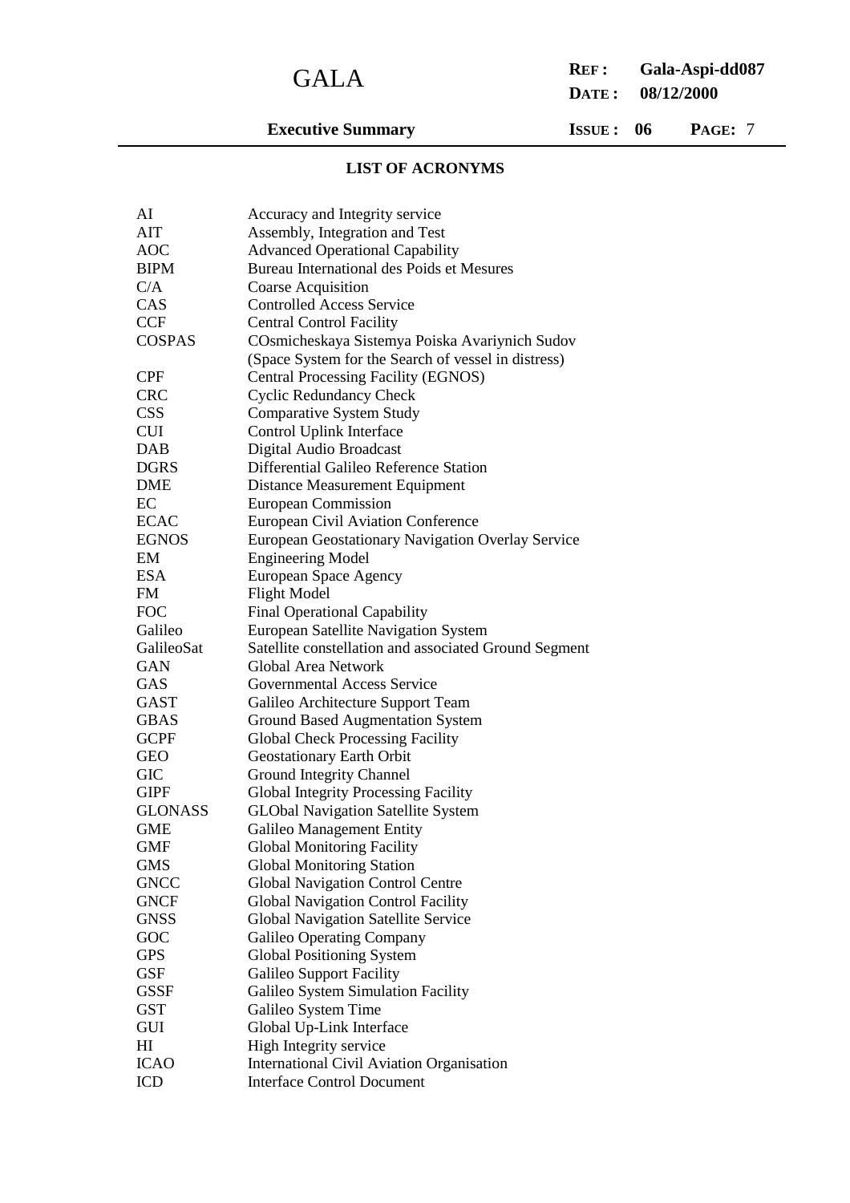**LIST OF ACRONYMS**

| | |
|---|---|
| AI | Accuracy and Integrity service |
| AIT | Assembly, Integration and Test |
| AOC | Advanced Operational Capability |
| BIPM | Bureau International des Poids et Mesures |
| C/A | Coarse Acquisition |
| CAS | Controlled Access Service |
| CCF | Central Control Facility |
| COSPAS | COsmicheskaya Sistemya Poiska Avariynich Sudov (Space System for the Search of vessel in distress) |
| CPF | Central Processing Facility (EGNOS) |
| CRC | Cyclic Redundancy Check |
| CSS | Comparative System Study |
| CUI | Control Uplink Interface |
| DAB | Digital Audio Broadcast |
| DGRS | Differential Galileo Reference Station |
| DME | Distance Measurement Equipment |
| EC | European Commission |
| ECAC | European Civil Aviation Conference |
| EGNOS | European Geostationary Navigation Overlay Service |
| EM | Engineering Model |
| ESA | European Space Agency |
| FM | Flight Model |
| FOC | Final Operational Capability |
| Galileo | European Satellite Navigation System |
| GalileoSat | Satellite constellation and associated Ground Segment |
| GAN | Global Area Network |
| GAS | Governmental Access Service |
| GAST | Galileo Architecture Support Team |
| GBAS | Ground Based Augmentation System |
| GCPF | Global Check Processing Facility |
| GEO | Geostationary Earth Orbit |
| GIC | Ground Integrity Channel |
| GIPF | Global Integrity Processing Facility |
| GLONASS | GLObal Navigation Satellite System |
| GME | Galileo Management Entity |
| GMF | Global Monitoring Facility |
| GMS | Global Monitoring Station |
| GNCC | Global Navigation Control Centre |
| GNCF | Global Navigation Control Facility |
| GNSS | Global Navigation Satellite Service |
| GOC | Galileo Operating Company |
| GPS | Global Positioning System |
| GSF | Galileo Support Facility |
| GSSF | Galileo System Simulation Facility |
| GST | Galileo System Time |
| GUI | Global Up-Link Interface |
| HI | High Integrity service |
| ICAO | International Civil Aviation Organisation |
| ICD | Interface Control Document |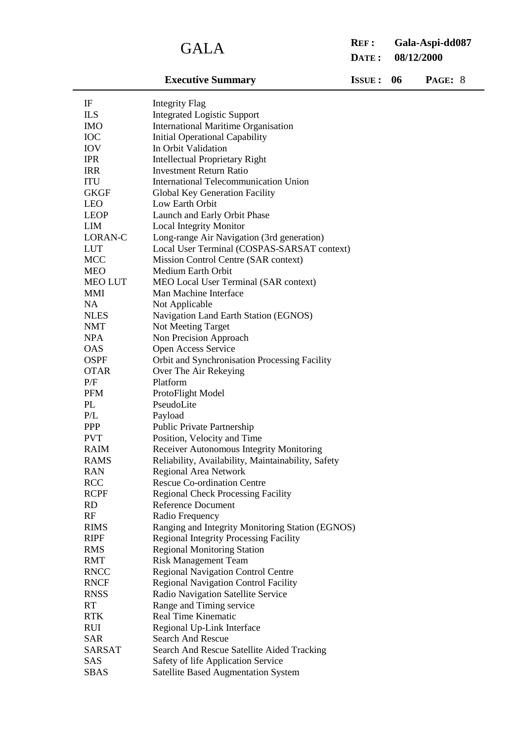| | |
|---|---|
| IF | Integrity Flag |
| ILS | Integrated Logistic Support |
| IMO | International Maritime Organisation |
| IOC | Initial Operational Capability |
| IOV | In Orbit Validation |
| IPR | Intellectual Proprietary Right |
| IRR | Investment Return Ratio |
| ITU | International Telecommunication Union |
| GKGF | Global Key Generation Facility |
| LEO | Low Earth Orbit |
| LEOP | Launch and Early Orbit Phase |
| LIM | Local Integrity Monitor |
| LORAN-C | Long-range Air Navigation (3rd generation) |
| LUT | Local User Terminal (COSPAS-SARSAT context) |
| MCC | Mission Control Centre (SAR context) |
| MEO | Medium Earth Orbit |
| MEO LUT | MEO Local User Terminal (SAR context) |
| MMI | Man Machine Interface |
| NA | Not Applicable |
| NLES | Navigation Land Earth Station (EGNOS) |
| NMT | Not Meeting Target |
| NPA | Non Precision Approach |
| OAS | Open Access Service |
| OSPF | Orbit and Synchronisation Processing Facility |
| OTAR | Over The Air Rekeying |
| P/F | Platform |
| PFM | ProtoFlight Model |
| PL | PseudoLite |
| P/L | Payload |
| PPP | Public Private Partnership |
| PVT | Position, Velocity and Time |
| RAIM | Receiver Autonomous Integrity Monitoring |
| RAMS | Reliability, Availability, Maintainability, Safety |
| RAN | Regional Area Network |
| RCC | Rescue Co-ordination Centre |
| RCPF | Regional Check Processing Facility |
| RD | Reference Document |
| RF | Radio Frequency |
| RIMS | Ranging and Integrity Monitoring Station (EGNOS) |
| RIPF | Regional Integrity Processing Facility |
| RMS | Regional Monitoring Station |
| RMT | Risk Management Team |
| RNCC | Regional Navigation Control Centre |
| RNCF | Regional Navigation Control Facility |
| RNSS | Radio Navigation Satellite Service |
| RT | Range and Timing service |
| RTK | Real Time Kinematic |
| RUI | Regional Up-Link Interface |
| SAR | Search And Rescue |
| SARSAT | Search And Rescue Satellite Aided Tracking |
| SAS | Safety of life Application Service |
| SBAS | Satellite Based Augmentation System |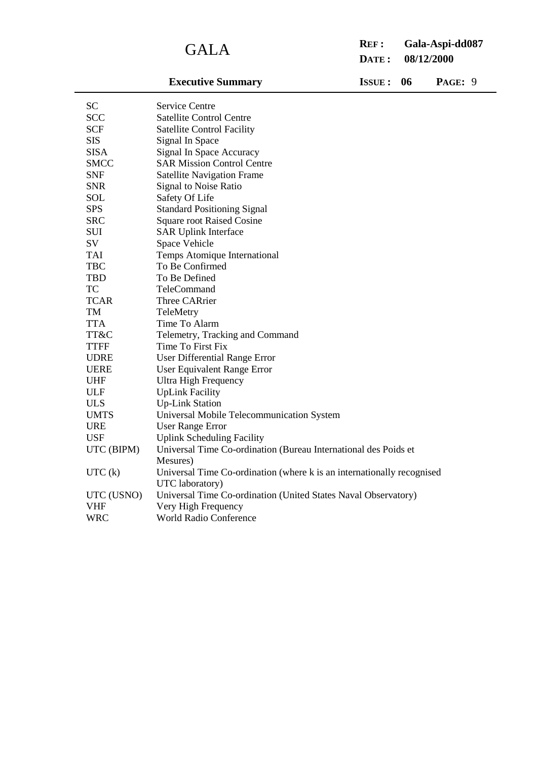| | |
|---|---|
| SC | Service Centre |
| SCC | Satellite Control Centre |
| SCF | Satellite Control Facility |
| SIS | Signal In Space |
| SISA | Signal In Space Accuracy |
| SMCC | SAR Mission Control Centre |
| SNF | Satellite Navigation Frame |
| SNR | Signal to Noise Ratio |
| SOL | Safety Of Life |
| SPS | Standard Positioning Signal |
| SRC | Square root Raised Cosine |
| SUI | SAR Uplink Interface |
| SV | Space Vehicle |
| TAI | Temps Atomique International |
| TBC | To Be Confirmed |
| TBD | To Be Defined |
| TC | TeleCommand |
| TCAR | Three CARrier |
| TM | TeleMetry |
| TTA | Time To Alarm |
| TT&C | Telemetry, Tracking and Command |
| TTFF | Time To First Fix |
| UDRE | User Differential Range Error |
| UERE | User Equivalent Range Error |
| UHF | Ultra High Frequency |
| ULF | UpLink Facility |
| ULS | Up-Link Station |
| UMTS | Universal Mobile Telecommunication System |
| URE | User Range Error |
| USF | Uplink Scheduling Facility |
| UTC (BIPM) | Universal Time Co-ordination (Bureau International des Poids et Mesures) |
| UTC (k) | Universal Time Co-ordination (where k is an internationally recognised UTC laboratory) |
| UTC (USNO) | Universal Time Co-ordination (United States Naval Observatory) |
| VHF | Very High Frequency |
| WRC | World Radio Conference |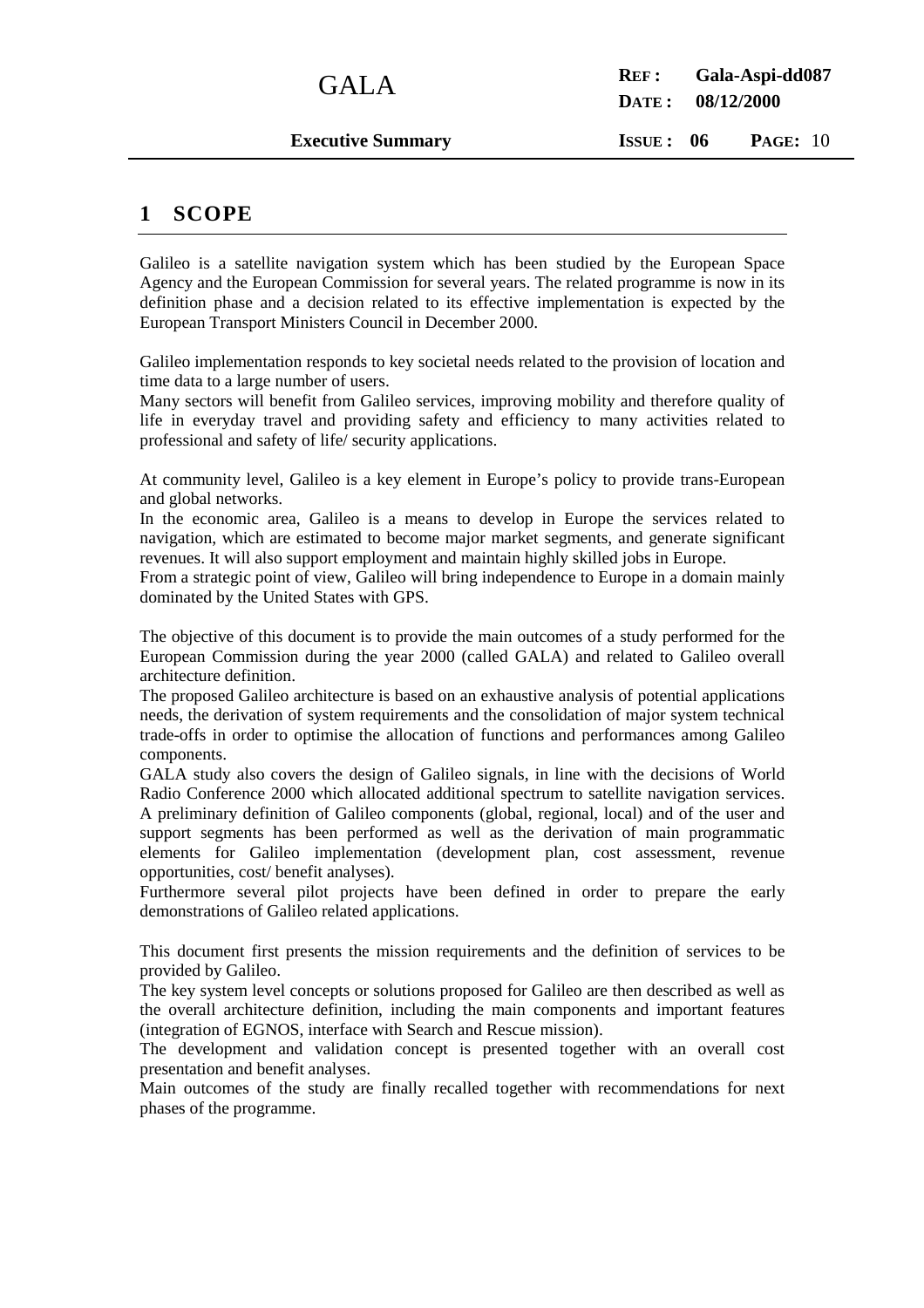# 1 SCOPE

Galileo is a satellite navigation system which has been studied by the European Space Agency and the European Commission for several years. The related programme is now in its definition phase and a decision related to its effective implementation is expected by the European Transport Ministers Council in December 2000.

Galileo implementation responds to key societal needs related to the provision of location and time data to a large number of users.

Many sectors will benefit from Galileo services, improving mobility and therefore quality of life in everyday travel and providing safety and efficiency to many activities related to professional and safety of life/ security applications.

At community level, Galileo is a key element in Europe's policy to provide trans-European and global networks.

In the economic area, Galileo is a means to develop in Europe the services related to navigation, which are estimated to become major market segments, and generate significant revenues. It will also support employment and maintain highly skilled jobs in Europe.

From a strategic point of view, Galileo will bring independence to Europe in a domain mainly dominated by the United States with GPS.

The objective of this document is to provide the main outcomes of a study performed for the European Commission during the year 2000 (called GALA) and related to Galileo overall architecture definition.

The proposed Galileo architecture is based on an exhaustive analysis of potential applications needs, the derivation of system requirements and the consolidation of major system technical trade-offs in order to optimise the allocation of functions and performances among Galileo components.

GALA study also covers the design of Galileo signals, in line with the decisions of World Radio Conference 2000 which allocated additional spectrum to satellite navigation services.

A preliminary definition of Galileo components (global, regional, local) and of the user and support segments has been performed as well as the derivation of main programmatic elements for Galileo implementation (development plan, cost assessment, revenue opportunities, cost/ benefit analyses).

Furthermore several pilot projects have been defined in order to prepare the early demonstrations of Galileo related applications.

This document first presents the mission requirements and the definition of services to be provided by Galileo.

The key system level concepts or solutions proposed for Galileo are then described as well as the overall architecture definition, including the main components and important features (integration of EGNOS, interface with Search and Rescue mission).

The development and validation concept is presented together with an overall cost presentation and benefit analyses.

Main outcomes of the study are finally recalled together with recommendations for next phases of the programme.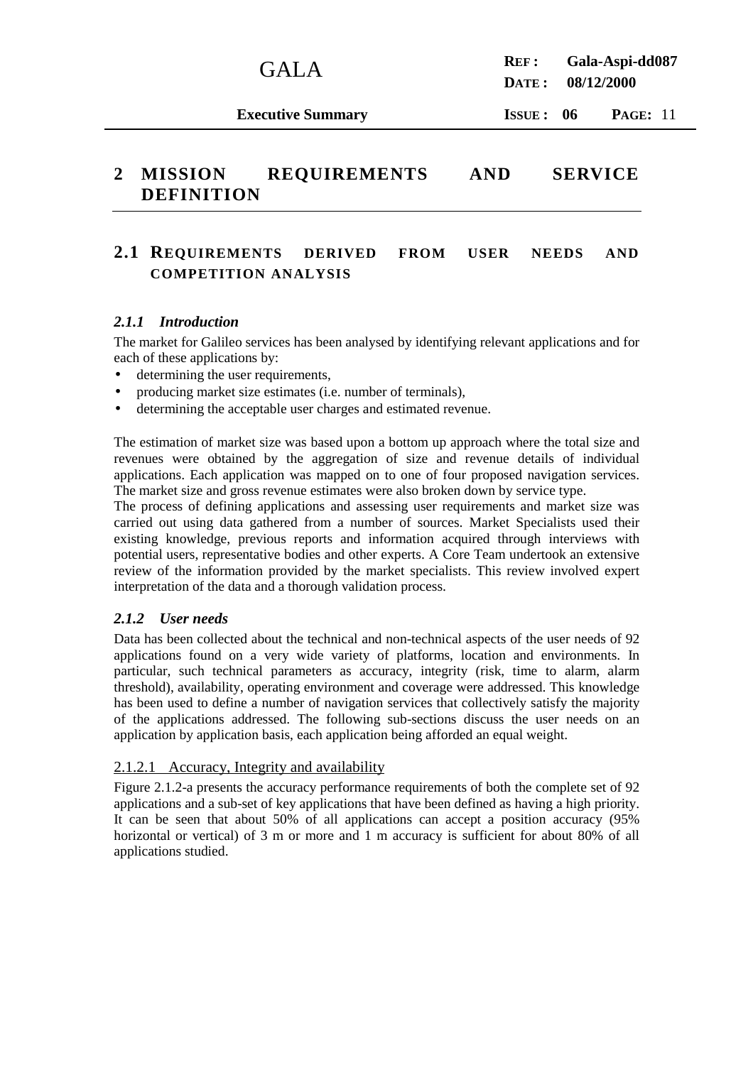# 2 MISSION REQUIREMENTS AND SERVICE DEFINITION

## 2.1 REQUIREMENTS DERIVED FROM USER NEEDS AND COMPETITION ANALYSIS

### *2.1.1 Introduction*

The market for Galileo services has been analysed by identifying relevant applications and for each of these applications by:

- determining the user requirements,
- producing market size estimates (i.e. number of terminals),
- determining the acceptable user charges and estimated revenue.

The estimation of market size was based upon a bottom up approach where the total size and revenues were obtained by the aggregation of size and revenue details of individual applications. Each application was mapped on to one of four proposed navigation services. The market size and gross revenue estimates were also broken down by service type.

The process of defining applications and assessing user requirements and market size was carried out using data gathered from a number of sources. Market Specialists used their existing knowledge, previous reports and information acquired through interviews with potential users, representative bodies and other experts. A Core Team undertook an extensive review of the information provided by the market specialists. This review involved expert interpretation of the data and a thorough validation process.

### *2.1.2 User needs*

Data has been collected about the technical and non-technical aspects of the user needs of 92 applications found on a very wide variety of platforms, location and environments. In particular, such technical parameters as accuracy, integrity (risk, time to alarm, alarm threshold), availability, operating environment and coverage were addressed. This knowledge has been used to define a number of navigation services that collectively satisfy the majority of the applications addressed. The following sub-sections discuss the user needs on an application by application basis, each application being afforded an equal weight.

#### 2.1.2.1 Accuracy, Integrity and availability

Figure 2.1.2-a presents the accuracy performance requirements of both the complete set of 92 applications and a sub-set of key applications that have been defined as having a high priority. It can be seen that about 50% of all applications can accept a position accuracy (95% horizontal or vertical) of 3 m or more and 1 m accuracy is sufficient for about 80% of all applications studied.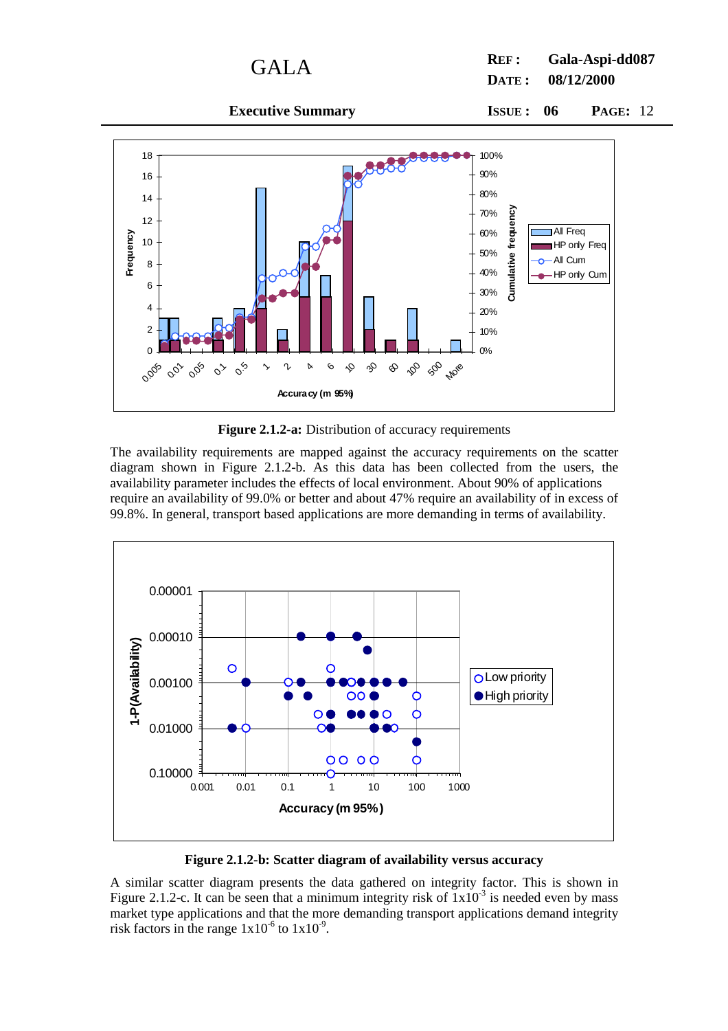**Figure 2.1.2-a:** Distribution of accuracy requirements

The availability requirements are mapped against the accuracy requirements on the scatter diagram shown in Figure 2.1.2-b. As this data has been collected from the users, the availability parameter includes the effects of local environment. About 90% of applications require an availability of 99.0% or better and about 47% require an availability of in excess of 99.8%. In general, transport based applications are more demanding in terms of availability.

**Figure 2.1.2-b: Scatter diagram of availability versus accuracy**

A similar scatter diagram presents the data gathered on integrity factor. This is shown in Figure 2.1.2-c. It can be seen that a minimum integrity risk of $1x10^{-3}$ is needed even by mass market type applications and that the more demanding transport applications demand integrity risk factors in the range $1x10^{-6}$ to $1x10^{-9}$.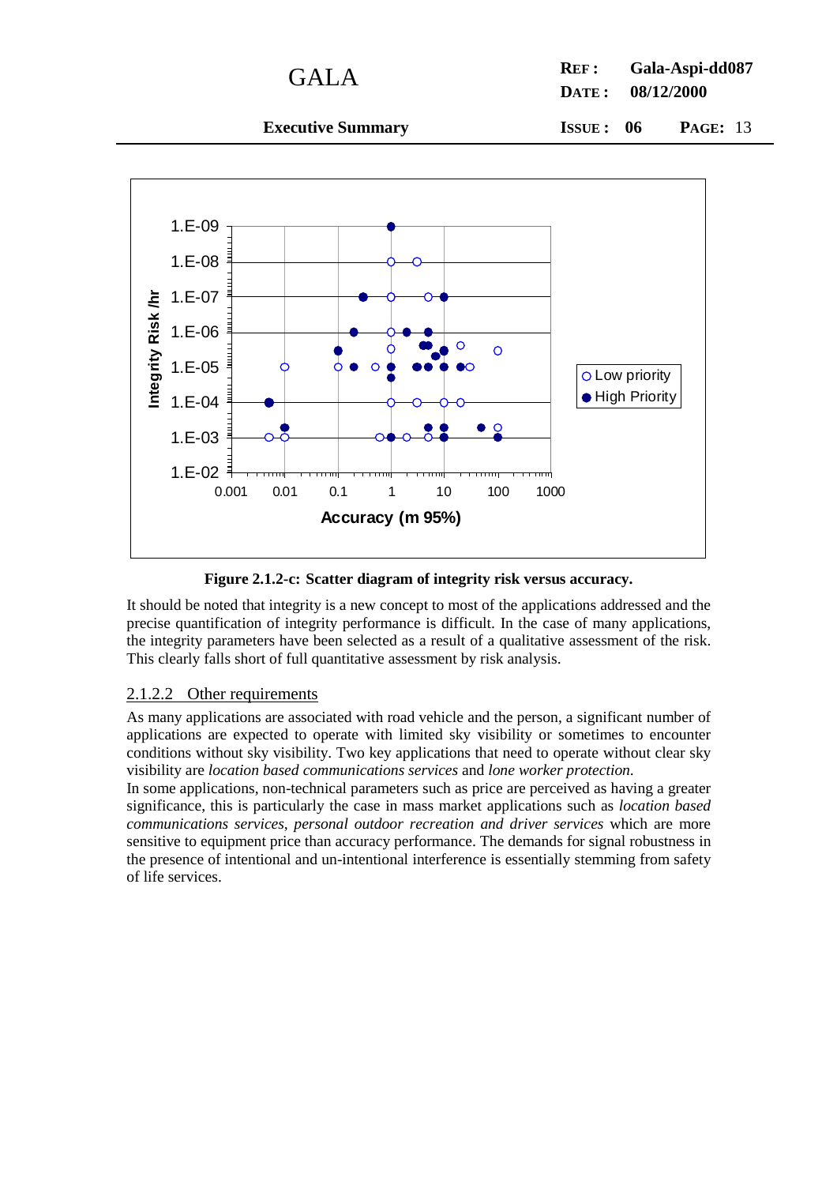**Figure 2.1.2-c: Scatter diagram of integrity risk versus accuracy.**

It should be noted that integrity is a new concept to most of the applications addressed and the precise quantification of integrity performance is difficult. In the case of many applications, the integrity parameters have been selected as a result of a qualitative assessment of the risk. This clearly falls short of full quantitative assessment by risk analysis.

### 2.1.2.2 Other requirements

As many applications are associated with road vehicle and the person, a significant number of applications are expected to operate with limited sky visibility or sometimes to encounter conditions without sky visibility. Two key applications that need to operate without clear sky visibility are *location based communications services* and *lone worker protection*.

In some applications, non-technical parameters such as price are perceived as having a greater significance, this is particularly the case in mass market applications such as *location based communications services*, *personal outdoor recreation and driver services* which are more sensitive to equipment price than accuracy performance. The demands for signal robustness in the presence of intentional and un-intentional interference is essentially stemming from safety of life services.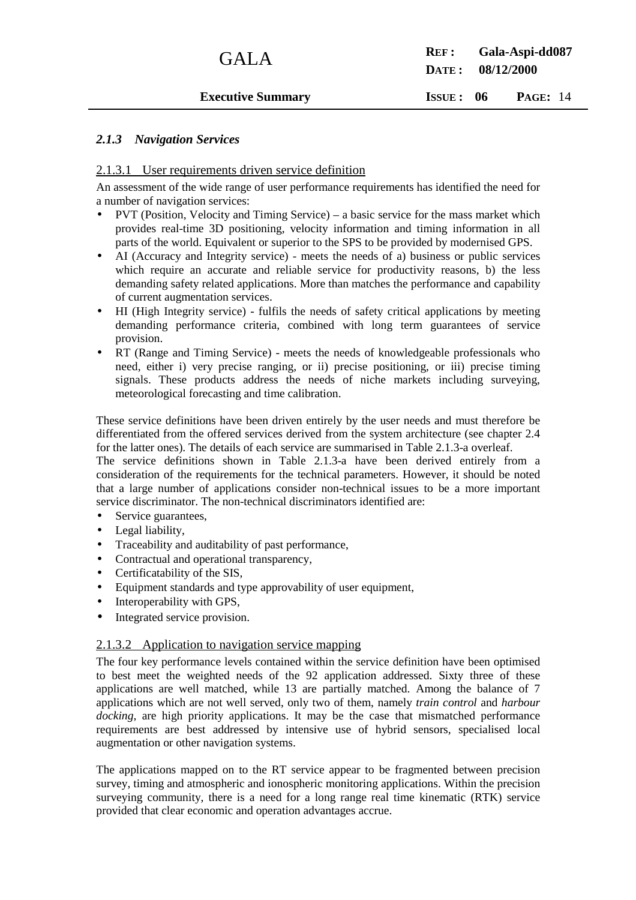### *2.1.3 Navigation Services*

#### 2.1.3.1 User requirements driven service definition

An assessment of the wide range of user performance requirements has identified the need for a number of navigation services:

- PVT (Position, Velocity and Timing Service) – a basic service for the mass market which provides real-time 3D positioning, velocity information and timing information in all parts of the world. Equivalent or superior to the SPS to be provided by modernised GPS.
- AI (Accuracy and Integrity service) - meets the needs of a) business or public services which require an accurate and reliable service for productivity reasons, b) the less demanding safety related applications. More than matches the performance and capability of current augmentation services.
- HI (High Integrity service) - fulfils the needs of safety critical applications by meeting demanding performance criteria, combined with long term guarantees of service provision.
- RT (Range and Timing Service) - meets the needs of knowledgeable professionals who need, either i) very precise ranging, or ii) precise positioning, or iii) precise timing signals. These products address the needs of niche markets including surveying, meteorological forecasting and time calibration.

These service definitions have been driven entirely by the user needs and must therefore be differentiated from the offered services derived from the system architecture (see chapter 2.4 for the latter ones). The details of each service are summarised in Table 2.1.3-a overleaf.
The service definitions shown in Table 2.1.3-a have been derived entirely from a consideration of the requirements for the technical parameters. However, it should be noted that a large number of applications consider non-technical issues to be a more important service discriminator. The non-technical discriminators identified are:

- Service guarantees,
- Legal liability,
- Traceability and auditability of past performance,
- Contractual and operational transparency,
- Certificatability of the SIS,
- Equipment standards and type approvability of user equipment,
- Interoperability with GPS,
- Integrated service provision.

#### 2.1.3.2 Application to navigation service mapping

The four key performance levels contained within the service definition have been optimised to best meet the weighted needs of the 92 application addressed. Sixty three of these applications are well matched, while 13 are partially matched. Among the balance of 7 applications which are not well served, only two of them, namely *train control* and *harbour docking*, are high priority applications. It may be the case that mismatched performance requirements are best addressed by intensive use of hybrid sensors, specialised local augmentation or other navigation systems.

The applications mapped on to the RT service appear to be fragmented between precision survey, timing and atmospheric and ionospheric monitoring applications. Within the precision surveying community, there is a need for a long range real time kinematic (RTK) service provided that clear economic and operation advantages accrue.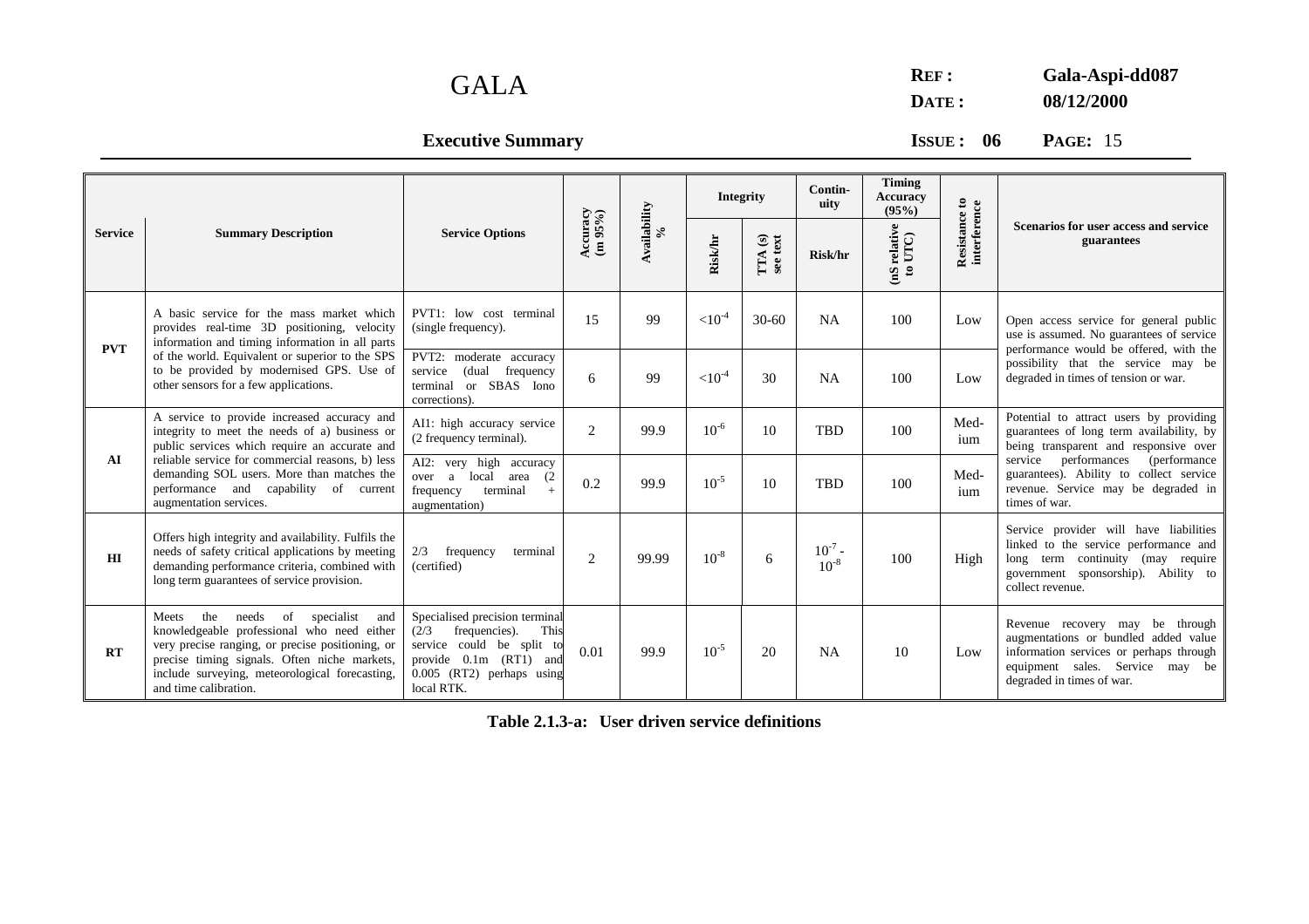| Service | Summary Description | Service Options | Accuracy (m 95%) | Availability % | Integrity | | Contin-uity | Timing Accuracy (95%) | Resistance to interference | Scenarios for user access and service guarantees |
|---|---|---|---|---|---|---|---|---|---|---|
| | | | | | Risk/hr | TTA (s) see text | Risk/hr | (nS relative to UTC) | | |
| PVT | A basic service for the mass market which provides real-time 3D positioning, velocity information and timing information in all parts of the world. Equivalent or superior to the SPS to be provided by modernised GPS. Use of other sensors for a few applications. | PVT1: low cost terminal (single frequency). | 15 | 99 | $<10^{-4}$ | 30-60 | NA | 100 | Low | Open access service for general public use is assumed. No guarantees of service performance would be offered, with the possibility that the service may be degraded in times of tension or war. |
| | | PVT2: moderate accuracy service (dual frequency terminal or SBAS Iono corrections). | 6 | 99 | $<10^{-4}$ | 30 | NA | 100 | Low | |
| AI | A service to provide increased accuracy and integrity to meet the needs of a) business or public services which require an accurate and reliable service for commercial reasons, b) less demanding SOL users. More than matches the performance and capability of current augmentation services. | AI1: high accuracy service (2 frequency terminal). | 2 | 99.9 | $10^{-6}$ | 10 | TBD | 100 | Med-ium | Potential to attract users by providing guarantees of long term availability, by being transparent and responsive over service performances (performance guarantees). Ability to collect service revenue. Service may be degraded in times of war. |
| | | AI2: very high accuracy over a local area (2 frequency terminal + augmentation) | 0.2 | 99.9 | $10^{-5}$ | 10 | TBD | 100 | Med-ium | |
| HI | Offers high integrity and availability. Fulfils the needs of safety critical applications by meeting demanding performance criteria, combined with long term guarantees of service provision. | 2/3 frequency terminal (certified) | 2 | 99.99 | $10^{-8}$ | 6 | $10^{-7}$ - $10^{-8}$ | 100 | High | Service provider will have liabilities linked to the service performance and long term continuity (may require government sponsorship). Ability to collect revenue. |
| RT | Meets the needs of specialist and knowledgeable professional who need either very precise ranging, or precise positioning, or precise timing signals. Often niche markets, include surveying, meteorological forecasting, and time calibration. | Specialised precision terminal (2/3 frequencies). This service could be split to provide 0.1m (RT1) and 0.005 (RT2) perhaps using local RTK. | 0.01 | 99.9 | $10^{-5}$ | 20 | NA | 10 | Low | Revenue recovery may be through augmentations or bundled added value information services or perhaps through equipment sales. Service may be degraded in times of war. |

**Table 2.1.3-a: User driven service definitions**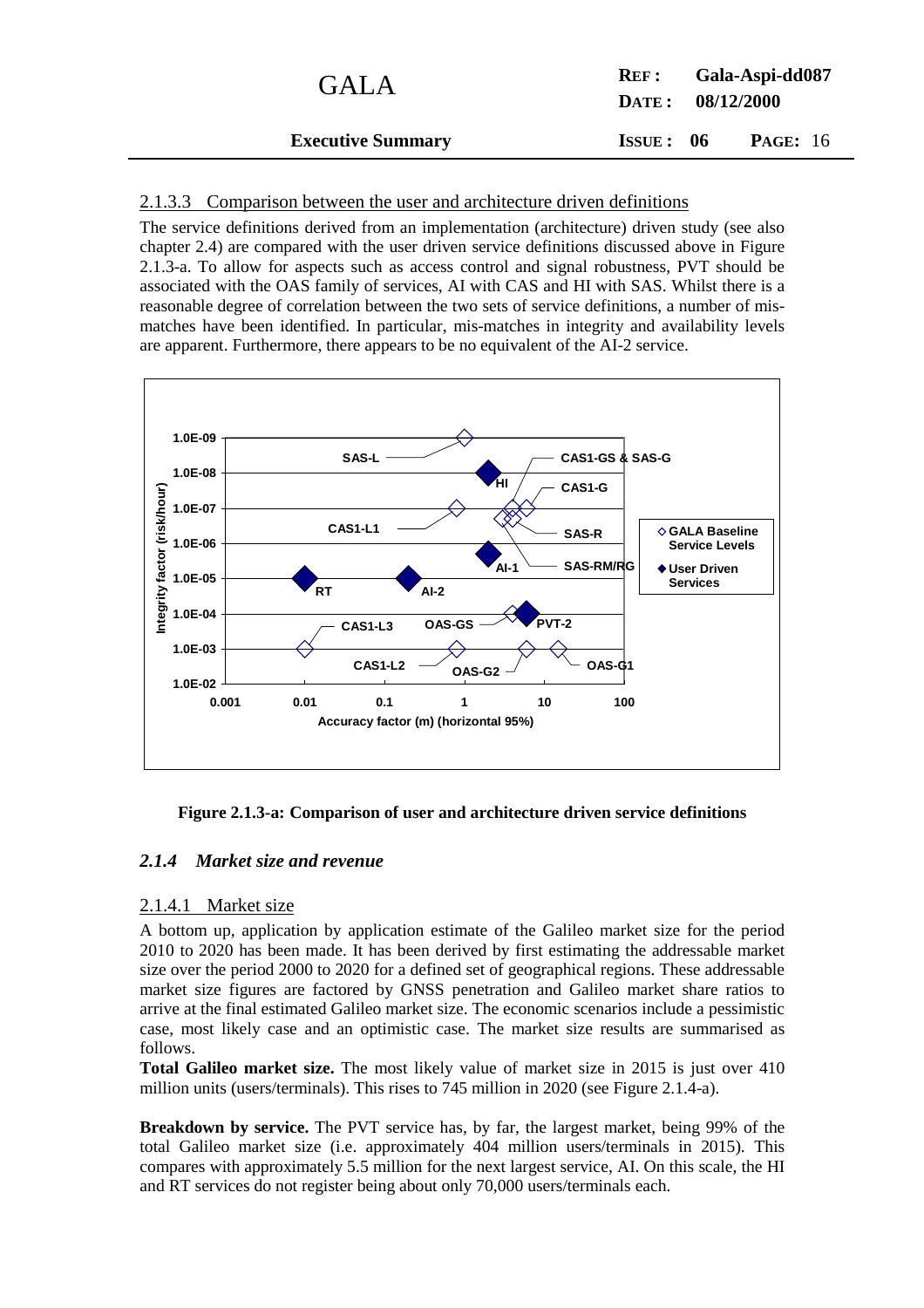#### 2.1.3.3 Comparison between the user and architecture driven definitions

The service definitions derived from an implementation (architecture) driven study (see also chapter 2.4) are compared with the user driven service definitions discussed above in Figure 2.1.3-a. To allow for aspects such as access control and signal robustness, PVT should be associated with the OAS family of services, AI with CAS and HI with SAS. Whilst there is a reasonable degree of correlation between the two sets of service definitions, a number of mis-matches have been identified. In particular, mis-matches in integrity and availability levels are apparent. Furthermore, there appears to be no equivalent of the AI-2 service.

**Figure 2.1.3-a: Comparison of user and architecture driven service definitions**

### *2.1.4 Market size and revenue*

#### 2.1.4.1 Market size

A bottom up, application by application estimate of the Galileo market size for the period 2010 to 2020 has been made. It has been derived by first estimating the addressable market size over the period 2000 to 2020 for a defined set of geographical regions. These addressable market size figures are factored by GNSS penetration and Galileo market share ratios to arrive at the final estimated Galileo market size. The economic scenarios include a pessimistic case, most likely case and an optimistic case. The market size results are summarised as follows.

**Total Galileo market size.** The most likely value of market size in 2015 is just over 410 million units (users/terminals). This rises to 745 million in 2020 (see Figure 2.1.4-a).

**Breakdown by service.** The PVT service has, by far, the largest market, being 99% of the total Galileo market size (i.e. approximately 404 million users/terminals in 2015). This compares with approximately 5.5 million for the next largest service, AI. On this scale, the HI and RT services do not register being about only 70,000 users/terminals each.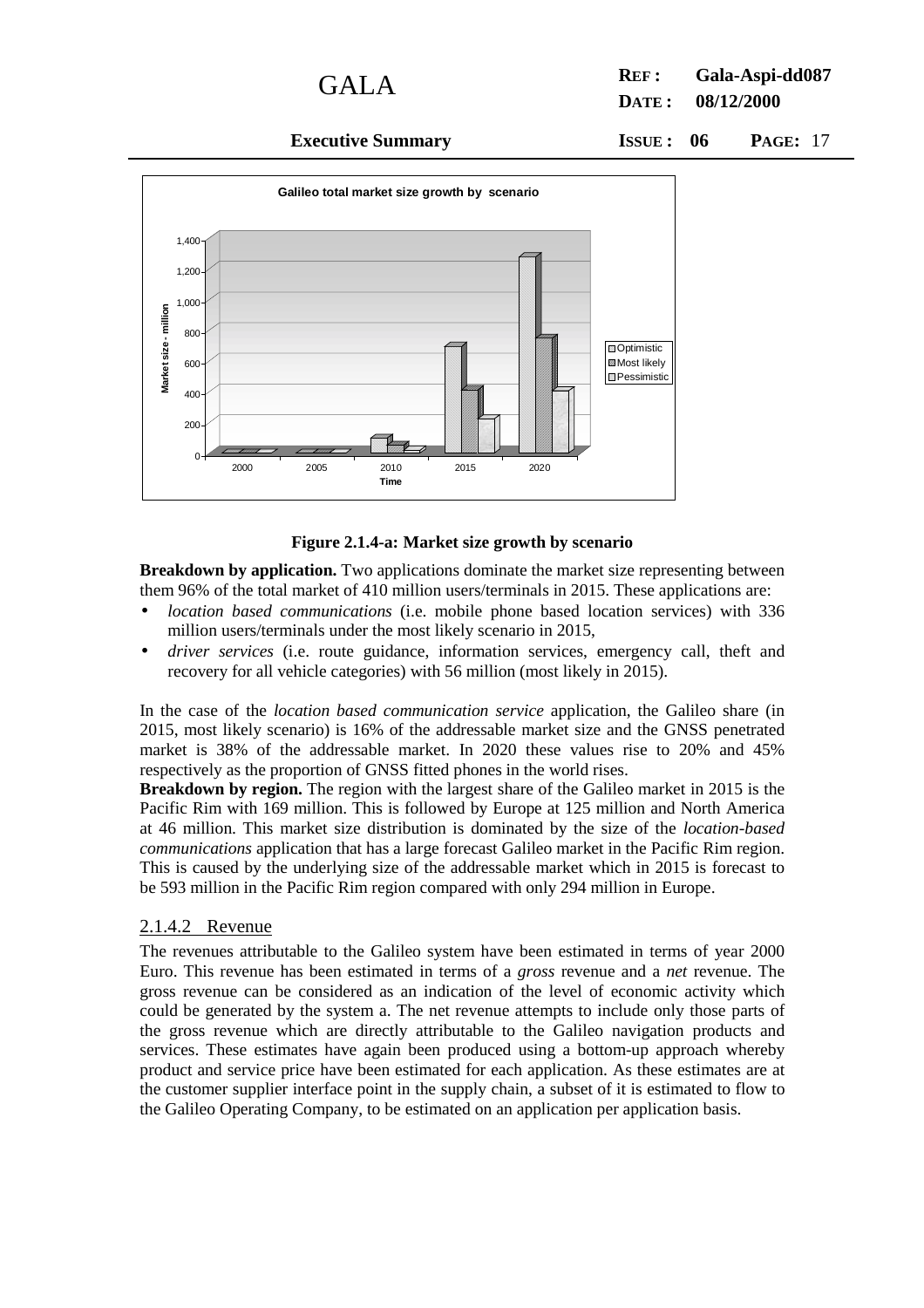**Figure 2.1.4-a: Market size growth by scenario**

**Breakdown by application.** Two applications dominate the market size representing between them 96% of the total market of 410 million users/terminals in 2015. These applications are:

- *location based communications* (i.e. mobile phone based location services) with 336 million users/terminals under the most likely scenario in 2015,
- *driver services* (i.e. route guidance, information services, emergency call, theft and recovery for all vehicle categories) with 56 million (most likely in 2015).

In the case of the *location based communication service* application, the Galileo share (in 2015, most likely scenario) is 16% of the addressable market size and the GNSS penetrated market is 38% of the addressable market. In 2020 these values rise to 20% and 45% respectively as the proportion of GNSS fitted phones in the world rises.

**Breakdown by region.** The region with the largest share of the Galileo market in 2015 is the Pacific Rim with 169 million. This is followed by Europe at 125 million and North America at 46 million. This market size distribution is dominated by the size of the *location-based communications* application that has a large forecast Galileo market in the Pacific Rim region. This is caused by the underlying size of the addressable market which in 2015 is forecast to be 593 million in the Pacific Rim region compared with only 294 million in Europe.

### 2.1.4.2 Revenue

The revenues attributable to the Galileo system have been estimated in terms of year 2000 Euro. This revenue has been estimated in terms of a *gross* revenue and a *net* revenue. The gross revenue can be considered as an indication of the level of economic activity which could be generated by the system a. The net revenue attempts to include only those parts of the gross revenue which are directly attributable to the Galileo navigation products and services. These estimates have again been produced using a bottom-up approach whereby product and service price have been estimated for each application. As these estimates are at the customer supplier interface point in the supply chain, a subset of it is estimated to flow to the Galileo Operating Company, to be estimated on an application per application basis.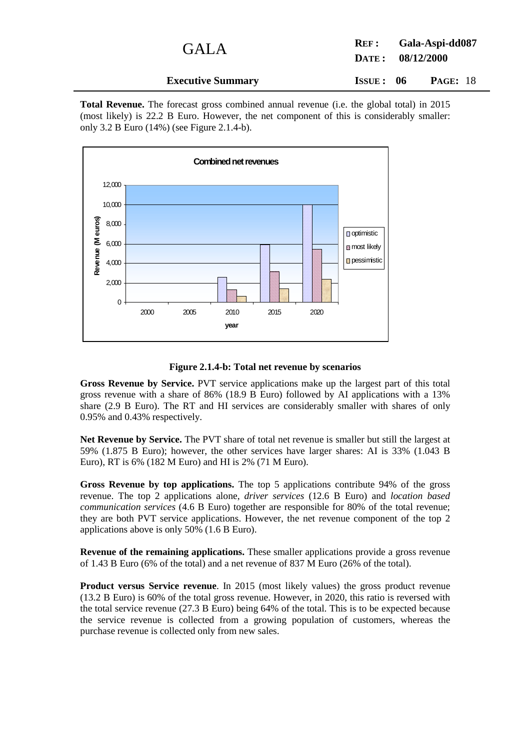**Total Revenue.** The forecast gross combined annual revenue (i.e. the global total) in 2015 (most likely) is 22.2 B Euro. However, the net component of this is considerably smaller: only 3.2 B Euro (14%) (see Figure 2.1.4-b).

**Figure 2.1.4-b: Total net revenue by scenarios**

**Gross Revenue by Service.** PVT service applications make up the largest part of this total gross revenue with a share of 86% (18.9 B Euro) followed by AI applications with a 13% share (2.9 B Euro). The RT and HI services are considerably smaller with shares of only 0.95% and 0.43% respectively.

**Net Revenue by Service.** The PVT share of total net revenue is smaller but still the largest at 59% (1.875 B Euro); however, the other services have larger shares: AI is 33% (1.043 B Euro), RT is 6% (182 M Euro) and HI is 2% (71 M Euro).

**Gross Revenue by top applications.** The top 5 applications contribute 94% of the gross revenue. The top 2 applications alone, *driver services* (12.6 B Euro) and *location based communication services* (4.6 B Euro) together are responsible for 80% of the total revenue; they are both PVT service applications. However, the net revenue component of the top 2 applications above is only 50% (1.6 B Euro).

**Revenue of the remaining applications.** These smaller applications provide a gross revenue of 1.43 B Euro (6% of the total) and a net revenue of 837 M Euro (26% of the total).

**Product versus Service revenue**. In 2015 (most likely values) the gross product revenue (13.2 B Euro) is 60% of the total gross revenue. However, in 2020, this ratio is reversed with the total service revenue (27.3 B Euro) being 64% of the total. This is to be expected because the service revenue is collected from a growing population of customers, whereas the purchase revenue is collected only from new sales.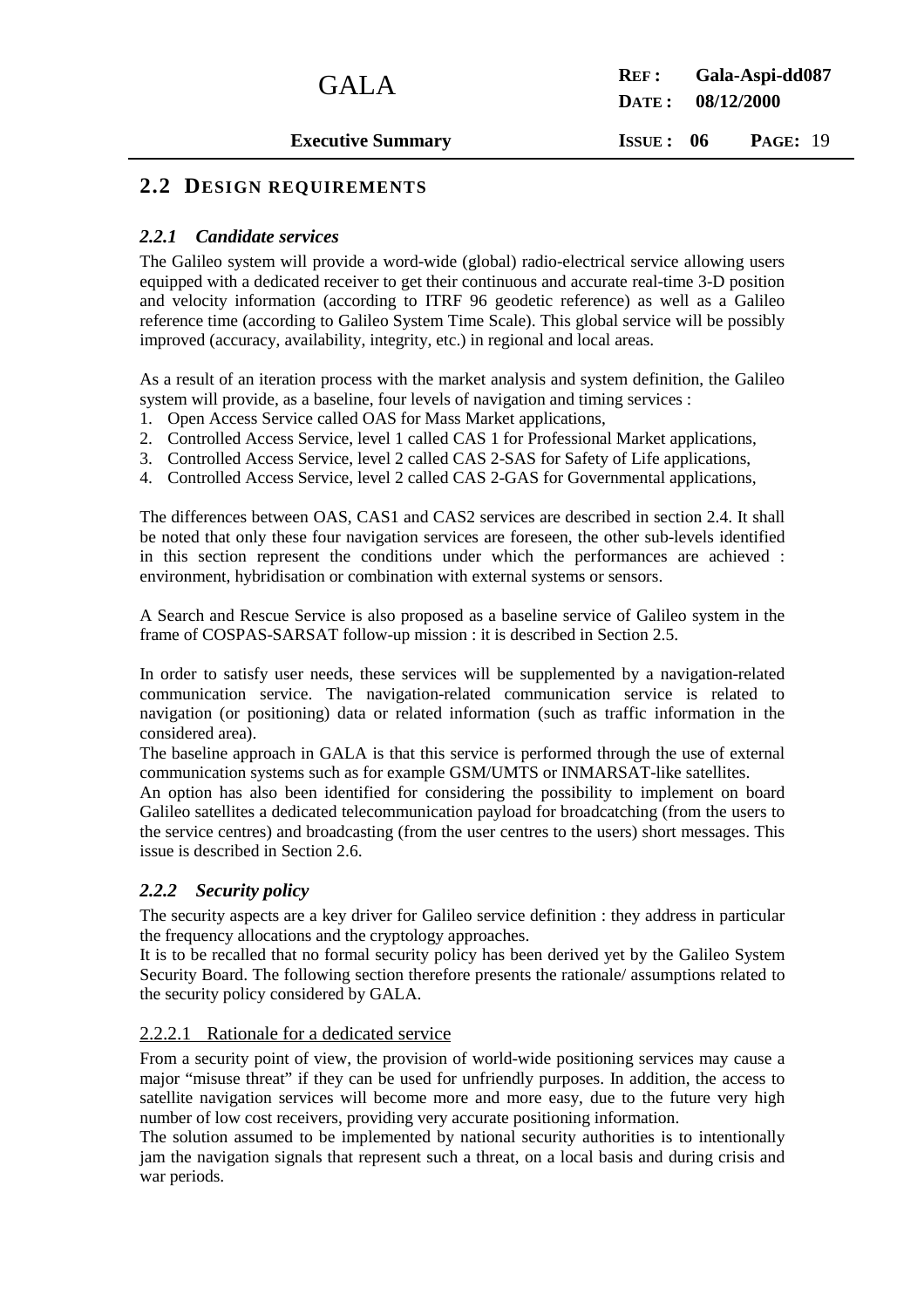## 2.2 DESIGN REQUIREMENTS

### *2.2.1 Candidate services*

The Galileo system will provide a word-wide (global) radio-electrical service allowing users equipped with a dedicated receiver to get their continuous and accurate real-time 3-D position and velocity information (according to ITRF 96 geodetic reference) as well as a Galileo reference time (according to Galileo System Time Scale). This global service will be possibly improved (accuracy, availability, integrity, etc.) in regional and local areas.

As a result of an iteration process with the market analysis and system definition, the Galileo system will provide, as a baseline, four levels of navigation and timing services :

1. Open Access Service called OAS for Mass Market applications,
2. Controlled Access Service, level 1 called CAS 1 for Professional Market applications,
3. Controlled Access Service, level 2 called CAS 2-SAS for Safety of Life applications,
4. Controlled Access Service, level 2 called CAS 2-GAS for Governmental applications,

The differences between OAS, CAS1 and CAS2 services are described in section 2.4. It shall be noted that only these four navigation services are foreseen, the other sub-levels identified in this section represent the conditions under which the performances are achieved : environment, hybridisation or combination with external systems or sensors.

A Search and Rescue Service is also proposed as a baseline service of Galileo system in the frame of COSPAS-SARSAT follow-up mission : it is described in Section 2.5.

In order to satisfy user needs, these services will be supplemented by a navigation-related communication service. The navigation-related communication service is related to navigation (or positioning) data or related information (such as traffic information in the considered area).

The baseline approach in GALA is that this service is performed through the use of external communication systems such as for example GSM/UMTS or INMARSAT-like satellites.

An option has also been identified for considering the possibility to implement on board Galileo satellites a dedicated telecommunication payload for broadcatching (from the users to the service centres) and broadcasting (from the user centres to the users) short messages. This issue is described in Section 2.6.

### *2.2.2 Security policy*

The security aspects are a key driver for Galileo service definition : they address in particular the frequency allocations and the cryptology approaches.

It is to be recalled that no formal security policy has been derived yet by the Galileo System Security Board. The following section therefore presents the rationale/ assumptions related to the security policy considered by GALA.

#### 2.2.2.1 Rationale for a dedicated service

From a security point of view, the provision of world-wide positioning services may cause a major "misuse threat" if they can be used for unfriendly purposes. In addition, the access to satellite navigation services will become more and more easy, due to the future very high number of low cost receivers, providing very accurate positioning information.

The solution assumed to be implemented by national security authorities is to intentionally jam the navigation signals that represent such a threat, on a local basis and during crisis and war periods.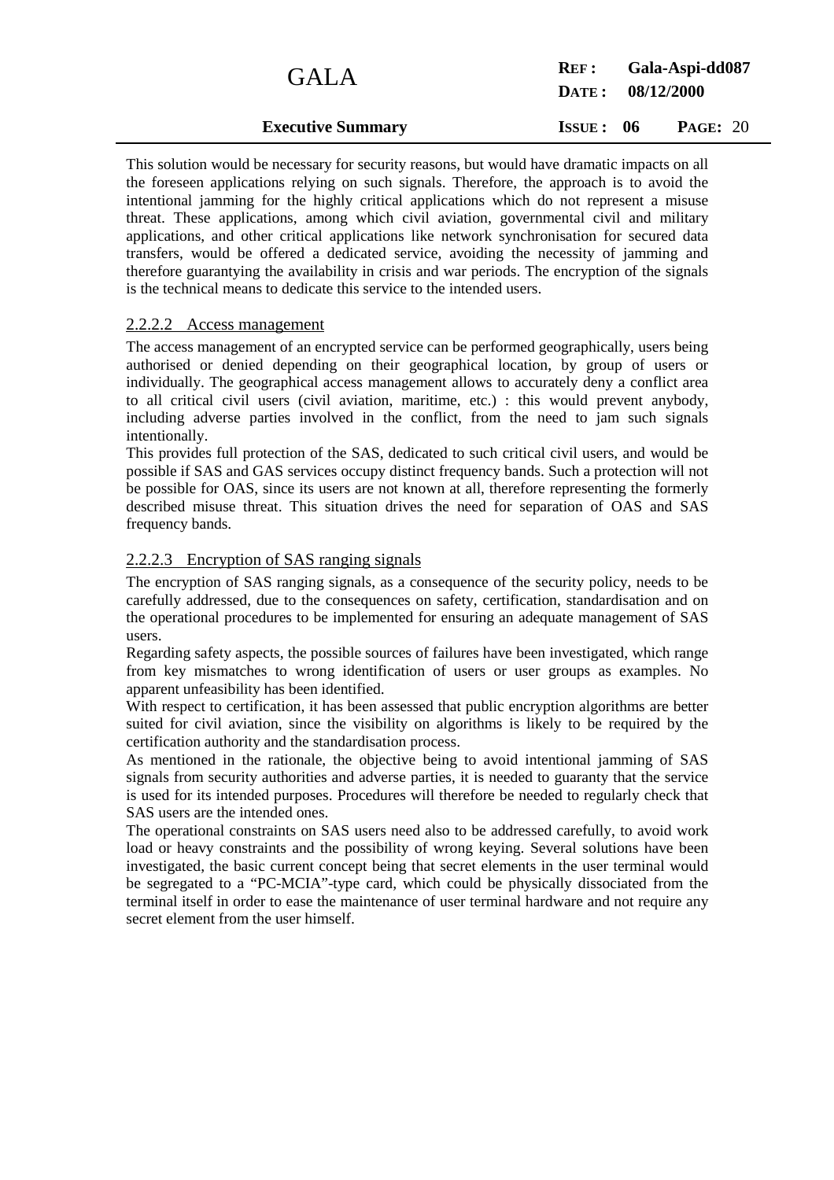This solution would be necessary for security reasons, but would have dramatic impacts on all the foreseen applications relying on such signals. Therefore, the approach is to avoid the intentional jamming for the highly critical applications which do not represent a misuse threat. These applications, among which civil aviation, governmental civil and military applications, and other critical applications like network synchronisation for secured data transfers, would be offered a dedicated service, avoiding the necessity of jamming and therefore guarantying the availability in crisis and war periods. The encryption of the signals is the technical means to dedicate this service to the intended users.

#### 2.2.2.2 Access management

The access management of an encrypted service can be performed geographically, users being authorised or denied depending on their geographical location, by group of users or individually. The geographical access management allows to accurately deny a conflict area to all critical civil users (civil aviation, maritime, etc.) : this would prevent anybody, including adverse parties involved in the conflict, from the need to jam such signals intentionally.

This provides full protection of the SAS, dedicated to such critical civil users, and would be possible if SAS and GAS services occupy distinct frequency bands. Such a protection will not be possible for OAS, since its users are not known at all, therefore representing the formerly described misuse threat. This situation drives the need for separation of OAS and SAS frequency bands.

#### 2.2.2.3 Encryption of SAS ranging signals

The encryption of SAS ranging signals, as a consequence of the security policy, needs to be carefully addressed, due to the consequences on safety, certification, standardisation and on the operational procedures to be implemented for ensuring an adequate management of SAS users.

Regarding safety aspects, the possible sources of failures have been investigated, which range from key mismatches to wrong identification of users or user groups as examples. No apparent unfeasibility has been identified.

With respect to certification, it has been assessed that public encryption algorithms are better suited for civil aviation, since the visibility on algorithms is likely to be required by the certification authority and the standardisation process.

As mentioned in the rationale, the objective being to avoid intentional jamming of SAS signals from security authorities and adverse parties, it is needed to guaranty that the service is used for its intended purposes. Procedures will therefore be needed to regularly check that SAS users are the intended ones.

The operational constraints on SAS users need also to be addressed carefully, to avoid work load or heavy constraints and the possibility of wrong keying. Several solutions have been investigated, the basic current concept being that secret elements in the user terminal would be segregated to a "PC-MCIA"-type card, which could be physically dissociated from the terminal itself in order to ease the maintenance of user terminal hardware and not require any secret element from the user himself.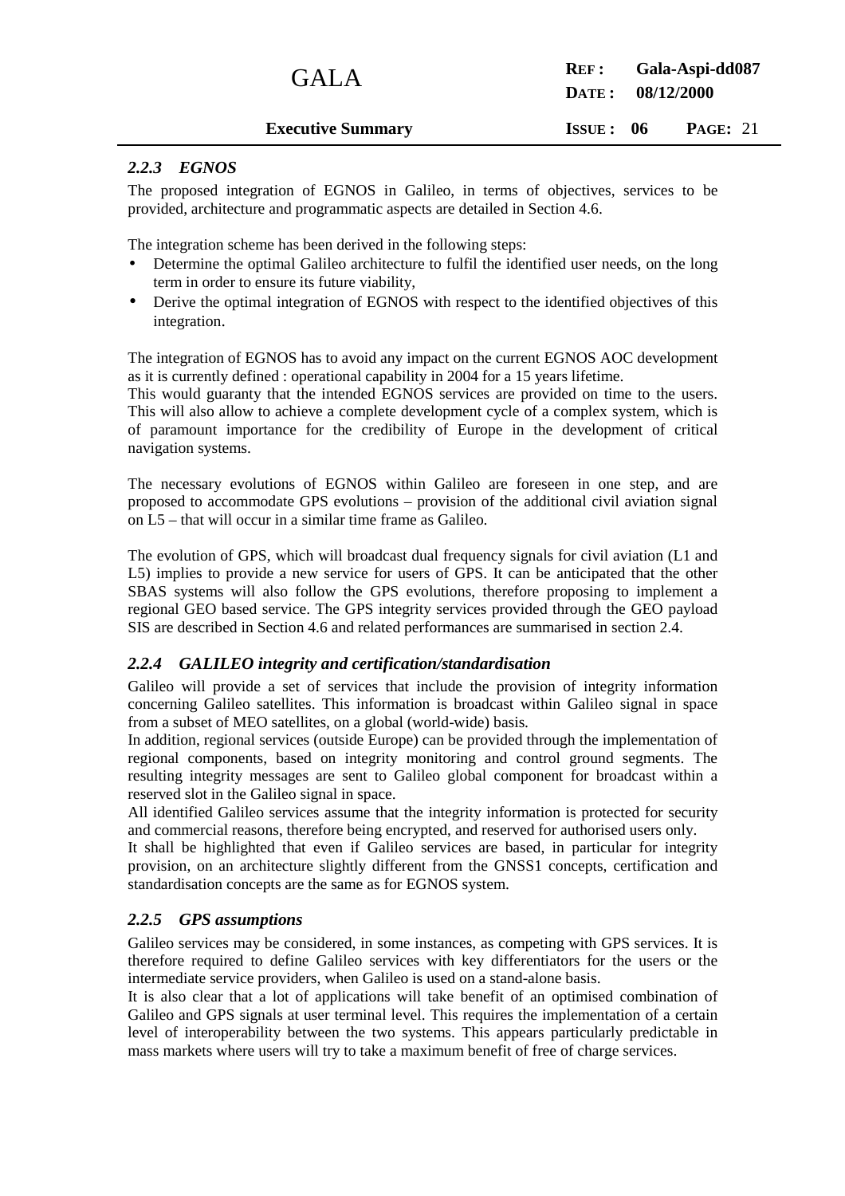### *2.2.3 EGNOS*

The proposed integration of EGNOS in Galileo, in terms of objectives, services to be provided, architecture and programmatic aspects are detailed in Section 4.6.

The integration scheme has been derived in the following steps:

- Determine the optimal Galileo architecture to fulfil the identified user needs, on the long term in order to ensure its future viability,
- Derive the optimal integration of EGNOS with respect to the identified objectives of this integration.

The integration of EGNOS has to avoid any impact on the current EGNOS AOC development as it is currently defined : operational capability in 2004 for a 15 years lifetime.
This would guaranty that the intended EGNOS services are provided on time to the users. This will also allow to achieve a complete development cycle of a complex system, which is of paramount importance for the credibility of Europe in the development of critical navigation systems.

The necessary evolutions of EGNOS within Galileo are foreseen in one step, and are proposed to accommodate GPS evolutions – provision of the additional civil aviation signal on L5 – that will occur in a similar time frame as Galileo.

The evolution of GPS, which will broadcast dual frequency signals for civil aviation (L1 and L5) implies to provide a new service for users of GPS. It can be anticipated that the other SBAS systems will also follow the GPS evolutions, therefore proposing to implement a regional GEO based service. The GPS integrity services provided through the GEO payload SIS are described in Section 4.6 and related performances are summarised in section 2.4.

### *2.2.4 GALILEO integrity and certification/standardisation*

Galileo will provide a set of services that include the provision of integrity information concerning Galileo satellites. This information is broadcast within Galileo signal in space from a subset of MEO satellites, on a global (world-wide) basis.
In addition, regional services (outside Europe) can be provided through the implementation of regional components, based on integrity monitoring and control ground segments. The resulting integrity messages are sent to Galileo global component for broadcast within a reserved slot in the Galileo signal in space.
All identified Galileo services assume that the integrity information is protected for security and commercial reasons, therefore being encrypted, and reserved for authorised users only.
It shall be highlighted that even if Galileo services are based, in particular for integrity provision, on an architecture slightly different from the GNSS1 concepts, certification and standardisation concepts are the same as for EGNOS system.

### *2.2.5 GPS assumptions*

Galileo services may be considered, in some instances, as competing with GPS services. It is therefore required to define Galileo services with key differentiators for the users or the intermediate service providers, when Galileo is used on a stand-alone basis.
It is also clear that a lot of applications will take benefit of an optimised combination of Galileo and GPS signals at user terminal level. This requires the implementation of a certain level of interoperability between the two systems. This appears particularly predictable in mass markets where users will try to take a maximum benefit of free of charge services.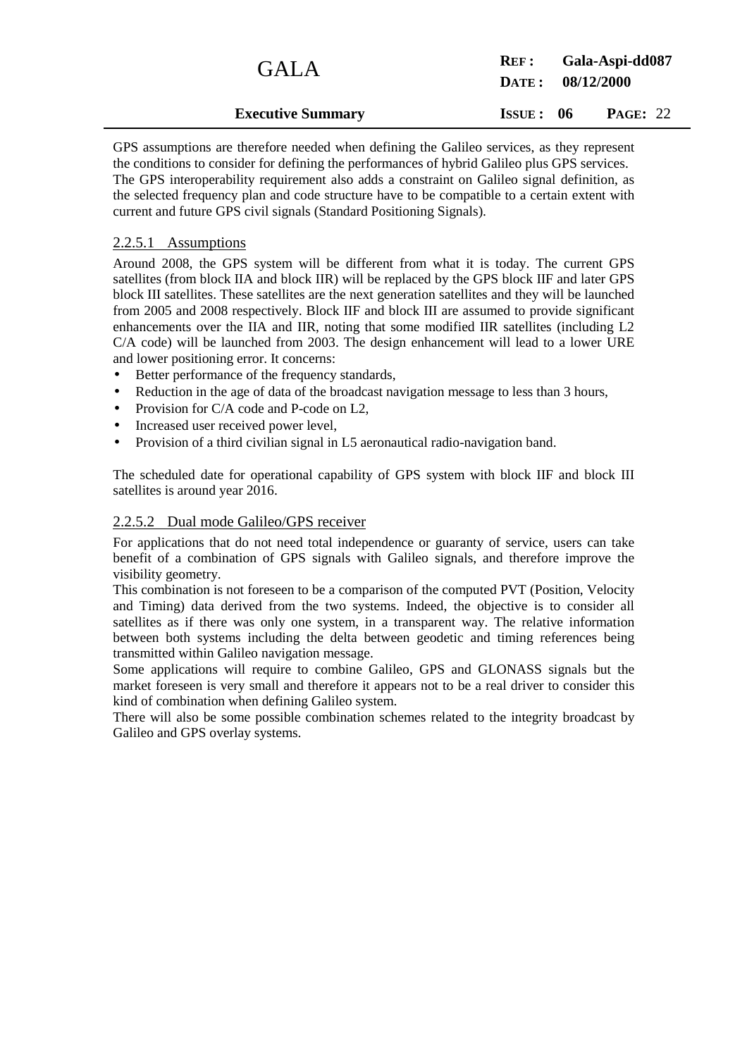GPS assumptions are therefore needed when defining the Galileo services, as they represent the conditions to consider for defining the performances of hybrid Galileo plus GPS services. The GPS interoperability requirement also adds a constraint on Galileo signal definition, as the selected frequency plan and code structure have to be compatible to a certain extent with current and future GPS civil signals (Standard Positioning Signals).

#### 2.2.5.1 Assumptions

Around 2008, the GPS system will be different from what it is today. The current GPS satellites (from block IIA and block IIR) will be replaced by the GPS block IIF and later GPS block III satellites. These satellites are the next generation satellites and they will be launched from 2005 and 2008 respectively. Block IIF and block III are assumed to provide significant enhancements over the IIA and IIR, noting that some modified IIR satellites (including L2 C/A code) will be launched from 2003. The design enhancement will lead to a lower URE and lower positioning error. It concerns:

- Better performance of the frequency standards,
- Reduction in the age of data of the broadcast navigation message to less than 3 hours,
- Provision for C/A code and P-code on L2,
- Increased user received power level,
- Provision of a third civilian signal in L5 aeronautical radio-navigation band.

The scheduled date for operational capability of GPS system with block IIF and block III satellites is around year 2016.

#### 2.2.5.2 Dual mode Galileo/GPS receiver

For applications that do not need total independence or guaranty of service, users can take benefit of a combination of GPS signals with Galileo signals, and therefore improve the visibility geometry.

This combination is not foreseen to be a comparison of the computed PVT (Position, Velocity and Timing) data derived from the two systems. Indeed, the objective is to consider all satellites as if there was only one system, in a transparent way. The relative information between both systems including the delta between geodetic and timing references being transmitted within Galileo navigation message.

Some applications will require to combine Galileo, GPS and GLONASS signals but the market foreseen is very small and therefore it appears not to be a real driver to consider this kind of combination when defining Galileo system.

There will also be some possible combination schemes related to the integrity broadcast by Galileo and GPS overlay systems.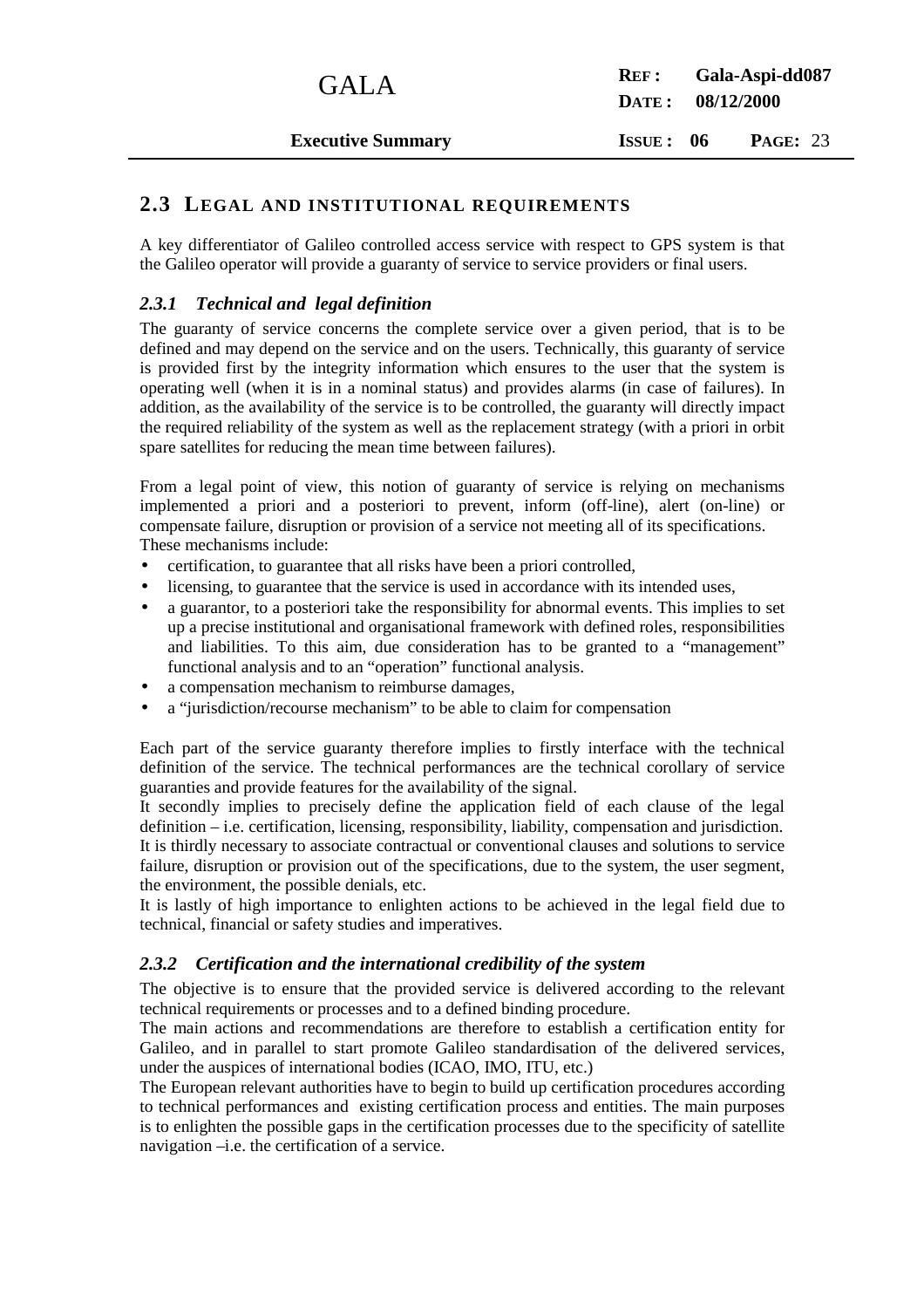## 2.3 LEGAL AND INSTITUTIONAL REQUIREMENTS

A key differentiator of Galileo controlled access service with respect to GPS system is that the Galileo operator will provide a guaranty of service to service providers or final users.

### *2.3.1 Technical and legal definition*

The guaranty of service concerns the complete service over a given period, that is to be defined and may depend on the service and on the users. Technically, this guaranty of service is provided first by the integrity information which ensures to the user that the system is operating well (when it is in a nominal status) and provides alarms (in case of failures). In addition, as the availability of the service is to be controlled, the guaranty will directly impact the required reliability of the system as well as the replacement strategy (with a priori in orbit spare satellites for reducing the mean time between failures).

From a legal point of view, this notion of guaranty of service is relying on mechanisms implemented a priori and a posteriori to prevent, inform (off-line), alert (on-line) or compensate failure, disruption or provision of a service not meeting all of its specifications. These mechanisms include:

- certification, to guarantee that all risks have been a priori controlled,
- licensing, to guarantee that the service is used in accordance with its intended uses,
- a guarantor, to a posteriori take the responsibility for abnormal events. This implies to set up a precise institutional and organisational framework with defined roles, responsibilities and liabilities. To this aim, due consideration has to be granted to a "management" functional analysis and to an "operation" functional analysis.
- a compensation mechanism to reimburse damages,
- a "jurisdiction/recourse mechanism" to be able to claim for compensation

Each part of the service guaranty therefore implies to firstly interface with the technical definition of the service. The technical performances are the technical corollary of service guaranties and provide features for the availability of the signal.
It secondly implies to precisely define the application field of each clause of the legal definition – i.e. certification, licensing, responsibility, liability, compensation and jurisdiction.
It is thirdly necessary to associate contractual or conventional clauses and solutions to service failure, disruption or provision out of the specifications, due to the system, the user segment, the environment, the possible denials, etc.
It is lastly of high importance to enlighten actions to be achieved in the legal field due to technical, financial or safety studies and imperatives.

### *2.3.2 Certification and the international credibility of the system*

The objective is to ensure that the provided service is delivered according to the relevant technical requirements or processes and to a defined binding procedure.
The main actions and recommendations are therefore to establish a certification entity for Galileo, and in parallel to start promote Galileo standardisation of the delivered services, under the auspices of international bodies (ICAO, IMO, ITU, etc.)
The European relevant authorities have to begin to build up certification procedures according to technical performances and existing certification process and entities. The main purposes is to enlighten the possible gaps in the certification processes due to the specificity of satellite navigation –i.e. the certification of a service.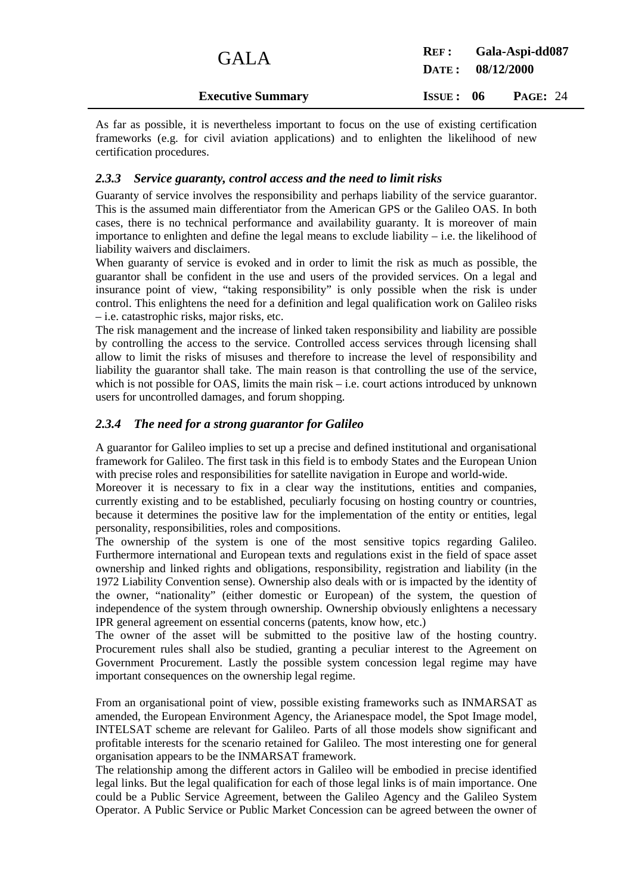As far as possible, it is nevertheless important to focus on the use of existing certification frameworks (e.g. for civil aviation applications) and to enlighten the likelihood of new certification procedures.

### *2.3.3 Service guaranty, control access and the need to limit risks*

Guaranty of service involves the responsibility and perhaps liability of the service guarantor. This is the assumed main differentiator from the American GPS or the Galileo OAS. In both cases, there is no technical performance and availability guaranty. It is moreover of main importance to enlighten and define the legal means to exclude liability – i.e. the likelihood of liability waivers and disclaimers.

When guaranty of service is evoked and in order to limit the risk as much as possible, the guarantor shall be confident in the use and users of the provided services. On a legal and insurance point of view, "taking responsibility" is only possible when the risk is under control. This enlightens the need for a definition and legal qualification work on Galileo risks – i.e. catastrophic risks, major risks, etc.

The risk management and the increase of linked taken responsibility and liability are possible by controlling the access to the service. Controlled access services through licensing shall allow to limit the risks of misuses and therefore to increase the level of responsibility and liability the guarantor shall take. The main reason is that controlling the use of the service, which is not possible for OAS, limits the main risk – i.e. court actions introduced by unknown users for uncontrolled damages, and forum shopping.

### *2.3.4 The need for a strong guarantor for Galileo*

A guarantor for Galileo implies to set up a precise and defined institutional and organisational framework for Galileo. The first task in this field is to embody States and the European Union with precise roles and responsibilities for satellite navigation in Europe and world-wide.

Moreover it is necessary to fix in a clear way the institutions, entities and companies, currently existing and to be established, peculiarly focusing on hosting country or countries, because it determines the positive law for the implementation of the entity or entities, legal personality, responsibilities, roles and compositions.

The ownership of the system is one of the most sensitive topics regarding Galileo. Furthermore international and European texts and regulations exist in the field of space asset ownership and linked rights and obligations, responsibility, registration and liability (in the 1972 Liability Convention sense). Ownership also deals with or is impacted by the identity of the owner, "nationality" (either domestic or European) of the system, the question of independence of the system through ownership. Ownership obviously enlightens a necessary IPR general agreement on essential concerns (patents, know how, etc.)

The owner of the asset will be submitted to the positive law of the hosting country. Procurement rules shall also be studied, granting a peculiar interest to the Agreement on Government Procurement. Lastly the possible system concession legal regime may have important consequences on the ownership legal regime.

From an organisational point of view, possible existing frameworks such as INMARSAT as amended, the European Environment Agency, the Arianespace model, the Spot Image model, INTELSAT scheme are relevant for Galileo. Parts of all those models show significant and profitable interests for the scenario retained for Galileo. The most interesting one for general organisation appears to be the INMARSAT framework.

The relationship among the different actors in Galileo will be embodied in precise identified legal links. But the legal qualification for each of those legal links is of main importance. One could be a Public Service Agreement, between the Galileo Agency and the Galileo System Operator. A Public Service or Public Market Concession can be agreed between the owner of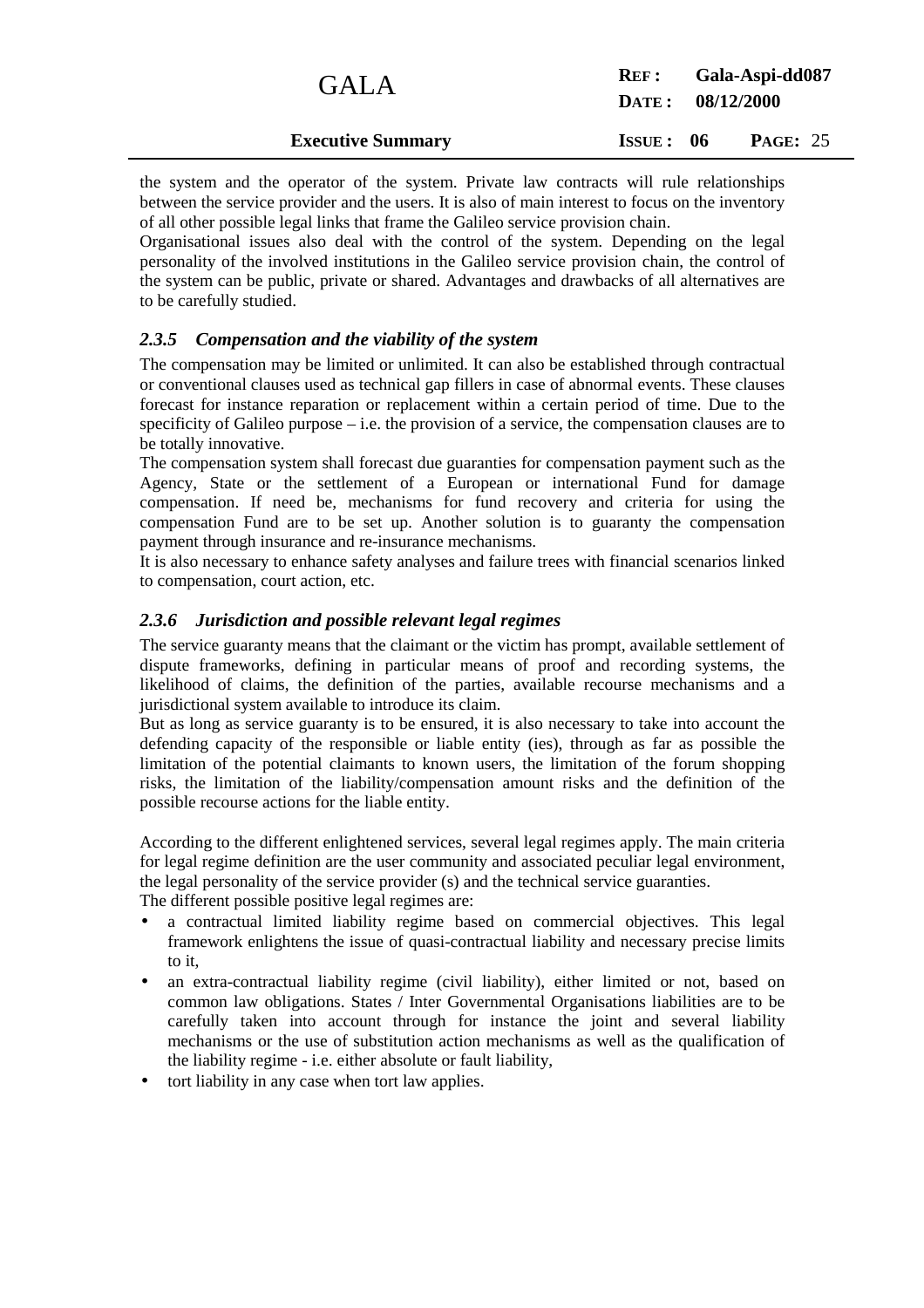the system and the operator of the system. Private law contracts will rule relationships between the service provider and the users. It is also of main interest to focus on the inventory of all other possible legal links that frame the Galileo service provision chain.

Organisational issues also deal with the control of the system. Depending on the legal personality of the involved institutions in the Galileo service provision chain, the control of the system can be public, private or shared. Advantages and drawbacks of all alternatives are to be carefully studied.

### *2.3.5 Compensation and the viability of the system*

The compensation may be limited or unlimited. It can also be established through contractual or conventional clauses used as technical gap fillers in case of abnormal events. These clauses forecast for instance reparation or replacement within a certain period of time. Due to the specificity of Galileo purpose – i.e. the provision of a service, the compensation clauses are to be totally innovative.

The compensation system shall forecast due guaranties for compensation payment such as the Agency, State or the settlement of a European or international Fund for damage compensation. If need be, mechanisms for fund recovery and criteria for using the compensation Fund are to be set up. Another solution is to guaranty the compensation payment through insurance and re-insurance mechanisms.

It is also necessary to enhance safety analyses and failure trees with financial scenarios linked to compensation, court action, etc.

### *2.3.6 Jurisdiction and possible relevant legal regimes*

The service guaranty means that the claimant or the victim has prompt, available settlement of dispute frameworks, defining in particular means of proof and recording systems, the likelihood of claims, the definition of the parties, available recourse mechanisms and a jurisdictional system available to introduce its claim.

But as long as service guaranty is to be ensured, it is also necessary to take into account the defending capacity of the responsible or liable entity (ies), through as far as possible the limitation of the potential claimants to known users, the limitation of the forum shopping risks, the limitation of the liability/compensation amount risks and the definition of the possible recourse actions for the liable entity.

According to the different enlightened services, several legal regimes apply. The main criteria for legal regime definition are the user community and associated peculiar legal environment, the legal personality of the service provider (s) and the technical service guaranties.

The different possible positive legal regimes are:

- a contractual limited liability regime based on commercial objectives. This legal framework enlightens the issue of quasi-contractual liability and necessary precise limits to it,
- an extra-contractual liability regime (civil liability), either limited or not, based on common law obligations. States / Inter Governmental Organisations liabilities are to be carefully taken into account through for instance the joint and several liability mechanisms or the use of substitution action mechanisms as well as the qualification of the liability regime - i.e. either absolute or fault liability,
- tort liability in any case when tort law applies.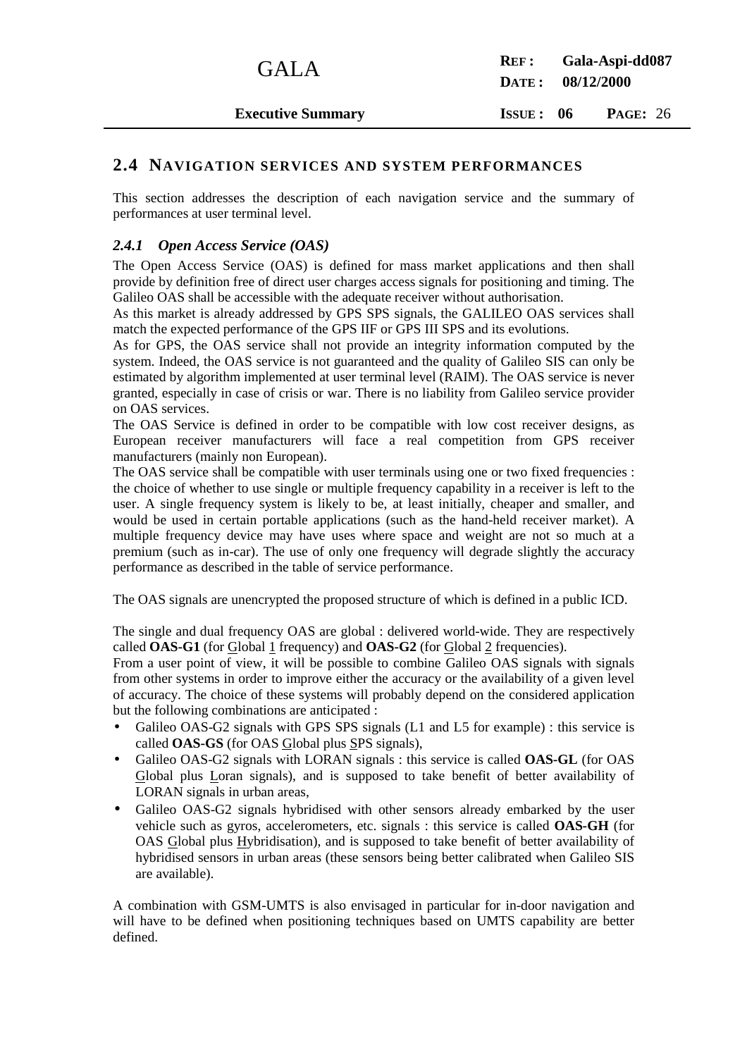## 2.4 NAVIGATION SERVICES AND SYSTEM PERFORMANCES

This section addresses the description of each navigation service and the summary of performances at user terminal level.

### *2.4.1 Open Access Service (OAS)*

The Open Access Service (OAS) is defined for mass market applications and then shall provide by definition free of direct user charges access signals for positioning and timing. The Galileo OAS shall be accessible with the adequate receiver without authorisation.

As this market is already addressed by GPS SPS signals, the GALILEO OAS services shall match the expected performance of the GPS IIF or GPS III SPS and its evolutions.

As for GPS, the OAS service shall not provide an integrity information computed by the system. Indeed, the OAS service is not guaranteed and the quality of Galileo SIS can only be estimated by algorithm implemented at user terminal level (RAIM). The OAS service is never granted, especially in case of crisis or war. There is no liability from Galileo service provider on OAS services.

The OAS Service is defined in order to be compatible with low cost receiver designs, as European receiver manufacturers will face a real competition from GPS receiver manufacturers (mainly non European).

The OAS service shall be compatible with user terminals using one or two fixed frequencies : the choice of whether to use single or multiple frequency capability in a receiver is left to the user. A single frequency system is likely to be, at least initially, cheaper and smaller, and would be used in certain portable applications (such as the hand-held receiver market). A multiple frequency device may have uses where space and weight are not so much at a premium (such as in-car). The use of only one frequency will degrade slightly the accuracy performance as described in the table of service performance.

The OAS signals are unencrypted the proposed structure of which is defined in a public ICD.

The single and dual frequency OAS are global : delivered world-wide. They are respectively called **OAS-G1** (for Global 1 frequency) and **OAS-G2** (for Global 2 frequencies).

From a user point of view, it will be possible to combine Galileo OAS signals with signals from other systems in order to improve either the accuracy or the availability of a given level of accuracy. The choice of these systems will probably depend on the considered application but the following combinations are anticipated :

- Galileo OAS-G2 signals with GPS SPS signals (L1 and L5 for example) : this service is called **OAS-GS** (for OAS Global plus SPS signals),
- Galileo OAS-G2 signals with LORAN signals : this service is called **OAS-GL** (for OAS Global plus Loran signals), and is supposed to take benefit of better availability of LORAN signals in urban areas,
- Galileo OAS-G2 signals hybridised with other sensors already embarked by the user vehicle such as gyros, accelerometers, etc. signals : this service is called **OAS-GH** (for OAS Global plus Hybridisation), and is supposed to take benefit of better availability of hybridised sensors in urban areas (these sensors being better calibrated when Galileo SIS are available).

A combination with GSM-UMTS is also envisaged in particular for in-door navigation and will have to be defined when positioning techniques based on UMTS capability are better defined.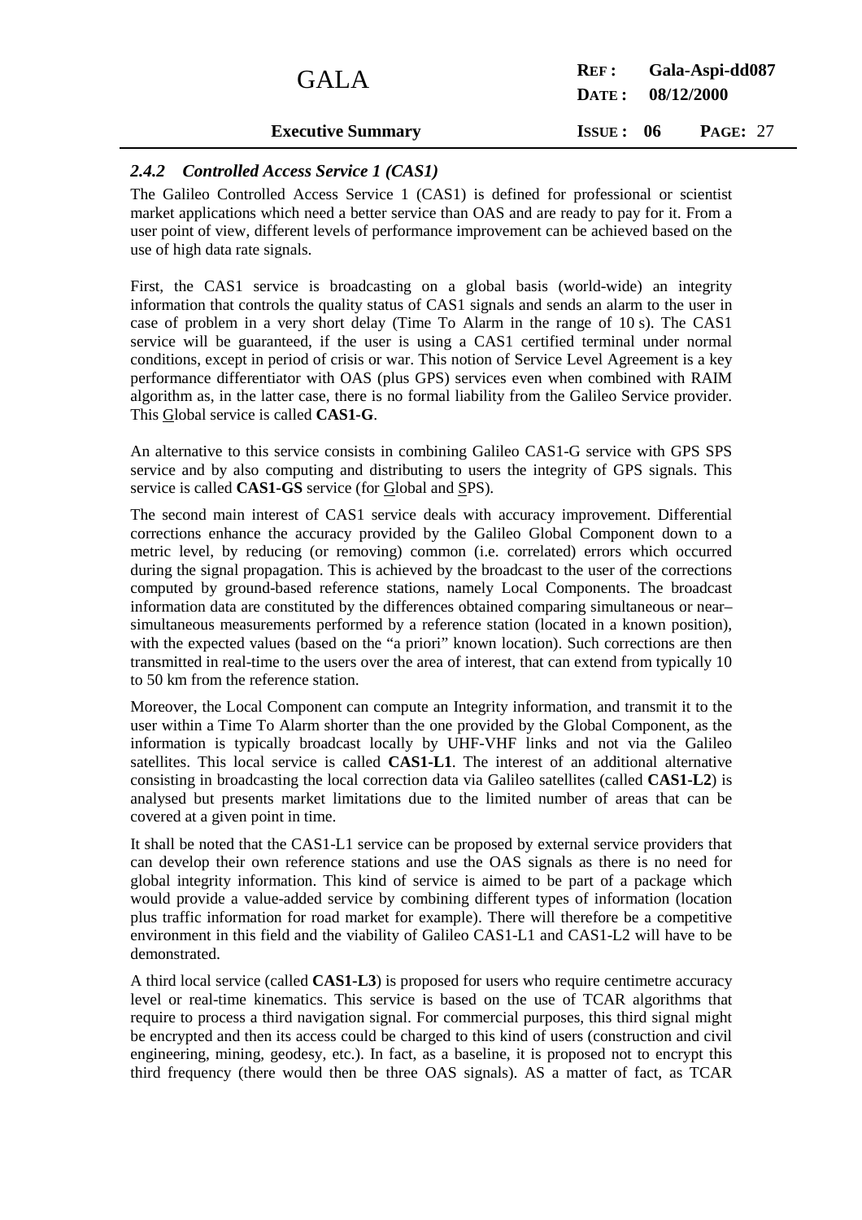### 2.4.2 *Controlled Access Service 1 (CAS1)*

The Galileo Controlled Access Service 1 (CAS1) is defined for professional or scientist market applications which need a better service than OAS and are ready to pay for it. From a user point of view, different levels of performance improvement can be achieved based on the use of high data rate signals.

First, the CAS1 service is broadcasting on a global basis (world-wide) an integrity information that controls the quality status of CAS1 signals and sends an alarm to the user in case of problem in a very short delay (Time To Alarm in the range of 10 s). The CAS1 service will be guaranteed, if the user is using a CAS1 certified terminal under normal conditions, except in period of crisis or war. This notion of Service Level Agreement is a key performance differentiator with OAS (plus GPS) services even when combined with RAIM algorithm as, in the latter case, there is no formal liability from the Galileo Service provider. This Global service is called **CAS1-G**.

An alternative to this service consists in combining Galileo CAS1-G service with GPS SPS service and by also computing and distributing to users the integrity of GPS signals. This service is called **CAS1-GS** service (for Global and SPS).

The second main interest of CAS1 service deals with accuracy improvement. Differential corrections enhance the accuracy provided by the Galileo Global Component down to a metric level, by reducing (or removing) common (i.e. correlated) errors which occurred during the signal propagation. This is achieved by the broadcast to the user of the corrections computed by ground-based reference stations, namely Local Components. The broadcast information data are constituted by the differences obtained comparing simultaneous or near–simultaneous measurements performed by a reference station (located in a known position), with the expected values (based on the "a priori" known location). Such corrections are then transmitted in real-time to the users over the area of interest, that can extend from typically 10 to 50 km from the reference station.

Moreover, the Local Component can compute an Integrity information, and transmit it to the user within a Time To Alarm shorter than the one provided by the Global Component, as the information is typically broadcast locally by UHF-VHF links and not via the Galileo satellites. This local service is called **CAS1-L1**. The interest of an additional alternative consisting in broadcasting the local correction data via Galileo satellites (called **CAS1-L2**) is analysed but presents market limitations due to the limited number of areas that can be covered at a given point in time.

It shall be noted that the CAS1-L1 service can be proposed by external service providers that can develop their own reference stations and use the OAS signals as there is no need for global integrity information. This kind of service is aimed to be part of a package which would provide a value-added service by combining different types of information (location plus traffic information for road market for example). There will therefore be a competitive environment in this field and the viability of Galileo CAS1-L1 and CAS1-L2 will have to be demonstrated.

A third local service (called **CAS1-L3**) is proposed for users who require centimetre accuracy level or real-time kinematics. This service is based on the use of TCAR algorithms that require to process a third navigation signal. For commercial purposes, this third signal might be encrypted and then its access could be charged to this kind of users (construction and civil engineering, mining, geodesy, etc.). In fact, as a baseline, it is proposed not to encrypt this third frequency (there would then be three OAS signals). AS a matter of fact, as TCAR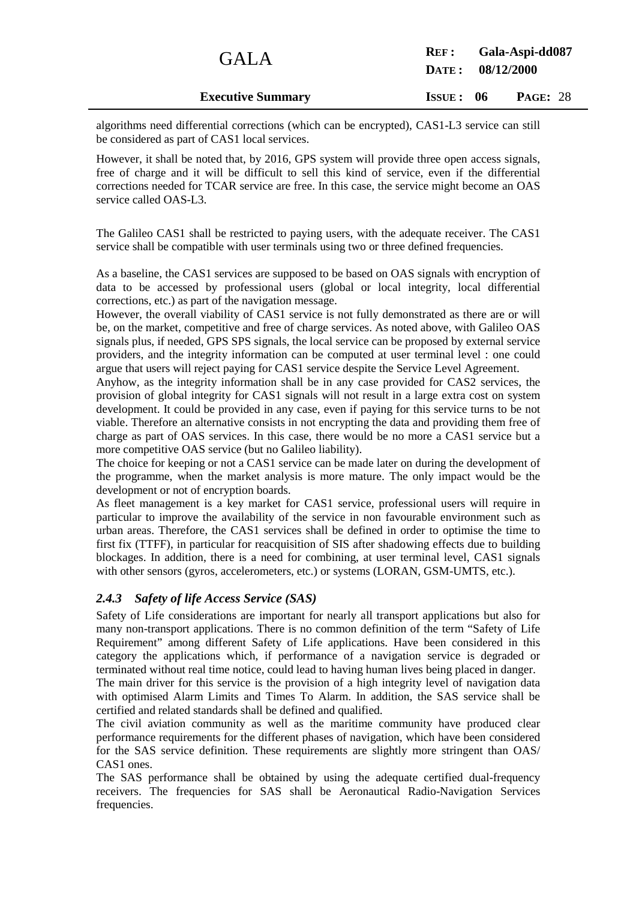algorithms need differential corrections (which can be encrypted), CAS1-L3 service can still be considered as part of CAS1 local services.

However, it shall be noted that, by 2016, GPS system will provide three open access signals, free of charge and it will be difficult to sell this kind of service, even if the differential corrections needed for TCAR service are free. In this case, the service might become an OAS service called OAS-L3.

The Galileo CAS1 shall be restricted to paying users, with the adequate receiver. The CAS1 service shall be compatible with user terminals using two or three defined frequencies.

As a baseline, the CAS1 services are supposed to be based on OAS signals with encryption of data to be accessed by professional users (global or local integrity, local differential corrections, etc.) as part of the navigation message.

However, the overall viability of CAS1 service is not fully demonstrated as there are or will be, on the market, competitive and free of charge services. As noted above, with Galileo OAS signals plus, if needed, GPS SPS signals, the local service can be proposed by external service providers, and the integrity information can be computed at user terminal level : one could argue that users will reject paying for CAS1 service despite the Service Level Agreement.

Anyhow, as the integrity information shall be in any case provided for CAS2 services, the provision of global integrity for CAS1 signals will not result in a large extra cost on system development. It could be provided in any case, even if paying for this service turns to be not viable. Therefore an alternative consists in not encrypting the data and providing them free of charge as part of OAS services. In this case, there would be no more a CAS1 service but a more competitive OAS service (but no Galileo liability).

The choice for keeping or not a CAS1 service can be made later on during the development of the programme, when the market analysis is more mature. The only impact would be the development or not of encryption boards.

As fleet management is a key market for CAS1 service, professional users will require in particular to improve the availability of the service in non favourable environment such as urban areas. Therefore, the CAS1 services shall be defined in order to optimise the time to first fix (TTFF), in particular for reacquisition of SIS after shadowing effects due to building blockages. In addition, there is a need for combining, at user terminal level, CAS1 signals with other sensors (gyros, accelerometers, etc.) or systems (LORAN, GSM-UMTS, etc.).

### *2.4.3 Safety of life Access Service (SAS)*

Safety of Life considerations are important for nearly all transport applications but also for many non-transport applications. There is no common definition of the term “Safety of Life Requirement” among different Safety of Life applications. Have been considered in this category the applications which, if performance of a navigation service is degraded or terminated without real time notice, could lead to having human lives being placed in danger.

The main driver for this service is the provision of a high integrity level of navigation data with optimised Alarm Limits and Times To Alarm. In addition, the SAS service shall be certified and related standards shall be defined and qualified.

The civil aviation community as well as the maritime community have produced clear performance requirements for the different phases of navigation, which have been considered for the SAS service definition. These requirements are slightly more stringent than OAS/ CAS1 ones.

The SAS performance shall be obtained by using the adequate certified dual-frequency receivers. The frequencies for SAS shall be Aeronautical Radio-Navigation Services frequencies.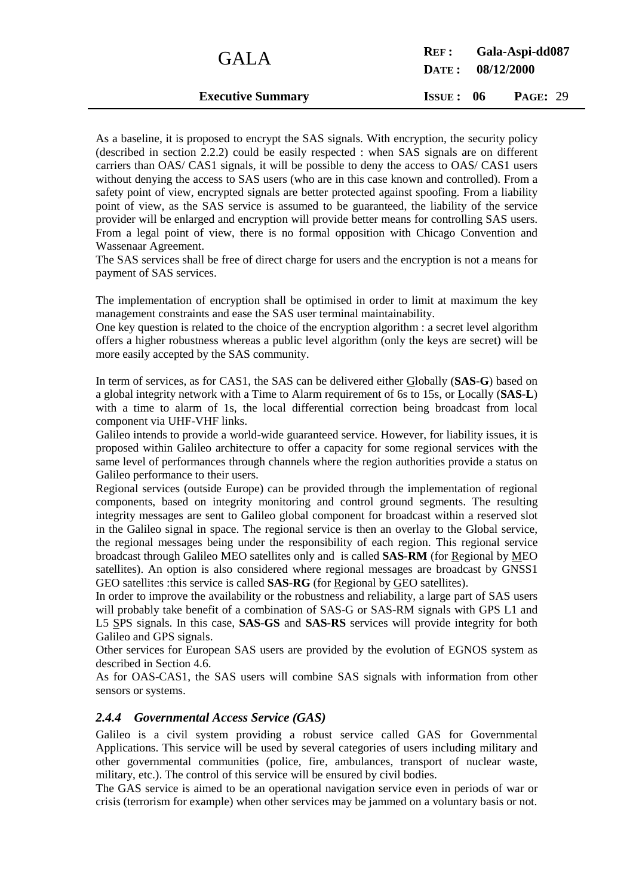As a baseline, it is proposed to encrypt the SAS signals. With encryption, the security policy (described in section 2.2.2) could be easily respected : when SAS signals are on different carriers than OAS/ CAS1 signals, it will be possible to deny the access to OAS/ CAS1 users without denying the access to SAS users (who are in this case known and controlled). From a safety point of view, encrypted signals are better protected against spoofing. From a liability point of view, as the SAS service is assumed to be guaranteed, the liability of the service provider will be enlarged and encryption will provide better means for controlling SAS users. From a legal point of view, there is no formal opposition with Chicago Convention and Wassenaar Agreement.

The SAS services shall be free of direct charge for users and the encryption is not a means for payment of SAS services.

The implementation of encryption shall be optimised in order to limit at maximum the key management constraints and ease the SAS user terminal maintainability.

One key question is related to the choice of the encryption algorithm : a secret level algorithm offers a higher robustness whereas a public level algorithm (only the keys are secret) will be more easily accepted by the SAS community.

In term of services, as for CAS1, the SAS can be delivered either Globally (**SAS-G**) based on a global integrity network with a Time to Alarm requirement of 6s to 15s, or Locally (**SAS-L**) with a time to alarm of 1s, the local differential correction being broadcast from local component via UHF-VHF links.

Galileo intends to provide a world-wide guaranteed service. However, for liability issues, it is proposed within Galileo architecture to offer a capacity for some regional services with the same level of performances through channels where the region authorities provide a status on Galileo performance to their users.

Regional services (outside Europe) can be provided through the implementation of regional components, based on integrity monitoring and control ground segments. The resulting integrity messages are sent to Galileo global component for broadcast within a reserved slot in the Galileo signal in space. The regional service is then an overlay to the Global service, the regional messages being under the responsibility of each region. This regional service broadcast through Galileo MEO satellites only and is called **SAS-RM** (for Regional by MEO satellites). An option is also considered where regional messages are broadcast by GNSS1 GEO satellites :this service is called **SAS-RG** (for Regional by GEO satellites).

In order to improve the availability or the robustness and reliability, a large part of SAS users will probably take benefit of a combination of SAS-G or SAS-RM signals with GPS L1 and L5 SPS signals. In this case, **SAS-GS** and **SAS-RS** services will provide integrity for both Galileo and GPS signals.

Other services for European SAS users are provided by the evolution of EGNOS system as described in Section 4.6.

As for OAS-CAS1, the SAS users will combine SAS signals with information from other sensors or systems.

### *2.4.4 Governmental Access Service (GAS)*

Galileo is a civil system providing a robust service called GAS for Governmental Applications. This service will be used by several categories of users including military and other governmental communities (police, fire, ambulances, transport of nuclear waste, military, etc.). The control of this service will be ensured by civil bodies.

The GAS service is aimed to be an operational navigation service even in periods of war or crisis (terrorism for example) when other services may be jammed on a voluntary basis or not.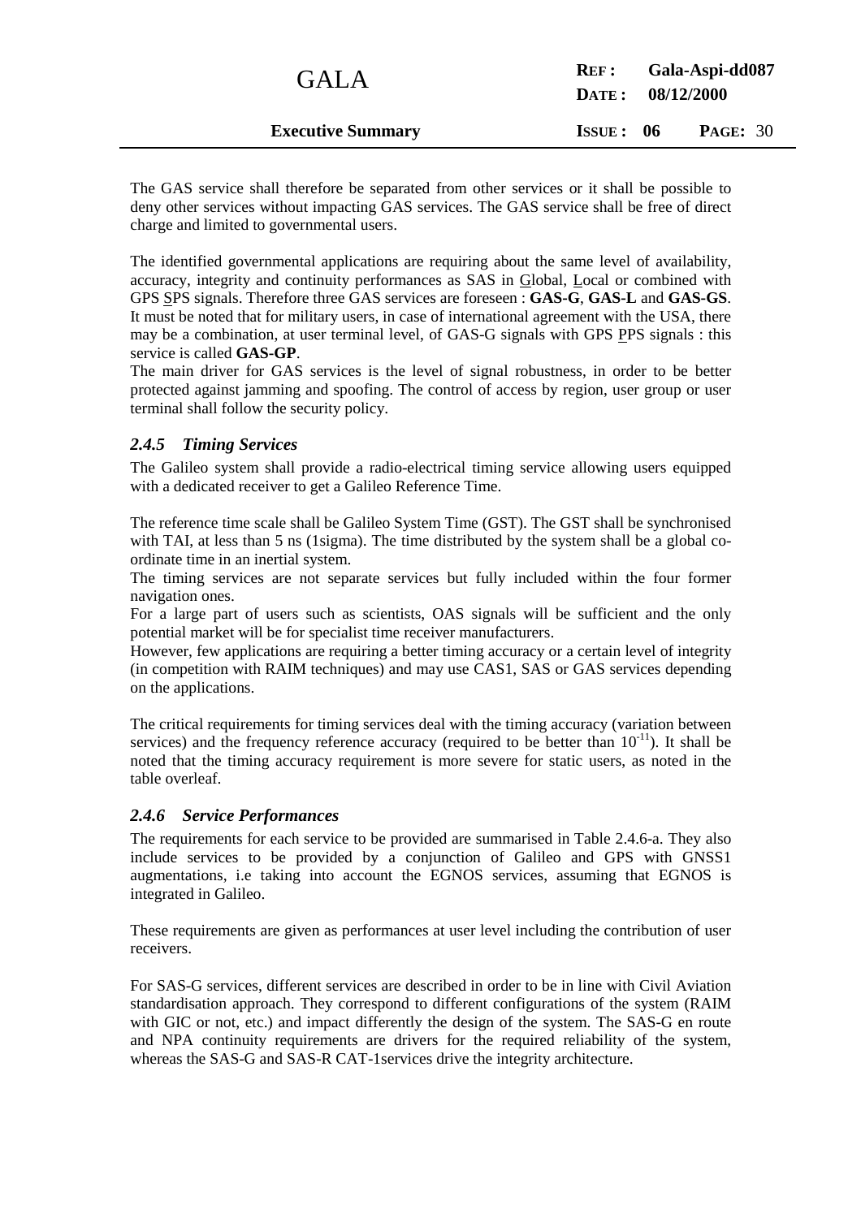The GAS service shall therefore be separated from other services or it shall be possible to deny other services without impacting GAS services. The GAS service shall be free of direct charge and limited to governmental users.

The identified governmental applications are requiring about the same level of availability, accuracy, integrity and continuity performances as SAS in Global, Local or combined with GPS SPS signals. Therefore three GAS services are foreseen : **GAS-G**, **GAS-L** and **GAS-GS**. It must be noted that for military users, in case of international agreement with the USA, there may be a combination, at user terminal level, of GAS-G signals with GPS PPS signals : this service is called **GAS-GP**.

The main driver for GAS services is the level of signal robustness, in order to be better protected against jamming and spoofing. The control of access by region, user group or user terminal shall follow the security policy.

### *2.4.5 Timing Services*

The Galileo system shall provide a radio-electrical timing service allowing users equipped with a dedicated receiver to get a Galileo Reference Time.

The reference time scale shall be Galileo System Time (GST). The GST shall be synchronised with TAI, at less than 5 ns (1sigma). The time distributed by the system shall be a global co-ordinate time in an inertial system.

The timing services are not separate services but fully included within the four former navigation ones.

For a large part of users such as scientists, OAS signals will be sufficient and the only potential market will be for specialist time receiver manufacturers.

However, few applications are requiring a better timing accuracy or a certain level of integrity (in competition with RAIM techniques) and may use CAS1, SAS or GAS services depending on the applications.

The critical requirements for timing services deal with the timing accuracy (variation between services) and the frequency reference accuracy (required to be better than $10^{-11}$). It shall be noted that the timing accuracy requirement is more severe for static users, as noted in the table overleaf.

### *2.4.6 Service Performances*

The requirements for each service to be provided are summarised in Table 2.4.6-a. They also include services to be provided by a conjunction of Galileo and GPS with GNSS1 augmentations, i.e taking into account the EGNOS services, assuming that EGNOS is integrated in Galileo.

These requirements are given as performances at user level including the contribution of user receivers.

For SAS-G services, different services are described in order to be in line with Civil Aviation standardisation approach. They correspond to different configurations of the system (RAIM with GIC or not, etc.) and impact differently the design of the system. The SAS-G en route and NPA continuity requirements are drivers for the required reliability of the system, whereas the SAS-G and SAS-R CAT-1services drive the integrity architecture.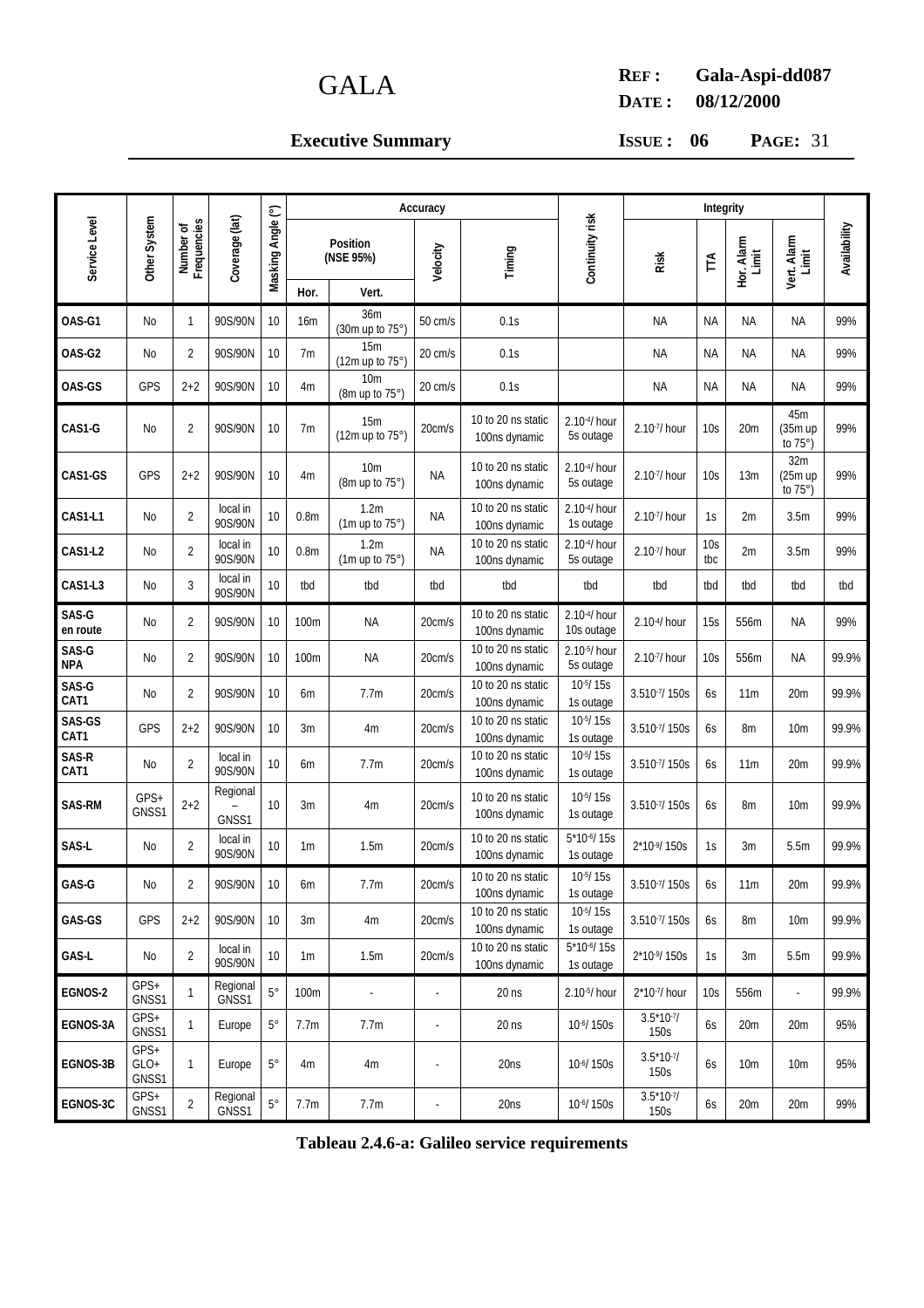| Service Level | Other System | Number of Frequencies | Coverage (lat) | Masking Angle (°) | Accuracy | | | | Continuity risk | Integrity | | | | Availability |
|---|---|---|---|---|---|---|---|---|---|---|---|---|---|---|
| | | | | | Position (NSE 95%) | | Velocity | Timing | | Risk | TTA | Hor. Alarm Limit | Vert. Alarm Limit | |
| | | | | | Hor. | Vert. | | | | | | | | |
| **OAS-G1** | No | 1 | 90S/90N | 10 | 16m | 36m (30m up to 75°) | 50 cm/s | 0.1s | | NA | NA | NA | NA | 99% |
| **OAS-G2** | No | 2 | 90S/90N | 10 | 7m | 15m (12m up to 75°) | 20 cm/s | 0.1s | | NA | NA | NA | NA | 99% |
| **OAS-GS** | GPS | 2+2 | 90S/90N | 10 | 4m | 10m (8m up to 75°) | 20 cm/s | 0.1s | | NA | NA | NA | NA | 99% |
| **CAS1-G** | No | 2 | 90S/90N | 10 | 7m | 15m (12m up to 75°) | 20cm/s | 10 to 20 ns static 100ns dynamic | $2.10^{-4}$/ hour 5s outage | $2.10^{-7}$/ hour | 10s | 20m | 45m (35m up to 75°) | 99% |
| **CAS1-GS** | GPS | 2+2 | 90S/90N | 10 | 4m | 10m (8m up to 75°) | NA | 10 to 20 ns static 100ns dynamic | $2.10^{-4}$/ hour 5s outage | $2.10^{-7}$/ hour | 10s | 13m | 32m (25m up to 75°) | 99% |
| **CAS1-L1** | No | 2 | local in 90S/90N | 10 | 0.8m | 1.2m (1m up to 75°) | NA | 10 to 20 ns static 100ns dynamic | $2.10^{-4}$/ hour 1s outage | $2.10^{-7}$/ hour | 1s | 2m | 3.5m | 99% |
| **CAS1-L2** | No | 2 | local in 90S/90N | 10 | 0.8m | 1.2m (1m up to 75°) | NA | 10 to 20 ns static 100ns dynamic | $2.10^{-4}$/ hour 5s outage | $2.10^{-7}$/ hour | 10s tbc | 2m | 3.5m | 99% |
| **CAS1-L3** | No | 3 | local in 90S/90N | 10 | tbd | tbd | tbd | tbd | tbd | tbd | tbd | tbd | tbd | tbd |
| **SAS-G en route** | No | 2 | 90S/90N | 10 | 100m | NA | 20cm/s | 10 to 20 ns static 100ns dynamic | $2.10^{-4}$/ hour 10s outage | $2.10^{-4}$/ hour | 15s | 556m | NA | 99% |
| **SAS-G NPA** | No | 2 | 90S/90N | 10 | 100m | NA | 20cm/s | 10 to 20 ns static 100ns dynamic | $2.10^{-5}$/ hour 5s outage | $2.10^{-7}$/ hour | 10s | 556m | NA | 99.9% |
| **SAS-G CAT1** | No | 2 | 90S/90N | 10 | 6m | 7.7m | 20cm/s | 10 to 20 ns static 100ns dynamic | $10^{-5}$/ 15s 1s outage | $3.510^{-7}$/ 150s | 6s | 11m | 20m | 99.9% |
| **SAS-GS CAT1** | GPS | 2+2 | 90S/90N | 10 | 3m | 4m | 20cm/s | 10 to 20 ns static 100ns dynamic | $10^{-5}$/ 15s 1s outage | $3.510^{-7}$/ 150s | 6s | 8m | 10m | 99.9% |
| **SAS-R CAT1** | No | 2 | local in 90S/90N | 10 | 6m | 7.7m | 20cm/s | 10 to 20 ns static 100ns dynamic | $10^{-5}$/ 15s 1s outage | $3.510^{-7}$/ 150s | 6s | 11m | 20m | 99.9% |
| **SAS-RM** | GPS+ GNSS1 | 2+2 | Regional – GNSS1 | 10 | 3m | 4m | 20cm/s | 10 to 20 ns static 100ns dynamic | $10^{-5}$/ 15s 1s outage | $3.510^{-7}$/ 150s | 6s | 8m | 10m | 99.9% |
| **SAS-L** | No | 2 | local in 90S/90N | 10 | 1m | 1.5m | 20cm/s | 10 to 20 ns static 100ns dynamic | $5*10^{-6}$/ 15s 1s outage | $2*10^{-9}$/ 150s | 1s | 3m | 5.5m | 99.9% |
| **GAS-G** | No | 2 | 90S/90N | 10 | 6m | 7.7m | 20cm/s | 10 to 20 ns static 100ns dynamic | $10^{-5}$/ 15s 1s outage | $3.510^{-7}$/ 150s | 6s | 11m | 20m | 99.9% |
| **GAS-GS** | GPS | 2+2 | 90S/90N | 10 | 3m | 4m | 20cm/s | 10 to 20 ns static 100ns dynamic | $10^{-5}$/ 15s 1s outage | $3.510^{-7}$/ 150s | 6s | 8m | 10m | 99.9% |
| **GAS-L** | No | 2 | local in 90S/90N | 10 | 1m | 1.5m | 20cm/s | 10 to 20 ns static 100ns dynamic | $5*10^{-6}$/ 15s 1s outage | $2*10^{-9}$/ 150s | 1s | 3m | 5.5m | 99.9% |
| **EGNOS-2** | GPS+ GNSS1 | 1 | Regional GNSS1 | 5° | 100m | - | - | 20 ns | $2.10^{-5}$/ hour | $2*10^{-7}$/ hour | 10s | 556m | - | 99.9% |
| **EGNOS-3A** | GPS+ GNSS1 | 1 | Europe | 5° | 7.7m | 7.7m | - | 20 ns | $10^{-6}$/ 150s | $3.5*10^{-7}$/ 150s | 6s | 20m | 20m | 95% |
| **EGNOS-3B** | GPS+ GLO+ GNSS1 | 1 | Europe | 5° | 4m | 4m | - | 20ns | $10^{-6}$/ 150s | $3.5*10^{-7}$/ 150s | 6s | 10m | 10m | 95% |
| **EGNOS-3C** | GPS+ GNSS1 | 2 | Regional GNSS1 | 5° | 7.7m | 7.7m | - | 20ns | $10^{-6}$/ 150s | $3.5*10^{-7}$/ 150s | 6s | 20m | 20m | 99% |

**Tableau 2.4.6-a: Galileo service requirements**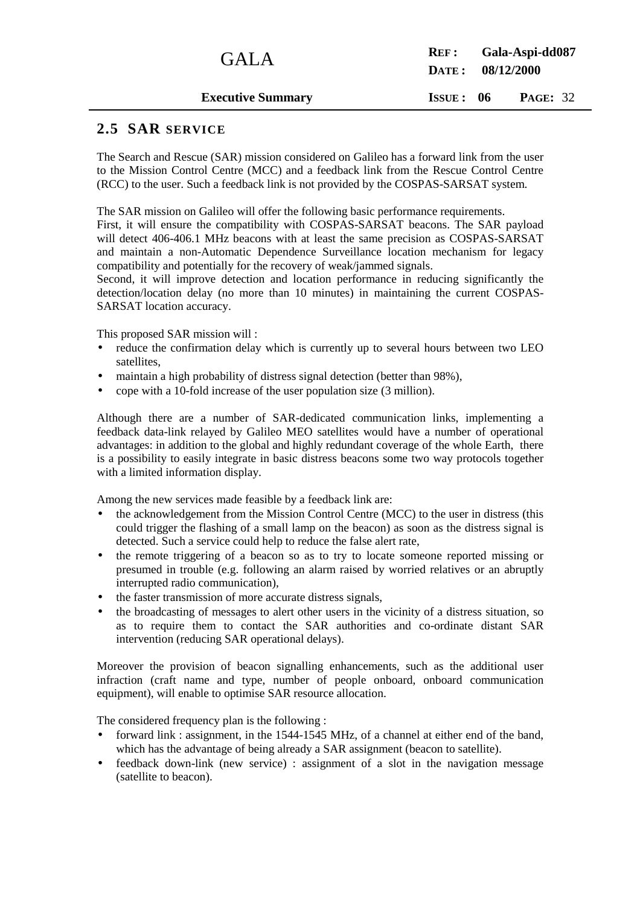## 2.5 SAR SERVICE

The Search and Rescue (SAR) mission considered on Galileo has a forward link from the user to the Mission Control Centre (MCC) and a feedback link from the Rescue Control Centre (RCC) to the user. Such a feedback link is not provided by the COSPAS-SARSAT system.

The SAR mission on Galileo will offer the following basic performance requirements.
First, it will ensure the compatibility with COSPAS-SARSAT beacons. The SAR payload will detect 406-406.1 MHz beacons with at least the same precision as COSPAS-SARSAT and maintain a non-Automatic Dependence Surveillance location mechanism for legacy compatibility and potentially for the recovery of weak/jammed signals.
Second, it will improve detection and location performance in reducing significantly the detection/location delay (no more than 10 minutes) in maintaining the current COSPAS-SARSAT location accuracy.

This proposed SAR mission will :

- reduce the confirmation delay which is currently up to several hours between two LEO satellites,
- maintain a high probability of distress signal detection (better than 98%),
- cope with a 10-fold increase of the user population size (3 million).

Although there are a number of SAR-dedicated communication links, implementing a feedback data-link relayed by Galileo MEO satellites would have a number of operational advantages: in addition to the global and highly redundant coverage of the whole Earth, there is a possibility to easily integrate in basic distress beacons some two way protocols together with a limited information display.

Among the new services made feasible by a feedback link are:

- the acknowledgement from the Mission Control Centre (MCC) to the user in distress (this could trigger the flashing of a small lamp on the beacon) as soon as the distress signal is detected. Such a service could help to reduce the false alert rate,
- the remote triggering of a beacon so as to try to locate someone reported missing or presumed in trouble (e.g. following an alarm raised by worried relatives or an abruptly interrupted radio communication),
- the faster transmission of more accurate distress signals,
- the broadcasting of messages to alert other users in the vicinity of a distress situation, so as to require them to contact the SAR authorities and co-ordinate distant SAR intervention (reducing SAR operational delays).

Moreover the provision of beacon signalling enhancements, such as the additional user infraction (craft name and type, number of people onboard, onboard communication equipment), will enable to optimise SAR resource allocation.

The considered frequency plan is the following :

- forward link : assignment, in the 1544-1545 MHz, of a channel at either end of the band, which has the advantage of being already a SAR assignment (beacon to satellite).
- feedback down-link (new service) : assignment of a slot in the navigation message (satellite to beacon).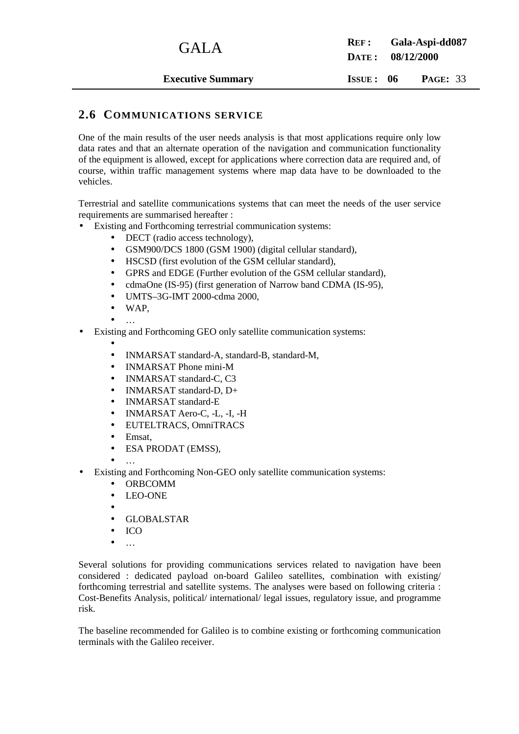## 2.6 COMMUNICATIONS SERVICE

One of the main results of the user needs analysis is that most applications require only low data rates and that an alternate operation of the navigation and communication functionality of the equipment is allowed, except for applications where correction data are required and, of course, within traffic management systems where map data have to be downloaded to the vehicles.

Terrestrial and satellite communications systems that can meet the needs of the user service requirements are summarised hereafter :

- Existing and Forthcoming terrestrial communication systems:
  - DECT (radio access technology),
  - GSM900/DCS 1800 (GSM 1900) (digital cellular standard),
  - HSCSD (first evolution of the GSM cellular standard),
  - GPRS and EDGE (Further evolution of the GSM cellular standard),
  - cdmaOne (IS-95) (first generation of Narrow band CDMA (IS-95),
  - UMTS–3G-IMT 2000-cdma 2000,
  - WAP,
  - …
- Existing and Forthcoming GEO only satellite communication systems:
  - 
  - INMARSAT standard-A, standard-B, standard-M,
  - INMARSAT Phone mini-M
  - INMARSAT standard-C, C3
  - INMARSAT standard-D, D+
  - INMARSAT standard-E
  - INMARSAT Aero-C, -L, -I, -H
  - EUTELTRACS, OmniTRACS
  - Emsat,
  - ESA PRODAT (EMSS),
  - …
- Existing and Forthcoming Non-GEO only satellite communication systems:
  - ORBCOMM
  - LEO-ONE
  - 
  - GLOBALSTAR
  - ICO
  - …

Several solutions for providing communications services related to navigation have been considered : dedicated payload on-board Galileo satellites, combination with existing/ forthcoming terrestrial and satellite systems. The analyses were based on following criteria : Cost-Benefits Analysis, political/ international/ legal issues, regulatory issue, and programme risk.

The baseline recommended for Galileo is to combine existing or forthcoming communication terminals with the Galileo receiver.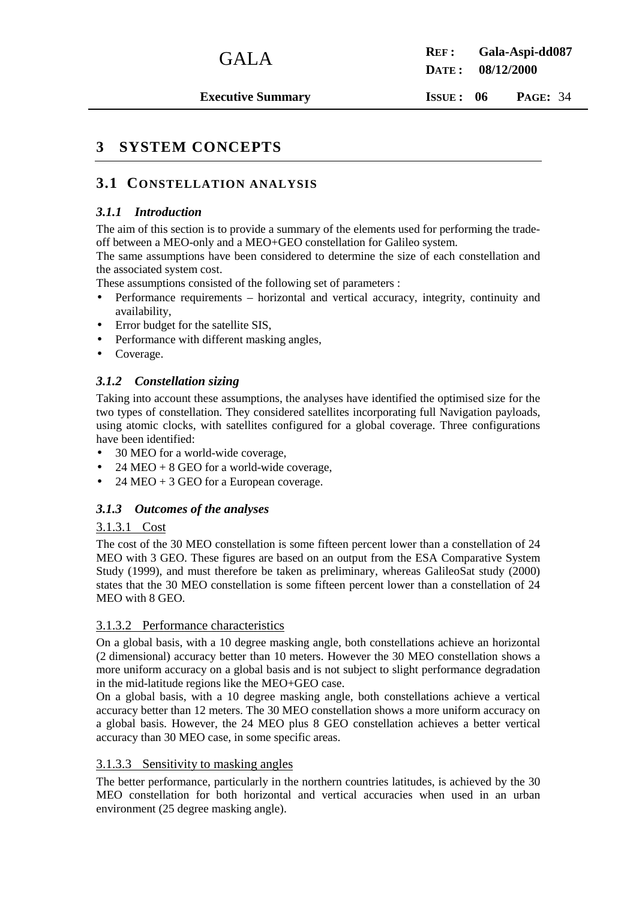# 3 SYSTEM CONCEPTS

## 3.1 CONSTELLATION ANALYSIS

### *3.1.1 Introduction*

The aim of this section is to provide a summary of the elements used for performing the trade-off between a MEO-only and a MEO+GEO constellation for Galileo system.

The same assumptions have been considered to determine the size of each constellation and the associated system cost.

These assumptions consisted of the following set of parameters :

- Performance requirements – horizontal and vertical accuracy, integrity, continuity and availability,
- Error budget for the satellite SIS,
- Performance with different masking angles,
- Coverage.

### *3.1.2 Constellation sizing*

Taking into account these assumptions, the analyses have identified the optimised size for the two types of constellation. They considered satellites incorporating full Navigation payloads, using atomic clocks, with satellites configured for a global coverage. Three configurations have been identified:

- 30 MEO for a world-wide coverage,
- 24 MEO + 8 GEO for a world-wide coverage,
- 24 MEO + 3 GEO for a European coverage.

### *3.1.3 Outcomes of the analyses*

#### 3.1.3.1 Cost

The cost of the 30 MEO constellation is some fifteen percent lower than a constellation of 24 MEO with 3 GEO. These figures are based on an output from the ESA Comparative System Study (1999), and must therefore be taken as preliminary, whereas GalileoSat study (2000) states that the 30 MEO constellation is some fifteen percent lower than a constellation of 24 MEO with 8 GEO.

#### 3.1.3.2 Performance characteristics

On a global basis, with a 10 degree masking angle, both constellations achieve an horizontal (2 dimensional) accuracy better than 10 meters. However the 30 MEO constellation shows a more uniform accuracy on a global basis and is not subject to slight performance degradation in the mid-latitude regions like the MEO+GEO case.

On a global basis, with a 10 degree masking angle, both constellations achieve a vertical accuracy better than 12 meters. The 30 MEO constellation shows a more uniform accuracy on a global basis. However, the 24 MEO plus 8 GEO constellation achieves a better vertical accuracy than 30 MEO case, in some specific areas.

#### 3.1.3.3 Sensitivity to masking angles

The better performance, particularly in the northern countries latitudes, is achieved by the 30 MEO constellation for both horizontal and vertical accuracies when used in an urban environment (25 degree masking angle).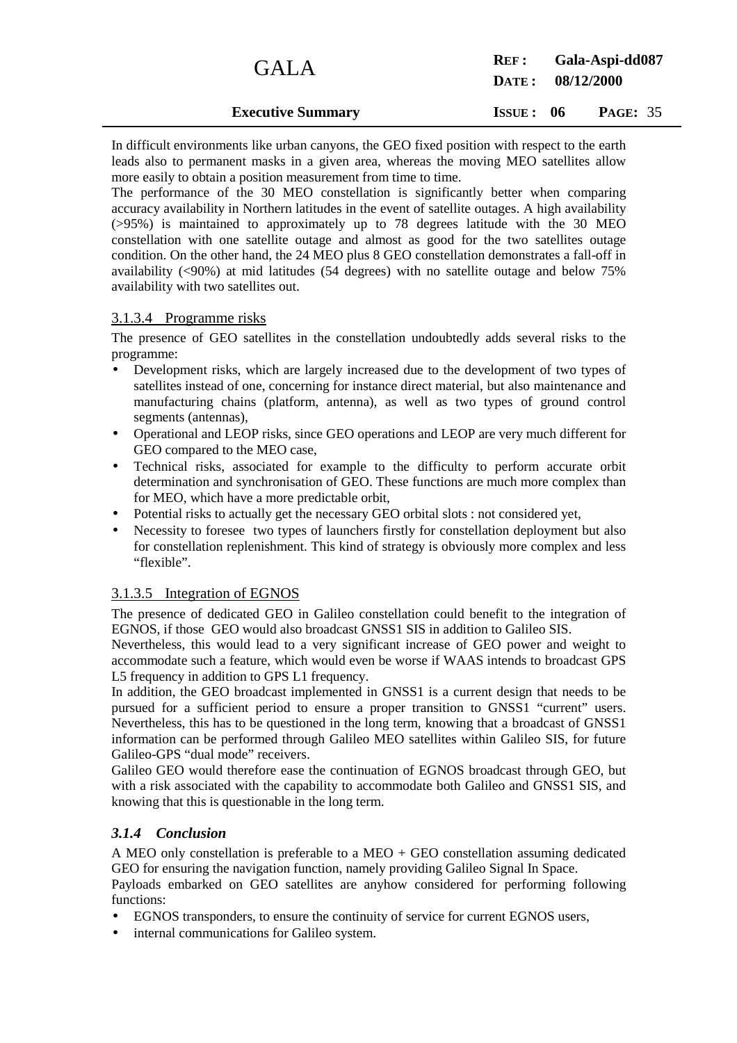In difficult environments like urban canyons, the GEO fixed position with respect to the earth leads also to permanent masks in a given area, whereas the moving MEO satellites allow more easily to obtain a position measurement from time to time.
The performance of the 30 MEO constellation is significantly better when comparing accuracy availability in Northern latitudes in the event of satellite outages. A high availability (>95%) is maintained to approximately up to 78 degrees latitude with the 30 MEO constellation with one satellite outage and almost as good for the two satellites outage condition. On the other hand, the 24 MEO plus 8 GEO constellation demonstrates a fall-off in availability (<90%) at mid latitudes (54 degrees) with no satellite outage and below 75% availability with two satellites out.

#### 3.1.3.4 Programme risks

The presence of GEO satellites in the constellation undoubtedly adds several risks to the programme:

- Development risks, which are largely increased due to the development of two types of satellites instead of one, concerning for instance direct material, but also maintenance and manufacturing chains (platform, antenna), as well as two types of ground control segments (antennas),
- Operational and LEOP risks, since GEO operations and LEOP are very much different for GEO compared to the MEO case,
- Technical risks, associated for example to the difficulty to perform accurate orbit determination and synchronisation of GEO. These functions are much more complex than for MEO, which have a more predictable orbit,
- Potential risks to actually get the necessary GEO orbital slots : not considered yet,
- Necessity to foresee two types of launchers firstly for constellation deployment but also for constellation replenishment. This kind of strategy is obviously more complex and less "flexible".

#### 3.1.3.5 Integration of EGNOS

The presence of dedicated GEO in Galileo constellation could benefit to the integration of EGNOS, if those GEO would also broadcast GNSS1 SIS in addition to Galileo SIS.
Nevertheless, this would lead to a very significant increase of GEO power and weight to accommodate such a feature, which would even be worse if WAAS intends to broadcast GPS L5 frequency in addition to GPS L1 frequency.
In addition, the GEO broadcast implemented in GNSS1 is a current design that needs to be pursued for a sufficient period to ensure a proper transition to GNSS1 "current" users. Nevertheless, this has to be questioned in the long term, knowing that a broadcast of GNSS1 information can be performed through Galileo MEO satellites within Galileo SIS, for future Galileo-GPS "dual mode" receivers.
Galileo GEO would therefore ease the continuation of EGNOS broadcast through GEO, but with a risk associated with the capability to accommodate both Galileo and GNSS1 SIS, and knowing that this is questionable in the long term.

### *3.1.4 Conclusion*

A MEO only constellation is preferable to a MEO + GEO constellation assuming dedicated GEO for ensuring the navigation function, namely providing Galileo Signal In Space.
Payloads embarked on GEO satellites are anyhow considered for performing following functions:

- EGNOS transponders, to ensure the continuity of service for current EGNOS users,
- internal communications for Galileo system.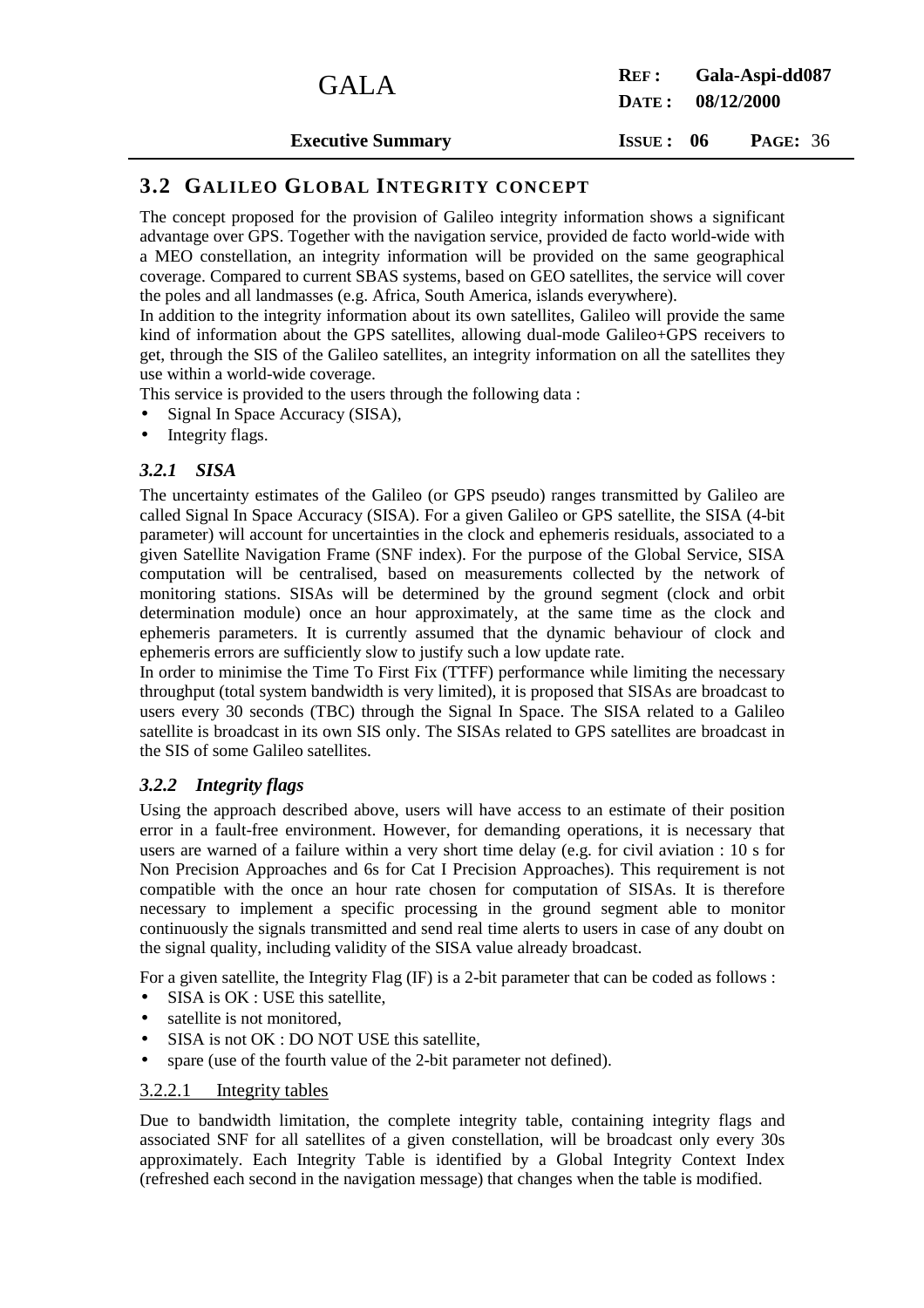## 3.2 GALILEO GLOBAL INTEGRITY CONCEPT

The concept proposed for the provision of Galileo integrity information shows a significant advantage over GPS. Together with the navigation service, provided de facto world-wide with a MEO constellation, an integrity information will be provided on the same geographical coverage. Compared to current SBAS systems, based on GEO satellites, the service will cover the poles and all landmasses (e.g. Africa, South America, islands everywhere).

In addition to the integrity information about its own satellites, Galileo will provide the same kind of information about the GPS satellites, allowing dual-mode Galileo+GPS receivers to get, through the SIS of the Galileo satellites, an integrity information on all the satellites they use within a world-wide coverage.

This service is provided to the users through the following data :

- Signal In Space Accuracy (SISA),
- Integrity flags.

### *3.2.1 SISA*

The uncertainty estimates of the Galileo (or GPS pseudo) ranges transmitted by Galileo are called Signal In Space Accuracy (SISA). For a given Galileo or GPS satellite, the SISA (4-bit parameter) will account for uncertainties in the clock and ephemeris residuals, associated to a given Satellite Navigation Frame (SNF index). For the purpose of the Global Service, SISA computation will be centralised, based on measurements collected by the network of monitoring stations. SISAs will be determined by the ground segment (clock and orbit determination module) once an hour approximately, at the same time as the clock and ephemeris parameters. It is currently assumed that the dynamic behaviour of clock and ephemeris errors are sufficiently slow to justify such a low update rate.

In order to minimise the Time To First Fix (TTFF) performance while limiting the necessary throughput (total system bandwidth is very limited), it is proposed that SISAs are broadcast to users every 30 seconds (TBC) through the Signal In Space. The SISA related to a Galileo satellite is broadcast in its own SIS only. The SISAs related to GPS satellites are broadcast in the SIS of some Galileo satellites.

### *3.2.2 Integrity flags*

Using the approach described above, users will have access to an estimate of their position error in a fault-free environment. However, for demanding operations, it is necessary that users are warned of a failure within a very short time delay (e.g. for civil aviation : 10 s for Non Precision Approaches and 6s for Cat I Precision Approaches). This requirement is not compatible with the once an hour rate chosen for computation of SISAs. It is therefore necessary to implement a specific processing in the ground segment able to monitor continuously the signals transmitted and send real time alerts to users in case of any doubt on the signal quality, including validity of the SISA value already broadcast.

For a given satellite, the Integrity Flag (IF) is a 2-bit parameter that can be coded as follows :

- SISA is OK : USE this satellite,
- satellite is not monitored,
- SISA is not OK : DO NOT USE this satellite,
- spare (use of the fourth value of the 2-bit parameter not defined).

#### 3.2.2.1 Integrity tables

Due to bandwidth limitation, the complete integrity table, containing integrity flags and associated SNF for all satellites of a given constellation, will be broadcast only every 30s approximately. Each Integrity Table is identified by a Global Integrity Context Index (refreshed each second in the navigation message) that changes when the table is modified.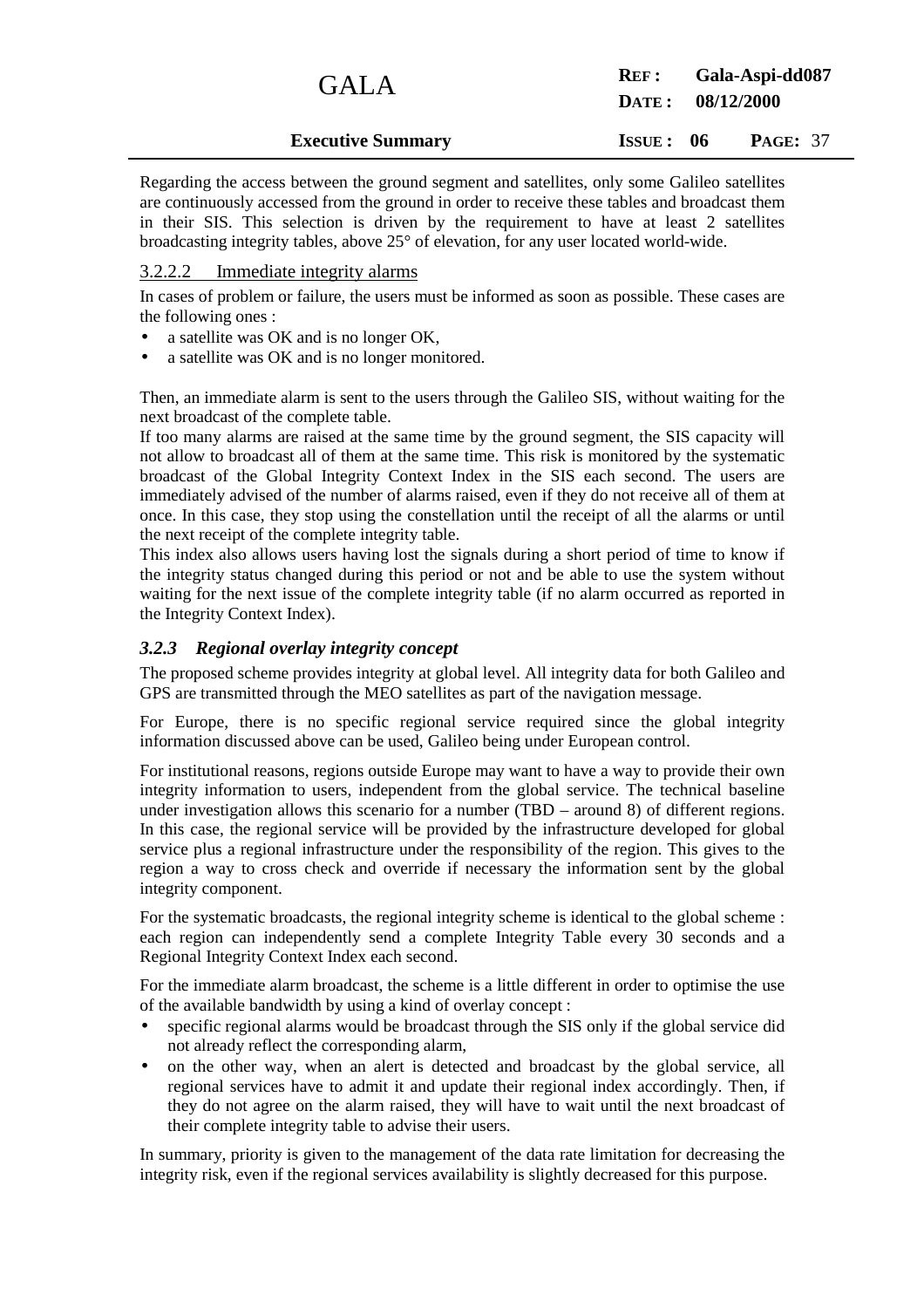Regarding the access between the ground segment and satellites, only some Galileo satellites are continuously accessed from the ground in order to receive these tables and broadcast them in their SIS. This selection is driven by the requirement to have at least 2 satellites broadcasting integrity tables, above 25° of elevation, for any user located world-wide.

#### 3.2.2.2 Immediate integrity alarms

In cases of problem or failure, the users must be informed as soon as possible. These cases are the following ones :

- a satellite was OK and is no longer OK,
- a satellite was OK and is no longer monitored.

Then, an immediate alarm is sent to the users through the Galileo SIS, without waiting for the next broadcast of the complete table.

If too many alarms are raised at the same time by the ground segment, the SIS capacity will not allow to broadcast all of them at the same time. This risk is monitored by the systematic broadcast of the Global Integrity Context Index in the SIS each second. The users are immediately advised of the number of alarms raised, even if they do not receive all of them at once. In this case, they stop using the constellation until the receipt of all the alarms or until the next receipt of the complete integrity table.

This index also allows users having lost the signals during a short period of time to know if the integrity status changed during this period or not and be able to use the system without waiting for the next issue of the complete integrity table (if no alarm occurred as reported in the Integrity Context Index).

### *3.2.3 Regional overlay integrity concept*

The proposed scheme provides integrity at global level. All integrity data for both Galileo and GPS are transmitted through the MEO satellites as part of the navigation message.

For Europe, there is no specific regional service required since the global integrity information discussed above can be used, Galileo being under European control.

For institutional reasons, regions outside Europe may want to have a way to provide their own integrity information to users, independent from the global service. The technical baseline under investigation allows this scenario for a number (TBD – around 8) of different regions. In this case, the regional service will be provided by the infrastructure developed for global service plus a regional infrastructure under the responsibility of the region. This gives to the region a way to cross check and override if necessary the information sent by the global integrity component.

For the systematic broadcasts, the regional integrity scheme is identical to the global scheme : each region can independently send a complete Integrity Table every 30 seconds and a Regional Integrity Context Index each second.

For the immediate alarm broadcast, the scheme is a little different in order to optimise the use of the available bandwidth by using a kind of overlay concept :

- specific regional alarms would be broadcast through the SIS only if the global service did not already reflect the corresponding alarm,
- on the other way, when an alert is detected and broadcast by the global service, all regional services have to admit it and update their regional index accordingly. Then, if they do not agree on the alarm raised, they will have to wait until the next broadcast of their complete integrity table to advise their users.

In summary, priority is given to the management of the data rate limitation for decreasing the integrity risk, even if the regional services availability is slightly decreased for this purpose.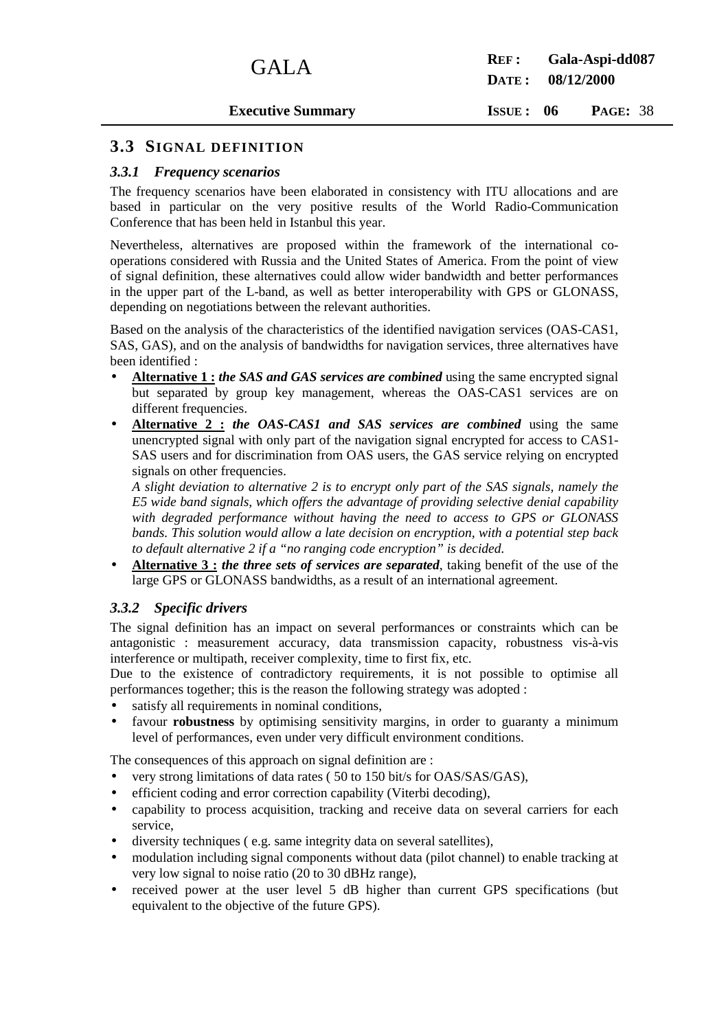## 3.3 SIGNAL DEFINITION

### *3.3.1 Frequency scenarios*

The frequency scenarios have been elaborated in consistency with ITU allocations and are based in particular on the very positive results of the World Radio-Communication Conference that has been held in Istanbul this year.

Nevertheless, alternatives are proposed within the framework of the international co-operations considered with Russia and the United States of America. From the point of view of signal definition, these alternatives could allow wider bandwidth and better performances in the upper part of the L-band, as well as better interoperability with GPS or GLONASS, depending on negotiations between the relevant authorities.

Based on the analysis of the characteristics of the identified navigation services (OAS-CAS1, SAS, GAS), and on the analysis of bandwidths for navigation services, three alternatives have been identified :

- **Alternative 1 :** ***the SAS and GAS services are combined*** using the same encrypted signal but separated by group key management, whereas the OAS-CAS1 services are on different frequencies.
- **Alternative 2 :** ***the OAS-CAS1 and SAS services are combined*** using the same unencrypted signal with only part of the navigation signal encrypted for access to CAS1-SAS users and for discrimination from OAS users, the GAS service relying on encrypted signals on other frequencies.

  *A slight deviation to alternative 2 is to encrypt only part of the SAS signals, namely the E5 wide band signals, which offers the advantage of providing selective denial capability with degraded performance without having the need to access to GPS or GLONASS bands. This solution would allow a late decision on encryption, with a potential step back to default alternative 2 if a "no ranging code encryption" is decided.*
- **Alternative 3 :** ***the three sets of services are separated***, taking benefit of the use of the large GPS or GLONASS bandwidths, as a result of an international agreement.

### *3.3.2 Specific drivers*

The signal definition has an impact on several performances or constraints which can be antagonistic : measurement accuracy, data transmission capacity, robustness vis-à-vis interference or multipath, receiver complexity, time to first fix, etc.
Due to the existence of contradictory requirements, it is not possible to optimise all performances together; this is the reason the following strategy was adopted :

- satisfy all requirements in nominal conditions,
- favour **robustness** by optimising sensitivity margins, in order to guaranty a minimum level of performances, even under very difficult environment conditions.

The consequences of this approach on signal definition are :

- very strong limitations of data rates ( 50 to 150 bit/s for OAS/SAS/GAS),
- efficient coding and error correction capability (Viterbi decoding),
- capability to process acquisition, tracking and receive data on several carriers for each service,
- diversity techniques ( e.g. same integrity data on several satellites),
- modulation including signal components without data (pilot channel) to enable tracking at very low signal to noise ratio (20 to 30 dBHz range),
- received power at the user level 5 dB higher than current GPS specifications (but equivalent to the objective of the future GPS).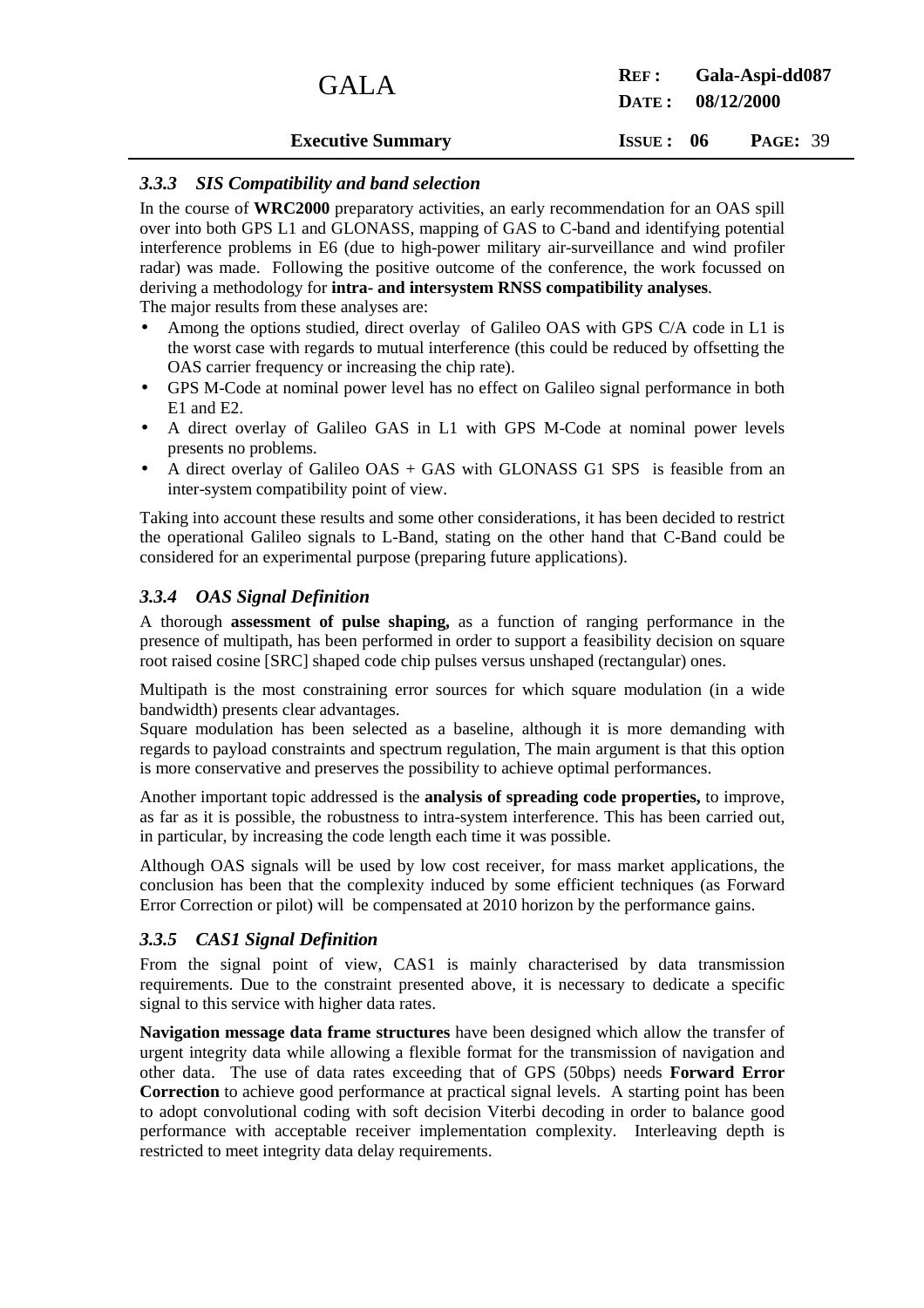### *3.3.3 SIS Compatibility and band selection*

In the course of **WRC2000** preparatory activities, an early recommendation for an OAS spill over into both GPS L1 and GLONASS, mapping of GAS to C-band and identifying potential interference problems in E6 (due to high-power military air-surveillance and wind profiler radar) was made. Following the positive outcome of the conference, the work focussed on deriving a methodology for **intra- and intersystem RNSS compatibility analyses**.

The major results from these analyses are:

- Among the options studied, direct overlay of Galileo OAS with GPS C/A code in L1 is the worst case with regards to mutual interference (this could be reduced by offsetting the OAS carrier frequency or increasing the chip rate).
- GPS M-Code at nominal power level has no effect on Galileo signal performance in both E1 and E2.
- A direct overlay of Galileo GAS in L1 with GPS M-Code at nominal power levels presents no problems.
- A direct overlay of Galileo OAS + GAS with GLONASS G1 SPS is feasible from an inter-system compatibility point of view.

Taking into account these results and some other considerations, it has been decided to restrict the operational Galileo signals to L-Band, stating on the other hand that C-Band could be considered for an experimental purpose (preparing future applications).

### *3.3.4 OAS Signal Definition*

A thorough **assessment of pulse shaping,** as a function of ranging performance in the presence of multipath, has been performed in order to support a feasibility decision on square root raised cosine [SRC] shaped code chip pulses versus unshaped (rectangular) ones.

Multipath is the most constraining error sources for which square modulation (in a wide bandwidth) presents clear advantages.

Square modulation has been selected as a baseline, although it is more demanding with regards to payload constraints and spectrum regulation, The main argument is that this option is more conservative and preserves the possibility to achieve optimal performances.

Another important topic addressed is the **analysis of spreading code properties,** to improve, as far as it is possible, the robustness to intra-system interference. This has been carried out, in particular, by increasing the code length each time it was possible.

Although OAS signals will be used by low cost receiver, for mass market applications, the conclusion has been that the complexity induced by some efficient techniques (as Forward Error Correction or pilot) will be compensated at 2010 horizon by the performance gains.

### *3.3.5 CAS1 Signal Definition*

From the signal point of view, CAS1 is mainly characterised by data transmission requirements. Due to the constraint presented above, it is necessary to dedicate a specific signal to this service with higher data rates.

**Navigation message data frame structures** have been designed which allow the transfer of urgent integrity data while allowing a flexible format for the transmission of navigation and other data. The use of data rates exceeding that of GPS (50bps) needs **Forward Error Correction** to achieve good performance at practical signal levels. A starting point has been to adopt convolutional coding with soft decision Viterbi decoding in order to balance good performance with acceptable receiver implementation complexity. Interleaving depth is restricted to meet integrity data delay requirements.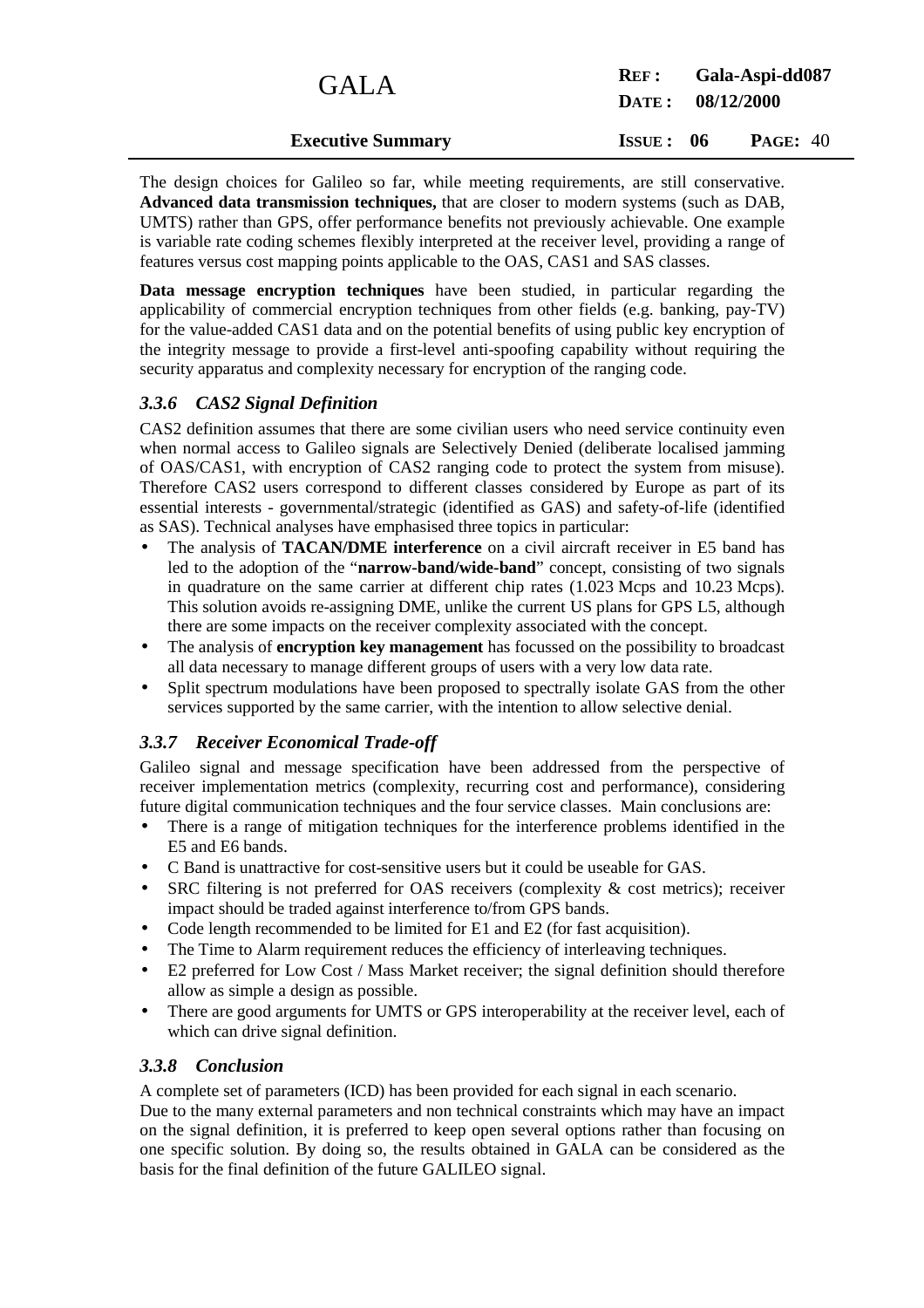The design choices for Galileo so far, while meeting requirements, are still conservative. **Advanced data transmission techniques,** that are closer to modern systems (such as DAB, UMTS) rather than GPS, offer performance benefits not previously achievable. One example is variable rate coding schemes flexibly interpreted at the receiver level, providing a range of features versus cost mapping points applicable to the OAS, CAS1 and SAS classes.

**Data message encryption techniques** have been studied, in particular regarding the applicability of commercial encryption techniques from other fields (e.g. banking, pay-TV) for the value-added CAS1 data and on the potential benefits of using public key encryption of the integrity message to provide a first-level anti-spoofing capability without requiring the security apparatus and complexity necessary for encryption of the ranging code.

### *3.3.6 CAS2 Signal Definition*

CAS2 definition assumes that there are some civilian users who need service continuity even when normal access to Galileo signals are Selectively Denied (deliberate localised jamming of OAS/CAS1, with encryption of CAS2 ranging code to protect the system from misuse). Therefore CAS2 users correspond to different classes considered by Europe as part of its essential interests - governmental/strategic (identified as GAS) and safety-of-life (identified as SAS). Technical analyses have emphasised three topics in particular:

- The analysis of **TACAN/DME interference** on a civil aircraft receiver in E5 band has led to the adoption of the "**narrow-band/wide-band**" concept, consisting of two signals in quadrature on the same carrier at different chip rates (1.023 Mcps and 10.23 Mcps). This solution avoids re-assigning DME, unlike the current US plans for GPS L5, although there are some impacts on the receiver complexity associated with the concept.
- The analysis of **encryption key management** has focussed on the possibility to broadcast all data necessary to manage different groups of users with a very low data rate.
- Split spectrum modulations have been proposed to spectrally isolate GAS from the other services supported by the same carrier, with the intention to allow selective denial.

### *3.3.7 Receiver Economical Trade-off*

Galileo signal and message specification have been addressed from the perspective of receiver implementation metrics (complexity, recurring cost and performance), considering future digital communication techniques and the four service classes. Main conclusions are:

- There is a range of mitigation techniques for the interference problems identified in the E5 and E6 bands.
- C Band is unattractive for cost-sensitive users but it could be useable for GAS.
- SRC filtering is not preferred for OAS receivers (complexity & cost metrics); receiver impact should be traded against interference to/from GPS bands.
- Code length recommended to be limited for E1 and E2 (for fast acquisition).
- The Time to Alarm requirement reduces the efficiency of interleaving techniques.
- E2 preferred for Low Cost / Mass Market receiver; the signal definition should therefore allow as simple a design as possible.
- There are good arguments for UMTS or GPS interoperability at the receiver level, each of which can drive signal definition.

### *3.3.8 Conclusion*

A complete set of parameters (ICD) has been provided for each signal in each scenario.

Due to the many external parameters and non technical constraints which may have an impact on the signal definition, it is preferred to keep open several options rather than focusing on one specific solution. By doing so, the results obtained in GALA can be considered as the basis for the final definition of the future GALILEO signal.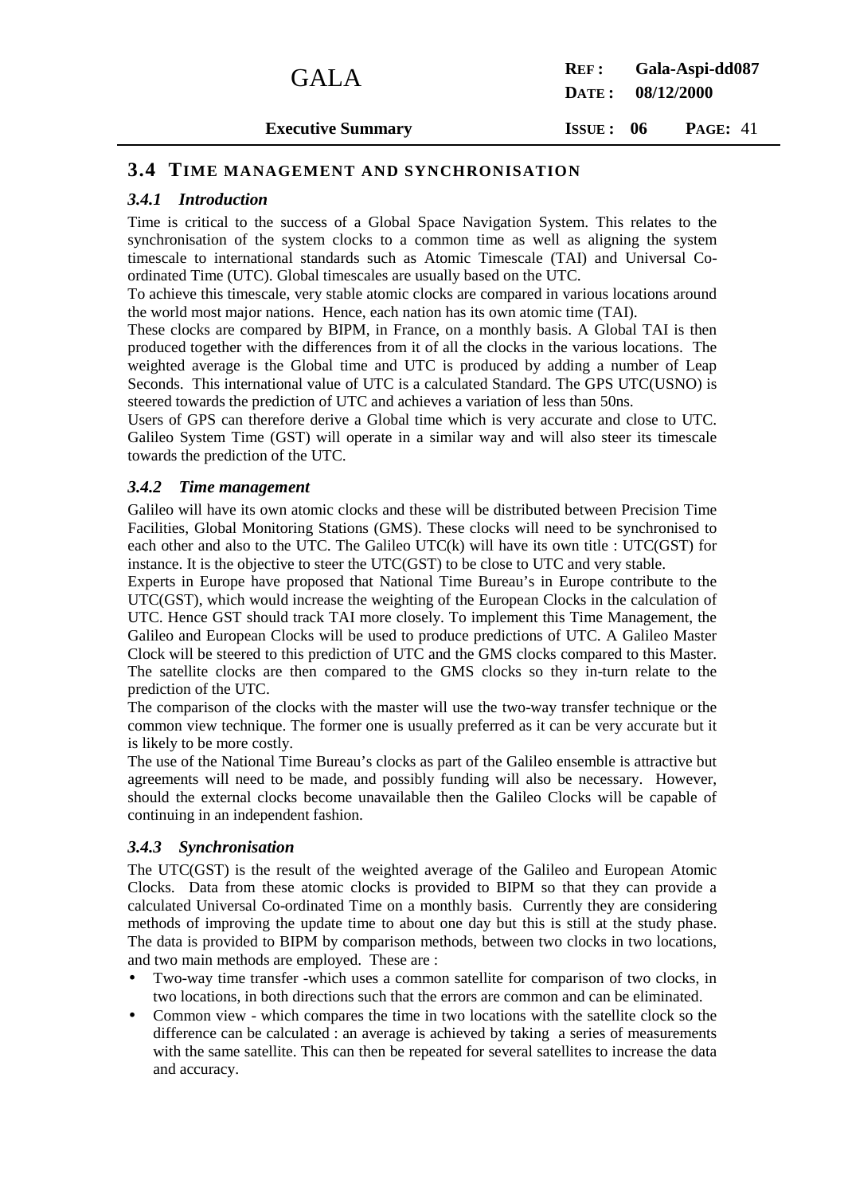## 3.4 TIME MANAGEMENT AND SYNCHRONISATION

### *3.4.1 Introduction*

Time is critical to the success of a Global Space Navigation System. This relates to the synchronisation of the system clocks to a common time as well as aligning the system timescale to international standards such as Atomic Timescale (TAI) and Universal Co-ordinated Time (UTC). Global timescales are usually based on the UTC.

To achieve this timescale, very stable atomic clocks are compared in various locations around the world most major nations. Hence, each nation has its own atomic time (TAI).

These clocks are compared by BIPM, in France, on a monthly basis. A Global TAI is then produced together with the differences from it of all the clocks in the various locations. The weighted average is the Global time and UTC is produced by adding a number of Leap Seconds. This international value of UTC is a calculated Standard. The GPS UTC(USNO) is steered towards the prediction of UTC and achieves a variation of less than 50ns.

Users of GPS can therefore derive a Global time which is very accurate and close to UTC. Galileo System Time (GST) will operate in a similar way and will also steer its timescale towards the prediction of the UTC.

### *3.4.2 Time management*

Galileo will have its own atomic clocks and these will be distributed between Precision Time Facilities, Global Monitoring Stations (GMS). These clocks will need to be synchronised to each other and also to the UTC. The Galileo UTC(k) will have its own title : UTC(GST) for instance. It is the objective to steer the UTC(GST) to be close to UTC and very stable.

Experts in Europe have proposed that National Time Bureau's in Europe contribute to the UTC(GST), which would increase the weighting of the European Clocks in the calculation of UTC. Hence GST should track TAI more closely. To implement this Time Management, the Galileo and European Clocks will be used to produce predictions of UTC. A Galileo Master Clock will be steered to this prediction of UTC and the GMS clocks compared to this Master. The satellite clocks are then compared to the GMS clocks so they in-turn relate to the prediction of the UTC.

The comparison of the clocks with the master will use the two-way transfer technique or the common view technique. The former one is usually preferred as it can be very accurate but it is likely to be more costly.

The use of the National Time Bureau's clocks as part of the Galileo ensemble is attractive but agreements will need to be made, and possibly funding will also be necessary. However, should the external clocks become unavailable then the Galileo Clocks will be capable of continuing in an independent fashion.

### *3.4.3 Synchronisation*

The UTC(GST) is the result of the weighted average of the Galileo and European Atomic Clocks. Data from these atomic clocks is provided to BIPM so that they can provide a calculated Universal Co-ordinated Time on a monthly basis. Currently they are considering methods of improving the update time to about one day but this is still at the study phase. The data is provided to BIPM by comparison methods, between two clocks in two locations, and two main methods are employed. These are :

- Two-way time transfer -which uses a common satellite for comparison of two clocks, in two locations, in both directions such that the errors are common and can be eliminated.
- Common view - which compares the time in two locations with the satellite clock so the difference can be calculated : an average is achieved by taking a series of measurements with the same satellite. This can then be repeated for several satellites to increase the data and accuracy.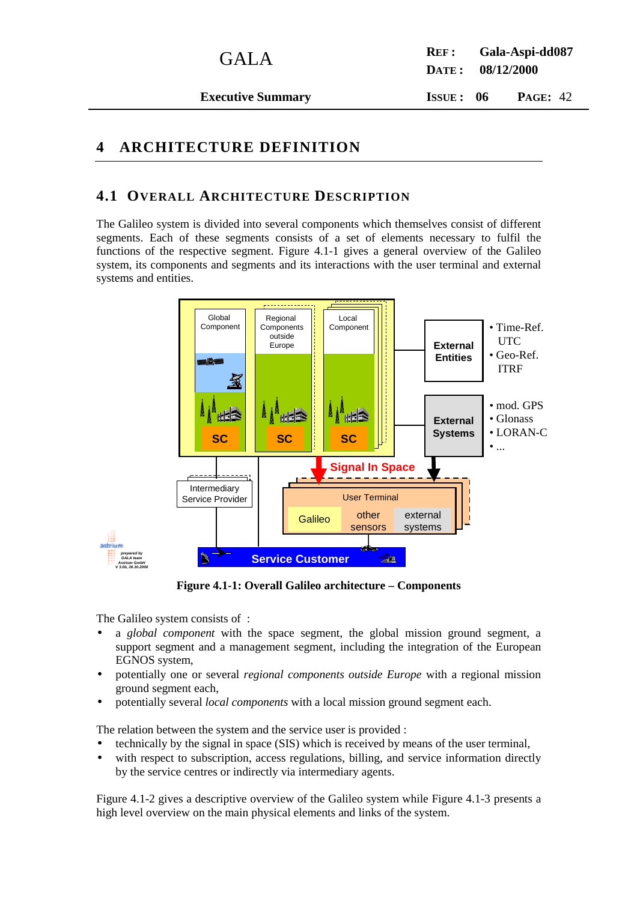# 4 ARCHITECTURE DEFINITION

## 4.1 OVERALL ARCHITECTURE DESCRIPTION

The Galileo system is divided into several components which themselves consist of different segments. Each of these segments consists of a set of elements necessary to fulfil the functions of the respective segment. Figure 4.1-1 gives a general overview of the Galileo system, its components and segments and its interactions with the user terminal and external systems and entities.

Figure 4.1-1: Overall Galileo architecture – Components

The Galileo system consists of :

- a *global component* with the space segment, the global mission ground segment, a support segment and a management segment, including the integration of the European EGNOS system,
- potentially one or several *regional components outside Europe* with a regional mission ground segment each,
- potentially several *local components* with a local mission ground segment each.

The relation between the system and the service user is provided :

- technically by the signal in space (SIS) which is received by means of the user terminal,
- with respect to subscription, access regulations, billing, and service information directly by the service centres or indirectly via intermediary agents.

Figure 4.1-2 gives a descriptive overview of the Galileo system while Figure 4.1-3 presents a high level overview on the main physical elements and links of the system.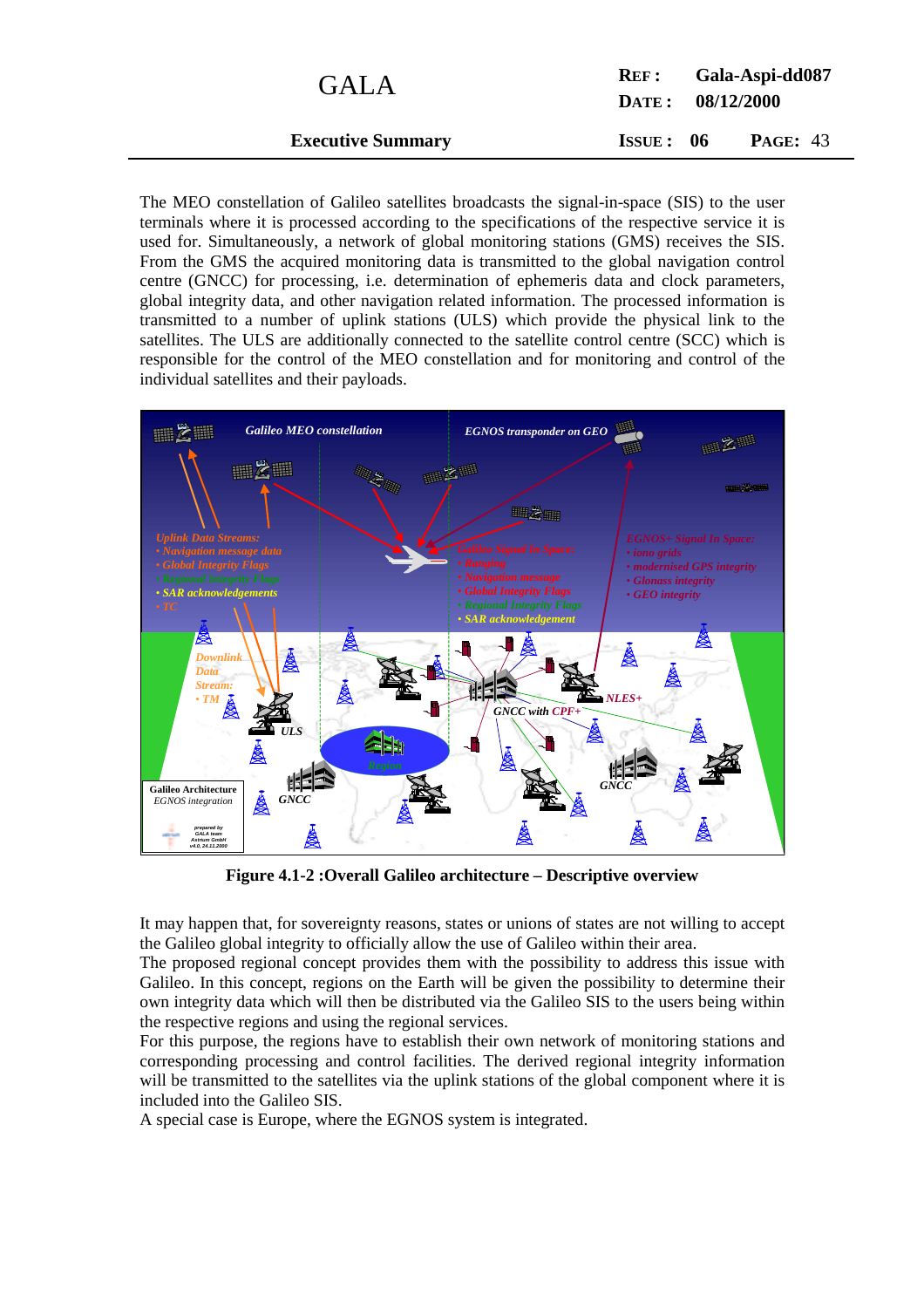The MEO constellation of Galileo satellites broadcasts the signal-in-space (SIS) to the user terminals where it is processed according to the specifications of the respective service it is used for. Simultaneously, a network of global monitoring stations (GMS) receives the SIS. From the GMS the acquired monitoring data is transmitted to the global navigation control centre (GNCC) for processing, i.e. determination of ephemeris data and clock parameters, global integrity data, and other navigation related information. The processed information is transmitted to a number of uplink stations (ULS) which provide the physical link to the satellites. The ULS are additionally connected to the satellite control centre (SCC) which is responsible for the control of the MEO constellation and for monitoring and control of the individual satellites and their payloads.

**Figure 4.1-2 :Overall Galileo architecture – Descriptive overview**

It may happen that, for sovereignty reasons, states or unions of states are not willing to accept the Galileo global integrity to officially allow the use of Galileo within their area.

The proposed regional concept provides them with the possibility to address this issue with Galileo. In this concept, regions on the Earth will be given the possibility to determine their own integrity data which will then be distributed via the Galileo SIS to the users being within the respective regions and using the regional services.

For this purpose, the regions have to establish their own network of monitoring stations and corresponding processing and control facilities. The derived regional integrity information will be transmitted to the satellites via the uplink stations of the global component where it is included into the Galileo SIS.

A special case is Europe, where the EGNOS system is integrated.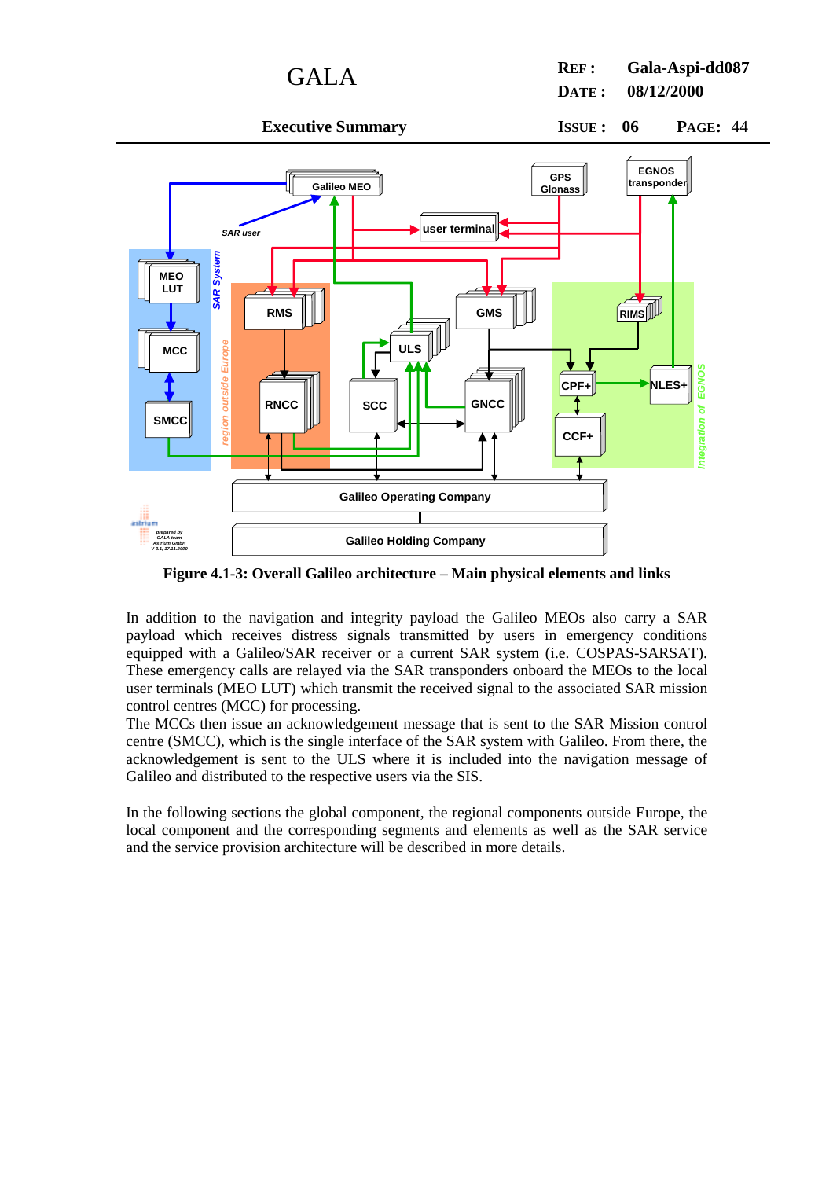**Figure 4.1-3: Overall Galileo architecture – Main physical elements and links**

In addition to the navigation and integrity payload the Galileo MEOs also carry a SAR payload which receives distress signals transmitted by users in emergency conditions equipped with a Galileo/SAR receiver or a current SAR system (i.e. COSPAS-SARSAT). These emergency calls are relayed via the SAR transponders onboard the MEOs to the local user terminals (MEO LUT) which transmit the received signal to the associated SAR mission control centres (MCC) for processing.
The MCCs then issue an acknowledgement message that is sent to the SAR Mission control centre (SMCC), which is the single interface of the SAR system with Galileo. From there, the acknowledgement is sent to the ULS where it is included into the navigation message of Galileo and distributed to the respective users via the SIS.

In the following sections the global component, the regional components outside Europe, the local component and the corresponding segments and elements as well as the SAR service and the service provision architecture will be described in more details.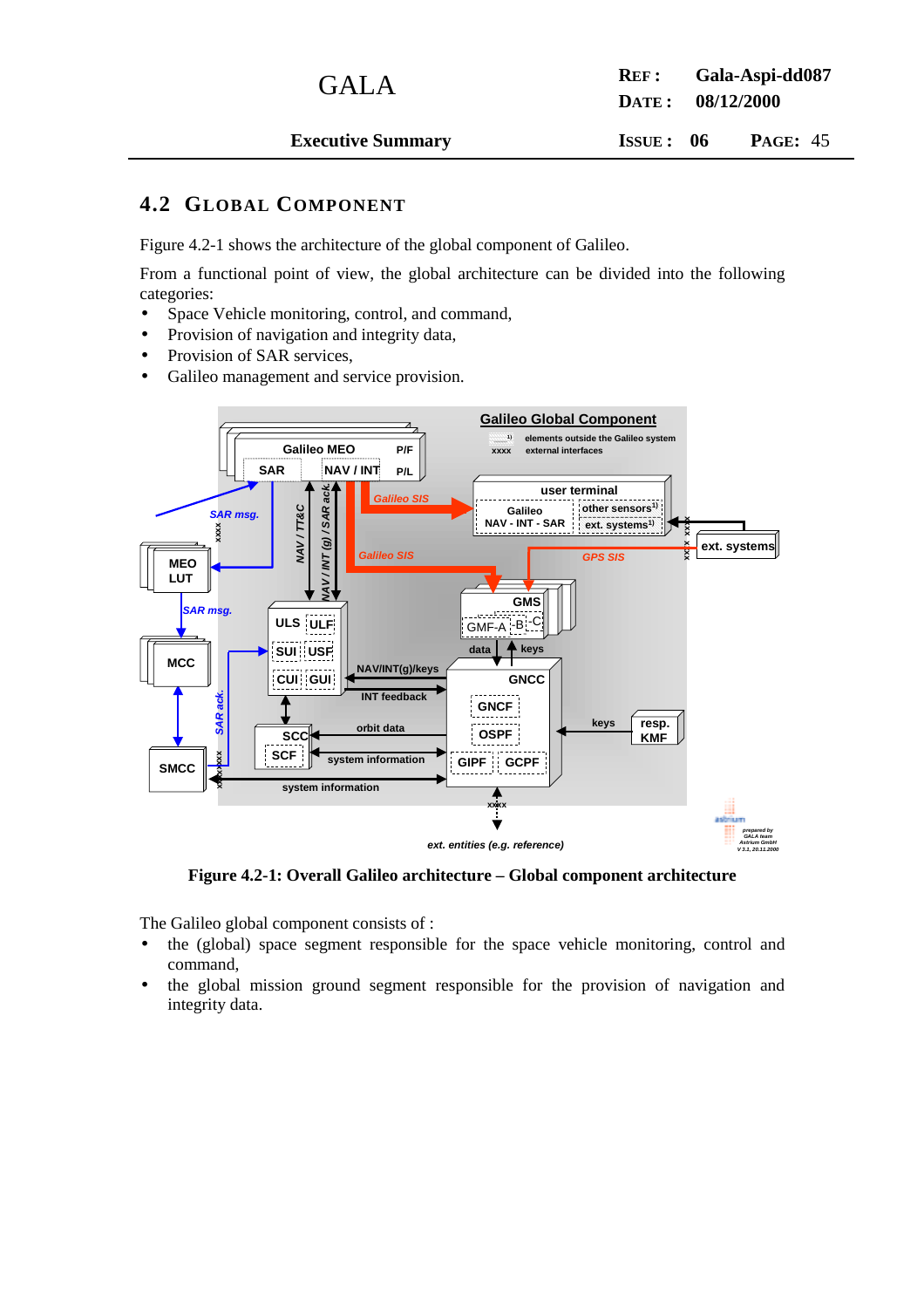## 4.2 GLOBAL COMPONENT

Figure 4.2-1 shows the architecture of the global component of Galileo.

From a functional point of view, the global architecture can be divided into the following categories:

- Space Vehicle monitoring, control, and command,
- Provision of navigation and integrity data,
- Provision of SAR services,
- Galileo management and service provision.

**Figure 4.2-1: Overall Galileo architecture – Global component architecture**

The Galileo global component consists of :

- the (global) space segment responsible for the space vehicle monitoring, control and command,
- the global mission ground segment responsible for the provision of navigation and integrity data.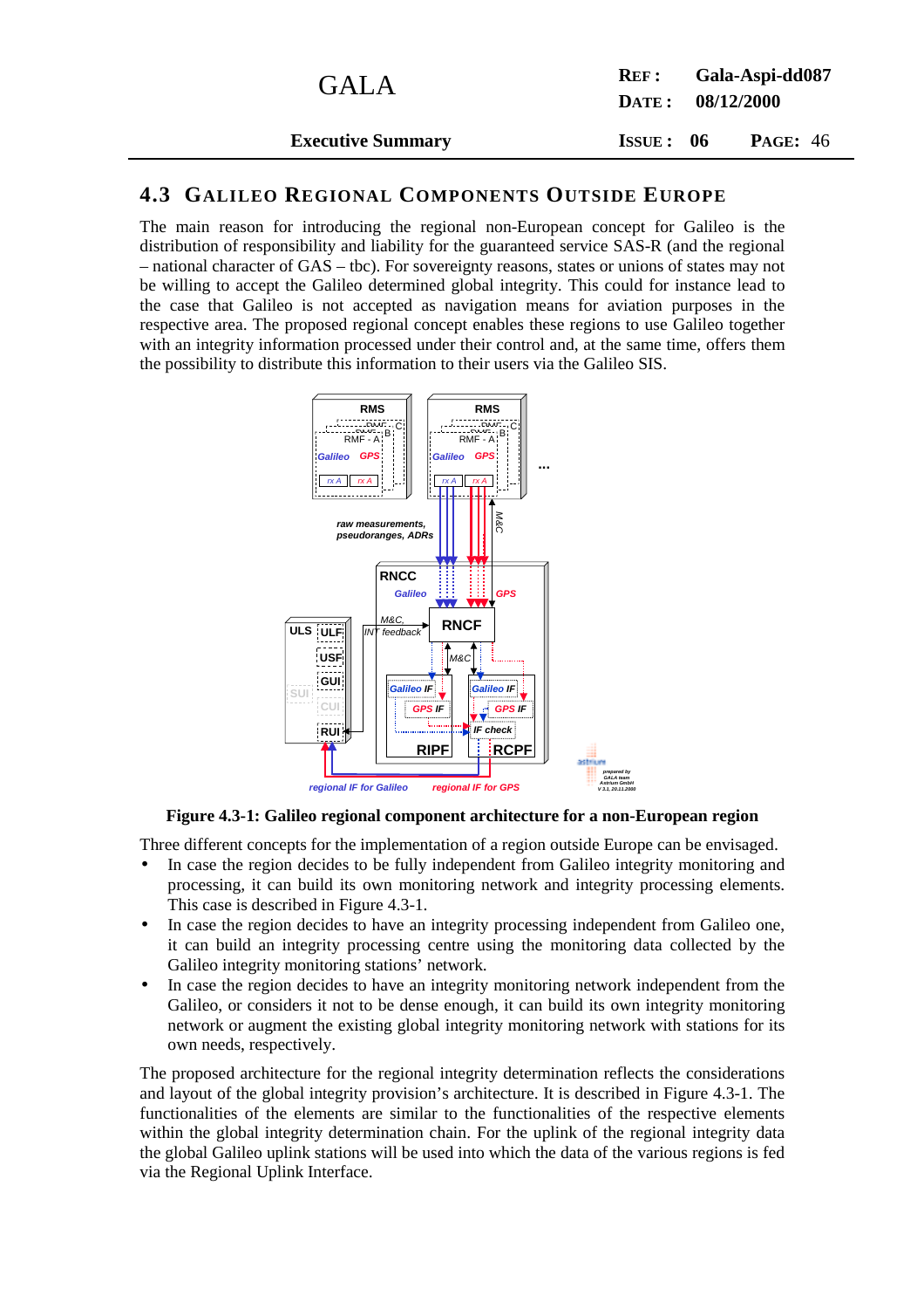## 4.3 Galileo Regional Components Outside Europe

The main reason for introducing the regional non-European concept for Galileo is the distribution of responsibility and liability for the guaranteed service SAS-R (and the regional – national character of GAS – tbc). For sovereignty reasons, states or unions of states may not be willing to accept the Galileo determined global integrity. This could for instance lead to the case that Galileo is not accepted as navigation means for aviation purposes in the respective area. The proposed regional concept enables these regions to use Galileo together with an integrity information processed under their control and, at the same time, offers them the possibility to distribute this information to their users via the Galileo SIS.

**Figure 4.3-1: Galileo regional component architecture for a non-European region**

Three different concepts for the implementation of a region outside Europe can be envisaged.

- In case the region decides to be fully independent from Galileo integrity monitoring and processing, it can build its own monitoring network and integrity processing elements. This case is described in Figure 4.3-1.
- In case the region decides to have an integrity processing independent from Galileo one, it can build an integrity processing centre using the monitoring data collected by the Galileo integrity monitoring stations' network.
- In case the region decides to have an integrity monitoring network independent from the Galileo, or considers it not to be dense enough, it can build its own integrity monitoring network or augment the existing global integrity monitoring network with stations for its own needs, respectively.

The proposed architecture for the regional integrity determination reflects the considerations and layout of the global integrity provision's architecture. It is described in Figure 4.3-1. The functionalities of the elements are similar to the functionalities of the respective elements within the global integrity determination chain. For the uplink of the regional integrity data the global Galileo uplink stations will be used into which the data of the various regions is fed via the Regional Uplink Interface.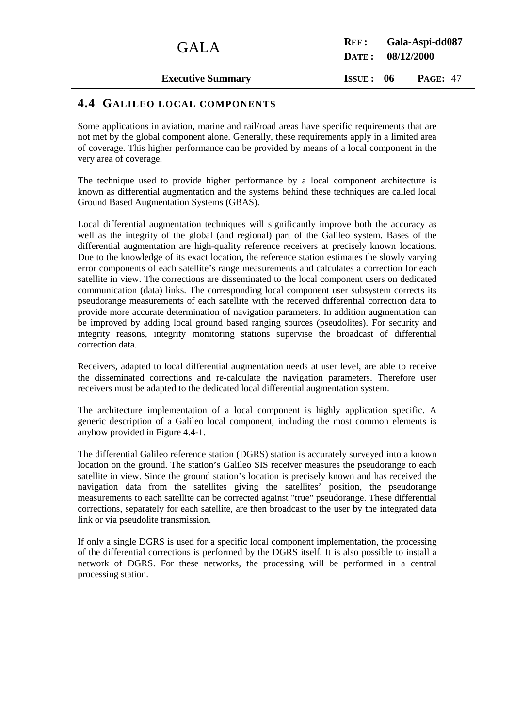## 4.4 GALILEO LOCAL COMPONENTS

Some applications in aviation, marine and rail/road areas have specific requirements that are not met by the global component alone. Generally, these requirements apply in a limited area of coverage. This higher performance can be provided by means of a local component in the very area of coverage.

The technique used to provide higher performance by a local component architecture is known as differential augmentation and the systems behind these techniques are called local Ground Based Augmentation Systems (GBAS).

Local differential augmentation techniques will significantly improve both the accuracy as well as the integrity of the global (and regional) part of the Galileo system. Bases of the differential augmentation are high-quality reference receivers at precisely known locations. Due to the knowledge of its exact location, the reference station estimates the slowly varying error components of each satellite's range measurements and calculates a correction for each satellite in view. The corrections are disseminated to the local component users on dedicated communication (data) links. The corresponding local component user subsystem corrects its pseudorange measurements of each satellite with the received differential correction data to provide more accurate determination of navigation parameters. In addition augmentation can be improved by adding local ground based ranging sources (pseudolites). For security and integrity reasons, integrity monitoring stations supervise the broadcast of differential correction data.

Receivers, adapted to local differential augmentation needs at user level, are able to receive the disseminated corrections and re-calculate the navigation parameters. Therefore user receivers must be adapted to the dedicated local differential augmentation system.

The architecture implementation of a local component is highly application specific. A generic description of a Galileo local component, including the most common elements is anyhow provided in Figure 4.4-1.

The differential Galileo reference station (DGRS) station is accurately surveyed into a known location on the ground. The station's Galileo SIS receiver measures the pseudorange to each satellite in view. Since the ground station's location is precisely known and has received the navigation data from the satellites giving the satellites' position, the pseudorange measurements to each satellite can be corrected against "true" pseudorange. These differential corrections, separately for each satellite, are then broadcast to the user by the integrated data link or via pseudolite transmission.

If only a single DGRS is used for a specific local component implementation, the processing of the differential corrections is performed by the DGRS itself. It is also possible to install a network of DGRS. For these networks, the processing will be performed in a central processing station.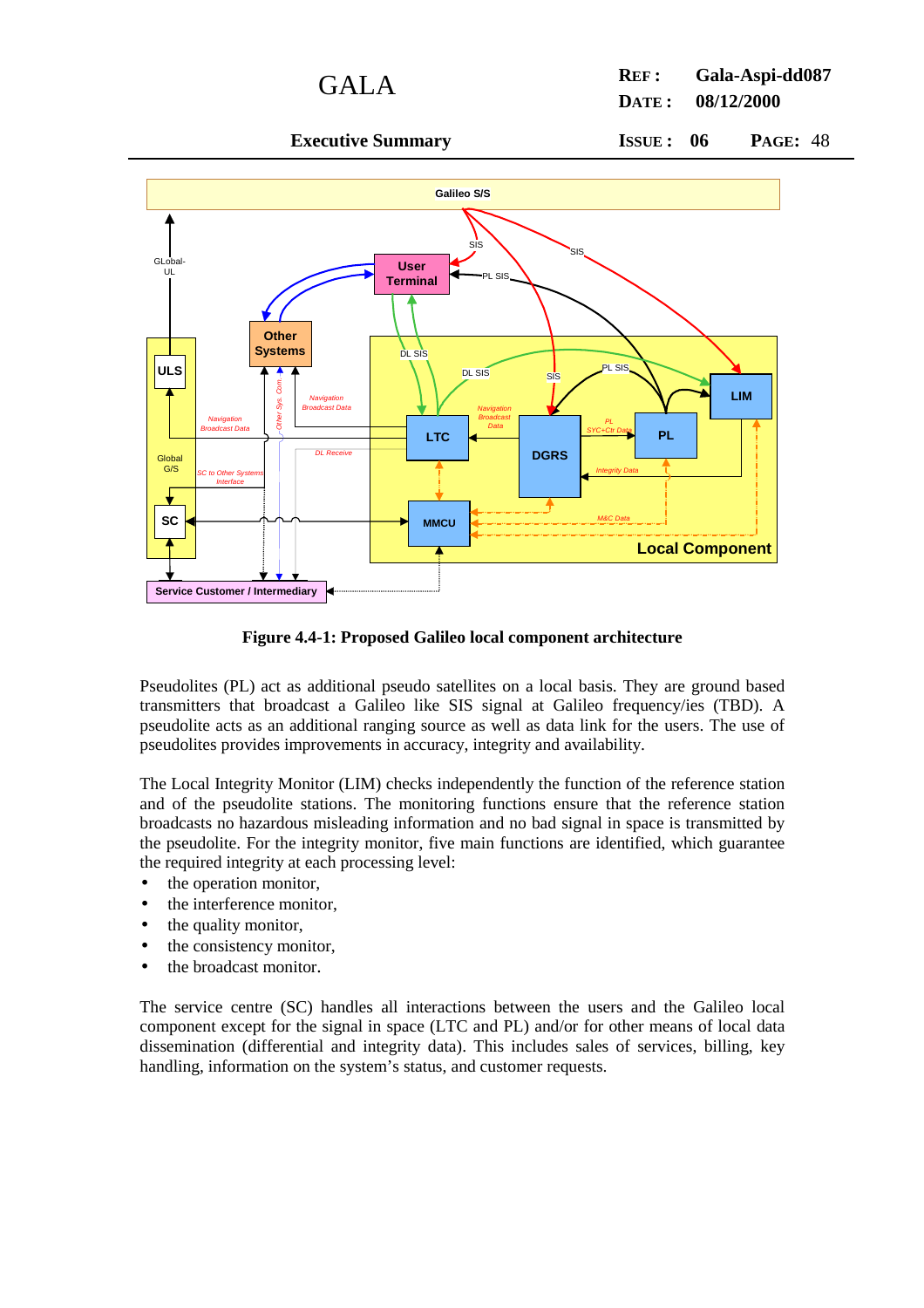**Figure 4.4-1: Proposed Galileo local component architecture**

Pseudolites (PL) act as additional pseudo satellites on a local basis. They are ground based transmitters that broadcast a Galileo like SIS signal at Galileo frequency/ies (TBD). A pseudolite acts as an additional ranging source as well as data link for the users. The use of pseudolites provides improvements in accuracy, integrity and availability.

The Local Integrity Monitor (LIM) checks independently the function of the reference station and of the pseudolite stations. The monitoring functions ensure that the reference station broadcasts no hazardous misleading information and no bad signal in space is transmitted by the pseudolite. For the integrity monitor, five main functions are identified, which guarantee the required integrity at each processing level:

- the operation monitor,
- the interference monitor,
- the quality monitor,
- the consistency monitor,
- the broadcast monitor.

The service centre (SC) handles all interactions between the users and the Galileo local component except for the signal in space (LTC and PL) and/or for other means of local data dissemination (differential and integrity data). This includes sales of services, billing, key handling, information on the system's status, and customer requests.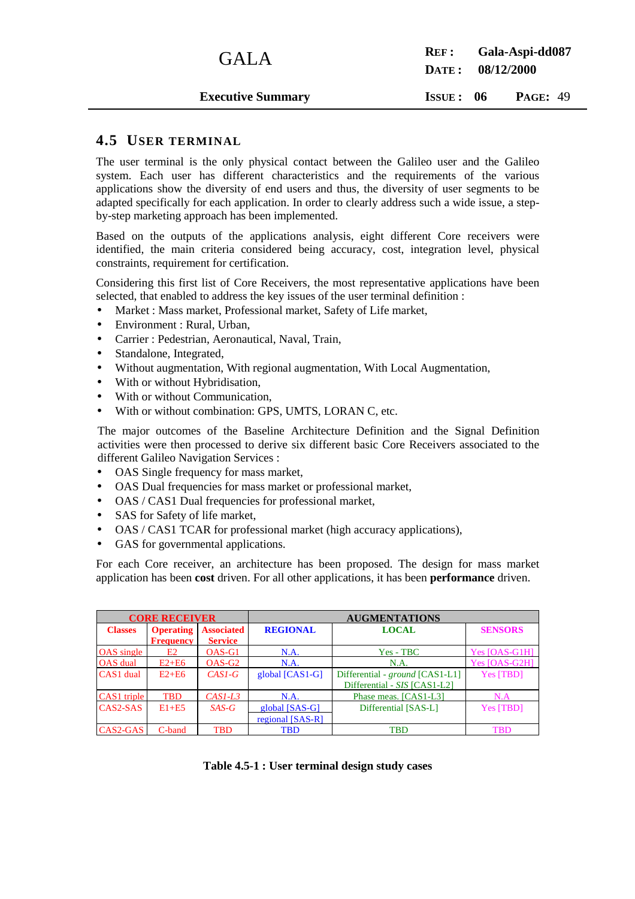## 4.5 USER TERMINAL

The user terminal is the only physical contact between the Galileo user and the Galileo system. Each user has different characteristics and the requirements of the various applications show the diversity of end users and thus, the diversity of user segments to be adapted specifically for each application. In order to clearly address such a wide issue, a step-by-step marketing approach has been implemented.

Based on the outputs of the applications analysis, eight different Core receivers were identified, the main criteria considered being accuracy, cost, integration level, physical constraints, requirement for certification.

Considering this first list of Core Receivers, the most representative applications have been selected, that enabled to address the key issues of the user terminal definition :

- Market : Mass market, Professional market, Safety of Life market,
- Environment : Rural, Urban,
- Carrier : Pedestrian, Aeronautical, Naval, Train,
- Standalone, Integrated,
- Without augmentation, With regional augmentation, With Local Augmentation,
- With or without Hybridisation,
- With or without Communication,
- With or without combination: GPS, UMTS, LORAN C, etc.

The major outcomes of the Baseline Architecture Definition and the Signal Definition activities were then processed to derive six different basic Core Receivers associated to the different Galileo Navigation Services :

- OAS Single frequency for mass market,
- OAS Dual frequencies for mass market or professional market,
- OAS / CAS1 Dual frequencies for professional market,
- SAS for Safety of life market,
- OAS / CAS1 TCAR for professional market (high accuracy applications),
- GAS for governmental applications.

For each Core receiver, an architecture has been proposed. The design for mass market application has been **cost** driven. For all other applications, it has been **performance** driven.

| CORE RECEIVER | | | AUGMENTATIONS | | |
|---|---|---|---|---|---|
| **Classes** | **Operating Frequency** | **Associated Service** | **REGIONAL** | **LOCAL** | **SENSORS** |
| OAS single | E2 | OAS-G1 | N.A. | Yes - TBC | Yes [OAS-G1H] |
| OAS dual | E2+E6 | OAS-G2 | N.A. | N.A. | Yes [OAS-G2H] |
| CAS1 dual | E2+E6 | *CAS1-G* | global [CAS1-G] | Differential - *ground* [CAS1-L1]<br>Differential - *SIS* [CAS1-L2] | Yes [TBD] |
| CAS1 triple | TBD | *CAS1-L3* | N.A. | Phase meas. [CAS1-L3] | N.A |
| CAS2-SAS | E1+E5 | *SAS-G* | global [SAS-G]<br>regional [SAS-R] | Differential [SAS-L] | Yes [TBD] |
| CAS2-GAS | C-band | TBD | TBD | TBD | TBD |

**Table 4.5-1 : User terminal design study cases**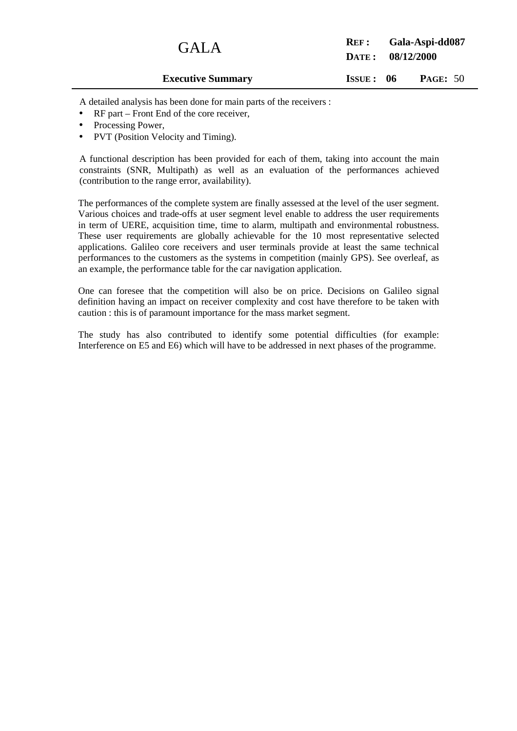A detailed analysis has been done for main parts of the receivers :

- RF part – Front End of the core receiver,
- Processing Power,
- PVT (Position Velocity and Timing).

A functional description has been provided for each of them, taking into account the main constraints (SNR, Multipath) as well as an evaluation of the performances achieved (contribution to the range error, availability).

The performances of the complete system are finally assessed at the level of the user segment. Various choices and trade-offs at user segment level enable to address the user requirements in term of UERE, acquisition time, time to alarm, multipath and environmental robustness. These user requirements are globally achievable for the 10 most representative selected applications. Galileo core receivers and user terminals provide at least the same technical performances to the customers as the systems in competition (mainly GPS). See overleaf, as an example, the performance table for the car navigation application.

One can foresee that the competition will also be on price. Decisions on Galileo signal definition having an impact on receiver complexity and cost have therefore to be taken with caution : this is of paramount importance for the mass market segment.

The study has also contributed to identify some potential difficulties (for example: Interference on E5 and E6) which will have to be addressed in next phases of the programme.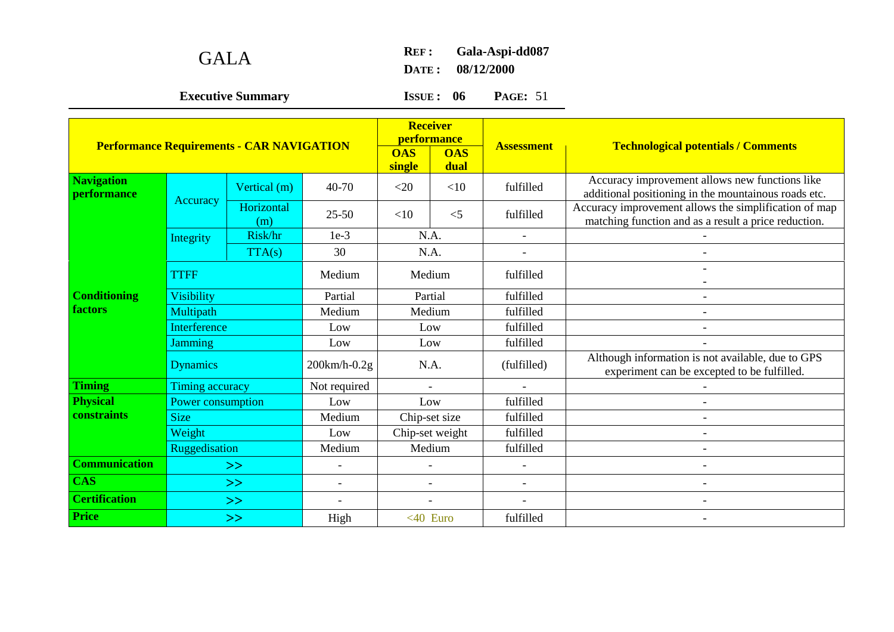| Performance Requirements - CAR NAVIGATION | | | | Receiver performance | | Assessment | Technological potentials / Comments |
|---|---|---|---|---|---|---|---|
| | | | | OAS single | OAS dual | | |
| Navigation performance | Accuracy | Vertical (m) | 40-70 | <20 | <10 | fulfilled | Accuracy improvement allows new functions like additional positioning in the mountainous roads etc. |
| | | Horizontal (m) | 25-50 | <10 | <5 | fulfilled | Accuracy improvement allows the simplification of map matching function and as a result a price reduction. |
| | Integrity | Risk/hr | 1e-3 | N.A. | | - | - |
| | | TTA(s) | 30 | N.A. | | - | - |
| Conditioning factors | TTFF | | Medium | Medium | | fulfilled | - - |
| | Visibility | | Partial | Partial | | fulfilled | - |
| | Multipath | | Medium | Medium | | fulfilled | - |
| | Interference | | Low | Low | | fulfilled | - |
| | Jamming | | Low | Low | | fulfilled | - |
| | Dynamics | | 200km/h-0.2g | N.A. | | (fulfilled) | Although information is not available, due to GPS experiment can be excepted to be fulfilled. |
| Timing | Timing accuracy | | Not required | - | | - | - |
| Physical constraints | Power consumption | | Low | Low | | fulfilled | - |
| | Size | | Medium | Chip-set size | | fulfilled | - |
| | Weight | | Low | Chip-set weight | | fulfilled | - |
| | Ruggedisation | | Medium | Medium | | fulfilled | - |
| Communication | >> | | - | - | | - | - |
| CAS | >> | | - | - | | - | - |
| Certification | >> | | - | - | | - | - |
| Price | >> | | High | <40 Euro | | fulfilled | - |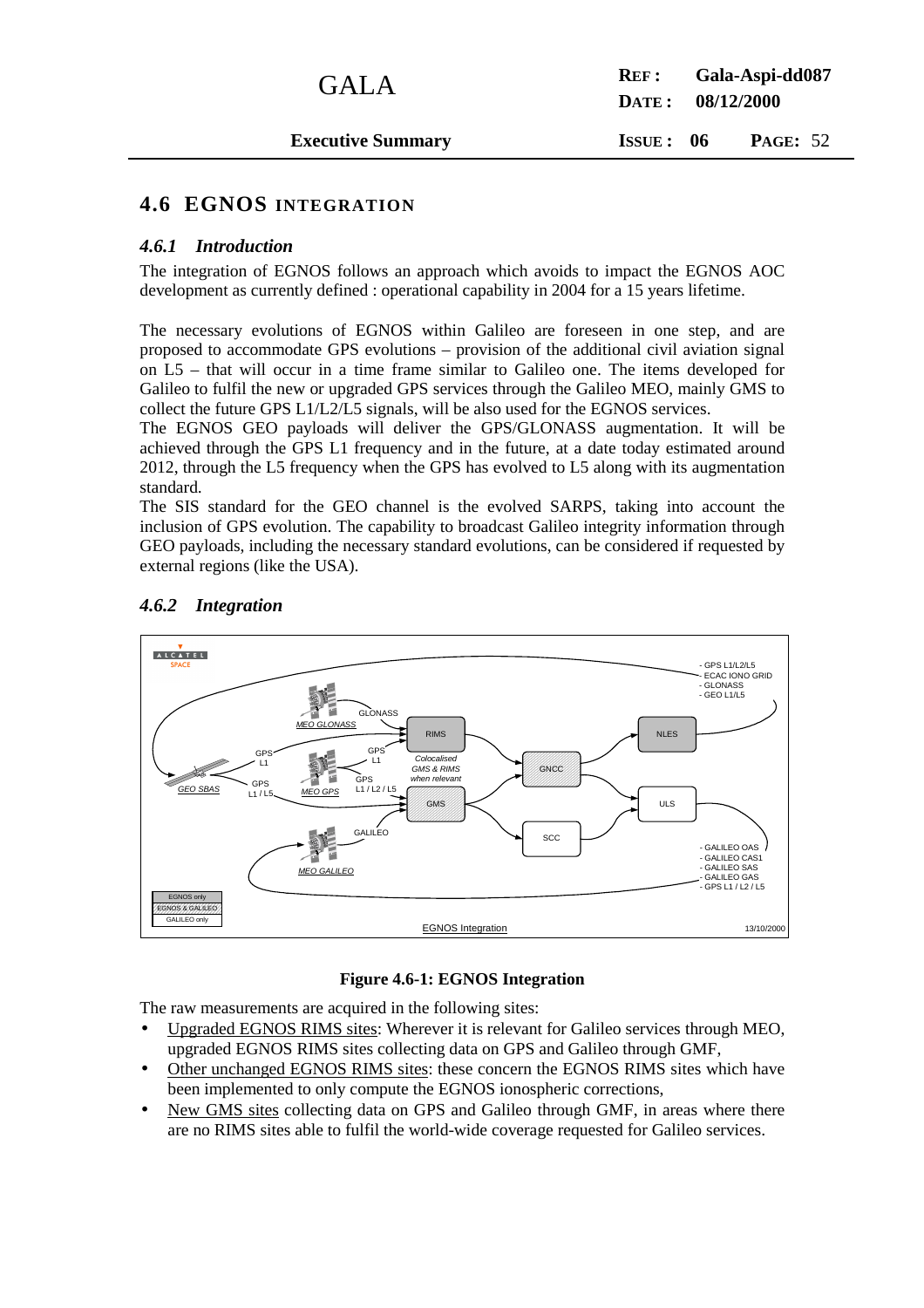## 4.6 EGNOS INTEGRATION

### *4.6.1 Introduction*

The integration of EGNOS follows an approach which avoids to impact the EGNOS AOC development as currently defined : operational capability in 2004 for a 15 years lifetime.

The necessary evolutions of EGNOS within Galileo are foreseen in one step, and are proposed to accommodate GPS evolutions – provision of the additional civil aviation signal on L5 – that will occur in a time frame similar to Galileo one. The items developed for Galileo to fulfil the new or upgraded GPS services through the Galileo MEO, mainly GMS to collect the future GPS L1/L2/L5 signals, will be also used for the EGNOS services.

The EGNOS GEO payloads will deliver the GPS/GLONASS augmentation. It will be achieved through the GPS L1 frequency and in the future, at a date today estimated around 2012, through the L5 frequency when the GPS has evolved to L5 along with its augmentation standard.

The SIS standard for the GEO channel is the evolved SARPS, taking into account the inclusion of GPS evolution. The capability to broadcast Galileo integrity information through GEO payloads, including the necessary standard evolutions, can be considered if requested by external regions (like the USA).

### *4.6.2 Integration*

**Figure 4.6-1: EGNOS Integration**

The raw measurements are acquired in the following sites:

- Upgraded EGNOS RIMS sites: Wherever it is relevant for Galileo services through MEO, upgraded EGNOS RIMS sites collecting data on GPS and Galileo through GMF,
- Other unchanged EGNOS RIMS sites: these concern the EGNOS RIMS sites which have been implemented to only compute the EGNOS ionospheric corrections,
- New GMS sites collecting data on GPS and Galileo through GMF, in areas where there are no RIMS sites able to fulfil the world-wide coverage requested for Galileo services.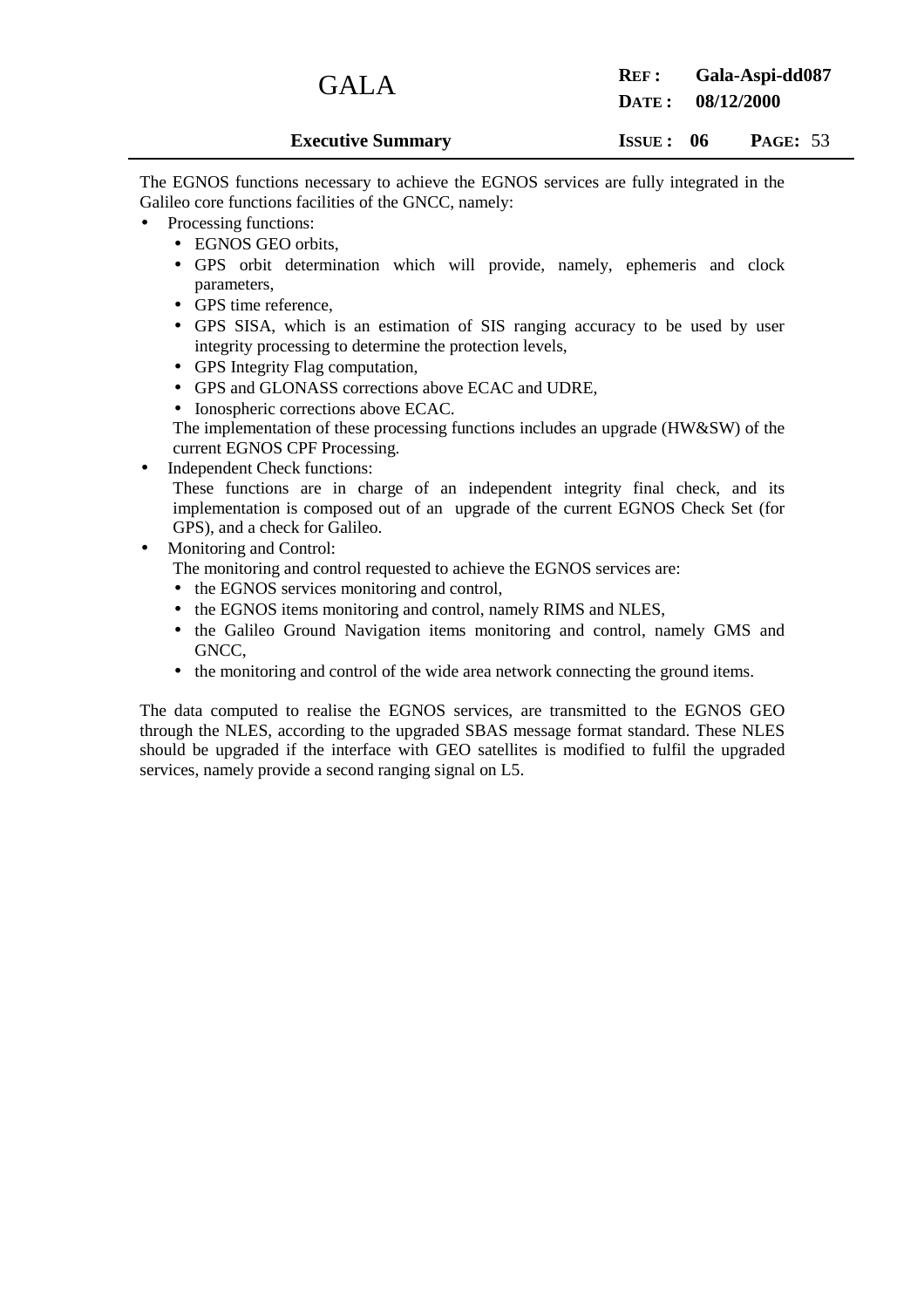The EGNOS functions necessary to achieve the EGNOS services are fully integrated in the Galileo core functions facilities of the GNCC, namely:

- Processing functions:
  - EGNOS GEO orbits,
  - GPS orbit determination which will provide, namely, ephemeris and clock parameters,
  - GPS time reference,
  - GPS SISA, which is an estimation of SIS ranging accuracy to be used by user integrity processing to determine the protection levels,
  - GPS Integrity Flag computation,
  - GPS and GLONASS corrections above ECAC and UDRE,
  - Ionospheric corrections above ECAC.

  The implementation of these processing functions includes an upgrade (HW&SW) of the current EGNOS CPF Processing.
- Independent Check functions:

  These functions are in charge of an independent integrity final check, and its implementation is composed out of an upgrade of the current EGNOS Check Set (for GPS), and a check for Galileo.
- Monitoring and Control:

  The monitoring and control requested to achieve the EGNOS services are:
  - the EGNOS services monitoring and control,
  - the EGNOS items monitoring and control, namely RIMS and NLES,
  - the Galileo Ground Navigation items monitoring and control, namely GMS and GNCC,
  - the monitoring and control of the wide area network connecting the ground items.

The data computed to realise the EGNOS services, are transmitted to the EGNOS GEO through the NLES, according to the upgraded SBAS message format standard. These NLES should be upgraded if the interface with GEO satellites is modified to fulfil the upgraded services, namely provide a second ranging signal on L5.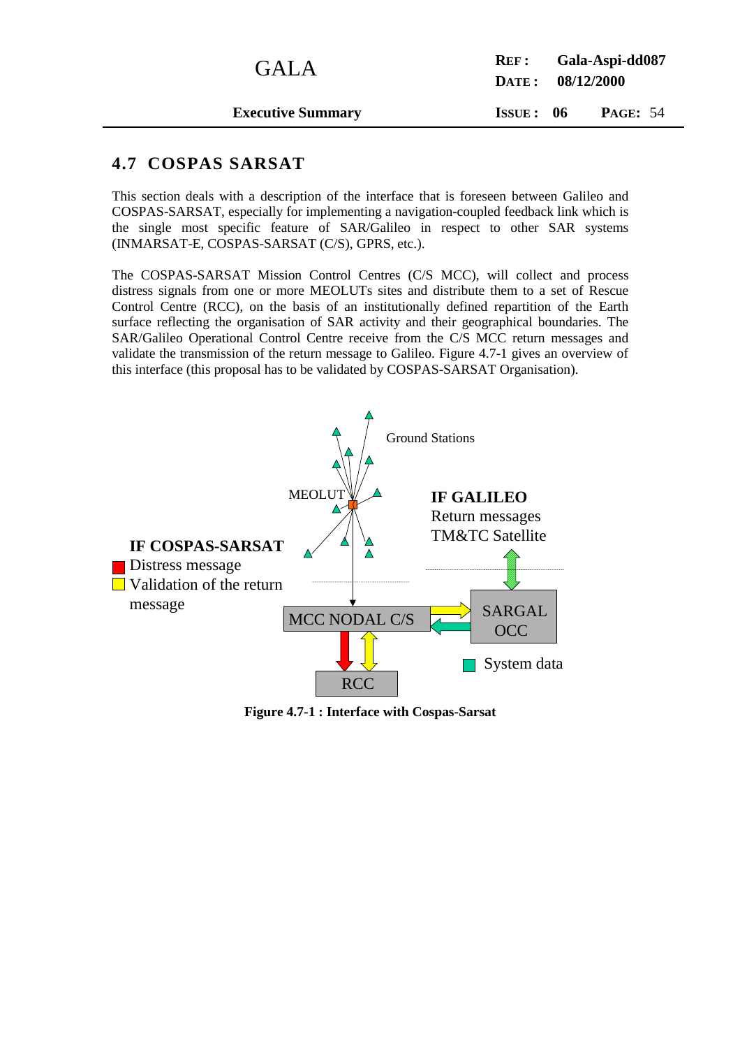## 4.7 COSPAS SARSAT

This section deals with a description of the interface that is foreseen between Galileo and COSPAS-SARSAT, especially for implementing a navigation-coupled feedback link which is the single most specific feature of SAR/Galileo in respect to other SAR systems (INMARSAT-E, COSPAS-SARSAT (C/S), GPRS, etc.).

The COSPAS-SARSAT Mission Control Centres (C/S MCC), will collect and process distress signals from one or more MEOLUTs sites and distribute them to a set of Rescue Control Centre (RCC), on the basis of an institutionally defined repartition of the Earth surface reflecting the organisation of SAR activity and their geographical boundaries. The SAR/Galileo Operational Control Centre receive from the C/S MCC return messages and validate the transmission of the return message to Galileo. Figure 4.7-1 gives an overview of this interface (this proposal has to be validated by COSPAS-SARSAT Organisation).

Ground Stations

MEOLUT

**IF GALILEO**
Return messages
TM&TC Satellite

**IF COSPAS-SARSAT**
Distress message
Validation of the return message

MCC NODAL C/S

SARGAL OCC

RCC

System data

**Figure 4.7-1 : Interface with Cospas-Sarsat**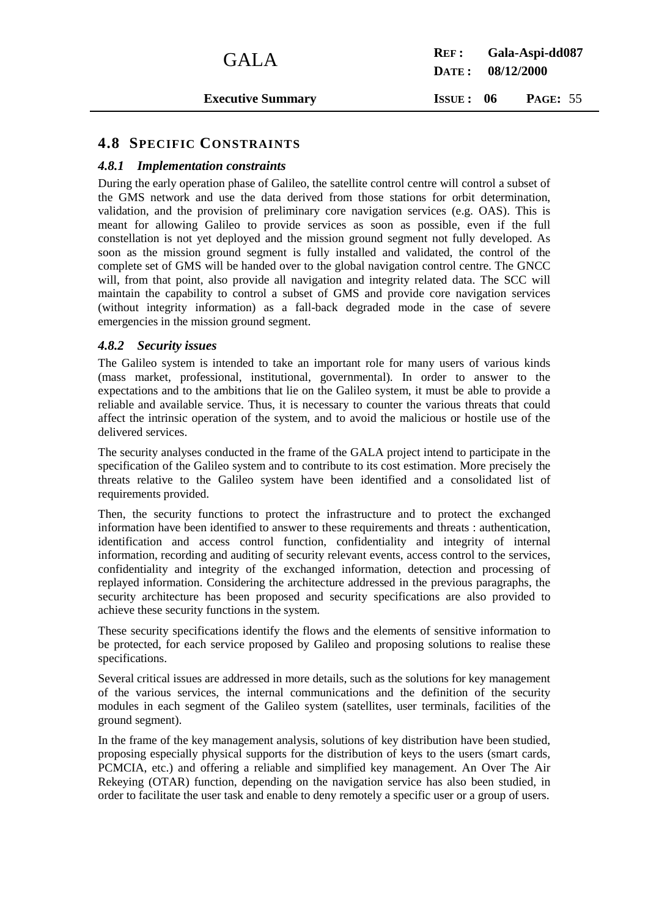## 4.8 SPECIFIC CONSTRAINTS

### *4.8.1 Implementation constraints*

During the early operation phase of Galileo, the satellite control centre will control a subset of the GMS network and use the data derived from those stations for orbit determination, validation, and the provision of preliminary core navigation services (e.g. OAS). This is meant for allowing Galileo to provide services as soon as possible, even if the full constellation is not yet deployed and the mission ground segment not fully developed. As soon as the mission ground segment is fully installed and validated, the control of the complete set of GMS will be handed over to the global navigation control centre. The GNCC will, from that point, also provide all navigation and integrity related data. The SCC will maintain the capability to control a subset of GMS and provide core navigation services (without integrity information) as a fall-back degraded mode in the case of severe emergencies in the mission ground segment.

### *4.8.2 Security issues*

The Galileo system is intended to take an important role for many users of various kinds (mass market, professional, institutional, governmental). In order to answer to the expectations and to the ambitions that lie on the Galileo system, it must be able to provide a reliable and available service. Thus, it is necessary to counter the various threats that could affect the intrinsic operation of the system, and to avoid the malicious or hostile use of the delivered services.

The security analyses conducted in the frame of the GALA project intend to participate in the specification of the Galileo system and to contribute to its cost estimation. More precisely the threats relative to the Galileo system have been identified and a consolidated list of requirements provided.

Then, the security functions to protect the infrastructure and to protect the exchanged information have been identified to answer to these requirements and threats : authentication, identification and access control function, confidentiality and integrity of internal information, recording and auditing of security relevant events, access control to the services, confidentiality and integrity of the exchanged information, detection and processing of replayed information. Considering the architecture addressed in the previous paragraphs, the security architecture has been proposed and security specifications are also provided to achieve these security functions in the system.

These security specifications identify the flows and the elements of sensitive information to be protected, for each service proposed by Galileo and proposing solutions to realise these specifications.

Several critical issues are addressed in more details, such as the solutions for key management of the various services, the internal communications and the definition of the security modules in each segment of the Galileo system (satellites, user terminals, facilities of the ground segment).

In the frame of the key management analysis, solutions of key distribution have been studied, proposing especially physical supports for the distribution of keys to the users (smart cards, PCMCIA, etc.) and offering a reliable and simplified key management. An Over The Air Rekeying (OTAR) function, depending on the navigation service has also been studied, in order to facilitate the user task and enable to deny remotely a specific user or a group of users.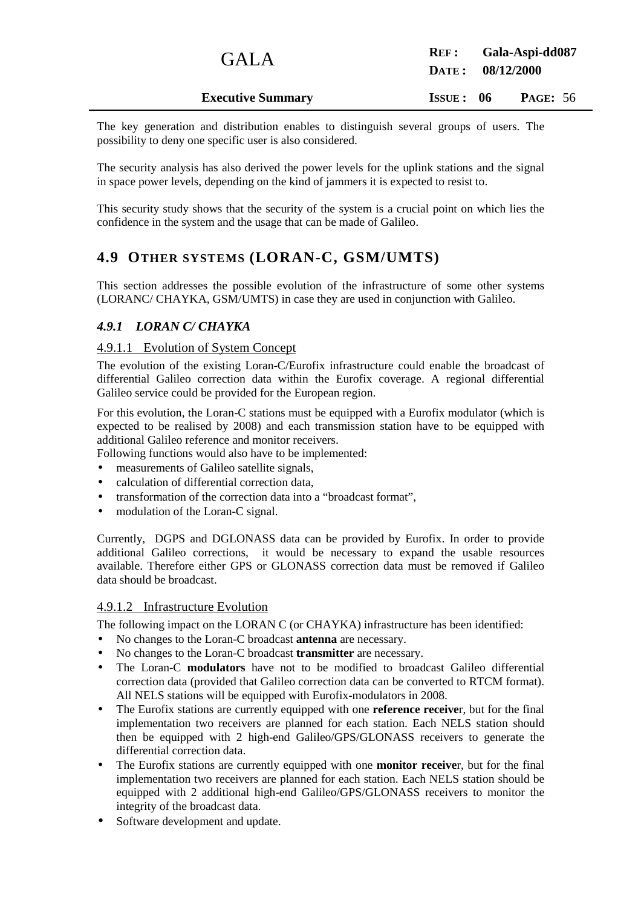The key generation and distribution enables to distinguish several groups of users. The possibility to deny one specific user is also considered.

The security analysis has also derived the power levels for the uplink stations and the signal in space power levels, depending on the kind of jammers it is expected to resist to.

This security study shows that the security of the system is a crucial point on which lies the confidence in the system and the usage that can be made of Galileo.

## 4.9 OTHER SYSTEMS (LORAN-C, GSM/UMTS)

This section addresses the possible evolution of the infrastructure of some other systems (LORANC/ CHAYKA, GSM/UMTS) in case they are used in conjunction with Galileo.

### *4.9.1 LORAN C/ CHAYKA*

#### 4.9.1.1 Evolution of System Concept

The evolution of the existing Loran-C/Eurofix infrastructure could enable the broadcast of differential Galileo correction data within the Eurofix coverage. A regional differential Galileo service could be provided for the European region.

For this evolution, the Loran-C stations must be equipped with a Eurofix modulator (which is expected to be realised by 2008) and each transmission station have to be equipped with additional Galileo reference and monitor receivers.

Following functions would also have to be implemented:

- measurements of Galileo satellite signals,
- calculation of differential correction data,
- transformation of the correction data into a "broadcast format",
- modulation of the Loran-C signal.

Currently, DGPS and DGLONASS data can be provided by Eurofix. In order to provide additional Galileo corrections, it would be necessary to expand the usable resources available. Therefore either GPS or GLONASS correction data must be removed if Galileo data should be broadcast.

#### 4.9.1.2 Infrastructure Evolution

The following impact on the LORAN C (or CHAYKA) infrastructure has been identified:

- No changes to the Loran-C broadcast **antenna** are necessary.
- No changes to the Loran-C broadcast **transmitter** are necessary.
- The Loran-C **modulators** have not to be modified to broadcast Galileo differential correction data (provided that Galileo correction data can be converted to RTCM format). All NELS stations will be equipped with Eurofix-modulators in 2008.
- The Eurofix stations are currently equipped with one **reference receive**r, but for the final implementation two receivers are planned for each station. Each NELS station should then be equipped with 2 high-end Galileo/GPS/GLONASS receivers to generate the differential correction data.
- The Eurofix stations are currently equipped with one **monitor receive**r, but for the final implementation two receivers are planned for each station. Each NELS station should be equipped with 2 additional high-end Galileo/GPS/GLONASS receivers to monitor the integrity of the broadcast data.
- Software development and update.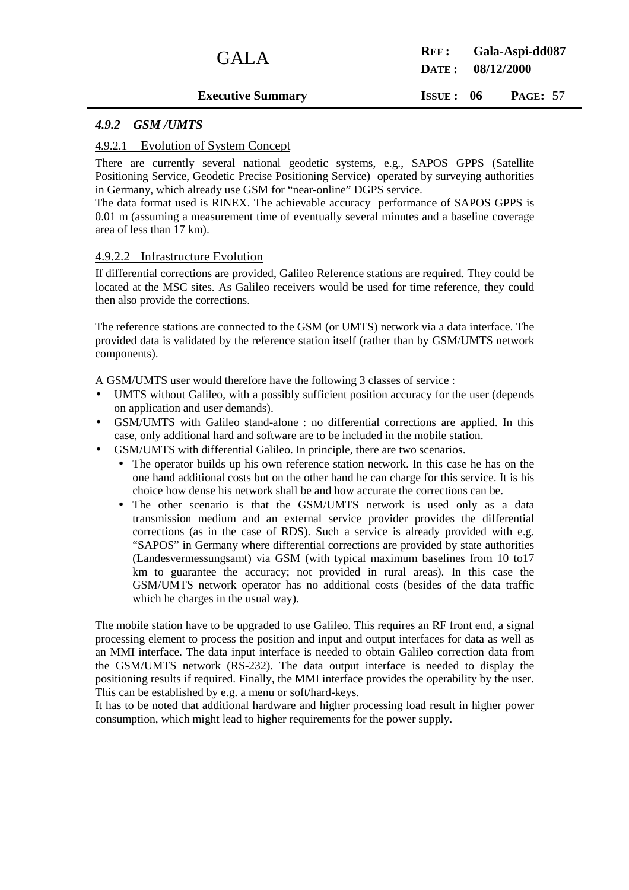### *4.9.2 GSM /UMTS*

#### 4.9.2.1 Evolution of System Concept

There are currently several national geodetic systems, e.g., SAPOS GPPS (Satellite Positioning Service, Geodetic Precise Positioning Service) operated by surveying authorities in Germany, which already use GSM for "near-online" DGPS service.
The data format used is RINEX. The achievable accuracy performance of SAPOS GPPS is 0.01 m (assuming a measurement time of eventually several minutes and a baseline coverage area of less than 17 km).

#### 4.9.2.2 Infrastructure Evolution

If differential corrections are provided, Galileo Reference stations are required. They could be located at the MSC sites. As Galileo receivers would be used for time reference, they could then also provide the corrections.

The reference stations are connected to the GSM (or UMTS) network via a data interface. The provided data is validated by the reference station itself (rather than by GSM/UMTS network components).

A GSM/UMTS user would therefore have the following 3 classes of service :

- UMTS without Galileo, with a possibly sufficient position accuracy for the user (depends on application and user demands).
- GSM/UMTS with Galileo stand-alone : no differential corrections are applied. In this case, only additional hard and software are to be included in the mobile station.
- GSM/UMTS with differential Galileo. In principle, there are two scenarios.
  - The operator builds up his own reference station network. In this case he has on the one hand additional costs but on the other hand he can charge for this service. It is his choice how dense his network shall be and how accurate the corrections can be.
  - The other scenario is that the GSM/UMTS network is used only as a data transmission medium and an external service provider provides the differential corrections (as in the case of RDS). Such a service is already provided with e.g. "SAPOS" in Germany where differential corrections are provided by state authorities (Landesvermessungsamt) via GSM (with typical maximum baselines from 10 to17 km to guarantee the accuracy; not provided in rural areas). In this case the GSM/UMTS network operator has no additional costs (besides of the data traffic which he charges in the usual way).

The mobile station have to be upgraded to use Galileo. This requires an RF front end, a signal processing element to process the position and input and output interfaces for data as well as an MMI interface. The data input interface is needed to obtain Galileo correction data from the GSM/UMTS network (RS-232). The data output interface is needed to display the positioning results if required. Finally, the MMI interface provides the operability by the user. This can be established by e.g. a menu or soft/hard-keys.
It has to be noted that additional hardware and higher processing load result in higher power consumption, which might lead to higher requirements for the power supply.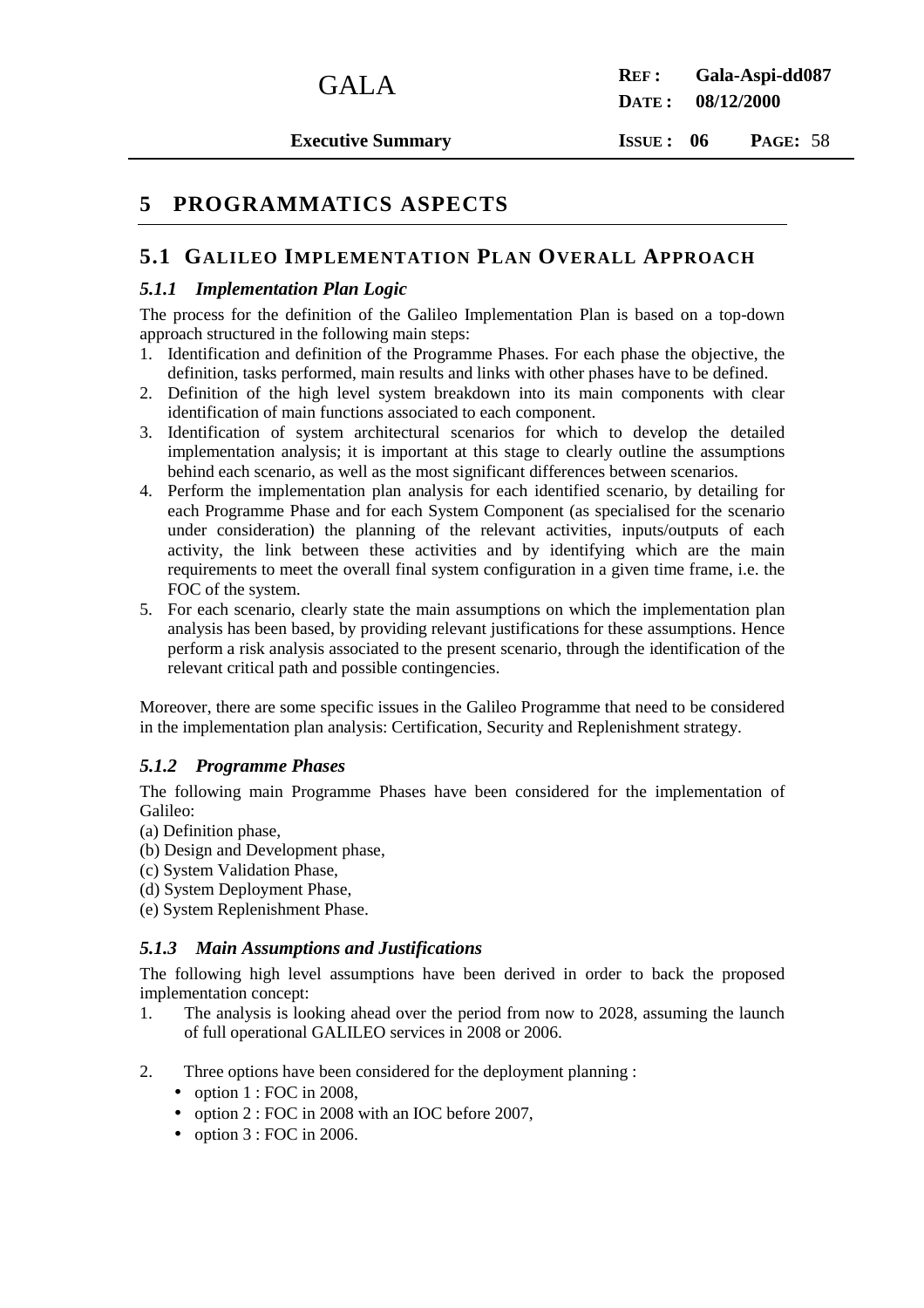# 5 PROGRAMMATICS ASPECTS

## 5.1 GALILEO IMPLEMENTATION PLAN OVERALL APPROACH

### *5.1.1 Implementation Plan Logic*

The process for the definition of the Galileo Implementation Plan is based on a top-down approach structured in the following main steps:

1. Identification and definition of the Programme Phases. For each phase the objective, the definition, tasks performed, main results and links with other phases have to be defined.
2. Definition of the high level system breakdown into its main components with clear identification of main functions associated to each component.
3. Identification of system architectural scenarios for which to develop the detailed implementation analysis; it is important at this stage to clearly outline the assumptions behind each scenario, as well as the most significant differences between scenarios.
4. Perform the implementation plan analysis for each identified scenario, by detailing for each Programme Phase and for each System Component (as specialised for the scenario under consideration) the planning of the relevant activities, inputs/outputs of each activity, the link between these activities and by identifying which are the main requirements to meet the overall final system configuration in a given time frame, i.e. the FOC of the system.
5. For each scenario, clearly state the main assumptions on which the implementation plan analysis has been based, by providing relevant justifications for these assumptions. Hence perform a risk analysis associated to the present scenario, through the identification of the relevant critical path and possible contingencies.

Moreover, there are some specific issues in the Galileo Programme that need to be considered in the implementation plan analysis: Certification, Security and Replenishment strategy.

### *5.1.2 Programme Phases*

The following main Programme Phases have been considered for the implementation of Galileo:

(a) Definition phase,
(b) Design and Development phase,
(c) System Validation Phase,
(d) System Deployment Phase,
(e) System Replenishment Phase.

### *5.1.3 Main Assumptions and Justifications*

The following high level assumptions have been derived in order to back the proposed implementation concept:

1. The analysis is looking ahead over the period from now to 2028, assuming the launch of full operational GALILEO services in 2008 or 2006.

2. Three options have been considered for the deployment planning :
   - option 1 : FOC in 2008,
   - option 2 : FOC in 2008 with an IOC before 2007,
   - option 3 : FOC in 2006.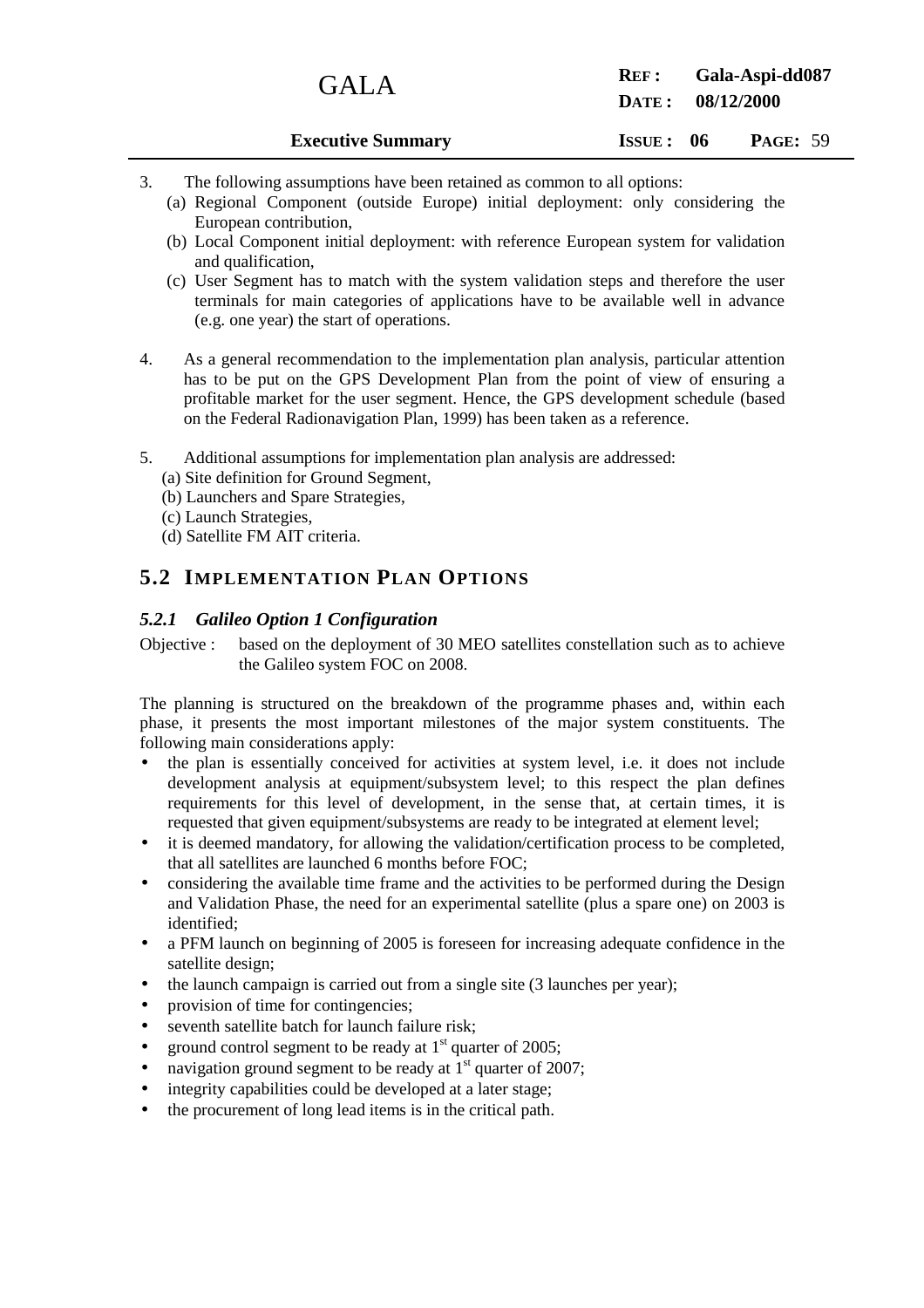3. The following assumptions have been retained as common to all options:
   (a) Regional Component (outside Europe) initial deployment: only considering the European contribution,
   (b) Local Component initial deployment: with reference European system for validation and qualification,
   (c) User Segment has to match with the system validation steps and therefore the user terminals for main categories of applications have to be available well in advance (e.g. one year) the start of operations.

4. As a general recommendation to the implementation plan analysis, particular attention has to be put on the GPS Development Plan from the point of view of ensuring a profitable market for the user segment. Hence, the GPS development schedule (based on the Federal Radionavigation Plan, 1999) has been taken as a reference.

5. Additional assumptions for implementation plan analysis are addressed:
   (a) Site definition for Ground Segment,
   (b) Launchers and Spare Strategies,
   (c) Launch Strategies,
   (d) Satellite FM AIT criteria.

## 5.2 IMPLEMENTATION PLAN OPTIONS

### *5.2.1 Galileo Option 1 Configuration*

Objective : based on the deployment of 30 MEO satellites constellation such as to achieve the Galileo system FOC on 2008.

The planning is structured on the breakdown of the programme phases and, within each phase, it presents the most important milestones of the major system constituents. The following main considerations apply:

- the plan is essentially conceived for activities at system level, i.e. it does not include development analysis at equipment/subsystem level; to this respect the plan defines requirements for this level of development, in the sense that, at certain times, it is requested that given equipment/subsystems are ready to be integrated at element level;
- it is deemed mandatory, for allowing the validation/certification process to be completed, that all satellites are launched 6 months before FOC;
- considering the available time frame and the activities to be performed during the Design and Validation Phase, the need for an experimental satellite (plus a spare one) on 2003 is identified;
- a PFM launch on beginning of 2005 is foreseen for increasing adequate confidence in the satellite design;
- the launch campaign is carried out from a single site (3 launches per year);
- provision of time for contingencies;
- seventh satellite batch for launch failure risk;
- ground control segment to be ready at 1st quarter of 2005;
- navigation ground segment to be ready at 1st quarter of 2007;
- integrity capabilities could be developed at a later stage;
- the procurement of long lead items is in the critical path.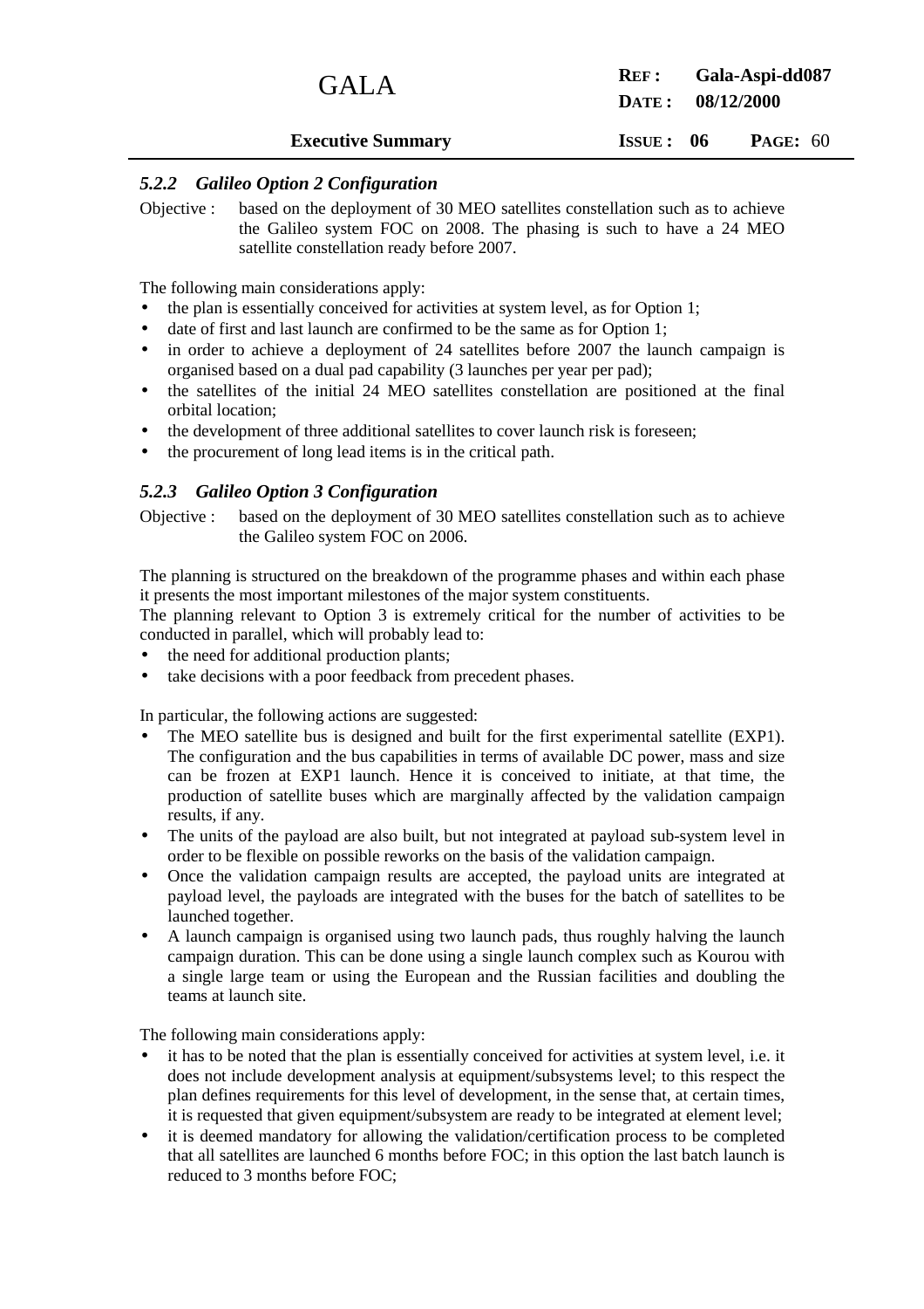#### *5.2.2 Galileo Option 2 Configuration*

Objective : based on the deployment of 30 MEO satellites constellation such as to achieve the Galileo system FOC on 2008. The phasing is such to have a 24 MEO satellite constellation ready before 2007.

The following main considerations apply:

- the plan is essentially conceived for activities at system level, as for Option 1;
- date of first and last launch are confirmed to be the same as for Option 1;
- in order to achieve a deployment of 24 satellites before 2007 the launch campaign is organised based on a dual pad capability (3 launches per year per pad);
- the satellites of the initial 24 MEO satellites constellation are positioned at the final orbital location;
- the development of three additional satellites to cover launch risk is foreseen;
- the procurement of long lead items is in the critical path.

#### *5.2.3 Galileo Option 3 Configuration*

Objective : based on the deployment of 30 MEO satellites constellation such as to achieve the Galileo system FOC on 2006.

The planning is structured on the breakdown of the programme phases and within each phase it presents the most important milestones of the major system constituents.

The planning relevant to Option 3 is extremely critical for the number of activities to be conducted in parallel, which will probably lead to:

- the need for additional production plants;
- take decisions with a poor feedback from precedent phases.

In particular, the following actions are suggested:

- The MEO satellite bus is designed and built for the first experimental satellite (EXP1). The configuration and the bus capabilities in terms of available DC power, mass and size can be frozen at EXP1 launch. Hence it is conceived to initiate, at that time, the production of satellite buses which are marginally affected by the validation campaign results, if any.
- The units of the payload are also built, but not integrated at payload sub-system level in order to be flexible on possible reworks on the basis of the validation campaign.
- Once the validation campaign results are accepted, the payload units are integrated at payload level, the payloads are integrated with the buses for the batch of satellites to be launched together.
- A launch campaign is organised using two launch pads, thus roughly halving the launch campaign duration. This can be done using a single launch complex such as Kourou with a single large team or using the European and the Russian facilities and doubling the teams at launch site.

The following main considerations apply:

- it has to be noted that the plan is essentially conceived for activities at system level, i.e. it does not include development analysis at equipment/subsystems level; to this respect the plan defines requirements for this level of development, in the sense that, at certain times, it is requested that given equipment/subsystem are ready to be integrated at element level;
- it is deemed mandatory for allowing the validation/certification process to be completed that all satellites are launched 6 months before FOC; in this option the last batch launch is reduced to 3 months before FOC;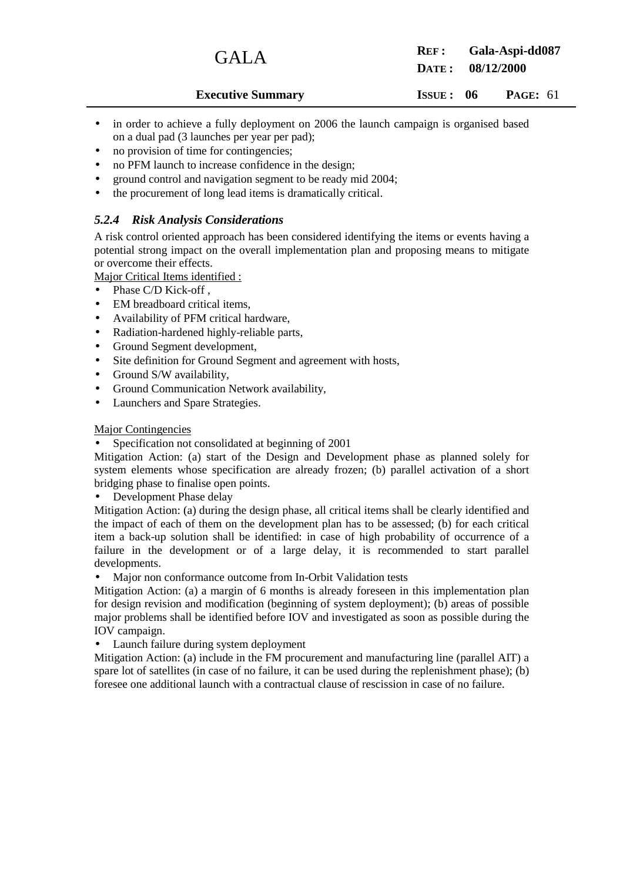- in order to achieve a fully deployment on 2006 the launch campaign is organised based on a dual pad (3 launches per year per pad);
- no provision of time for contingencies;
- no PFM launch to increase confidence in the design;
- ground control and navigation segment to be ready mid 2004;
- the procurement of long lead items is dramatically critical.

### *5.2.4 Risk Analysis Considerations*

A risk control oriented approach has been considered identifying the items or events having a potential strong impact on the overall implementation plan and proposing means to mitigate or overcome their effects.

Major Critical Items identified :

- Phase C/D Kick-off ,
- EM breadboard critical items,
- Availability of PFM critical hardware,
- Radiation-hardened highly-reliable parts,
- Ground Segment development,
- Site definition for Ground Segment and agreement with hosts,
- Ground S/W availability,
- Ground Communication Network availability,
- Launchers and Spare Strategies.

Major Contingencies

- Specification not consolidated at beginning of 2001

Mitigation Action: (a) start of the Design and Development phase as planned solely for system elements whose specification are already frozen; (b) parallel activation of a short bridging phase to finalise open points.

- Development Phase delay

Mitigation Action: (a) during the design phase, all critical items shall be clearly identified and the impact of each of them on the development plan has to be assessed; (b) for each critical item a back-up solution shall be identified: in case of high probability of occurrence of a failure in the development or of a large delay, it is recommended to start parallel developments.

- Major non conformance outcome from In-Orbit Validation tests

Mitigation Action: (a) a margin of 6 months is already foreseen in this implementation plan for design revision and modification (beginning of system deployment); (b) areas of possible major problems shall be identified before IOV and investigated as soon as possible during the IOV campaign.

- Launch failure during system deployment

Mitigation Action: (a) include in the FM procurement and manufacturing line (parallel AIT) a spare lot of satellites (in case of no failure, it can be used during the replenishment phase); (b) foresee one additional launch with a contractual clause of rescission in case of no failure.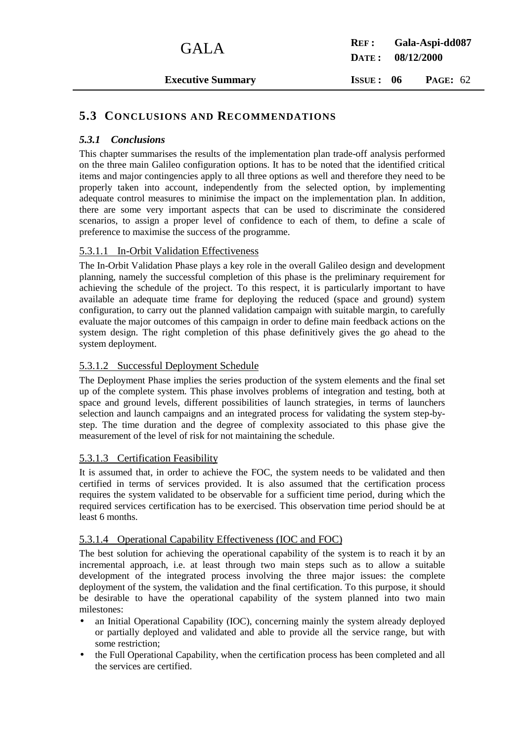## 5.3 CONCLUSIONS AND RECOMMENDATIONS

### *5.3.1 Conclusions*

This chapter summarises the results of the implementation plan trade-off analysis performed on the three main Galileo configuration options. It has to be noted that the identified critical items and major contingencies apply to all three options as well and therefore they need to be properly taken into account, independently from the selected option, by implementing adequate control measures to minimise the impact on the implementation plan. In addition, there are some very important aspects that can be used to discriminate the considered scenarios, to assign a proper level of confidence to each of them, to define a scale of preference to maximise the success of the programme.

#### 5.3.1.1 In-Orbit Validation Effectiveness

The In-Orbit Validation Phase plays a key role in the overall Galileo design and development planning, namely the successful completion of this phase is the preliminary requirement for achieving the schedule of the project. To this respect, it is particularly important to have available an adequate time frame for deploying the reduced (space and ground) system configuration, to carry out the planned validation campaign with suitable margin, to carefully evaluate the major outcomes of this campaign in order to define main feedback actions on the system design. The right completion of this phase definitively gives the go ahead to the system deployment.

#### 5.3.1.2 Successful Deployment Schedule

The Deployment Phase implies the series production of the system elements and the final set up of the complete system. This phase involves problems of integration and testing, both at space and ground levels, different possibilities of launch strategies, in terms of launchers selection and launch campaigns and an integrated process for validating the system step-by-step. The time duration and the degree of complexity associated to this phase give the measurement of the level of risk for not maintaining the schedule.

#### 5.3.1.3 Certification Feasibility

It is assumed that, in order to achieve the FOC, the system needs to be validated and then certified in terms of services provided. It is also assumed that the certification process requires the system validated to be observable for a sufficient time period, during which the required services certification has to be exercised. This observation time period should be at least 6 months.

#### 5.3.1.4 Operational Capability Effectiveness (IOC and FOC)

The best solution for achieving the operational capability of the system is to reach it by an incremental approach, i.e. at least through two main steps such as to allow a suitable development of the integrated process involving the three major issues: the complete deployment of the system, the validation and the final certification. To this purpose, it should be desirable to have the operational capability of the system planned into two main milestones:

- an Initial Operational Capability (IOC), concerning mainly the system already deployed or partially deployed and validated and able to provide all the service range, but with some restriction;
- the Full Operational Capability, when the certification process has been completed and all the services are certified.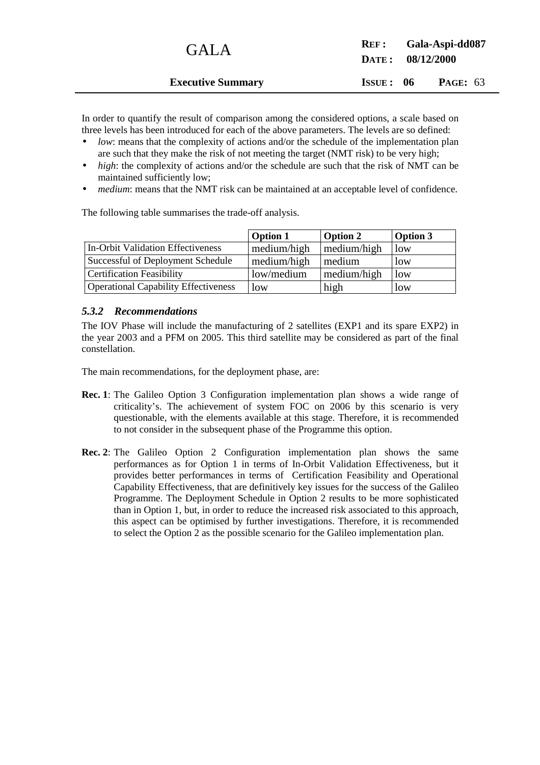In order to quantify the result of comparison among the considered options, a scale based on three levels has been introduced for each of the above parameters. The levels are so defined:

- *low*: means that the complexity of actions and/or the schedule of the implementation plan are such that they make the risk of not meeting the target (NMT risk) to be very high;
- *high*: the complexity of actions and/or the schedule are such that the risk of NMT can be maintained sufficiently low;
- *medium*: means that the NMT risk can be maintained at an acceptable level of confidence.

The following table summarises the trade-off analysis.

| | **Option 1** | **Option 2** | **Option 3** |
|---|---|---|---|
| In-Orbit Validation Effectiveness | medium/high | medium/high | low |
| Successful of Deployment Schedule | medium/high | medium | low |
| Certification Feasibility | low/medium | medium/high | low |
| Operational Capability Effectiveness | low | high | low |

### *5.3.2 Recommendations*

The IOV Phase will include the manufacturing of 2 satellites (EXP1 and its spare EXP2) in the year 2003 and a PFM on 2005. This third satellite may be considered as part of the final constellation.

The main recommendations, for the deployment phase, are:

**Rec. 1**: The Galileo Option 3 Configuration implementation plan shows a wide range of criticality's. The achievement of system FOC on 2006 by this scenario is very questionable, with the elements available at this stage. Therefore, it is recommended to not consider in the subsequent phase of the Programme this option.

**Rec. 2**: The Galileo Option 2 Configuration implementation plan shows the same performances as for Option 1 in terms of In-Orbit Validation Effectiveness, but it provides better performances in terms of Certification Feasibility and Operational Capability Effectiveness, that are definitively key issues for the success of the Galileo Programme. The Deployment Schedule in Option 2 results to be more sophisticated than in Option 1, but, in order to reduce the increased risk associated to this approach, this aspect can be optimised by further investigations. Therefore, it is recommended to select the Option 2 as the possible scenario for the Galileo implementation plan.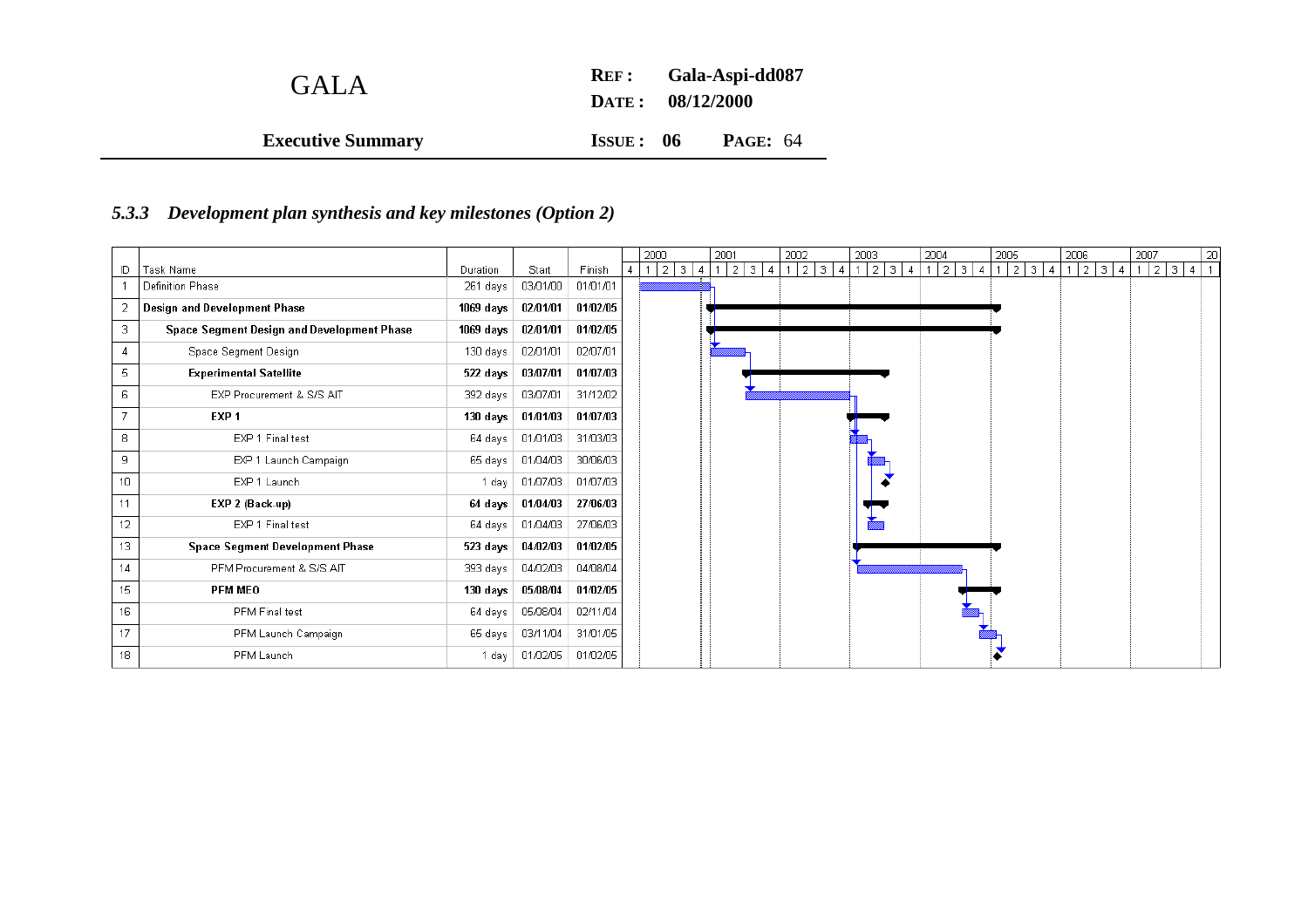### 5.3.3 *Development plan synthesis and key milestones (Option 2)*

| ID | Task Name | Duration | Start | Finish |
|---|---|---|---|---|
| 1 | Definition Phase | 261 days | 03/01/00 | 01/01/01 |
| 2 | **Design and Development Phase** | **1069 days** | **02/01/01** | **01/02/05** |
| 3 | **Space Segment Design and Development Phase** | **1069 days** | **02/01/01** | **01/02/05** |
| 4 | Space Segment Design | 130 days | 02/01/01 | 02/07/01 |
| 5 | **Experimental Satellite** | **522 days** | **03/07/01** | **01/07/03** |
| 6 | EXP Procurement & S/S AIT | 392 days | 03/07/01 | 31/12/02 |
| 7 | **EXP 1** | **130 days** | **01/01/03** | **01/07/03** |
| 8 | EXP 1 Final test | 64 days | 01/01/03 | 31/03/03 |
| 9 | EXP 1 Launch Campaign | 65 days | 01/04/03 | 30/06/03 |
| 10 | EXP 1 Launch | 1 day | 01/07/03 | 01/07/03 |
| 11 | **EXP 2 (Back-up)** | **64 days** | **01/04/03** | **27/06/03** |
| 12 | EXP 1 Final test | 64 days | 01/04/03 | 27/06/03 |
| 13 | **Space Segment Development Phase** | **523 days** | **04/02/03** | **01/02/05** |
| 14 | PFM Procurement & S/S AIT | 393 days | 04/02/03 | 04/08/04 |
| 15 | **PFM MEO** | **130 days** | **05/08/04** | **01/02/05** |
| 16 | PFM Final test | 64 days | 05/08/04 | 02/11/04 |
| 17 | PFM Launch Campaign | 65 days | 03/11/04 | 31/01/05 |
| 18 | PFM Launch | 1 day | 01/02/05 | 01/02/05 |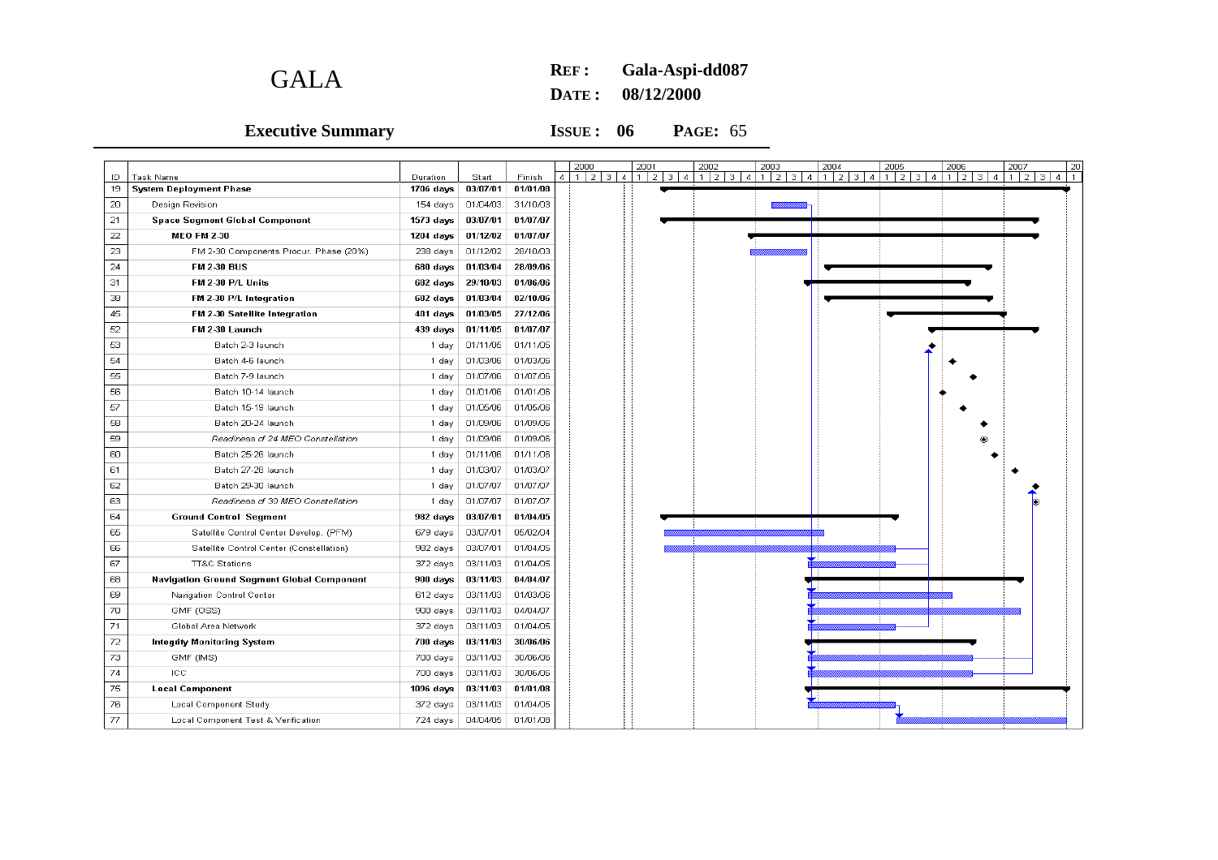| ID | Task Name | Duration | Start | Finish |
|---|---|---|---|---|
| 19 | **System Deployment Phase** | **1706 days** | **03/07/01** | **01/01/08** |
| 20 | Design Revision | 154 days | 01/04/03 | 31/10/03 |
| 21 | **Space Segment Global Component** | **1573 days** | **03/07/01** | **01/07/07** |
| 22 | **MEO FM 2-30** | **1204 days** | **01/12/02** | **01/07/07** |
| 23 | FM 2-30 Components Procur. Phase (20%) | 238 days | 01/12/02 | 28/10/03 |
| 24 | **FM 2-30 BUS** | **680 days** | **01/03/04** | **28/09/06** |
| 31 | **FM 2-30 P/L Units** | **682 days** | **29/10/03** | **01/06/06** |
| 38 | **FM 2-30 P/L Integration** | **682 days** | **01/03/04** | **02/10/06** |
| 45 | **FM 2-30 Satellite Integration** | **481 days** | **01/03/05** | **27/12/06** |
| 52 | **FM 2-30 Launch** | **439 days** | **01/11/05** | **01/07/07** |
| 53 | Batch 2-3 launch | 1 day | 01/11/05 | 01/11/05 |
| 54 | Batch 4-6 launch | 1 day | 01/03/06 | 01/03/06 |
| 55 | Batch 7-9 launch | 1 day | 01/07/06 | 01/07/06 |
| 56 | Batch 10-14 launch | 1 day | 01/01/06 | 01/01/06 |
| 57 | Batch 15-19 launch | 1 day | 01/05/06 | 01/05/06 |
| 58 | Batch 20-24 launch | 1 day | 01/09/06 | 01/09/06 |
| 59 | *Readiness of 24 MEO Constellation* | 1 day | 01/09/06 | 01/09/06 |
| 60 | Batch 25-26 launch | 1 day | 01/11/06 | 01/11/06 |
| 61 | Batch 27-28 launch | 1 day | 01/03/07 | 01/03/07 |
| 62 | Batch 29-30 launch | 1 day | 01/07/07 | 01/07/07 |
| 63 | *Readiness of 30 MEO Constellation* | 1 day | 01/07/07 | 01/07/07 |
| 64 | **Ground Control Segment** | **982 days** | **03/07/01** | **01/04/05** |
| 65 | Satellite Control Center Develop. (PFM) | 679 days | 03/07/01 | 05/02/04 |
| 66 | Satellite Control Center (Constellation) | 982 days | 03/07/01 | 01/04/05 |
| 67 | TT&C Stations | 372 days | 03/11/03 | 01/04/05 |
| 68 | **Navigation Ground Segment Global Component** | **900 days** | **03/11/03** | **04/04/07** |
| 69 | Navigation Control Center | 612 days | 03/11/03 | 01/03/06 |
| 70 | GMF (OSS) | 900 days | 03/11/03 | 04/04/07 |
| 71 | Global Area Network | 372 days | 03/11/03 | 01/04/05 |
| 72 | **Integrity Monitoring System** | **700 days** | **03/11/03** | **30/06/06** |
| 73 | GMF (IMS) | 700 days | 03/11/03 | 30/06/06 |
| 74 | ICC | 700 days | 03/11/03 | 30/06/06 |
| 75 | **Local Component** | **1096 days** | **03/11/03** | **01/01/08** |
| 76 | Local Component Study | 372 days | 03/11/03 | 01/04/05 |
| 77 | Local Component Test & Verification | 724 days | 04/04/05 | 01/01/08 |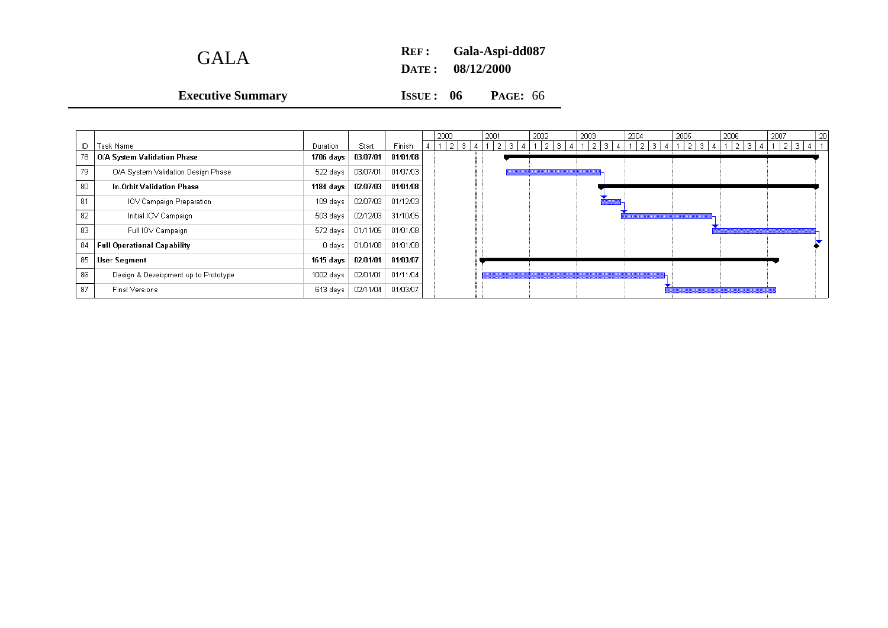| ID | Task Name | Duration | Start | Finish |
|---|---|---|---|---|
| 78 | **O/A System Validation Phase** | **1706 days** | **03/07/01** | **01/01/08** |
| 79 | O/A System Validation Design Phase | 522 days | 03/07/01 | 01/07/03 |
| 80 | **In-Orbit Validation Phase** | **1184 days** | **02/07/03** | **01/01/08** |
| 81 | IOV Campaign Preparation | 109 days | 02/07/03 | 01/12/03 |
| 82 | Initial IOV Campaign | 503 days | 02/12/03 | 31/10/05 |
| 83 | Full IOV Campaign | 572 days | 01/11/05 | 01/01/08 |
| 84 | **Full Operational Capability** | **0 days** | **01/01/08** | **01/01/08** |
| 85 | **User Segment** | **1615 days** | **02/01/01** | **01/03/07** |
| 86 | Design & Development up to Prototype | 1002 days | 02/01/01 | 01/11/04 |
| 87 | Final Versions | 613 days | 02/11/04 | 01/03/07 |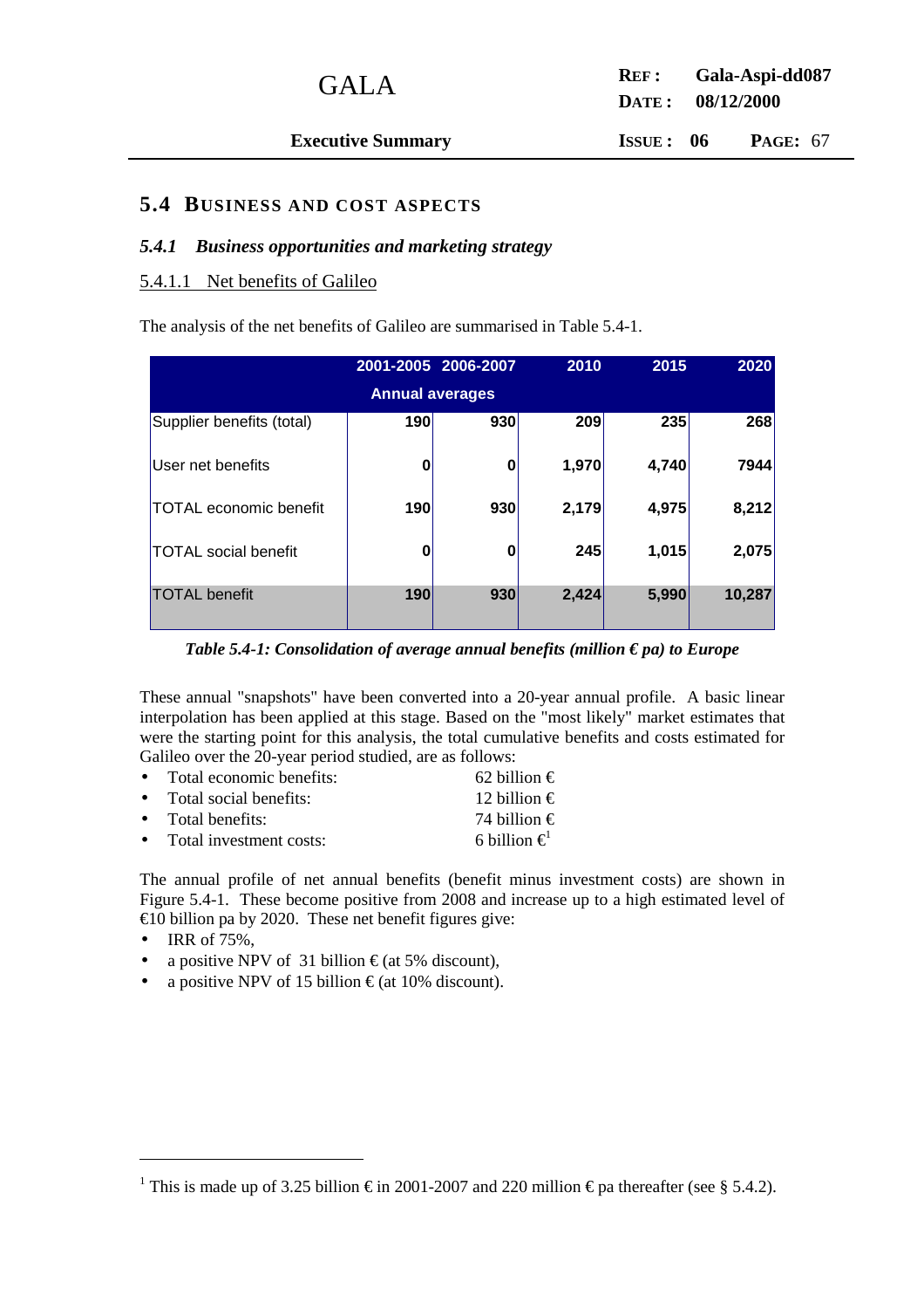## 5.4 BUSINESS AND COST ASPECTS

### *5.4.1 Business opportunities and marketing strategy*

#### 5.4.1.1 Net benefits of Galileo

The analysis of the net benefits of Galileo are summarised in Table 5.4-1.

| | 2001-2005 | 2006-2007 | 2010 | 2015 | 2020 |
|---|---|---|---|---|---|
| | Annual averages | | | | |
| Supplier benefits (total) | 190 | 930 | 209 | 235 | 268 |
| User net benefits | 0 | 0 | 1,970 | 4,740 | 7944 |
| TOTAL economic benefit | 190 | 930 | 2,179 | 4,975 | 8,212 |
| TOTAL social benefit | 0 | 0 | 245 | 1,015 | 2,075 |
| TOTAL benefit | 190 | 930 | 2,424 | 5,990 | 10,287 |

*Table 5.4-1: Consolidation of average annual benefits (million € pa) to Europe*

These annual "snapshots" have been converted into a 20-year annual profile. A basic linear interpolation has been applied at this stage. Based on the "most likely" market estimates that were the starting point for this analysis, the total cumulative benefits and costs estimated for Galileo over the 20-year period studied, are as follows:

- Total economic benefits: 62 billion €
- Total social benefits: 12 billion €
- Total benefits: 74 billion €
- Total investment costs: 6 billion €[1]

The annual profile of net annual benefits (benefit minus investment costs) are shown in Figure 5.4-1. These become positive from 2008 and increase up to a high estimated level of €10 billion pa by 2020. These net benefit figures give:

- IRR of 75%,
- a positive NPV of 31 billion € (at 5% discount),
- a positive NPV of 15 billion € (at 10% discount).

[1] This is made up of 3.25 billion € in 2001-2007 and 220 million € pa thereafter (see § 5.4.2).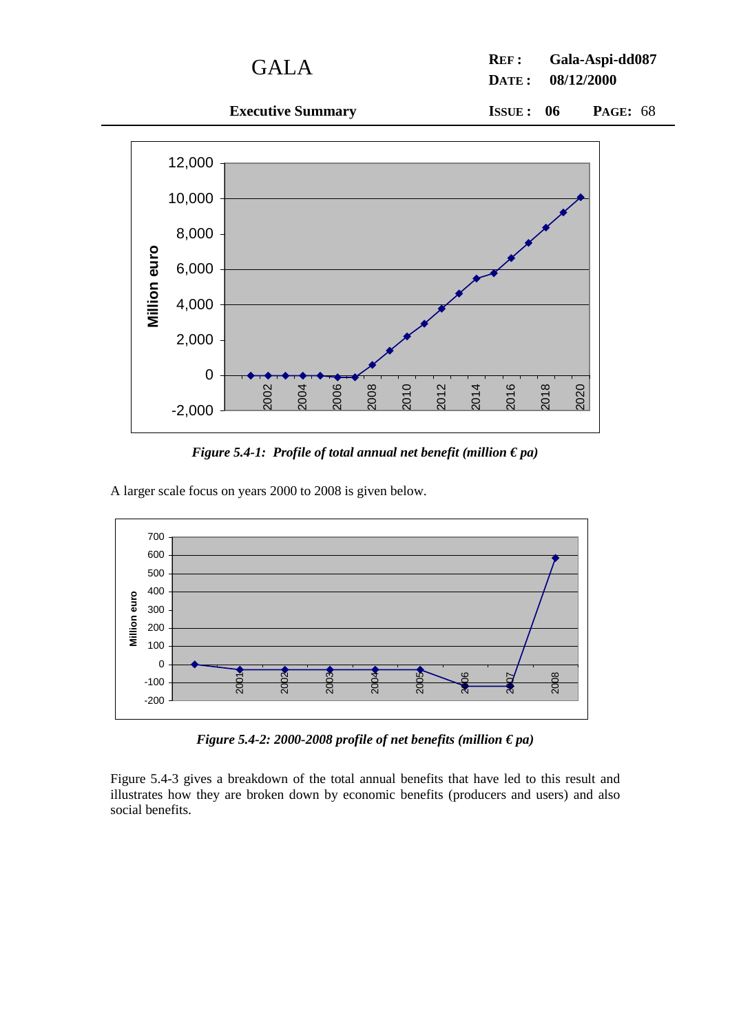*Figure 5.4-1: Profile of total annual net benefit (million € pa)*

A larger scale focus on years 2000 to 2008 is given below.

*Figure 5.4-2: 2000-2008 profile of net benefits (million € pa)*

Figure 5.4-3 gives a breakdown of the total annual benefits that have led to this result and illustrates how they are broken down by economic benefits (producers and users) and also social benefits.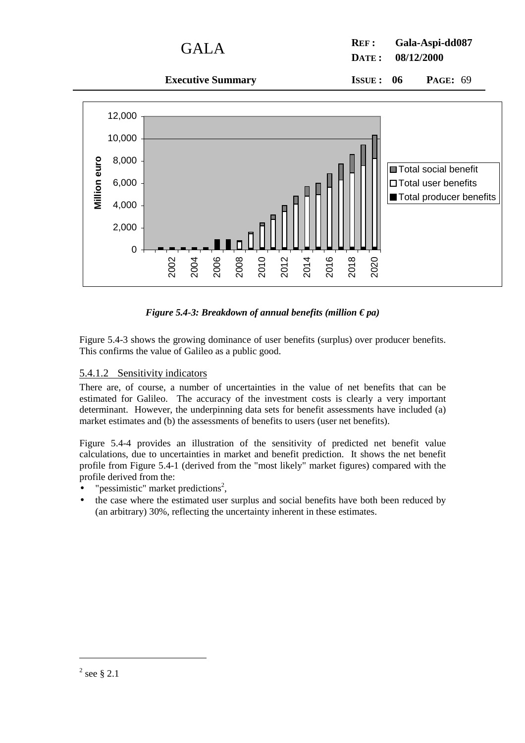Figure 5.4-3: Breakdown of annual benefits (million € pa)

Figure 5.4-3 shows the growing dominance of user benefits (surplus) over producer benefits. This confirms the value of Galileo as a public good.

### 5.4.1.2 Sensitivity indicators

There are, of course, a number of uncertainties in the value of net benefits that can be estimated for Galileo. The accuracy of the investment costs is clearly a very important determinant. However, the underpinning data sets for benefit assessments have included (a) market estimates and (b) the assessments of benefits to users (user net benefits).

Figure 5.4-4 provides an illustration of the sensitivity of predicted net benefit value calculations, due to uncertainties in market and benefit prediction. It shows the net benefit profile from Figure 5.4-1 (derived from the "most likely" market figures) compared with the profile derived from the:

- "pessimistic" market predictions[2],
- the case where the estimated user surplus and social benefits have both been reduced by (an arbitrary) 30%, reflecting the uncertainty inherent in these estimates.

[2] see § 2.1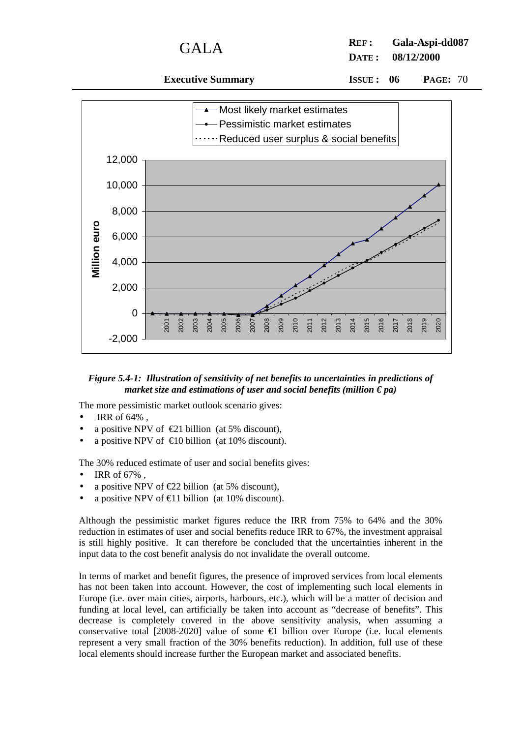*Figure 5.4-1: Illustration of sensitivity of net benefits to uncertainties in predictions of market size and estimations of user and social benefits (million € pa)*

The more pessimistic market outlook scenario gives:

- IRR of 64% ,
- a positive NPV of €21 billion (at 5% discount),
- a positive NPV of €10 billion (at 10% discount).

The 30% reduced estimate of user and social benefits gives:

- IRR of 67% ,
- a positive NPV of €22 billion (at 5% discount),
- a positive NPV of €11 billion (at 10% discount).

Although the pessimistic market figures reduce the IRR from 75% to 64% and the 30% reduction in estimates of user and social benefits reduce IRR to 67%, the investment appraisal is still highly positive. It can therefore be concluded that the uncertainties inherent in the input data to the cost benefit analysis do not invalidate the overall outcome.

In terms of market and benefit figures, the presence of improved services from local elements has not been taken into account. However, the cost of implementing such local elements in Europe (i.e. over main cities, airports, harbours, etc.), which will be a matter of decision and funding at local level, can artificially be taken into account as "decrease of benefits". This decrease is completely covered in the above sensitivity analysis, when assuming a conservative total [2008-2020] value of some €1 billion over Europe (i.e. local elements represent a very small fraction of the 30% benefits reduction). In addition, full use of these local elements should increase further the European market and associated benefits.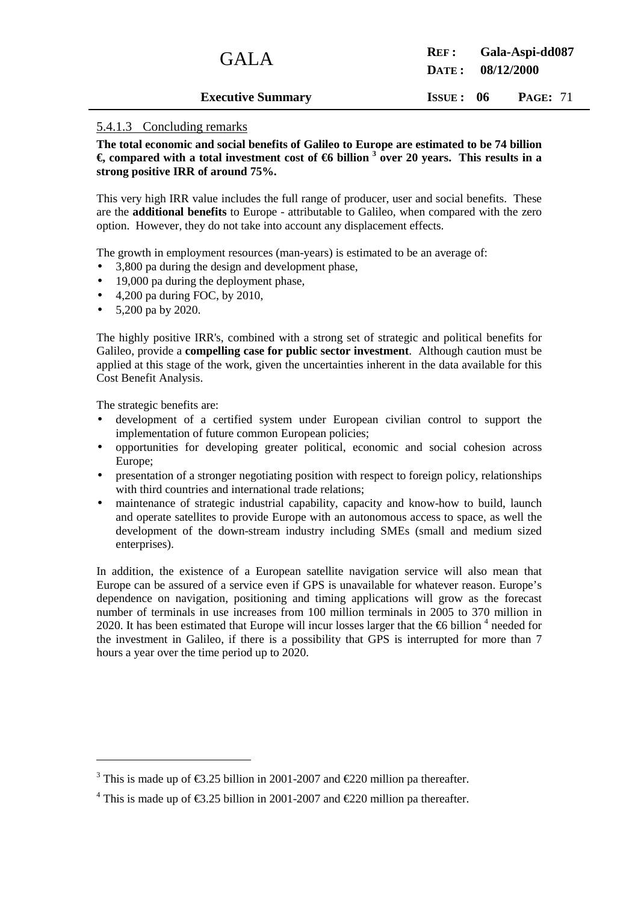#### 5.4.1.3 Concluding remarks

**The total economic and social benefits of Galileo to Europe are estimated to be 74 billion €, compared with a total investment cost of €6 billion [3] over 20 years. This results in a strong positive IRR of around 75%.**

This very high IRR value includes the full range of producer, user and social benefits. These are the **additional benefits** to Europe - attributable to Galileo, when compared with the zero option. However, they do not take into account any displacement effects.

The growth in employment resources (man-years) is estimated to be an average of:

- 3,800 pa during the design and development phase,
- 19,000 pa during the deployment phase,
- 4,200 pa during FOC, by 2010,
- 5,200 pa by 2020.

The highly positive IRR's, combined with a strong set of strategic and political benefits for Galileo, provide a **compelling case for public sector investment**. Although caution must be applied at this stage of the work, given the uncertainties inherent in the data available for this Cost Benefit Analysis.

The strategic benefits are:

- development of a certified system under European civilian control to support the implementation of future common European policies;
- opportunities for developing greater political, economic and social cohesion across Europe;
- presentation of a stronger negotiating position with respect to foreign policy, relationships with third countries and international trade relations;
- maintenance of strategic industrial capability, capacity and know-how to build, launch and operate satellites to provide Europe with an autonomous access to space, as well the development of the down-stream industry including SMEs (small and medium sized enterprises).

In addition, the existence of a European satellite navigation service will also mean that Europe can be assured of a service even if GPS is unavailable for whatever reason. Europe's dependence on navigation, positioning and timing applications will grow as the forecast number of terminals in use increases from 100 million terminals in 2005 to 370 million in 2020. It has been estimated that Europe will incur losses larger that the €6 billion [4] needed for the investment in Galileo, if there is a possibility that GPS is interrupted for more than 7 hours a year over the time period up to 2020.

---

[3] This is made up of €3.25 billion in 2001-2007 and €220 million pa thereafter.

[4] This is made up of €3.25 billion in 2001-2007 and €220 million pa thereafter.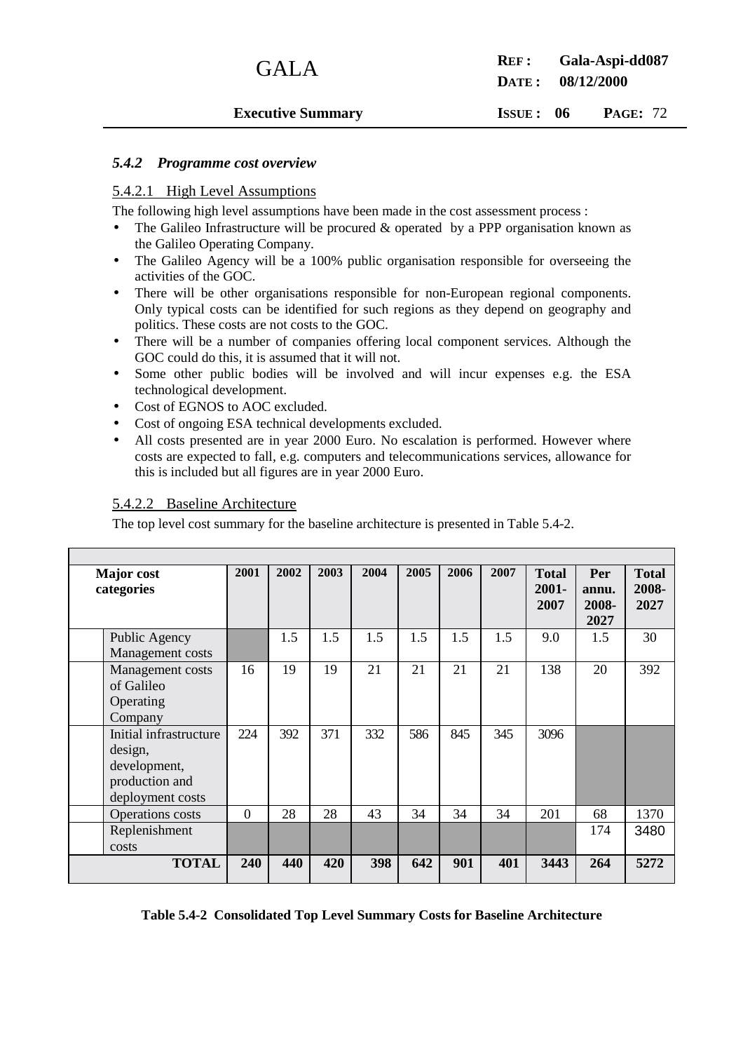### *5.4.2 Programme cost overview*

#### 5.4.2.1 High Level Assumptions

The following high level assumptions have been made in the cost assessment process :

- The Galileo Infrastructure will be procured & operated by a PPP organisation known as the Galileo Operating Company.
- The Galileo Agency will be a 100% public organisation responsible for overseeing the activities of the GOC.
- There will be other organisations responsible for non-European regional components. Only typical costs can be identified for such regions as they depend on geography and politics. These costs are not costs to the GOC.
- There will be a number of companies offering local component services. Although the GOC could do this, it is assumed that it will not.
- Some other public bodies will be involved and will incur expenses e.g. the ESA technological development.
- Cost of EGNOS to AOC excluded.
- Cost of ongoing ESA technical developments excluded.
- All costs presented are in year 2000 Euro. No escalation is performed. However where costs are expected to fall, e.g. computers and telecommunications services, allowance for this is included but all figures are in year 2000 Euro.

#### 5.4.2.2 Baseline Architecture

The top level cost summary for the baseline architecture is presented in Table 5.4-2.

| Major cost categories | 2001 | 2002 | 2003 | 2004 | 2005 | 2006 | 2007 | Total 2001-2007 | Per annu. 2008-2027 | Total 2008-2027 |
|---|---|---|---|---|---|---|---|---|---|---|
| Public Agency Management costs | | 1.5 | 1.5 | 1.5 | 1.5 | 1.5 | 1.5 | 9.0 | 1.5 | 30 |
| Management costs of Galileo Operating Company | 16 | 19 | 19 | 21 | 21 | 21 | 21 | 138 | 20 | 392 |
| Initial infrastructure design, development, production and deployment costs | 224 | 392 | 371 | 332 | 586 | 845 | 345 | 3096 | | |
| Operations costs | 0 | 28 | 28 | 43 | 34 | 34 | 34 | 201 | 68 | 1370 |
| Replenishment costs | | | | | | | | | 174 | 3480 |
| **TOTAL** | **240** | **440** | **420** | **398** | **642** | **901** | **401** | **3443** | **264** | **5272** |

**Table 5.4-2 Consolidated Top Level Summary Costs for Baseline Architecture**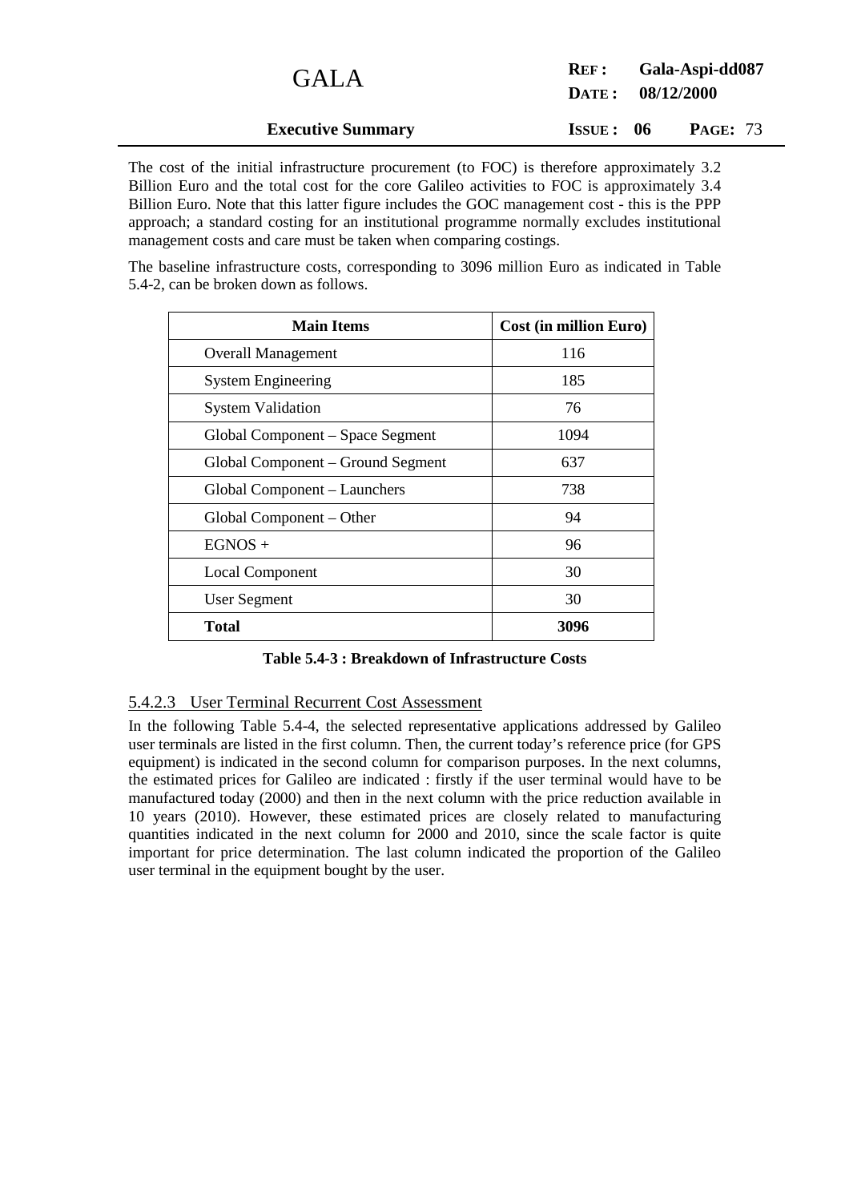The cost of the initial infrastructure procurement (to FOC) is therefore approximately 3.2 Billion Euro and the total cost for the core Galileo activities to FOC is approximately 3.4 Billion Euro. Note that this latter figure includes the GOC management cost - this is the PPP approach; a standard costing for an institutional programme normally excludes institutional management costs and care must be taken when comparing costings.

The baseline infrastructure costs, corresponding to 3096 million Euro as indicated in Table 5.4-2, can be broken down as follows.

| Main Items | Cost (in million Euro) |
|---|---|
| Overall Management | 116 |
| System Engineering | 185 |
| System Validation | 76 |
| Global Component – Space Segment | 1094 |
| Global Component – Ground Segment | 637 |
| Global Component – Launchers | 738 |
| Global Component – Other | 94 |
| EGNOS + | 96 |
| Local Component | 30 |
| User Segment | 30 |
| **Total** | **3096** |

**Table 5.4-3 : Breakdown of Infrastructure Costs**

### 5.4.2.3 User Terminal Recurrent Cost Assessment

In the following Table 5.4-4, the selected representative applications addressed by Galileo user terminals are listed in the first column. Then, the current today's reference price (for GPS equipment) is indicated in the second column for comparison purposes. In the next columns, the estimated prices for Galileo are indicated : firstly if the user terminal would have to be manufactured today (2000) and then in the next column with the price reduction available in 10 years (2010). However, these estimated prices are closely related to manufacturing quantities indicated in the next column for 2000 and 2010, since the scale factor is quite important for price determination. The last column indicated the proportion of the Galileo user terminal in the equipment bought by the user.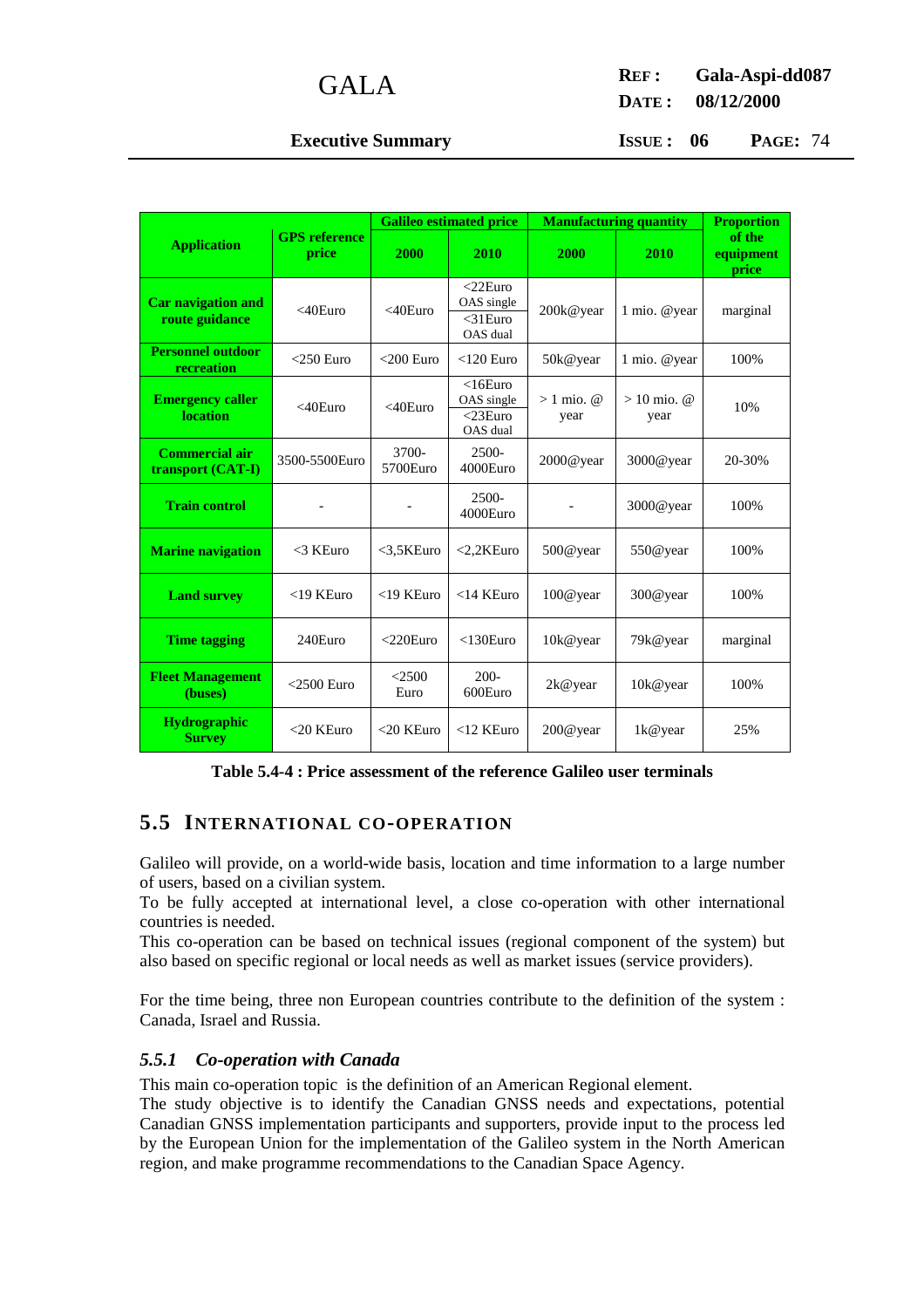| Application | GPS reference price | Galileo estimated price | | Manufacturing quantity | | Proportion of the equipment price |
|---|---|---|---|---|---|---|
| | | 2000 | 2010 | 2000 | 2010 | |
| **Car navigation and route guidance** | <40Euro | <40Euro | <22Euro OAS single / <31Euro OAS dual | 200k@year | 1 mio. @year | marginal |
| **Personnel outdoor recreation** | <250 Euro | <200 Euro | <120 Euro | 50k@year | 1 mio. @year | 100% |
| **Emergency caller location** | <40Euro | <40Euro | <16Euro OAS single / <23Euro OAS dual | > 1 mio. @ year | > 10 mio. @ year | 10% |
| **Commercial air transport (CAT-I)** | 3500-5500Euro | 3700-5700Euro | 2500-4000Euro | 2000@year | 3000@year | 20-30% |
| **Train control** | - | - | 2500-4000Euro | - | 3000@year | 100% |
| **Marine navigation** | <3 KEuro | <3,5KEuro | <2,2KEuro | 500@year | 550@year | 100% |
| **Land survey** | <19 KEuro | <19 KEuro | <14 KEuro | 100@year | 300@year | 100% |
| **Time tagging** | 240Euro | <220Euro | <130Euro | 10k@year | 79k@year | marginal |
| **Fleet Management (buses)** | <2500 Euro | <2500 Euro | 200-600Euro | 2k@year | 10k@year | 100% |
| **Hydrographic Survey** | <20 KEuro | <20 KEuro | <12 KEuro | 200@year | 1k@year | 25% |

**Table 5.4-4 : Price assessment of the reference Galileo user terminals**

## 5.5 INTERNATIONAL CO-OPERATION

Galileo will provide, on a world-wide basis, location and time information to a large number of users, based on a civilian system.
To be fully accepted at international level, a close co-operation with other international countries is needed.
This co-operation can be based on technical issues (regional component of the system) but also based on specific regional or local needs as well as market issues (service providers).

For the time being, three non European countries contribute to the definition of the system : Canada, Israel and Russia.

### *5.5.1 Co-operation with Canada*

This main co-operation topic is the definition of an American Regional element.
The study objective is to identify the Canadian GNSS needs and expectations, potential Canadian GNSS implementation participants and supporters, provide input to the process led by the European Union for the implementation of the Galileo system in the North American region, and make programme recommendations to the Canadian Space Agency.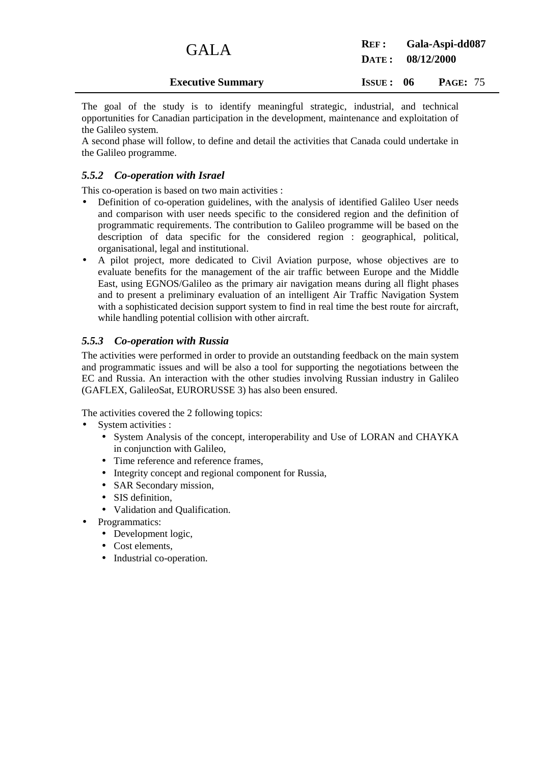The goal of the study is to identify meaningful strategic, industrial, and technical opportunities for Canadian participation in the development, maintenance and exploitation of the Galileo system.
A second phase will follow, to define and detail the activities that Canada could undertake in the Galileo programme.

### *5.5.2 Co-operation with Israel*

This co-operation is based on two main activities :

- Definition of co-operation guidelines, with the analysis of identified Galileo User needs and comparison with user needs specific to the considered region and the definition of programmatic requirements. The contribution to Galileo programme will be based on the description of data specific for the considered region : geographical, political, organisational, legal and institutional.
- A pilot project, more dedicated to Civil Aviation purpose, whose objectives are to evaluate benefits for the management of the air traffic between Europe and the Middle East, using EGNOS/Galileo as the primary air navigation means during all flight phases and to present a preliminary evaluation of an intelligent Air Traffic Navigation System with a sophisticated decision support system to find in real time the best route for aircraft, while handling potential collision with other aircraft.

### *5.5.3 Co-operation with Russia*

The activities were performed in order to provide an outstanding feedback on the main system and programmatic issues and will be also a tool for supporting the negotiations between the EC and Russia. An interaction with the other studies involving Russian industry in Galileo (GAFLEX, GalileoSat, EURORUSSE 3) has also been ensured.

The activities covered the 2 following topics:

- System activities :
  - System Analysis of the concept, interoperability and Use of LORAN and CHAYKA in conjunction with Galileo,
  - Time reference and reference frames,
  - Integrity concept and regional component for Russia,
  - SAR Secondary mission,
  - SIS definition,
  - Validation and Qualification.
- Programmatics:
  - Development logic,
  - Cost elements,
  - Industrial co-operation.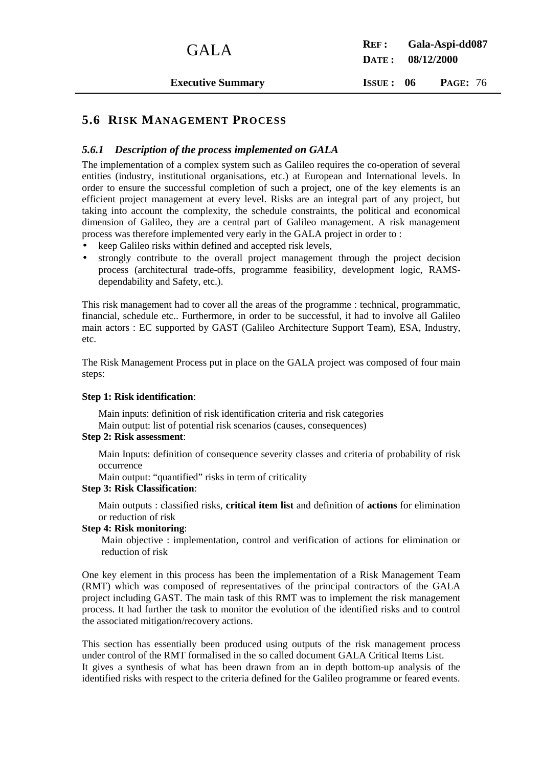## 5.6 RISK MANAGEMENT PROCESS

### *5.6.1 Description of the process implemented on GALA*

The implementation of a complex system such as Galileo requires the co-operation of several entities (industry, institutional organisations, etc.) at European and International levels. In order to ensure the successful completion of such a project, one of the key elements is an efficient project management at every level. Risks are an integral part of any project, but taking into account the complexity, the schedule constraints, the political and economical dimension of Galileo, they are a central part of Galileo management. A risk management process was therefore implemented very early in the GALA project in order to :

- keep Galileo risks within defined and accepted risk levels,
- strongly contribute to the overall project management through the project decision process (architectural trade-offs, programme feasibility, development logic, RAMS-dependability and Safety, etc.).

This risk management had to cover all the areas of the programme : technical, programmatic, financial, schedule etc.. Furthermore, in order to be successful, it had to involve all Galileo main actors : EC supported by GAST (Galileo Architecture Support Team), ESA, Industry, etc.

The Risk Management Process put in place on the GALA project was composed of four main steps:

**Step 1: Risk identification**:

Main inputs: definition of risk identification criteria and risk categories
Main output: list of potential risk scenarios (causes, consequences)

**Step 2: Risk assessment**:

Main Inputs: definition of consequence severity classes and criteria of probability of risk occurrence
Main output: "quantified" risks in term of criticality

**Step 3: Risk Classification**:

Main outputs : classified risks, **critical item list** and definition of **actions** for elimination or reduction of risk

**Step 4: Risk monitoring**:

Main objective : implementation, control and verification of actions for elimination or reduction of risk

One key element in this process has been the implementation of a Risk Management Team (RMT) which was composed of representatives of the principal contractors of the GALA project including GAST. The main task of this RMT was to implement the risk management process. It had further the task to monitor the evolution of the identified risks and to control the associated mitigation/recovery actions.

This section has essentially been produced using outputs of the risk management process under control of the RMT formalised in the so called document GALA Critical Items List.
It gives a synthesis of what has been drawn from an in depth bottom-up analysis of the identified risks with respect to the criteria defined for the Galileo programme or feared events.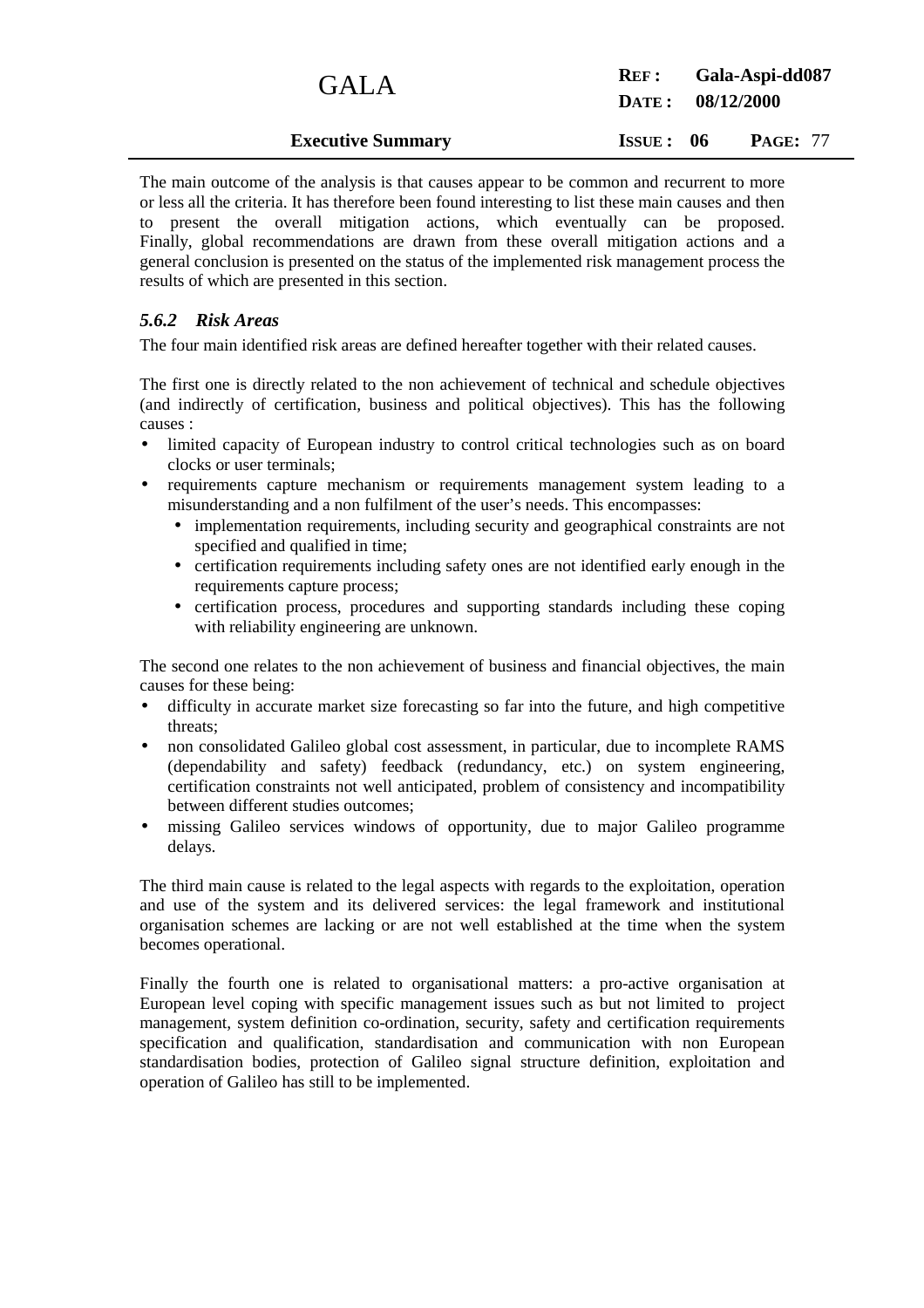The main outcome of the analysis is that causes appear to be common and recurrent to more or less all the criteria. It has therefore been found interesting to list these main causes and then to present the overall mitigation actions, which eventually can be proposed. Finally, global recommendations are drawn from these overall mitigation actions and a general conclusion is presented on the status of the implemented risk management process the results of which are presented in this section.

### *5.6.2 Risk Areas*

The four main identified risk areas are defined hereafter together with their related causes.

The first one is directly related to the non achievement of technical and schedule objectives (and indirectly of certification, business and political objectives). This has the following causes :

- limited capacity of European industry to control critical technologies such as on board clocks or user terminals;
- requirements capture mechanism or requirements management system leading to a misunderstanding and a non fulfilment of the user's needs. This encompasses:
  - implementation requirements, including security and geographical constraints are not specified and qualified in time;
  - certification requirements including safety ones are not identified early enough in the requirements capture process;
  - certification process, procedures and supporting standards including these coping with reliability engineering are unknown.

The second one relates to the non achievement of business and financial objectives, the main causes for these being:

- difficulty in accurate market size forecasting so far into the future, and high competitive threats;
- non consolidated Galileo global cost assessment, in particular, due to incomplete RAMS (dependability and safety) feedback (redundancy, etc.) on system engineering, certification constraints not well anticipated, problem of consistency and incompatibility between different studies outcomes;
- missing Galileo services windows of opportunity, due to major Galileo programme delays.

The third main cause is related to the legal aspects with regards to the exploitation, operation and use of the system and its delivered services: the legal framework and institutional organisation schemes are lacking or are not well established at the time when the system becomes operational.

Finally the fourth one is related to organisational matters: a pro-active organisation at European level coping with specific management issues such as but not limited to project management, system definition co-ordination, security, safety and certification requirements specification and qualification, standardisation and communication with non European standardisation bodies, protection of Galileo signal structure definition, exploitation and operation of Galileo has still to be implemented.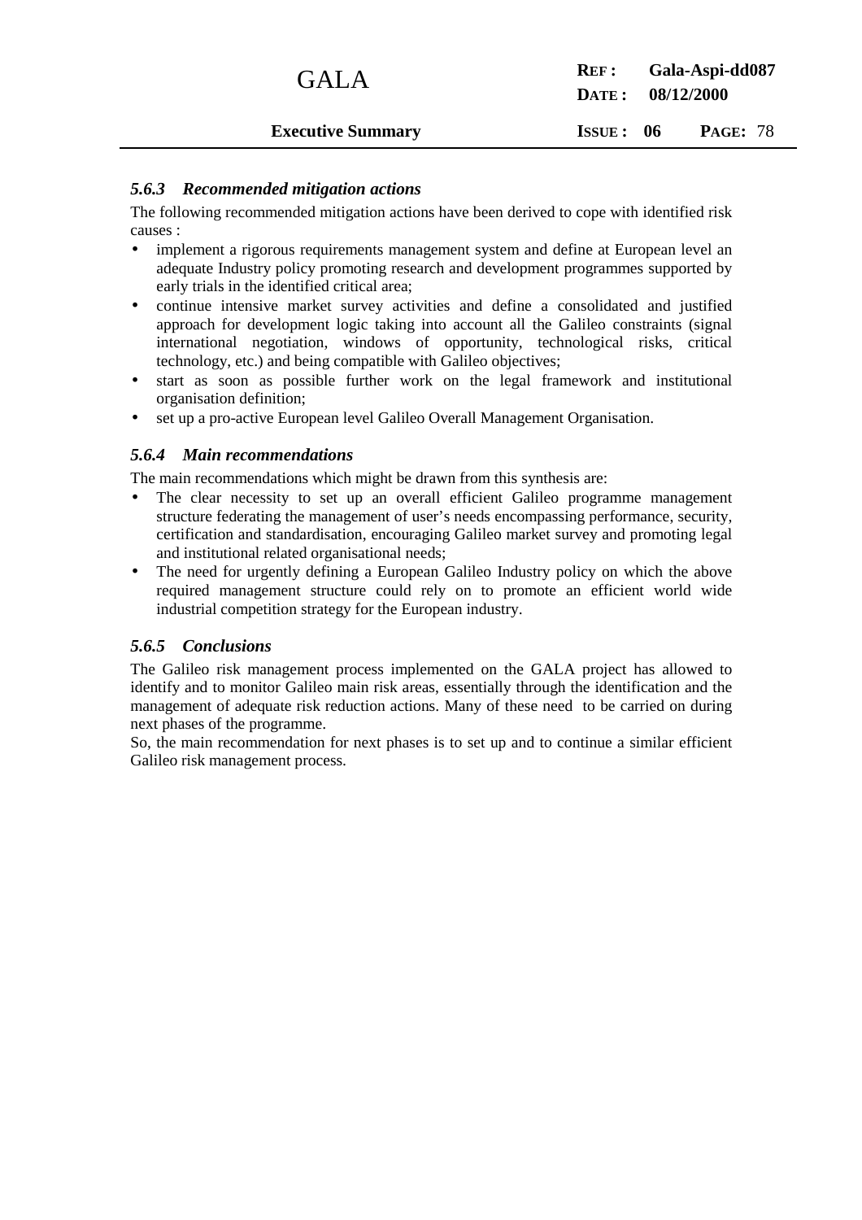### *5.6.3 Recommended mitigation actions*

The following recommended mitigation actions have been derived to cope with identified risk causes :

- implement a rigorous requirements management system and define at European level an adequate Industry policy promoting research and development programmes supported by early trials in the identified critical area;
- continue intensive market survey activities and define a consolidated and justified approach for development logic taking into account all the Galileo constraints (signal international negotiation, windows of opportunity, technological risks, critical technology, etc.) and being compatible with Galileo objectives;
- start as soon as possible further work on the legal framework and institutional organisation definition;
- set up a pro-active European level Galileo Overall Management Organisation.

### *5.6.4 Main recommendations*

The main recommendations which might be drawn from this synthesis are:

- The clear necessity to set up an overall efficient Galileo programme management structure federating the management of user's needs encompassing performance, security, certification and standardisation, encouraging Galileo market survey and promoting legal and institutional related organisational needs;
- The need for urgently defining a European Galileo Industry policy on which the above required management structure could rely on to promote an efficient world wide industrial competition strategy for the European industry.

### *5.6.5 Conclusions*

The Galileo risk management process implemented on the GALA project has allowed to identify and to monitor Galileo main risk areas, essentially through the identification and the management of adequate risk reduction actions. Many of these need to be carried on during next phases of the programme.

So, the main recommendation for next phases is to set up and to continue a similar efficient Galileo risk management process.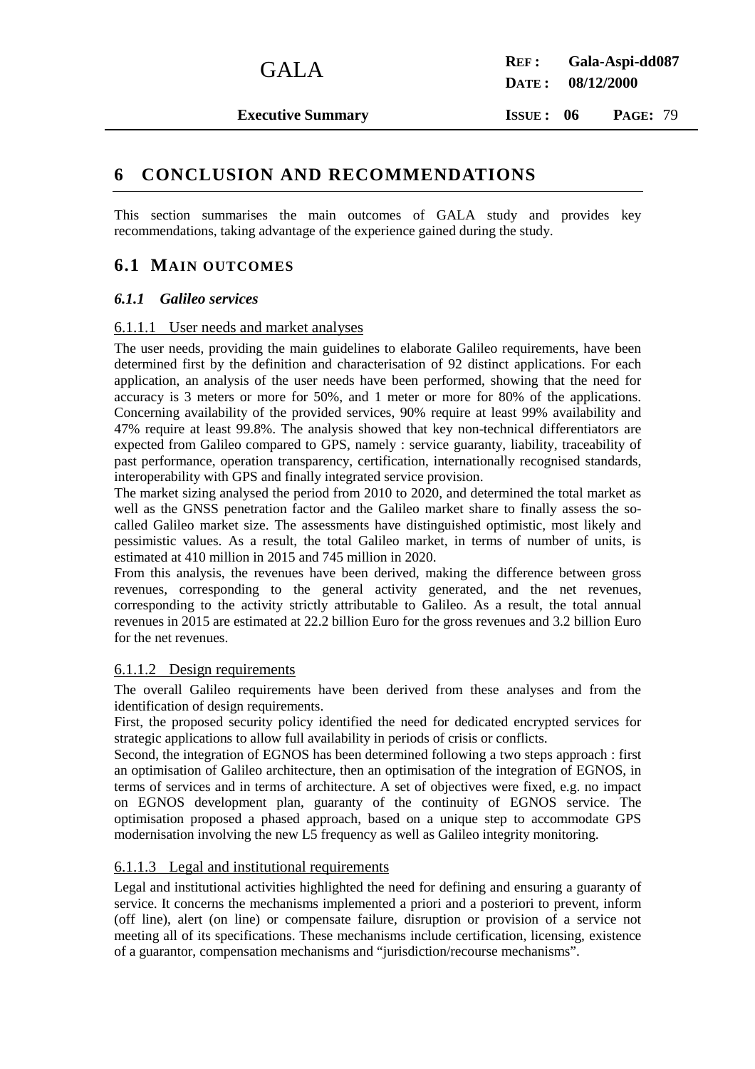# 6 CONCLUSION AND RECOMMENDATIONS

This section summarises the main outcomes of GALA study and provides key recommendations, taking advantage of the experience gained during the study.

## 6.1 MAIN OUTCOMES

### *6.1.1 Galileo services*

#### 6.1.1.1 User needs and market analyses

The user needs, providing the main guidelines to elaborate Galileo requirements, have been determined first by the definition and characterisation of 92 distinct applications. For each application, an analysis of the user needs have been performed, showing that the need for accuracy is 3 meters or more for 50%, and 1 meter or more for 80% of the applications. Concerning availability of the provided services, 90% require at least 99% availability and 47% require at least 99.8%. The analysis showed that key non-technical differentiators are expected from Galileo compared to GPS, namely : service guaranty, liability, traceability of past performance, operation transparency, certification, internationally recognised standards, interoperability with GPS and finally integrated service provision.

The market sizing analysed the period from 2010 to 2020, and determined the total market as well as the GNSS penetration factor and the Galileo market share to finally assess the so-called Galileo market size. The assessments have distinguished optimistic, most likely and pessimistic values. As a result, the total Galileo market, in terms of number of units, is estimated at 410 million in 2015 and 745 million in 2020.

From this analysis, the revenues have been derived, making the difference between gross revenues, corresponding to the general activity generated, and the net revenues, corresponding to the activity strictly attributable to Galileo. As a result, the total annual revenues in 2015 are estimated at 22.2 billion Euro for the gross revenues and 3.2 billion Euro for the net revenues.

#### 6.1.1.2 Design requirements

The overall Galileo requirements have been derived from these analyses and from the identification of design requirements.

First, the proposed security policy identified the need for dedicated encrypted services for strategic applications to allow full availability in periods of crisis or conflicts.

Second, the integration of EGNOS has been determined following a two steps approach : first an optimisation of Galileo architecture, then an optimisation of the integration of EGNOS, in terms of services and in terms of architecture. A set of objectives were fixed, e.g. no impact on EGNOS development plan, guaranty of the continuity of EGNOS service. The optimisation proposed a phased approach, based on a unique step to accommodate GPS modernisation involving the new L5 frequency as well as Galileo integrity monitoring.

#### 6.1.1.3 Legal and institutional requirements

Legal and institutional activities highlighted the need for defining and ensuring a guaranty of service. It concerns the mechanisms implemented a priori and a posteriori to prevent, inform (off line), alert (on line) or compensate failure, disruption or provision of a service not meeting all of its specifications. These mechanisms include certification, licensing, existence of a guarantor, compensation mechanisms and "jurisdiction/recourse mechanisms".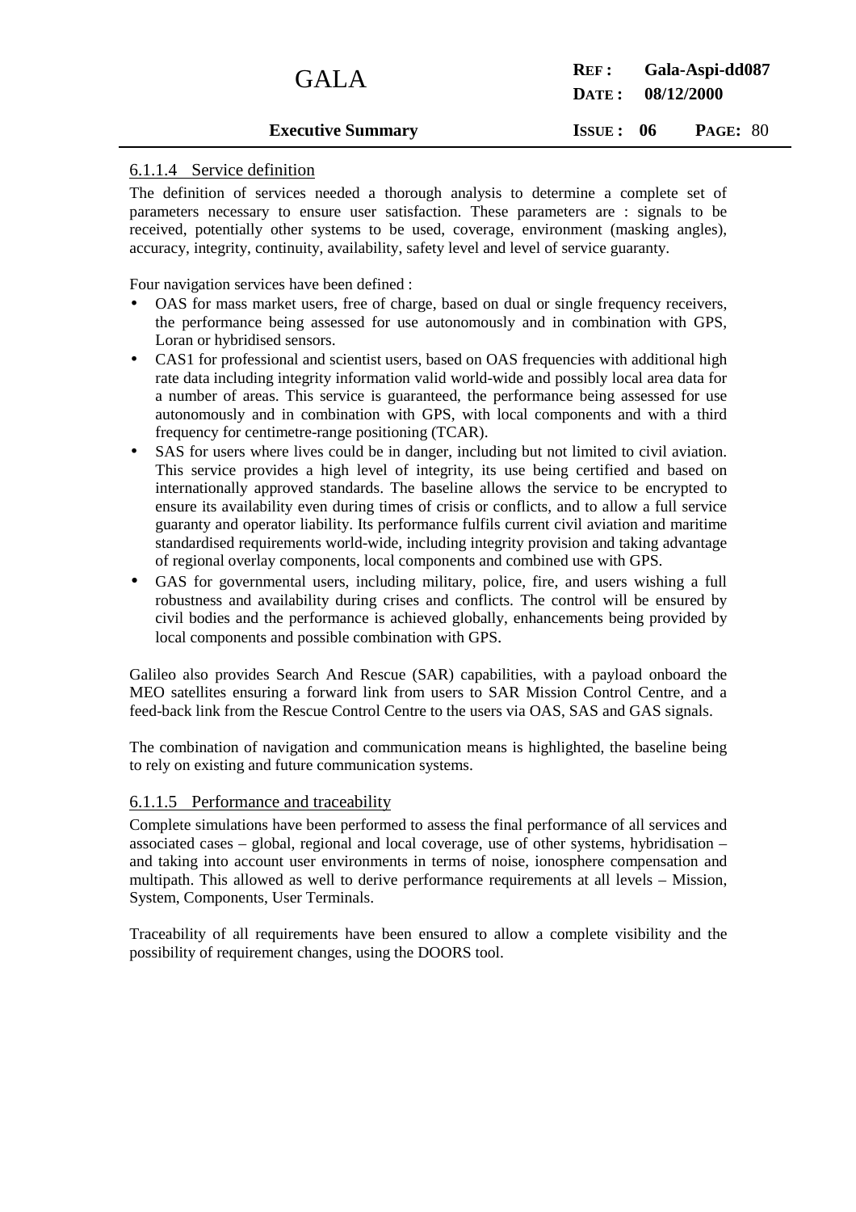#### 6.1.1.4 Service definition

The definition of services needed a thorough analysis to determine a complete set of parameters necessary to ensure user satisfaction. These parameters are : signals to be received, potentially other systems to be used, coverage, environment (masking angles), accuracy, integrity, continuity, availability, safety level and level of service guaranty.

Four navigation services have been defined :

- OAS for mass market users, free of charge, based on dual or single frequency receivers, the performance being assessed for use autonomously and in combination with GPS, Loran or hybridised sensors.
- CAS1 for professional and scientist users, based on OAS frequencies with additional high rate data including integrity information valid world-wide and possibly local area data for a number of areas. This service is guaranteed, the performance being assessed for use autonomously and in combination with GPS, with local components and with a third frequency for centimetre-range positioning (TCAR).
- SAS for users where lives could be in danger, including but not limited to civil aviation. This service provides a high level of integrity, its use being certified and based on internationally approved standards. The baseline allows the service to be encrypted to ensure its availability even during times of crisis or conflicts, and to allow a full service guaranty and operator liability. Its performance fulfils current civil aviation and maritime standardised requirements world-wide, including integrity provision and taking advantage of regional overlay components, local components and combined use with GPS.
- GAS for governmental users, including military, police, fire, and users wishing a full robustness and availability during crises and conflicts. The control will be ensured by civil bodies and the performance is achieved globally, enhancements being provided by local components and possible combination with GPS.

Galileo also provides Search And Rescue (SAR) capabilities, with a payload onboard the MEO satellites ensuring a forward link from users to SAR Mission Control Centre, and a feed-back link from the Rescue Control Centre to the users via OAS, SAS and GAS signals.

The combination of navigation and communication means is highlighted, the baseline being to rely on existing and future communication systems.

#### 6.1.1.5 Performance and traceability

Complete simulations have been performed to assess the final performance of all services and associated cases – global, regional and local coverage, use of other systems, hybridisation – and taking into account user environments in terms of noise, ionosphere compensation and multipath. This allowed as well to derive performance requirements at all levels – Mission, System, Components, User Terminals.

Traceability of all requirements have been ensured to allow a complete visibility and the possibility of requirement changes, using the DOORS tool.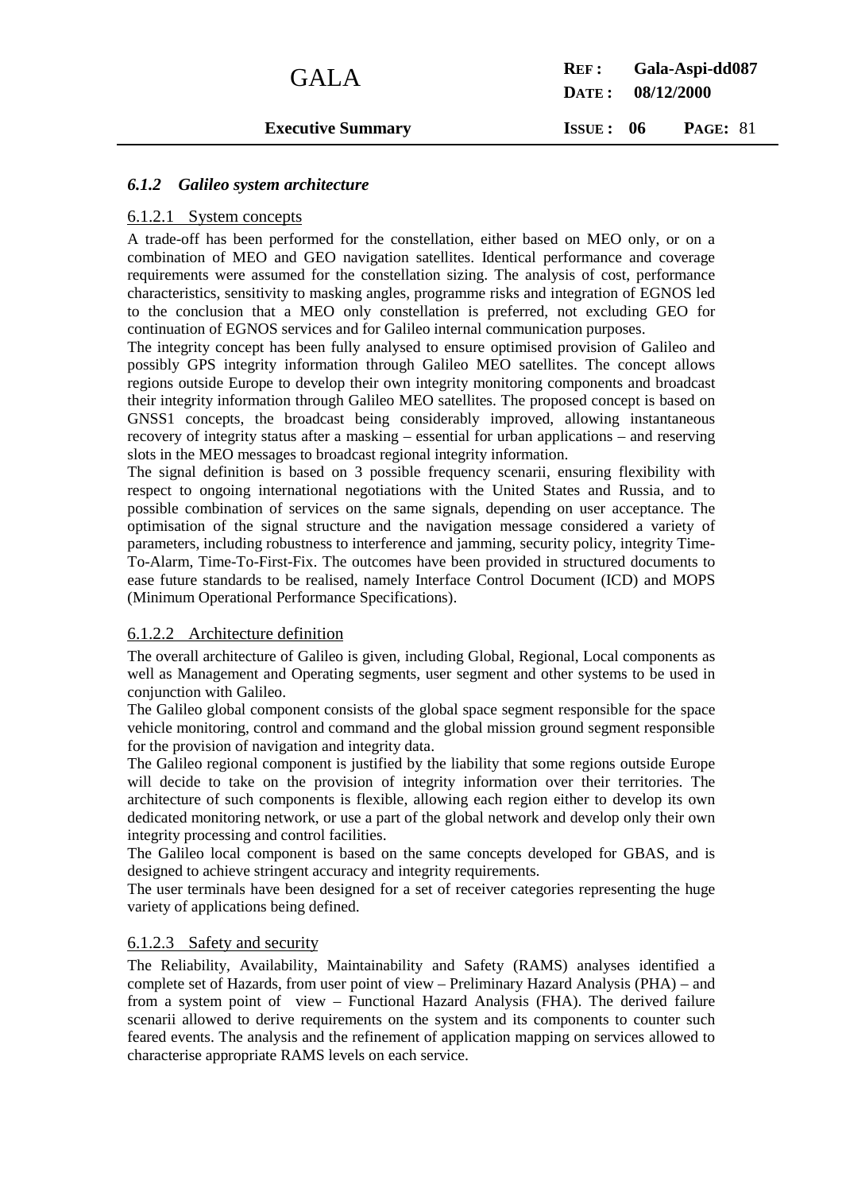### *6.1.2 Galileo system architecture*

#### 6.1.2.1 System concepts

A trade-off has been performed for the constellation, either based on MEO only, or on a combination of MEO and GEO navigation satellites. Identical performance and coverage requirements were assumed for the constellation sizing. The analysis of cost, performance characteristics, sensitivity to masking angles, programme risks and integration of EGNOS led to the conclusion that a MEO only constellation is preferred, not excluding GEO for continuation of EGNOS services and for Galileo internal communication purposes.

The integrity concept has been fully analysed to ensure optimised provision of Galileo and possibly GPS integrity information through Galileo MEO satellites. The concept allows regions outside Europe to develop their own integrity monitoring components and broadcast their integrity information through Galileo MEO satellites. The proposed concept is based on GNSS1 concepts, the broadcast being considerably improved, allowing instantaneous recovery of integrity status after a masking – essential for urban applications – and reserving slots in the MEO messages to broadcast regional integrity information.

The signal definition is based on 3 possible frequency scenarii, ensuring flexibility with respect to ongoing international negotiations with the United States and Russia, and to possible combination of services on the same signals, depending on user acceptance. The optimisation of the signal structure and the navigation message considered a variety of parameters, including robustness to interference and jamming, security policy, integrity Time-To-Alarm, Time-To-First-Fix. The outcomes have been provided in structured documents to ease future standards to be realised, namely Interface Control Document (ICD) and MOPS (Minimum Operational Performance Specifications).

#### 6.1.2.2 Architecture definition

The overall architecture of Galileo is given, including Global, Regional, Local components as well as Management and Operating segments, user segment and other systems to be used in conjunction with Galileo.

The Galileo global component consists of the global space segment responsible for the space vehicle monitoring, control and command and the global mission ground segment responsible for the provision of navigation and integrity data.

The Galileo regional component is justified by the liability that some regions outside Europe will decide to take on the provision of integrity information over their territories. The architecture of such components is flexible, allowing each region either to develop its own dedicated monitoring network, or use a part of the global network and develop only their own integrity processing and control facilities.

The Galileo local component is based on the same concepts developed for GBAS, and is designed to achieve stringent accuracy and integrity requirements.

The user terminals have been designed for a set of receiver categories representing the huge variety of applications being defined.

#### 6.1.2.3 Safety and security

The Reliability, Availability, Maintainability and Safety (RAMS) analyses identified a complete set of Hazards, from user point of view – Preliminary Hazard Analysis (PHA) – and from a system point of view – Functional Hazard Analysis (FHA). The derived failure scenarii allowed to derive requirements on the system and its components to counter such feared events. The analysis and the refinement of application mapping on services allowed to characterise appropriate RAMS levels on each service.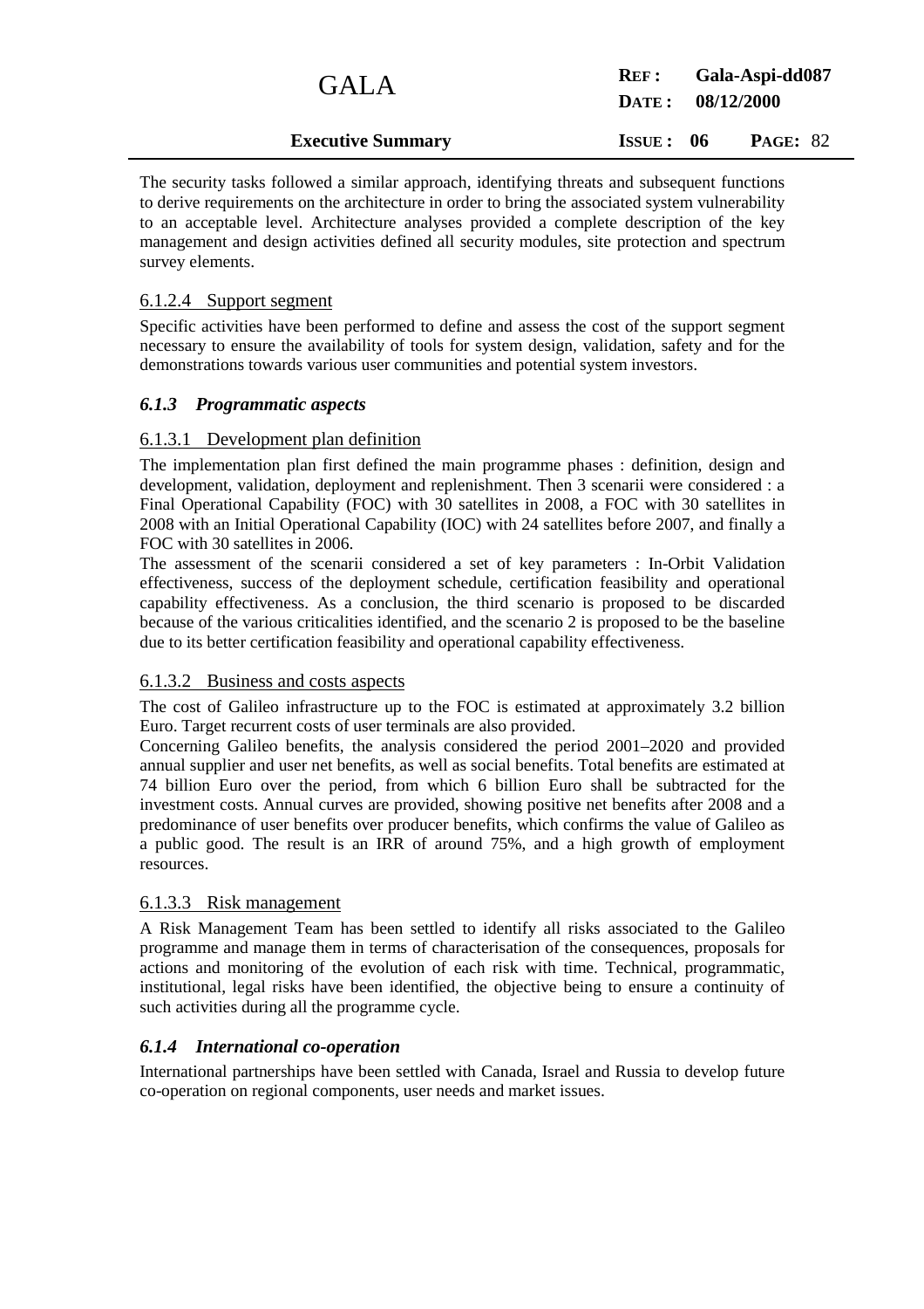The security tasks followed a similar approach, identifying threats and subsequent functions to derive requirements on the architecture in order to bring the associated system vulnerability to an acceptable level. Architecture analyses provided a complete description of the key management and design activities defined all security modules, site protection and spectrum survey elements.

#### 6.1.2.4 Support segment

Specific activities have been performed to define and assess the cost of the support segment necessary to ensure the availability of tools for system design, validation, safety and for the demonstrations towards various user communities and potential system investors.

### *6.1.3 Programmatic aspects*

#### 6.1.3.1 Development plan definition

The implementation plan first defined the main programme phases : definition, design and development, validation, deployment and replenishment. Then 3 scenarii were considered : a Final Operational Capability (FOC) with 30 satellites in 2008, a FOC with 30 satellites in 2008 with an Initial Operational Capability (IOC) with 24 satellites before 2007, and finally a FOC with 30 satellites in 2006.

The assessment of the scenarii considered a set of key parameters : In-Orbit Validation effectiveness, success of the deployment schedule, certification feasibility and operational capability effectiveness. As a conclusion, the third scenario is proposed to be discarded because of the various criticalities identified, and the scenario 2 is proposed to be the baseline due to its better certification feasibility and operational capability effectiveness.

#### 6.1.3.2 Business and costs aspects

The cost of Galileo infrastructure up to the FOC is estimated at approximately 3.2 billion Euro. Target recurrent costs of user terminals are also provided.

Concerning Galileo benefits, the analysis considered the period 2001–2020 and provided annual supplier and user net benefits, as well as social benefits. Total benefits are estimated at 74 billion Euro over the period, from which 6 billion Euro shall be subtracted for the investment costs. Annual curves are provided, showing positive net benefits after 2008 and a predominance of user benefits over producer benefits, which confirms the value of Galileo as a public good. The result is an IRR of around 75%, and a high growth of employment resources.

#### 6.1.3.3 Risk management

A Risk Management Team has been settled to identify all risks associated to the Galileo programme and manage them in terms of characterisation of the consequences, proposals for actions and monitoring of the evolution of each risk with time. Technical, programmatic, institutional, legal risks have been identified, the objective being to ensure a continuity of such activities during all the programme cycle.

### *6.1.4 International co-operation*

International partnerships have been settled with Canada, Israel and Russia to develop future co-operation on regional components, user needs and market issues.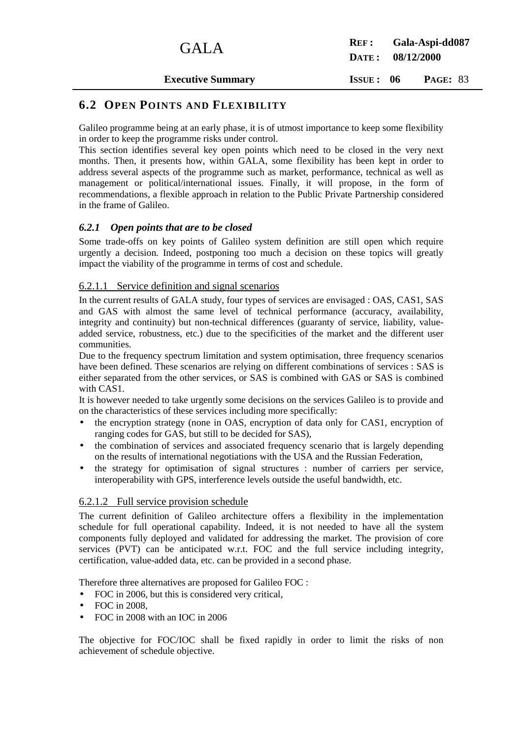## 6.2 OPEN POINTS AND FLEXIBILITY

Galileo programme being at an early phase, it is of utmost importance to keep some flexibility in order to keep the programme risks under control.
This section identifies several key open points which need to be closed in the very next months. Then, it presents how, within GALA, some flexibility has been kept in order to address several aspects of the programme such as market, performance, technical as well as management or political/international issues. Finally, it will propose, in the form of recommendations, a flexible approach in relation to the Public Private Partnership considered in the frame of Galileo.

### *6.2.1 Open points that are to be closed*

Some trade-offs on key points of Galileo system definition are still open which require urgently a decision. Indeed, postponing too much a decision on these topics will greatly impact the viability of the programme in terms of cost and schedule.

#### 6.2.1.1 Service definition and signal scenarios

In the current results of GALA study, four types of services are envisaged : OAS, CAS1, SAS and GAS with almost the same level of technical performance (accuracy, availability, integrity and continuity) but non-technical differences (guaranty of service, liability, value-added service, robustness, etc.) due to the specificities of the market and the different user communities.
Due to the frequency spectrum limitation and system optimisation, three frequency scenarios have been defined. These scenarios are relying on different combinations of services : SAS is either separated from the other services, or SAS is combined with GAS or SAS is combined with CAS1.
It is however needed to take urgently some decisions on the services Galileo is to provide and on the characteristics of these services including more specifically:

- the encryption strategy (none in OAS, encryption of data only for CAS1, encryption of ranging codes for GAS, but still to be decided for SAS),
- the combination of services and associated frequency scenario that is largely depending on the results of international negotiations with the USA and the Russian Federation,
- the strategy for optimisation of signal structures : number of carriers per service, interoperability with GPS, interference levels outside the useful bandwidth, etc.

#### 6.2.1.2 Full service provision schedule

The current definition of Galileo architecture offers a flexibility in the implementation schedule for full operational capability. Indeed, it is not needed to have all the system components fully deployed and validated for addressing the market. The provision of core services (PVT) can be anticipated w.r.t. FOC and the full service including integrity, certification, value-added data, etc. can be provided in a second phase.

Therefore three alternatives are proposed for Galileo FOC :

- FOC in 2006, but this is considered very critical,
- FOC in 2008,
- FOC in 2008 with an IOC in 2006

The objective for FOC/IOC shall be fixed rapidly in order to limit the risks of non achievement of schedule objective.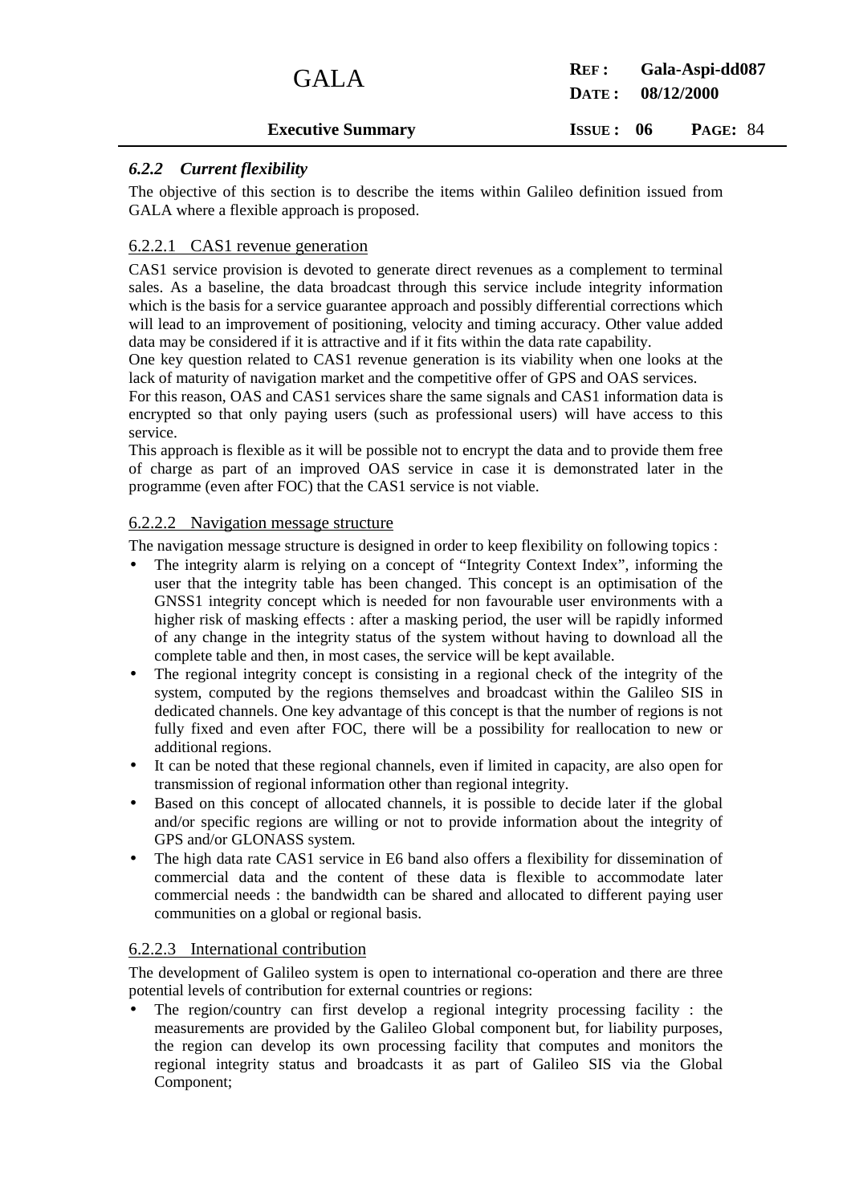### *6.2.2 Current flexibility*

The objective of this section is to describe the items within Galileo definition issued from GALA where a flexible approach is proposed.

#### 6.2.2.1 CAS1 revenue generation

CAS1 service provision is devoted to generate direct revenues as a complement to terminal sales. As a baseline, the data broadcast through this service include integrity information which is the basis for a service guarantee approach and possibly differential corrections which will lead to an improvement of positioning, velocity and timing accuracy. Other value added data may be considered if it is attractive and if it fits within the data rate capability.

One key question related to CAS1 revenue generation is its viability when one looks at the lack of maturity of navigation market and the competitive offer of GPS and OAS services.

For this reason, OAS and CAS1 services share the same signals and CAS1 information data is encrypted so that only paying users (such as professional users) will have access to this service.

This approach is flexible as it will be possible not to encrypt the data and to provide them free of charge as part of an improved OAS service in case it is demonstrated later in the programme (even after FOC) that the CAS1 service is not viable.

#### 6.2.2.2 Navigation message structure

The navigation message structure is designed in order to keep flexibility on following topics :

- The integrity alarm is relying on a concept of "Integrity Context Index", informing the user that the integrity table has been changed. This concept is an optimisation of the GNSS1 integrity concept which is needed for non favourable user environments with a higher risk of masking effects : after a masking period, the user will be rapidly informed of any change in the integrity status of the system without having to download all the complete table and then, in most cases, the service will be kept available.
- The regional integrity concept is consisting in a regional check of the integrity of the system, computed by the regions themselves and broadcast within the Galileo SIS in dedicated channels. One key advantage of this concept is that the number of regions is not fully fixed and even after FOC, there will be a possibility for reallocation to new or additional regions.
- It can be noted that these regional channels, even if limited in capacity, are also open for transmission of regional information other than regional integrity.
- Based on this concept of allocated channels, it is possible to decide later if the global and/or specific regions are willing or not to provide information about the integrity of GPS and/or GLONASS system.
- The high data rate CAS1 service in E6 band also offers a flexibility for dissemination of commercial data and the content of these data is flexible to accommodate later commercial needs : the bandwidth can be shared and allocated to different paying user communities on a global or regional basis.

#### 6.2.2.3 International contribution

The development of Galileo system is open to international co-operation and there are three potential levels of contribution for external countries or regions:

- The region/country can first develop a regional integrity processing facility : the measurements are provided by the Galileo Global component but, for liability purposes, the region can develop its own processing facility that computes and monitors the regional integrity status and broadcasts it as part of Galileo SIS via the Global Component;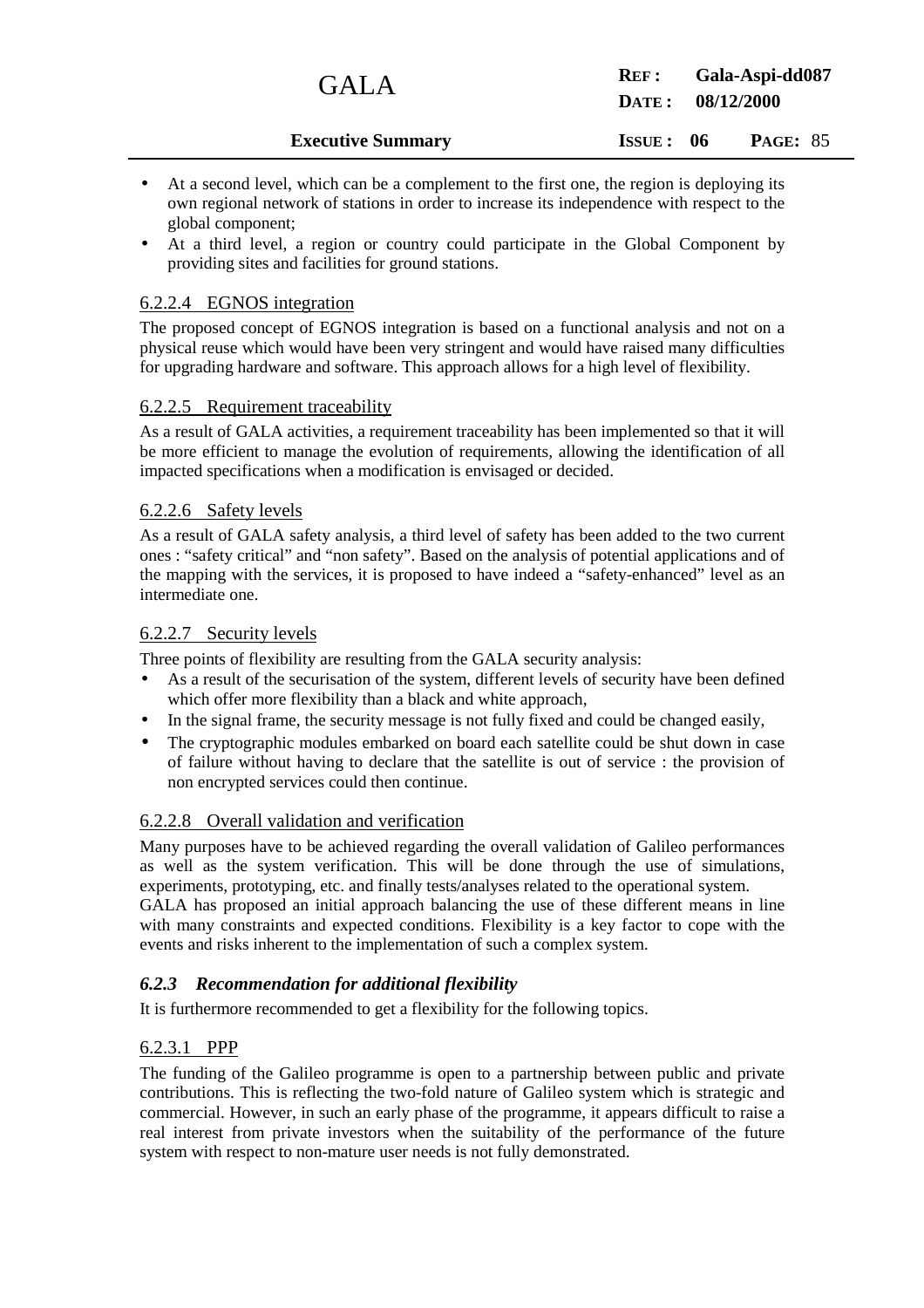- At a second level, which can be a complement to the first one, the region is deploying its own regional network of stations in order to increase its independence with respect to the global component;
- At a third level, a region or country could participate in the Global Component by providing sites and facilities for ground stations.

#### 6.2.2.4 EGNOS integration

The proposed concept of EGNOS integration is based on a functional analysis and not on a physical reuse which would have been very stringent and would have raised many difficulties for upgrading hardware and software. This approach allows for a high level of flexibility.

#### 6.2.2.5 Requirement traceability

As a result of GALA activities, a requirement traceability has been implemented so that it will be more efficient to manage the evolution of requirements, allowing the identification of all impacted specifications when a modification is envisaged or decided.

#### 6.2.2.6 Safety levels

As a result of GALA safety analysis, a third level of safety has been added to the two current ones : "safety critical" and "non safety". Based on the analysis of potential applications and of the mapping with the services, it is proposed to have indeed a "safety-enhanced" level as an intermediate one.

#### 6.2.2.7 Security levels

Three points of flexibility are resulting from the GALA security analysis:

- As a result of the securisation of the system, different levels of security have been defined which offer more flexibility than a black and white approach,
- In the signal frame, the security message is not fully fixed and could be changed easily,
- The cryptographic modules embarked on board each satellite could be shut down in case of failure without having to declare that the satellite is out of service : the provision of non encrypted services could then continue.

#### 6.2.2.8 Overall validation and verification

Many purposes have to be achieved regarding the overall validation of Galileo performances as well as the system verification. This will be done through the use of simulations, experiments, prototyping, etc. and finally tests/analyses related to the operational system.
GALA has proposed an initial approach balancing the use of these different means in line with many constraints and expected conditions. Flexibility is a key factor to cope with the events and risks inherent to the implementation of such a complex system.

### *6.2.3 Recommendation for additional flexibility*

It is furthermore recommended to get a flexibility for the following topics.

#### 6.2.3.1 PPP

The funding of the Galileo programme is open to a partnership between public and private contributions. This is reflecting the two-fold nature of Galileo system which is strategic and commercial. However, in such an early phase of the programme, it appears difficult to raise a real interest from private investors when the suitability of the performance of the future system with respect to non-mature user needs is not fully demonstrated.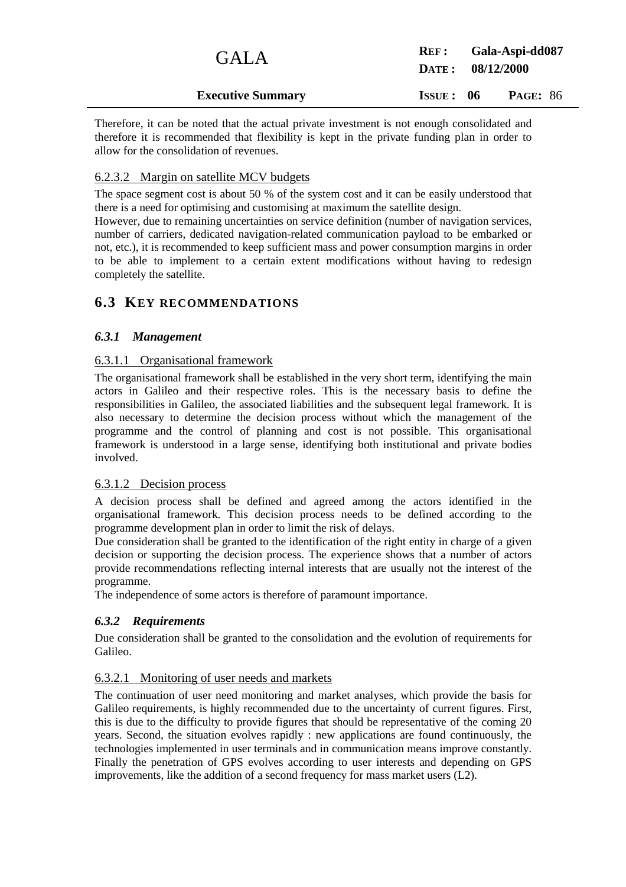Therefore, it can be noted that the actual private investment is not enough consolidated and therefore it is recommended that flexibility is kept in the private funding plan in order to allow for the consolidation of revenues.

#### 6.2.3.2 Margin on satellite MCV budgets

The space segment cost is about 50 % of the system cost and it can be easily understood that there is a need for optimising and customising at maximum the satellite design.
However, due to remaining uncertainties on service definition (number of navigation services, number of carriers, dedicated navigation-related communication payload to be embarked or not, etc.), it is recommended to keep sufficient mass and power consumption margins in order to be able to implement to a certain extent modifications without having to redesign completely the satellite.

## 6.3 KEY RECOMMENDATIONS

### *6.3.1 Management*

#### 6.3.1.1 Organisational framework

The organisational framework shall be established in the very short term, identifying the main actors in Galileo and their respective roles. This is the necessary basis to define the responsibilities in Galileo, the associated liabilities and the subsequent legal framework. It is also necessary to determine the decision process without which the management of the programme and the control of planning and cost is not possible. This organisational framework is understood in a large sense, identifying both institutional and private bodies involved.

#### 6.3.1.2 Decision process

A decision process shall be defined and agreed among the actors identified in the organisational framework. This decision process needs to be defined according to the programme development plan in order to limit the risk of delays.
Due consideration shall be granted to the identification of the right entity in charge of a given decision or supporting the decision process. The experience shows that a number of actors provide recommendations reflecting internal interests that are usually not the interest of the programme.
The independence of some actors is therefore of paramount importance.

### *6.3.2 Requirements*

Due consideration shall be granted to the consolidation and the evolution of requirements for Galileo.

#### 6.3.2.1 Monitoring of user needs and markets

The continuation of user need monitoring and market analyses, which provide the basis for Galileo requirements, is highly recommended due to the uncertainty of current figures. First, this is due to the difficulty to provide figures that should be representative of the coming 20 years. Second, the situation evolves rapidly : new applications are found continuously, the technologies implemented in user terminals and in communication means improve constantly. Finally the penetration of GPS evolves according to user interests and depending on GPS improvements, like the addition of a second frequency for mass market users (L2).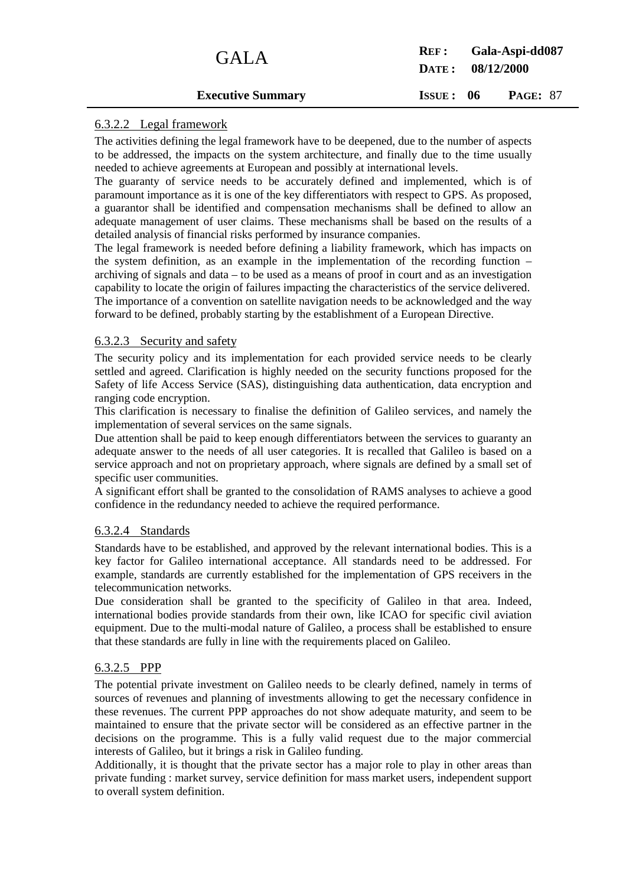#### 6.3.2.2 Legal framework

The activities defining the legal framework have to be deepened, due to the number of aspects to be addressed, the impacts on the system architecture, and finally due to the time usually needed to achieve agreements at European and possibly at international levels.

The guaranty of service needs to be accurately defined and implemented, which is of paramount importance as it is one of the key differentiators with respect to GPS. As proposed, a guarantor shall be identified and compensation mechanisms shall be defined to allow an adequate management of user claims. These mechanisms shall be based on the results of a detailed analysis of financial risks performed by insurance companies.

The legal framework is needed before defining a liability framework, which has impacts on the system definition, as an example in the implementation of the recording function – archiving of signals and data – to be used as a means of proof in court and as an investigation capability to locate the origin of failures impacting the characteristics of the service delivered.

The importance of a convention on satellite navigation needs to be acknowledged and the way forward to be defined, probably starting by the establishment of a European Directive.

#### 6.3.2.3 Security and safety

The security policy and its implementation for each provided service needs to be clearly settled and agreed. Clarification is highly needed on the security functions proposed for the Safety of life Access Service (SAS), distinguishing data authentication, data encryption and ranging code encryption.

This clarification is necessary to finalise the definition of Galileo services, and namely the implementation of several services on the same signals.

Due attention shall be paid to keep enough differentiators between the services to guaranty an adequate answer to the needs of all user categories. It is recalled that Galileo is based on a service approach and not on proprietary approach, where signals are defined by a small set of specific user communities.

A significant effort shall be granted to the consolidation of RAMS analyses to achieve a good confidence in the redundancy needed to achieve the required performance.

#### 6.3.2.4 Standards

Standards have to be established, and approved by the relevant international bodies. This is a key factor for Galileo international acceptance. All standards need to be addressed. For example, standards are currently established for the implementation of GPS receivers in the telecommunication networks.

Due consideration shall be granted to the specificity of Galileo in that area. Indeed, international bodies provide standards from their own, like ICAO for specific civil aviation equipment. Due to the multi-modal nature of Galileo, a process shall be established to ensure that these standards are fully in line with the requirements placed on Galileo.

#### 6.3.2.5 PPP

The potential private investment on Galileo needs to be clearly defined, namely in terms of sources of revenues and planning of investments allowing to get the necessary confidence in these revenues. The current PPP approaches do not show adequate maturity, and seem to be maintained to ensure that the private sector will be considered as an effective partner in the decisions on the programme. This is a fully valid request due to the major commercial interests of Galileo, but it brings a risk in Galileo funding.

Additionally, it is thought that the private sector has a major role to play in other areas than private funding : market survey, service definition for mass market users, independent support to overall system definition.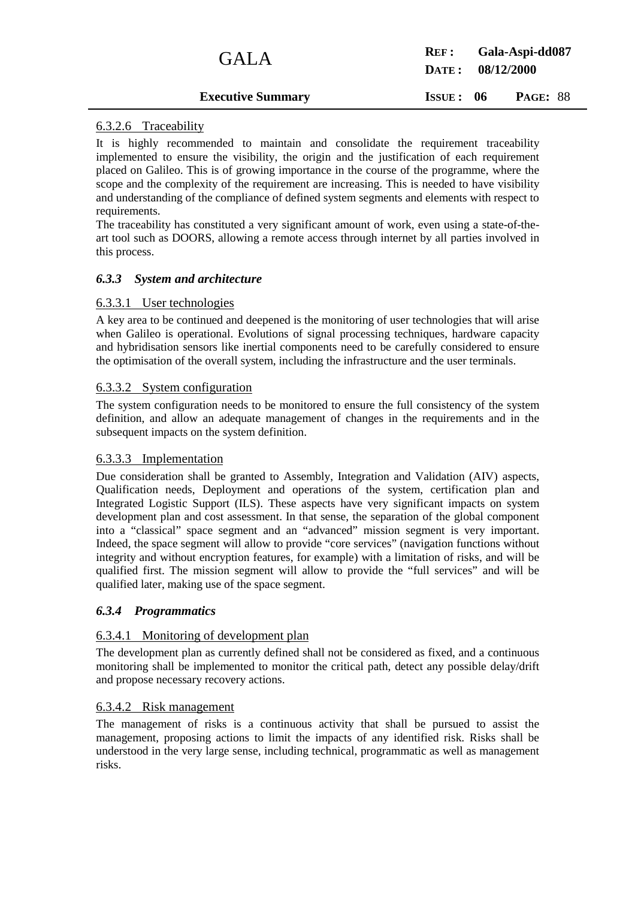#### 6.3.2.6 Traceability

It is highly recommended to maintain and consolidate the requirement traceability implemented to ensure the visibility, the origin and the justification of each requirement placed on Galileo. This is of growing importance in the course of the programme, where the scope and the complexity of the requirement are increasing. This is needed to have visibility and understanding of the compliance of defined system segments and elements with respect to requirements.

The traceability has constituted a very significant amount of work, even using a state-of-the-art tool such as DOORS, allowing a remote access through internet by all parties involved in this process.

### *6.3.3 System and architecture*

#### 6.3.3.1 User technologies

A key area to be continued and deepened is the monitoring of user technologies that will arise when Galileo is operational. Evolutions of signal processing techniques, hardware capacity and hybridisation sensors like inertial components need to be carefully considered to ensure the optimisation of the overall system, including the infrastructure and the user terminals.

#### 6.3.3.2 System configuration

The system configuration needs to be monitored to ensure the full consistency of the system definition, and allow an adequate management of changes in the requirements and in the subsequent impacts on the system definition.

#### 6.3.3.3 Implementation

Due consideration shall be granted to Assembly, Integration and Validation (AIV) aspects, Qualification needs, Deployment and operations of the system, certification plan and Integrated Logistic Support (ILS). These aspects have very significant impacts on system development plan and cost assessment. In that sense, the separation of the global component into a "classical" space segment and an "advanced" mission segment is very important. Indeed, the space segment will allow to provide "core services" (navigation functions without integrity and without encryption features, for example) with a limitation of risks, and will be qualified first. The mission segment will allow to provide the "full services" and will be qualified later, making use of the space segment.

### *6.3.4 Programmatics*

#### 6.3.4.1 Monitoring of development plan

The development plan as currently defined shall not be considered as fixed, and a continuous monitoring shall be implemented to monitor the critical path, detect any possible delay/drift and propose necessary recovery actions.

#### 6.3.4.2 Risk management

The management of risks is a continuous activity that shall be pursued to assist the management, proposing actions to limit the impacts of any identified risk. Risks shall be understood in the very large sense, including technical, programmatic as well as management risks.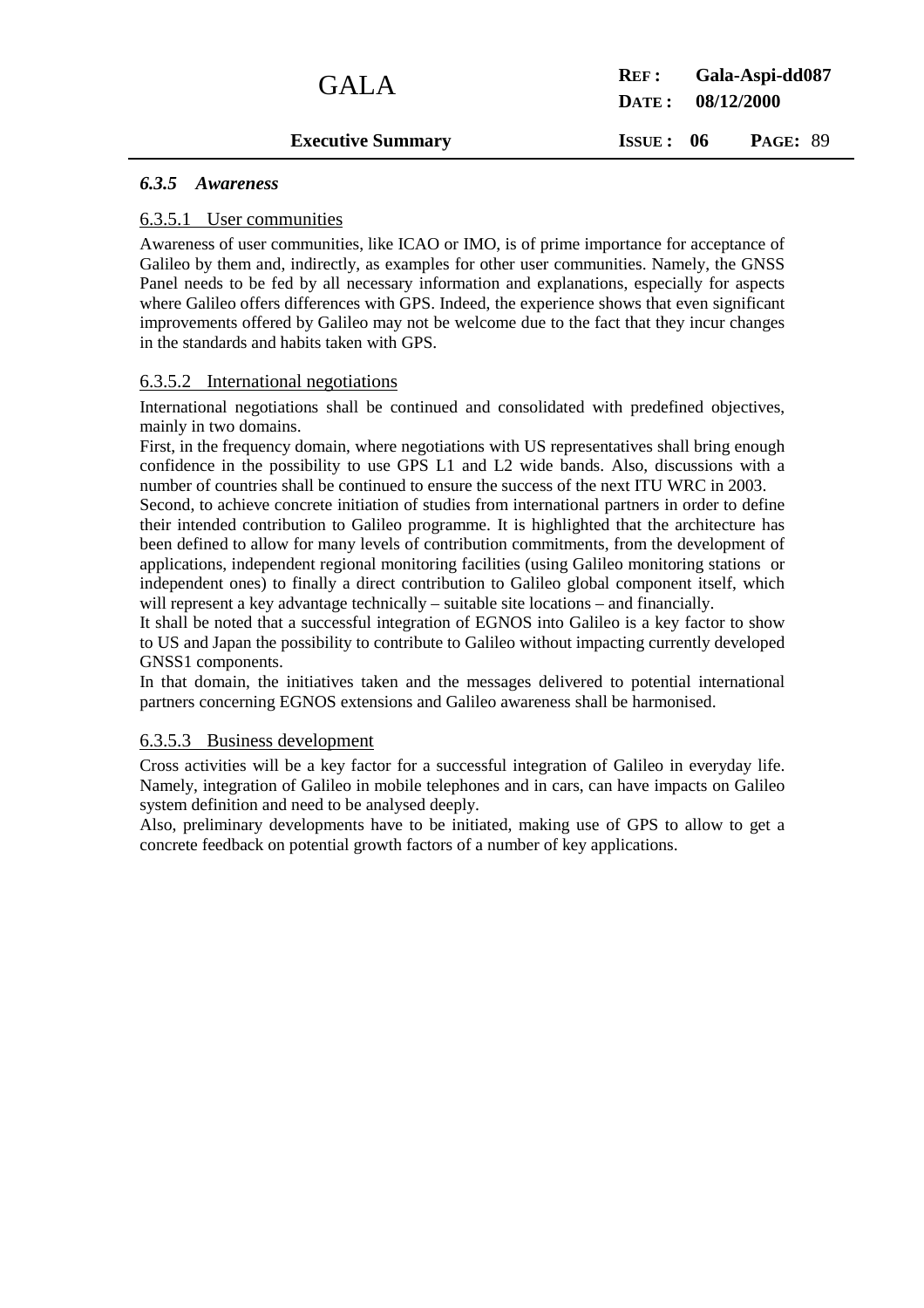### *6.3.5 Awareness*

#### 6.3.5.1 User communities

Awareness of user communities, like ICAO or IMO, is of prime importance for acceptance of Galileo by them and, indirectly, as examples for other user communities. Namely, the GNSS Panel needs to be fed by all necessary information and explanations, especially for aspects where Galileo offers differences with GPS. Indeed, the experience shows that even significant improvements offered by Galileo may not be welcome due to the fact that they incur changes in the standards and habits taken with GPS.

#### 6.3.5.2 International negotiations

International negotiations shall be continued and consolidated with predefined objectives, mainly in two domains.

First, in the frequency domain, where negotiations with US representatives shall bring enough confidence in the possibility to use GPS L1 and L2 wide bands. Also, discussions with a number of countries shall be continued to ensure the success of the next ITU WRC in 2003.

Second, to achieve concrete initiation of studies from international partners in order to define their intended contribution to Galileo programme. It is highlighted that the architecture has been defined to allow for many levels of contribution commitments, from the development of applications, independent regional monitoring facilities (using Galileo monitoring stations or independent ones) to finally a direct contribution to Galileo global component itself, which will represent a key advantage technically – suitable site locations – and financially.

It shall be noted that a successful integration of EGNOS into Galileo is a key factor to show to US and Japan the possibility to contribute to Galileo without impacting currently developed GNSS1 components.

In that domain, the initiatives taken and the messages delivered to potential international partners concerning EGNOS extensions and Galileo awareness shall be harmonised.

#### 6.3.5.3 Business development

Cross activities will be a key factor for a successful integration of Galileo in everyday life. Namely, integration of Galileo in mobile telephones and in cars, can have impacts on Galileo system definition and need to be analysed deeply.

Also, preliminary developments have to be initiated, making use of GPS to allow to get a concrete feedback on potential growth factors of a number of key applications.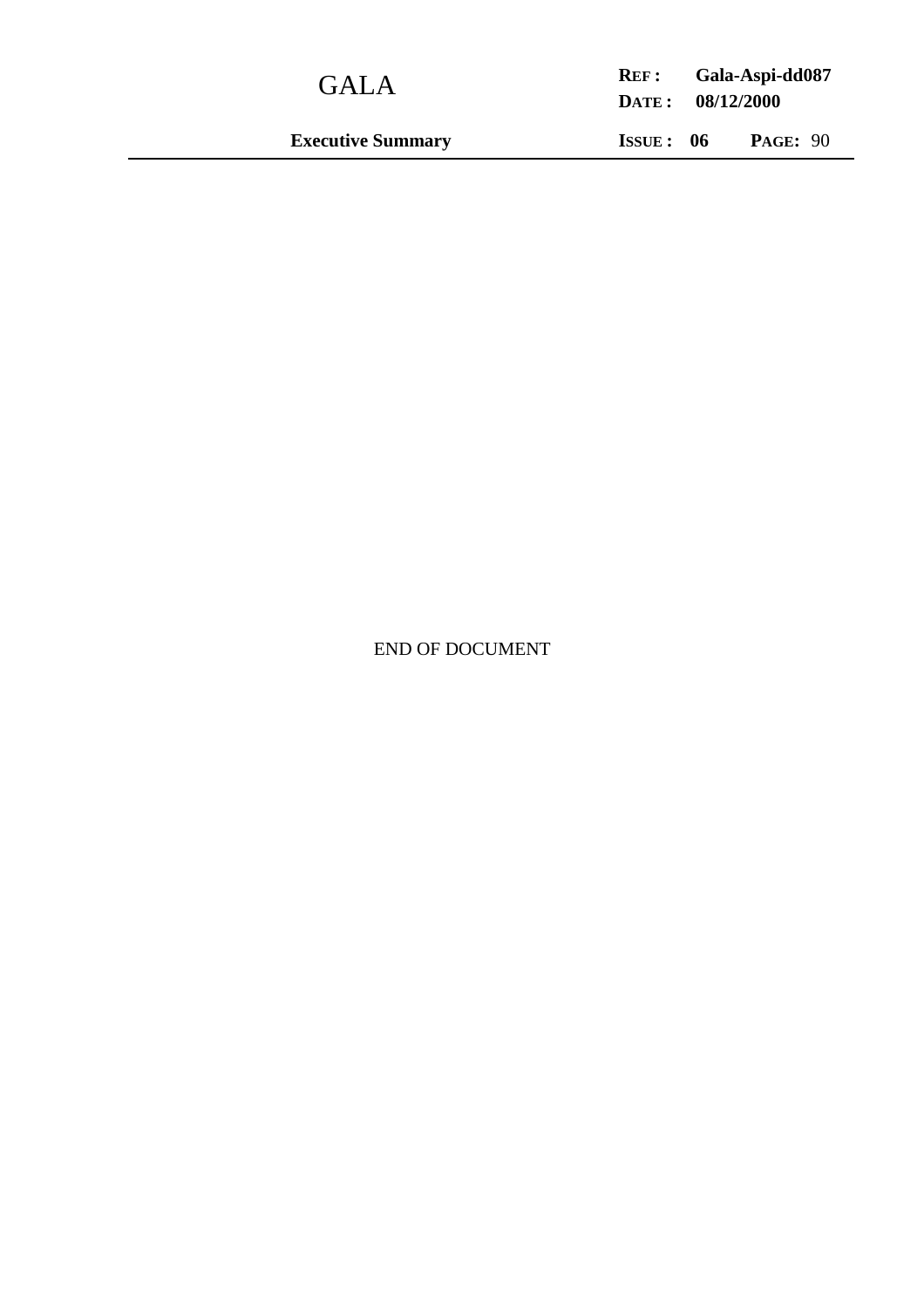END OF DOCUMENT